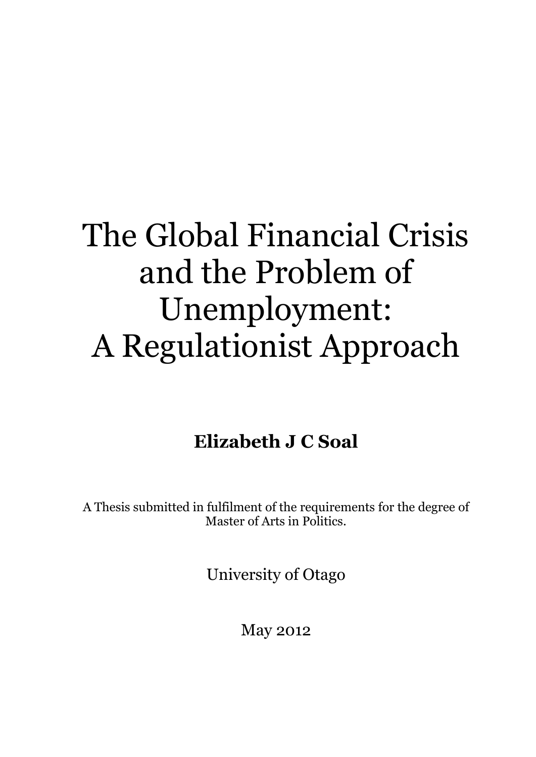# The Global Financial Crisis and the Problem of Unemployment: A Regulationist Approach

**Elizabeth J C Soal**

A Thesis submitted in fulfilment of the requirements for the degree of Master of Arts in Politics.

University of Otago

May 2012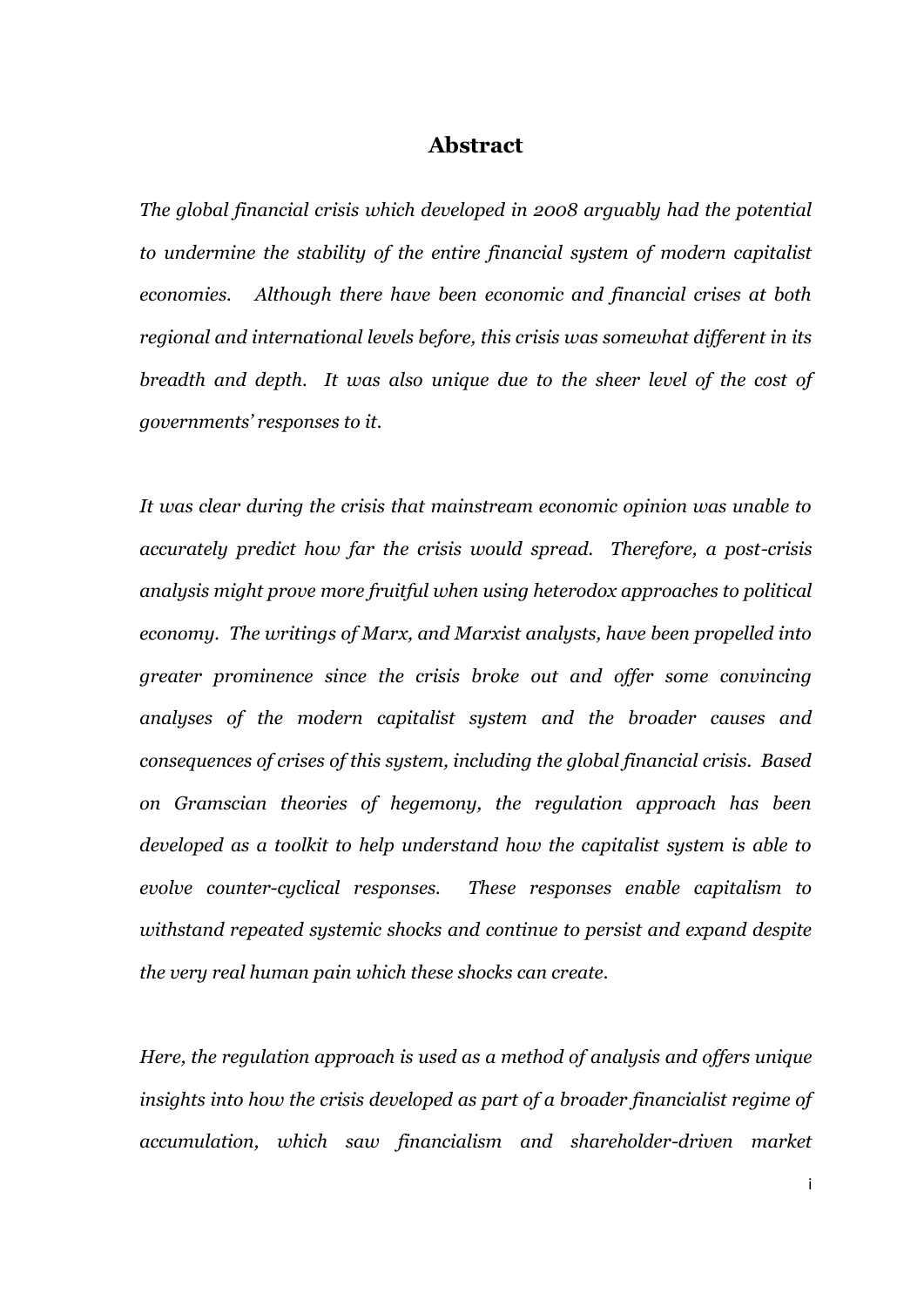# Abstract

*The global financial crisis which developed in 2008 arguably had the potential to undermine the stability of the entire financial system of modern capitalist economies. Although there have been economic and financial crises at both regional and international levels before, this crisis was somewhat different in its breadth and depth. It was also unique due to the sheer level of the cost of governments' responses to it.*

*It was clear during the crisis that mainstream economic opinion was unable to accurately predict how far the crisis would spread. Therefore, a post-crisis analysis might prove more fruitful when using heterodox approaches to political economy. The writings of Marx, and Marxist analysts, have been propelled into greater prominence since the crisis broke out and offer some convincing analyses of the modern capitalist system and the broader causes and consequences of crises of this system, including the global financial crisis. Based on Gramscian theories of hegemony, the regulation approach has been developed as a toolkit to help understand how the capitalist system is able to evolve counter-cyclical responses. These responses enable capitalism to withstand repeated systemic shocks and continue to persist and expand despite the very real human pain which these shocks can create.*

*Here, the regulation approach is used as a method of analysis and offers unique insights into how the crisis developed as part of a broader financialist regime of accumulation, which saw financialism and shareholder-driven market*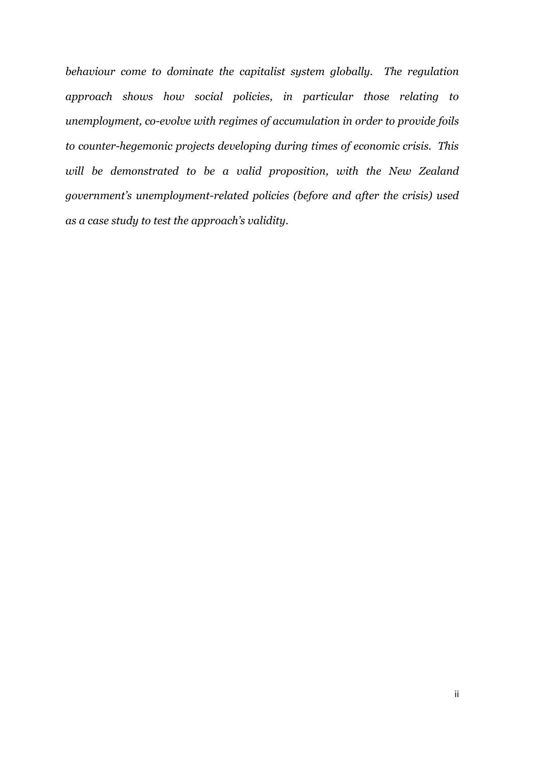*behaviour come to dominate the capitalist system globally. The regulation approach shows how social policies, in particular those relating to unemployment, co-evolve with regimes of accumulation in order to provide foils to counter-hegemonic projects developing during times of economic crisis. This will be demonstrated to be a valid proposition, with the New Zealand government's unemployment-related policies (before and after the crisis) used as a case study to test the approach's validity.*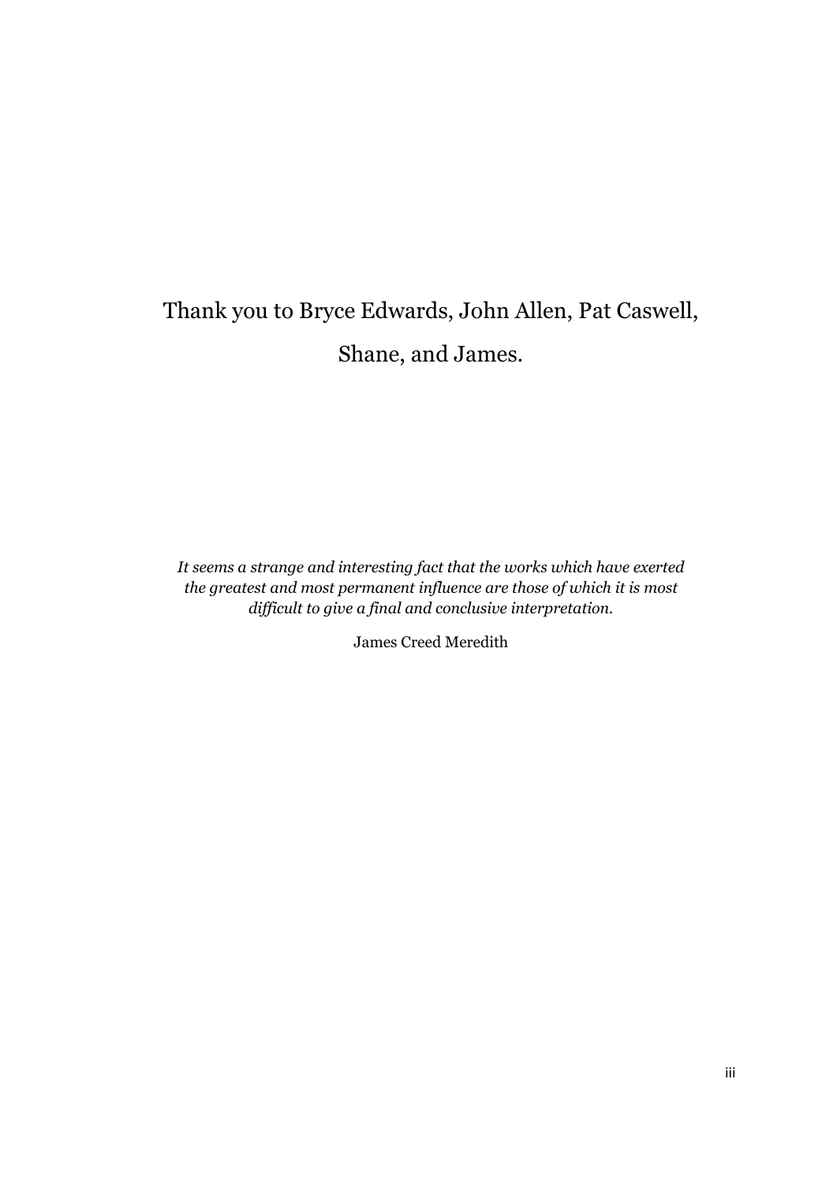Thank you to Bryce Edwards, John Allen, Pat Caswell,

Shane, and James.

*It seems a strange and interesting fact that the works which have exerted the greatest and most permanent influence are those of which it is most difficult to give a final and conclusive interpretation.*

James Creed Meredith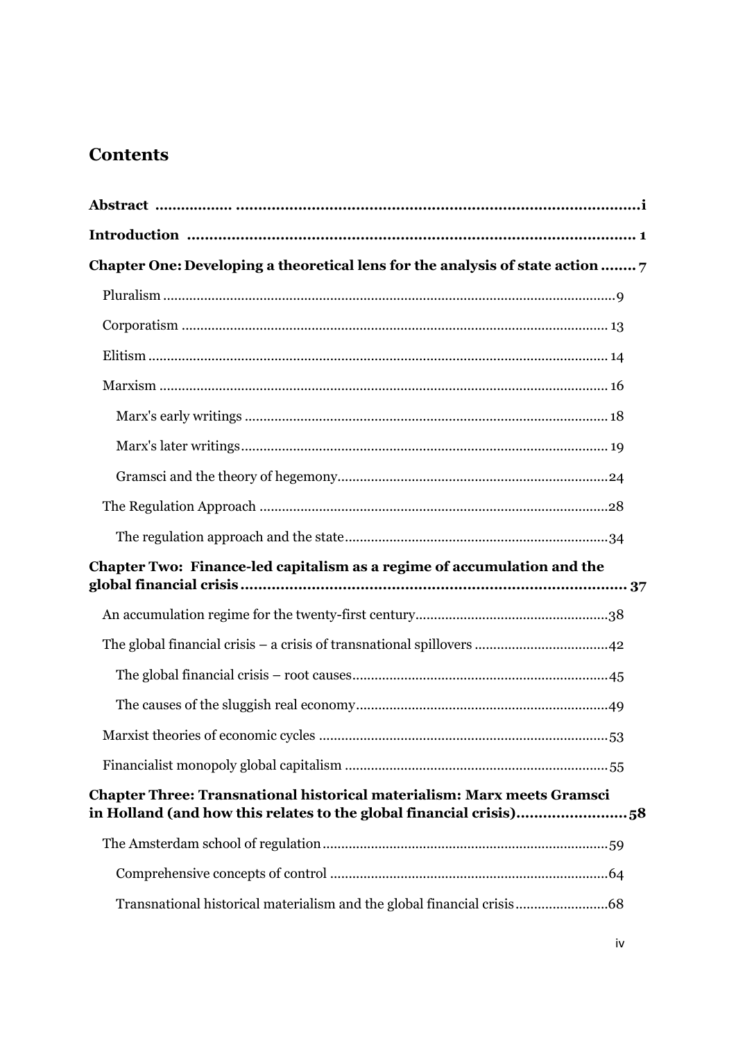# Contents

**Abstract** ................................................................................................. i

**Introduction** ................................................................................................. 1

**Chapter One: Developing a theoretical lens for the analysis of state action** ........ 7

- Pluralism ......................................................................................................... 9
- Corporatism ..................................................................................................... 13
- Elitism ............................................................................................................ 14
- Marxism .......................................................................................................... 16
  - Marx's early writings ................................................................................. 18
  - Marx's later writings .................................................................................. 19
  - Gramsci and the theory of hegemony ......................................................... 24
- The Regulation Approach ................................................................................ 28
  - The regulation approach and the state ....................................................... 34

**Chapter Two: Finance-led capitalism as a regime of accumulation and the global financial crisis** ................................................................................................. 37

- An accumulation regime for the twenty-first century .................................... 38
- The global financial crisis – a crisis of transnational spillovers ..................... 42
  - The global financial crisis – root causes ...................................................... 45
  - The causes of the sluggish real economy ..................................................... 49
- Marxist theories of economic cycles ............................................................... 53
- Financialist monopoly global capitalism ......................................................... 55

**Chapter Three: Transnational historical materialism: Marx meets Gramsci in Holland (and how this relates to the global financial crisis)** ......................... 58

- The Amsterdam school of regulation .............................................................. 59
  - Comprehensive concepts of control ........................................................... 64
  - Transnational historical materialism and the global financial crisis ......... 68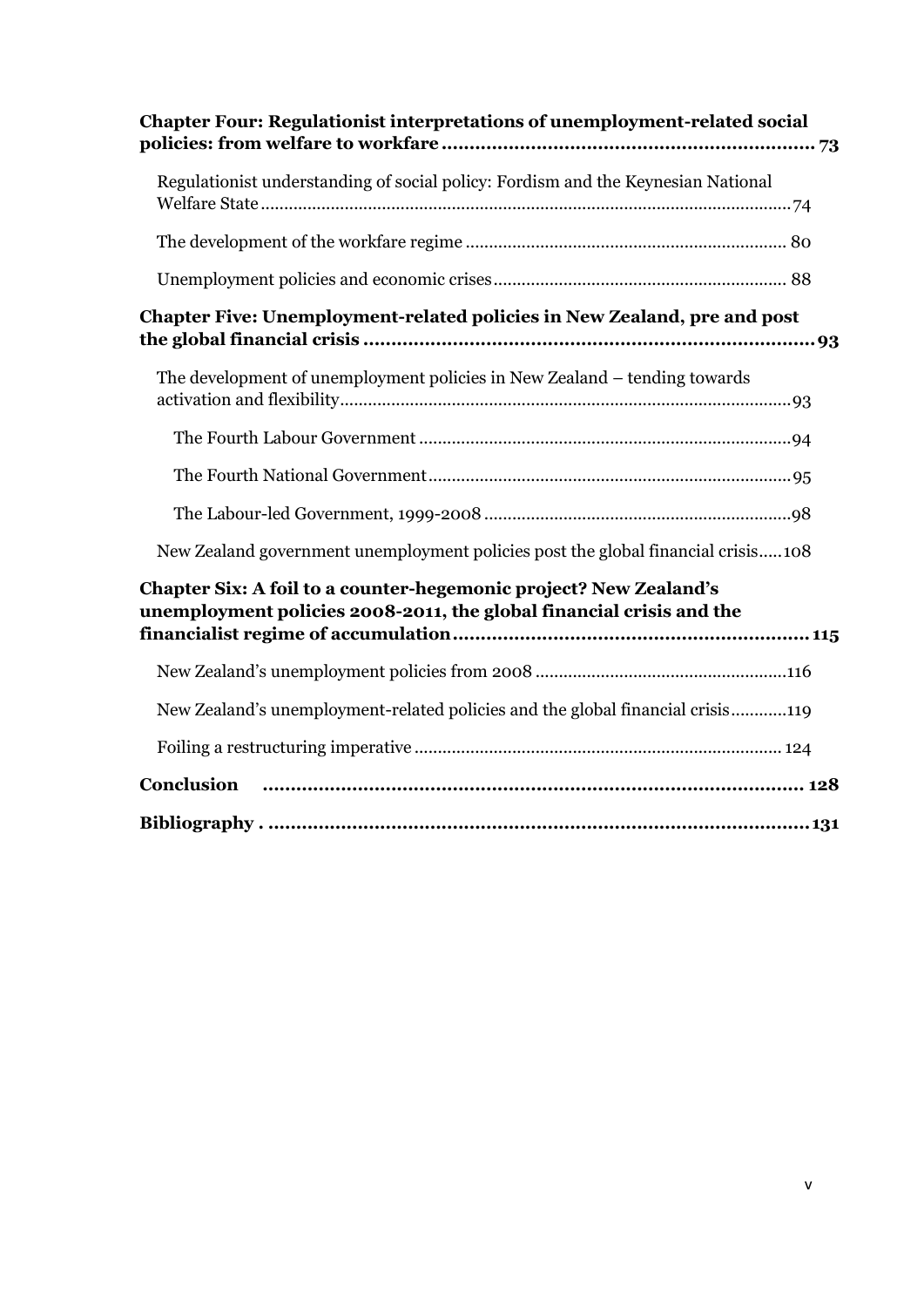**Chapter Four: Regulationist interpretations of unemployment-related social policies: from welfare to workfare .................................................................. 73**

Regulationist understanding of social policy: Fordism and the Keynesian National Welfare State ................................................................................................................74

The development of the workfare regime .................................................................... 80

Unemployment policies and economic crises .............................................................. 88

**Chapter Five: Unemployment-related policies in New Zealand, pre and post the global financial crisis ................................................................................ 93**

The development of unemployment policies in New Zealand – tending towards activation and flexibility ................................................................................................93

The Fourth Labour Government ...............................................................................94

The Fourth National Government .............................................................................95

The Labour-led Government, 1999-2008 .................................................................98

New Zealand government unemployment policies post the global financial crisis .....108

**Chapter Six: A foil to a counter-hegemonic project? New Zealand's unemployment policies 2008-2011, the global financial crisis and the financialist regime of accumulation .............................................................. 115**

New Zealand's unemployment policies from 2008 .....................................................116

New Zealand's unemployment-related policies and the global financial crisis ............119

Foiling a restructuring imperative ............................................................................. 124

**Conclusion ................................................................................ 128**

**Bibliography . ............................................................................... 131**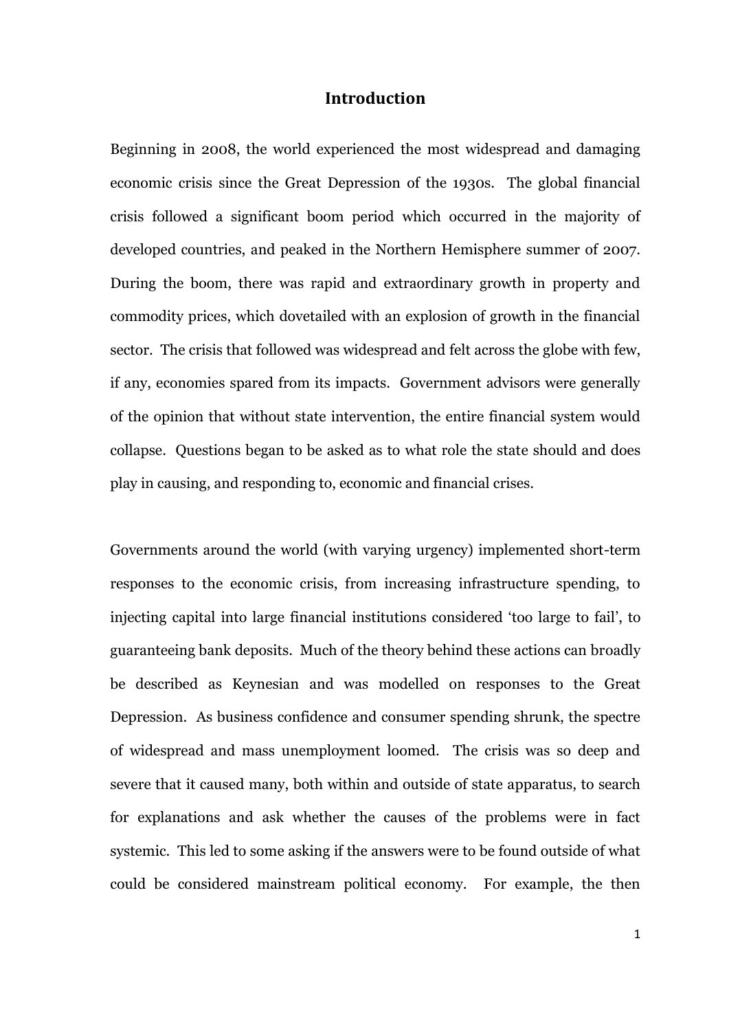# Introduction

Beginning in 2008, the world experienced the most widespread and damaging economic crisis since the Great Depression of the 1930s. The global financial crisis followed a significant boom period which occurred in the majority of developed countries, and peaked in the Northern Hemisphere summer of 2007. During the boom, there was rapid and extraordinary growth in property and commodity prices, which dovetailed with an explosion of growth in the financial sector. The crisis that followed was widespread and felt across the globe with few, if any, economies spared from its impacts. Government advisors were generally of the opinion that without state intervention, the entire financial system would collapse. Questions began to be asked as to what role the state should and does play in causing, and responding to, economic and financial crises.

Governments around the world (with varying urgency) implemented short-term responses to the economic crisis, from increasing infrastructure spending, to injecting capital into large financial institutions considered 'too large to fail', to guaranteeing bank deposits. Much of the theory behind these actions can broadly be described as Keynesian and was modelled on responses to the Great Depression. As business confidence and consumer spending shrunk, the spectre of widespread and mass unemployment loomed. The crisis was so deep and severe that it caused many, both within and outside of state apparatus, to search for explanations and ask whether the causes of the problems were in fact systemic. This led to some asking if the answers were to be found outside of what could be considered mainstream political economy. For example, the then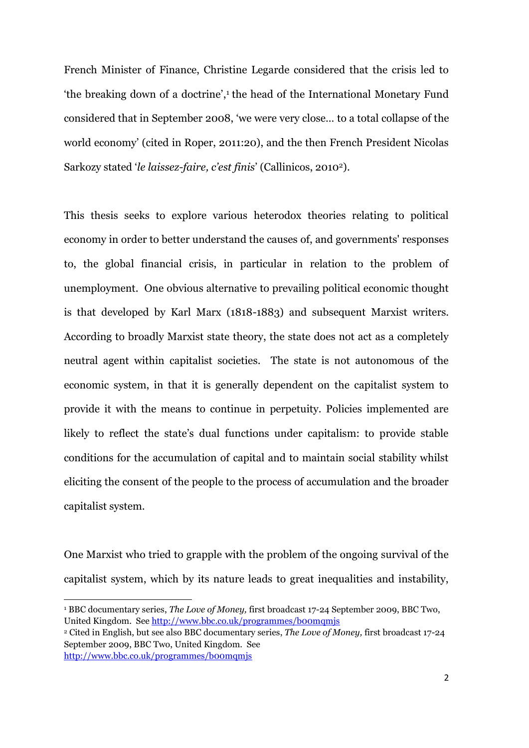French Minister of Finance, Christine Legarde considered that the crisis led to 'the breaking down of a doctrine',[1] the head of the International Monetary Fund considered that in September 2008, 'we were very close... to a total collapse of the world economy' (cited in Roper, 2011:20), and the then French President Nicolas Sarkozy stated '*le laissez-faire, c'est finis*' (Callinicos, 2010[2]).

This thesis seeks to explore various heterodox theories relating to political economy in order to better understand the causes of, and governments' responses to, the global financial crisis, in particular in relation to the problem of unemployment. One obvious alternative to prevailing political economic thought is that developed by Karl Marx (1818-1883) and subsequent Marxist writers. According to broadly Marxist state theory, the state does not act as a completely neutral agent within capitalist societies. The state is not autonomous of the economic system, in that it is generally dependent on the capitalist system to provide it with the means to continue in perpetuity. Policies implemented are likely to reflect the state's dual functions under capitalism: to provide stable conditions for the accumulation of capital and to maintain social stability whilst eliciting the consent of the people to the process of accumulation and the broader capitalist system.

One Marxist who tried to grapple with the problem of the ongoing survival of the capitalist system, which by its nature leads to great inequalities and instability,

---

[1] BBC documentary series, *The Love of Money,* first broadcast 17-24 September 2009, BBC Two, United Kingdom. See http://www.bbc.co.uk/programmes/b00mqmjs

[2] Cited in English, but see also BBC documentary series, *The Love of Money,* first broadcast 17-24 September 2009, BBC Two, United Kingdom. See http://www.bbc.co.uk/programmes/b00mqmjs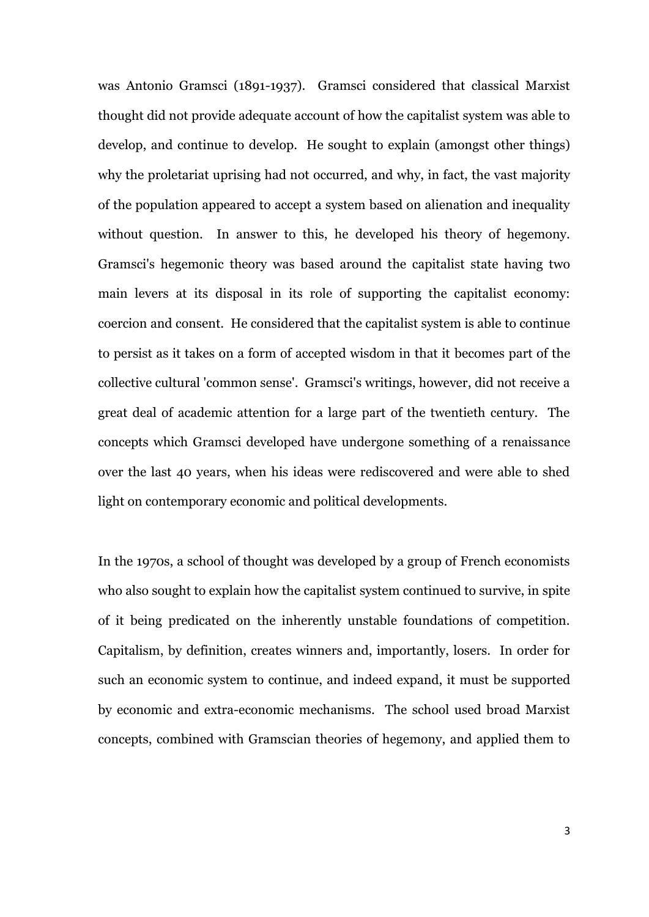was Antonio Gramsci (1891-1937). Gramsci considered that classical Marxist thought did not provide adequate account of how the capitalist system was able to develop, and continue to develop. He sought to explain (amongst other things) why the proletariat uprising had not occurred, and why, in fact, the vast majority of the population appeared to accept a system based on alienation and inequality without question. In answer to this, he developed his theory of hegemony. Gramsci's hegemonic theory was based around the capitalist state having two main levers at its disposal in its role of supporting the capitalist economy: coercion and consent. He considered that the capitalist system is able to continue to persist as it takes on a form of accepted wisdom in that it becomes part of the collective cultural 'common sense'. Gramsci's writings, however, did not receive a great deal of academic attention for a large part of the twentieth century. The concepts which Gramsci developed have undergone something of a renaissance over the last 40 years, when his ideas were rediscovered and were able to shed light on contemporary economic and political developments.

In the 1970s, a school of thought was developed by a group of French economists who also sought to explain how the capitalist system continued to survive, in spite of it being predicated on the inherently unstable foundations of competition. Capitalism, by definition, creates winners and, importantly, losers. In order for such an economic system to continue, and indeed expand, it must be supported by economic and extra-economic mechanisms. The school used broad Marxist concepts, combined with Gramscian theories of hegemony, and applied them to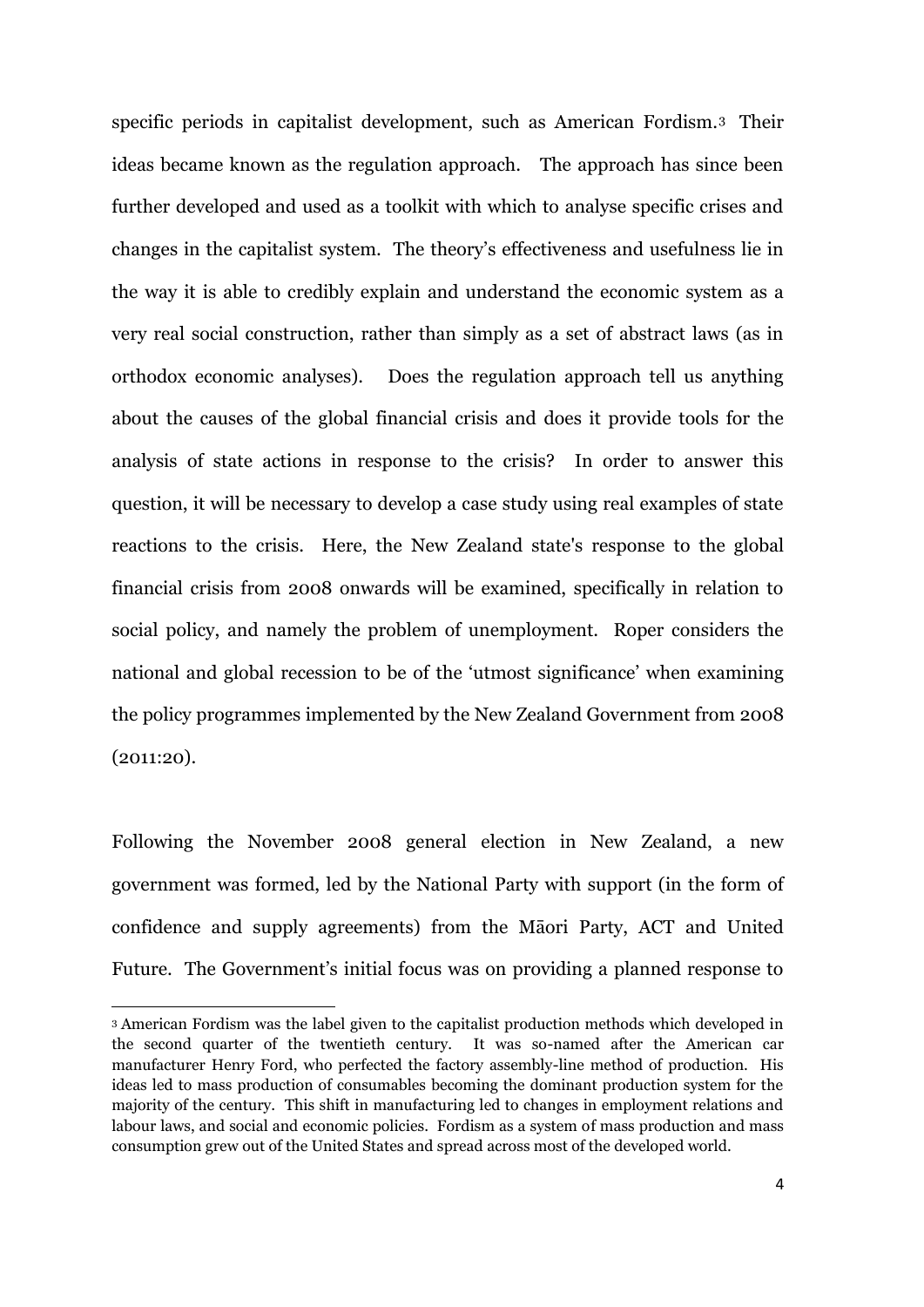specific periods in capitalist development, such as American Fordism.[3] Their ideas became known as the regulation approach. The approach has since been further developed and used as a toolkit with which to analyse specific crises and changes in the capitalist system. The theory's effectiveness and usefulness lie in the way it is able to credibly explain and understand the economic system as a very real social construction, rather than simply as a set of abstract laws (as in orthodox economic analyses). Does the regulation approach tell us anything about the causes of the global financial crisis and does it provide tools for the analysis of state actions in response to the crisis? In order to answer this question, it will be necessary to develop a case study using real examples of state reactions to the crisis. Here, the New Zealand state's response to the global financial crisis from 2008 onwards will be examined, specifically in relation to social policy, and namely the problem of unemployment. Roper considers the national and global recession to be of the 'utmost significance' when examining the policy programmes implemented by the New Zealand Government from 2008 (2011:20).

Following the November 2008 general election in New Zealand, a new government was formed, led by the National Party with support (in the form of confidence and supply agreements) from the Māori Party, ACT and United Future. The Government's initial focus was on providing a planned response to

---

[3] American Fordism was the label given to the capitalist production methods which developed in the second quarter of the twentieth century. It was so-named after the American car manufacturer Henry Ford, who perfected the factory assembly-line method of production. His ideas led to mass production of consumables becoming the dominant production system for the majority of the century. This shift in manufacturing led to changes in employment relations and labour laws, and social and economic policies. Fordism as a system of mass production and mass consumption grew out of the United States and spread across most of the developed world.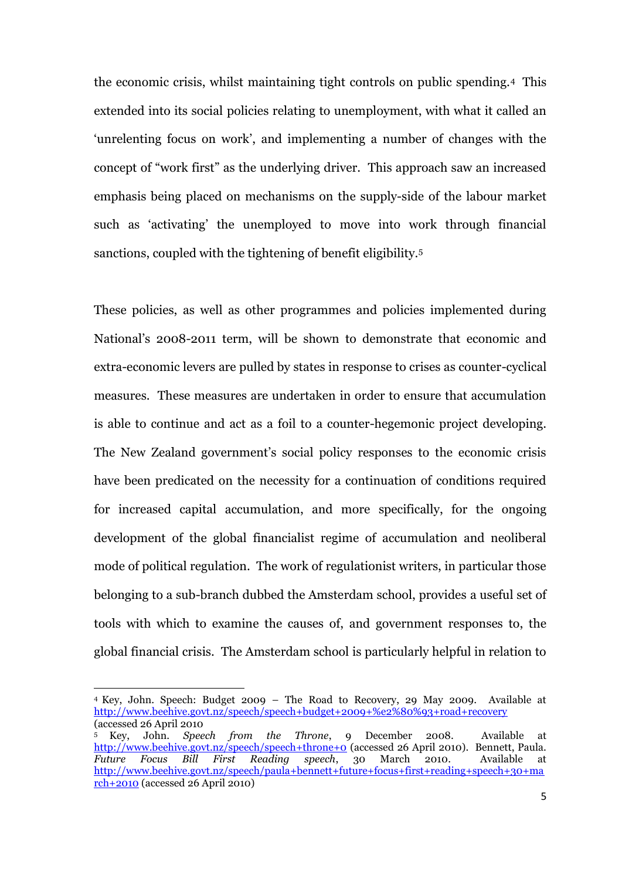the economic crisis, whilst maintaining tight controls on public spending.[4] This extended into its social policies relating to unemployment, with what it called an 'unrelenting focus on work', and implementing a number of changes with the concept of "work first" as the underlying driver. This approach saw an increased emphasis being placed on mechanisms on the supply-side of the labour market such as 'activating' the unemployed to move into work through financial sanctions, coupled with the tightening of benefit eligibility.[5]

These policies, as well as other programmes and policies implemented during National's 2008-2011 term, will be shown to demonstrate that economic and extra-economic levers are pulled by states in response to crises as counter-cyclical measures. These measures are undertaken in order to ensure that accumulation is able to continue and act as a foil to a counter-hegemonic project developing. The New Zealand government's social policy responses to the economic crisis have been predicated on the necessity for a continuation of conditions required for increased capital accumulation, and more specifically, for the ongoing development of the global financialist regime of accumulation and neoliberal mode of political regulation. The work of regulationist writers, in particular those belonging to a sub-branch dubbed the Amsterdam school, provides a useful set of tools with which to examine the causes of, and government responses to, the global financial crisis. The Amsterdam school is particularly helpful in relation to

---

[4] Key, John. Speech: Budget 2009 – The Road to Recovery, 29 May 2009. Available at http://www.beehive.govt.nz/speech/speech+budget+2009+%e2%80%93+road+recovery (accessed 26 April 2010

[5] Key, John. *Speech from the Throne*, 9 December 2008. Available at http://www.beehive.govt.nz/speech/speech+throne+0 (accessed 26 April 2010). Bennett, Paula. *Future Focus Bill First Reading speech*, 30 March 2010. Available at http://www.beehive.govt.nz/speech/paula+bennett+future+focus+first+reading+speech+30+march+2010 (accessed 26 April 2010)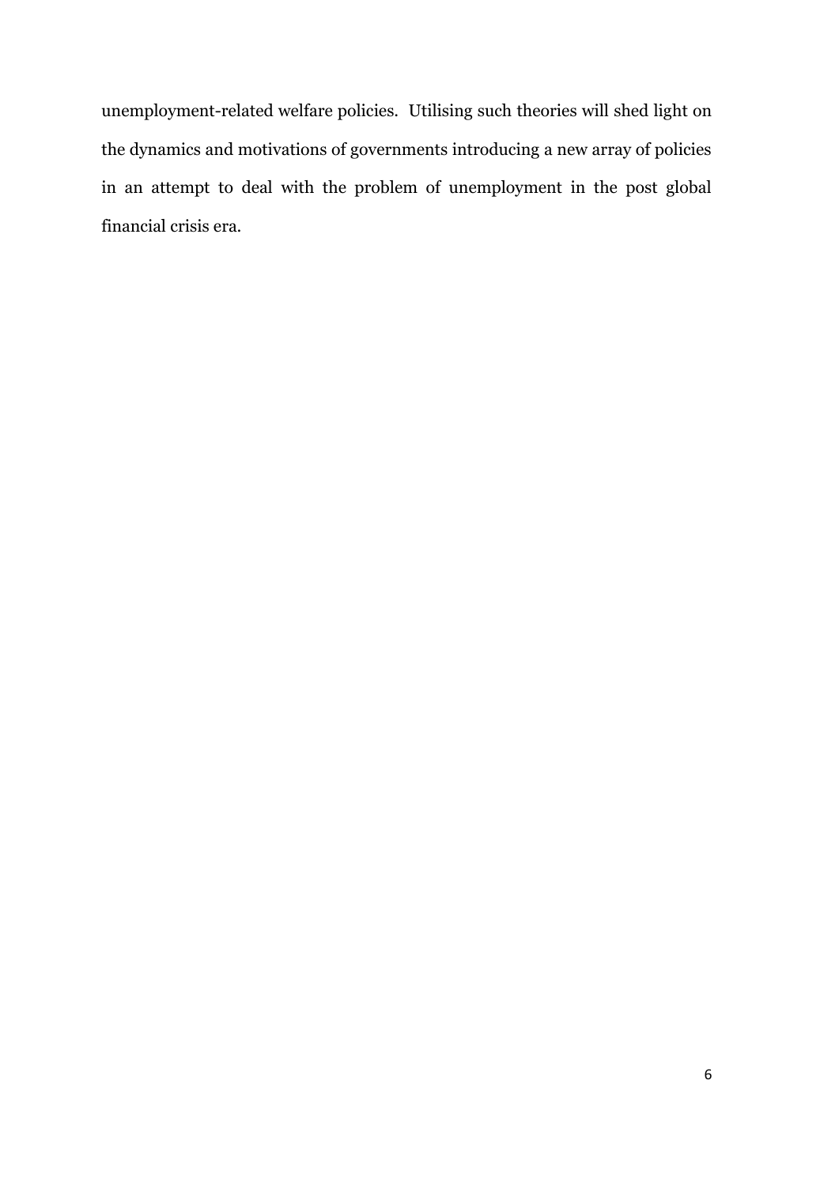unemployment-related welfare policies. Utilising such theories will shed light on the dynamics and motivations of governments introducing a new array of policies in an attempt to deal with the problem of unemployment in the post global financial crisis era.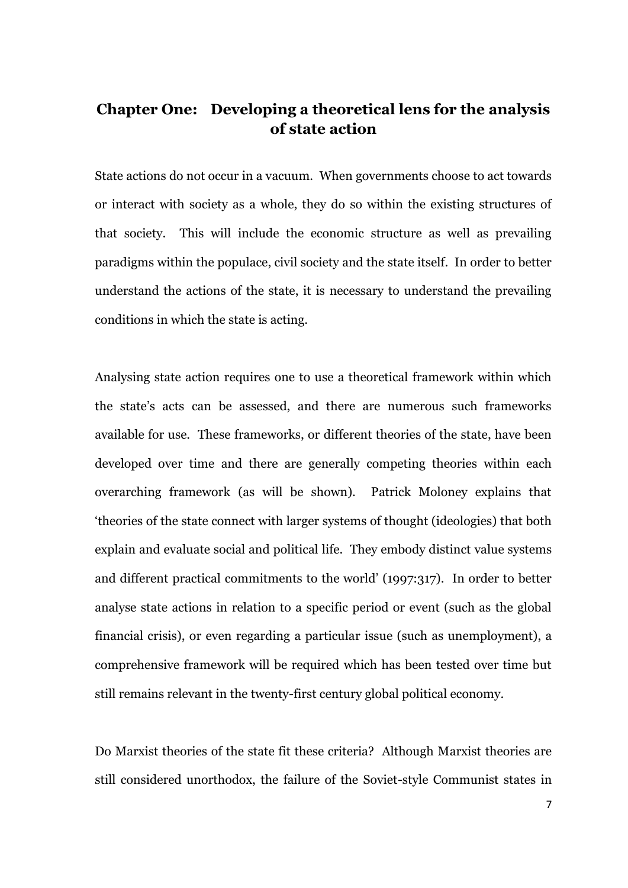## Chapter One: Developing a theoretical lens for the analysis of state action

State actions do not occur in a vacuum. When governments choose to act towards or interact with society as a whole, they do so within the existing structures of that society. This will include the economic structure as well as prevailing paradigms within the populace, civil society and the state itself. In order to better understand the actions of the state, it is necessary to understand the prevailing conditions in which the state is acting.

Analysing state action requires one to use a theoretical framework within which the state's acts can be assessed, and there are numerous such frameworks available for use. These frameworks, or different theories of the state, have been developed over time and there are generally competing theories within each overarching framework (as will be shown). Patrick Moloney explains that 'theories of the state connect with larger systems of thought (ideologies) that both explain and evaluate social and political life. They embody distinct value systems and different practical commitments to the world' (1997:317). In order to better analyse state actions in relation to a specific period or event (such as the global financial crisis), or even regarding a particular issue (such as unemployment), a comprehensive framework will be required which has been tested over time but still remains relevant in the twenty-first century global political economy.

Do Marxist theories of the state fit these criteria? Although Marxist theories are still considered unorthodox, the failure of the Soviet-style Communist states in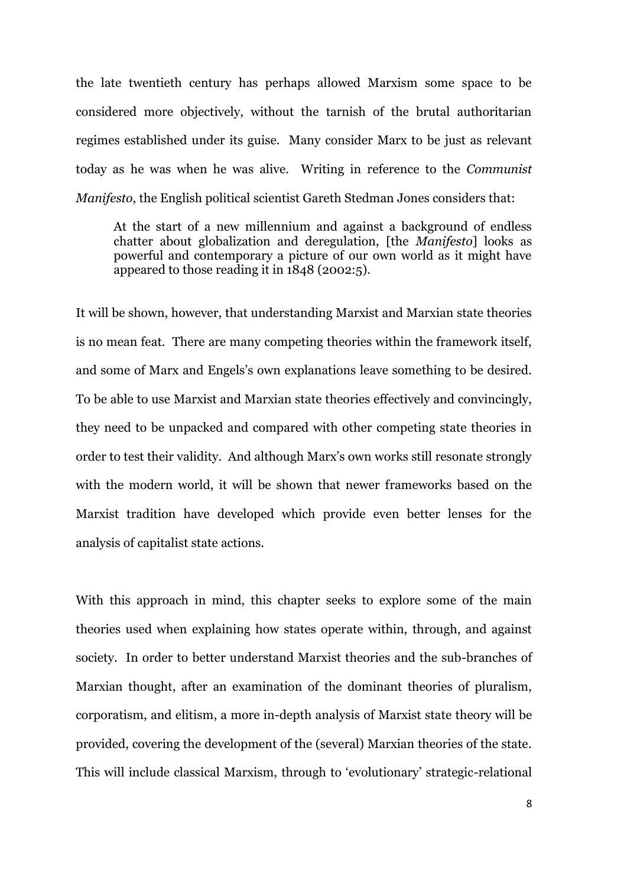the late twentieth century has perhaps allowed Marxism some space to be considered more objectively, without the tarnish of the brutal authoritarian regimes established under its guise. Many consider Marx to be just as relevant today as he was when he was alive. Writing in reference to the *Communist Manifesto*, the English political scientist Gareth Stedman Jones considers that:

> At the start of a new millennium and against a background of endless chatter about globalization and deregulation, [the *Manifesto*] looks as powerful and contemporary a picture of our own world as it might have appeared to those reading it in 1848 (2002:5).

It will be shown, however, that understanding Marxist and Marxian state theories is no mean feat. There are many competing theories within the framework itself, and some of Marx and Engels's own explanations leave something to be desired. To be able to use Marxist and Marxian state theories effectively and convincingly, they need to be unpacked and compared with other competing state theories in order to test their validity. And although Marx's own works still resonate strongly with the modern world, it will be shown that newer frameworks based on the Marxist tradition have developed which provide even better lenses for the analysis of capitalist state actions.

With this approach in mind, this chapter seeks to explore some of the main theories used when explaining how states operate within, through, and against society. In order to better understand Marxist theories and the sub-branches of Marxian thought, after an examination of the dominant theories of pluralism, corporatism, and elitism, a more in-depth analysis of Marxist state theory will be provided, covering the development of the (several) Marxian theories of the state. This will include classical Marxism, through to 'evolutionary' strategic-relational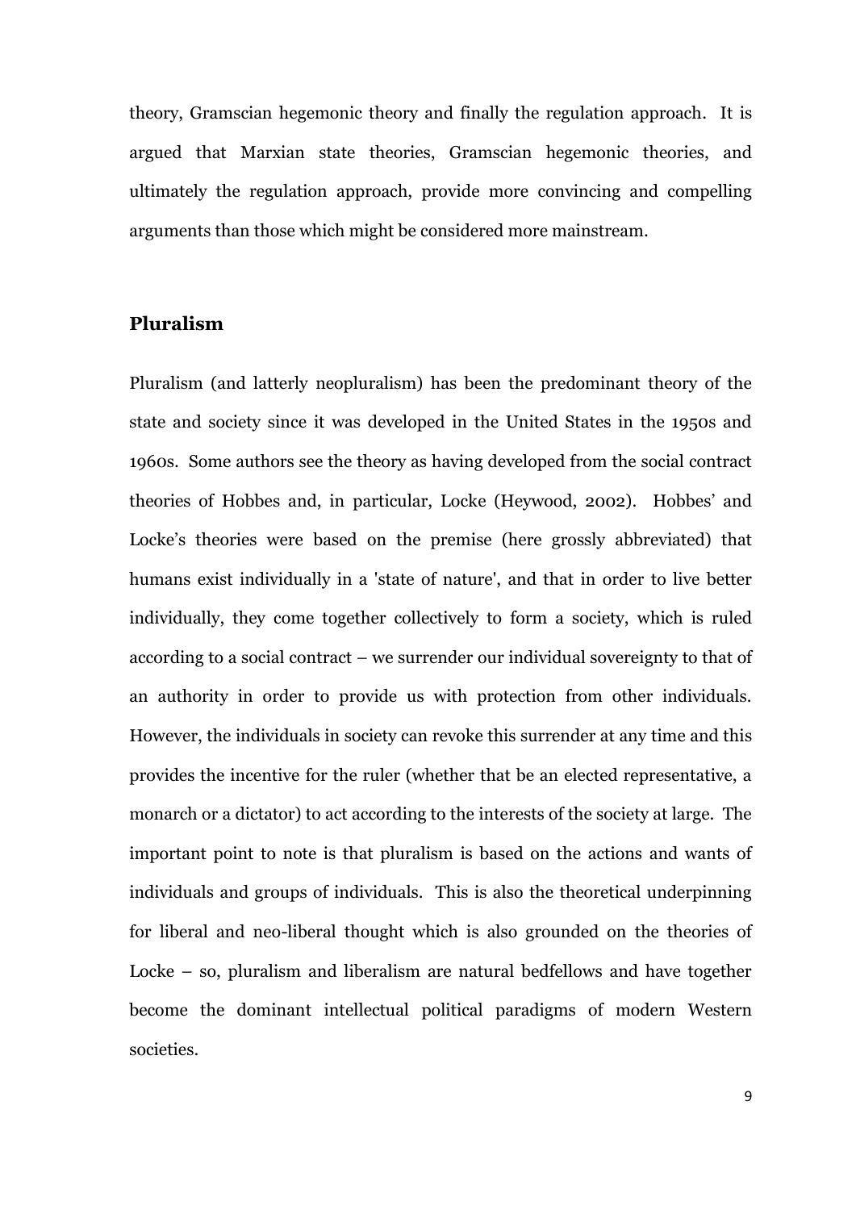theory, Gramscian hegemonic theory and finally the regulation approach. It is argued that Marxian state theories, Gramscian hegemonic theories, and ultimately the regulation approach, provide more convincing and compelling arguments than those which might be considered more mainstream.

## Pluralism

Pluralism (and latterly neopluralism) has been the predominant theory of the state and society since it was developed in the United States in the 1950s and 1960s. Some authors see the theory as having developed from the social contract theories of Hobbes and, in particular, Locke (Heywood, 2002). Hobbes' and Locke's theories were based on the premise (here grossly abbreviated) that humans exist individually in a 'state of nature', and that in order to live better individually, they come together collectively to form a society, which is ruled according to a social contract – we surrender our individual sovereignty to that of an authority in order to provide us with protection from other individuals. However, the individuals in society can revoke this surrender at any time and this provides the incentive for the ruler (whether that be an elected representative, a monarch or a dictator) to act according to the interests of the society at large. The important point to note is that pluralism is based on the actions and wants of individuals and groups of individuals. This is also the theoretical underpinning for liberal and neo-liberal thought which is also grounded on the theories of Locke – so, pluralism and liberalism are natural bedfellows and have together become the dominant intellectual political paradigms of modern Western societies.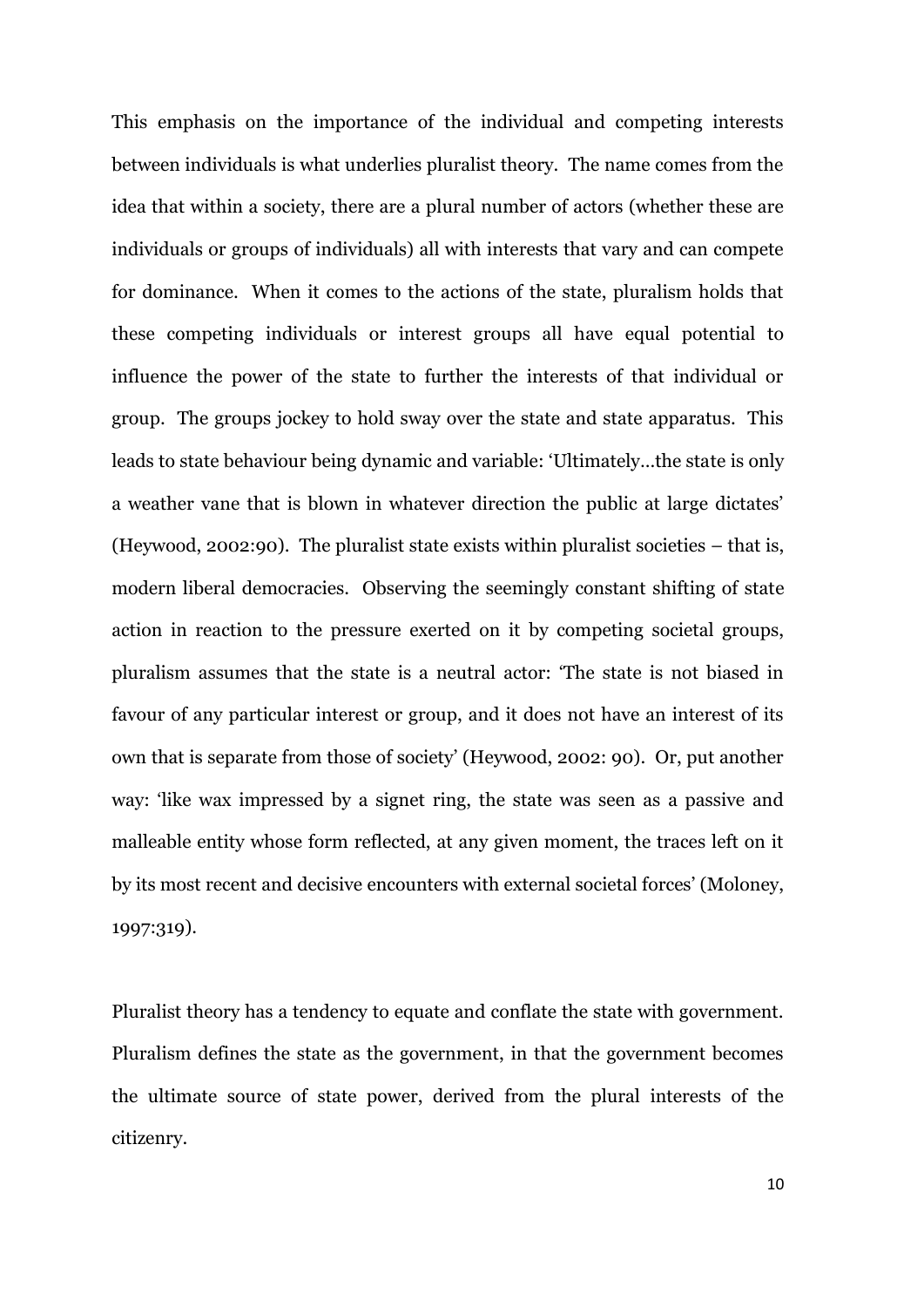This emphasis on the importance of the individual and competing interests between individuals is what underlies pluralist theory. The name comes from the idea that within a society, there are a plural number of actors (whether these are individuals or groups of individuals) all with interests that vary and can compete for dominance. When it comes to the actions of the state, pluralism holds that these competing individuals or interest groups all have equal potential to influence the power of the state to further the interests of that individual or group. The groups jockey to hold sway over the state and state apparatus. This leads to state behaviour being dynamic and variable: 'Ultimately…the state is only a weather vane that is blown in whatever direction the public at large dictates' (Heywood, 2002:90). The pluralist state exists within pluralist societies – that is, modern liberal democracies. Observing the seemingly constant shifting of state action in reaction to the pressure exerted on it by competing societal groups, pluralism assumes that the state is a neutral actor: 'The state is not biased in favour of any particular interest or group, and it does not have an interest of its own that is separate from those of society' (Heywood, 2002: 90). Or, put another way: 'like wax impressed by a signet ring, the state was seen as a passive and malleable entity whose form reflected, at any given moment, the traces left on it by its most recent and decisive encounters with external societal forces' (Moloney, 1997:319).

Pluralist theory has a tendency to equate and conflate the state with government. Pluralism defines the state as the government, in that the government becomes the ultimate source of state power, derived from the plural interests of the citizenry.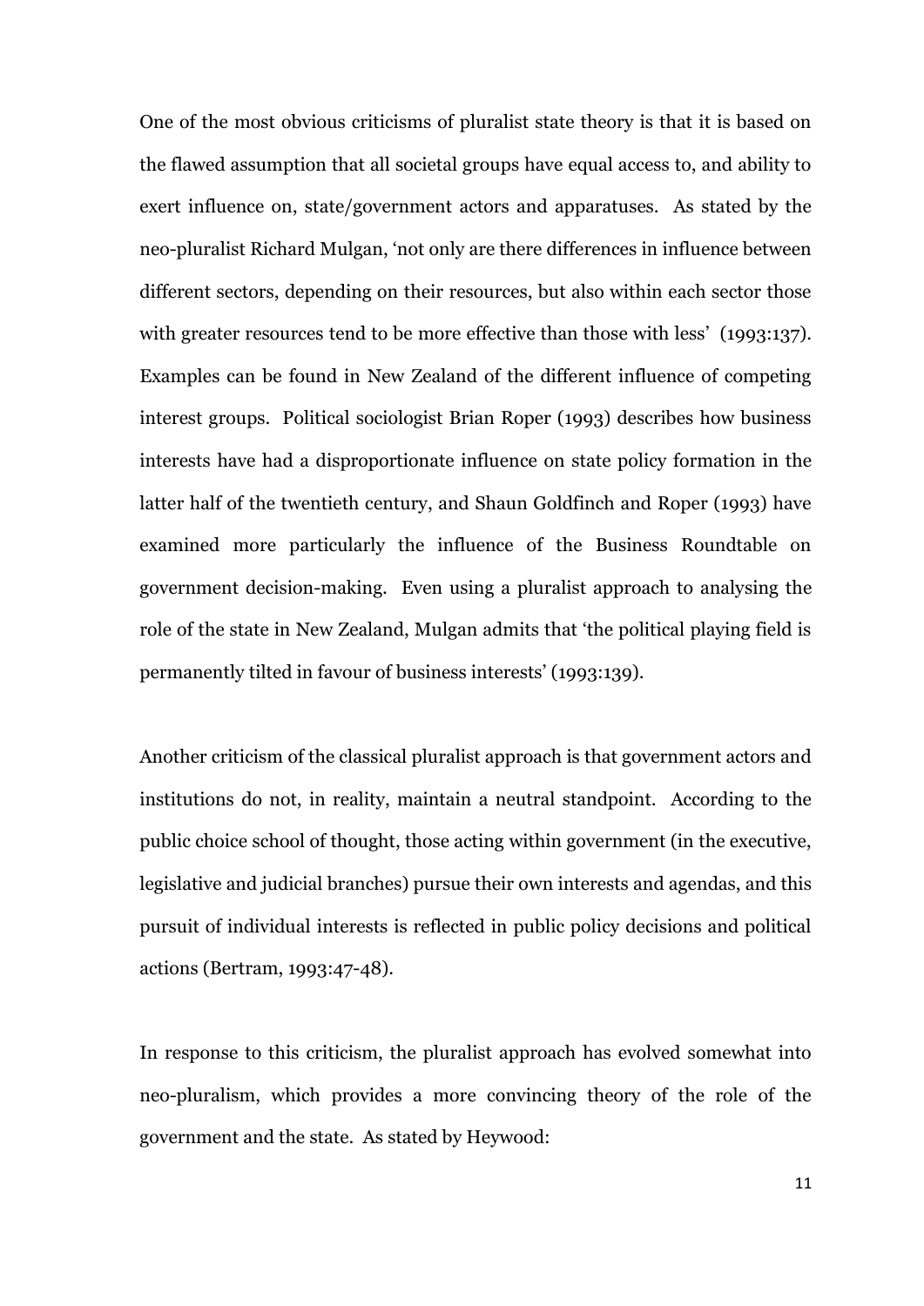One of the most obvious criticisms of pluralist state theory is that it is based on the flawed assumption that all societal groups have equal access to, and ability to exert influence on, state/government actors and apparatuses. As stated by the neo-pluralist Richard Mulgan, 'not only are there differences in influence between different sectors, depending on their resources, but also within each sector those with greater resources tend to be more effective than those with less' (1993:137). Examples can be found in New Zealand of the different influence of competing interest groups. Political sociologist Brian Roper (1993) describes how business interests have had a disproportionate influence on state policy formation in the latter half of the twentieth century, and Shaun Goldfinch and Roper (1993) have examined more particularly the influence of the Business Roundtable on government decision-making. Even using a pluralist approach to analysing the role of the state in New Zealand, Mulgan admits that 'the political playing field is permanently tilted in favour of business interests' (1993:139).

Another criticism of the classical pluralist approach is that government actors and institutions do not, in reality, maintain a neutral standpoint. According to the public choice school of thought, those acting within government (in the executive, legislative and judicial branches) pursue their own interests and agendas, and this pursuit of individual interests is reflected in public policy decisions and political actions (Bertram, 1993:47-48).

In response to this criticism, the pluralist approach has evolved somewhat into neo-pluralism, which provides a more convincing theory of the role of the government and the state. As stated by Heywood: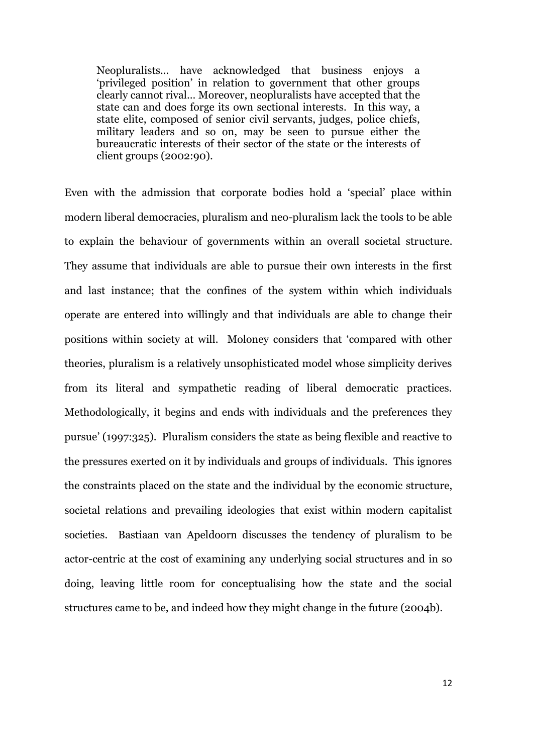> Neopluralists... have acknowledged that business enjoys a 'privileged position' in relation to government that other groups clearly cannot rival... Moreover, neopluralists have accepted that the state can and does forge its own sectional interests. In this way, a state elite, composed of senior civil servants, judges, police chiefs, military leaders and so on, may be seen to pursue either the bureaucratic interests of their sector of the state or the interests of client groups (2002:90).

Even with the admission that corporate bodies hold a 'special' place within modern liberal democracies, pluralism and neo-pluralism lack the tools to be able to explain the behaviour of governments within an overall societal structure. They assume that individuals are able to pursue their own interests in the first and last instance; that the confines of the system within which individuals operate are entered into willingly and that individuals are able to change their positions within society at will. Moloney considers that 'compared with other theories, pluralism is a relatively unsophisticated model whose simplicity derives from its literal and sympathetic reading of liberal democratic practices. Methodologically, it begins and ends with individuals and the preferences they pursue' (1997:325). Pluralism considers the state as being flexible and reactive to the pressures exerted on it by individuals and groups of individuals. This ignores the constraints placed on the state and the individual by the economic structure, societal relations and prevailing ideologies that exist within modern capitalist societies. Bastiaan van Apeldoorn discusses the tendency of pluralism to be actor-centric at the cost of examining any underlying social structures and in so doing, leaving little room for conceptualising how the state and the social structures came to be, and indeed how they might change in the future (2004b).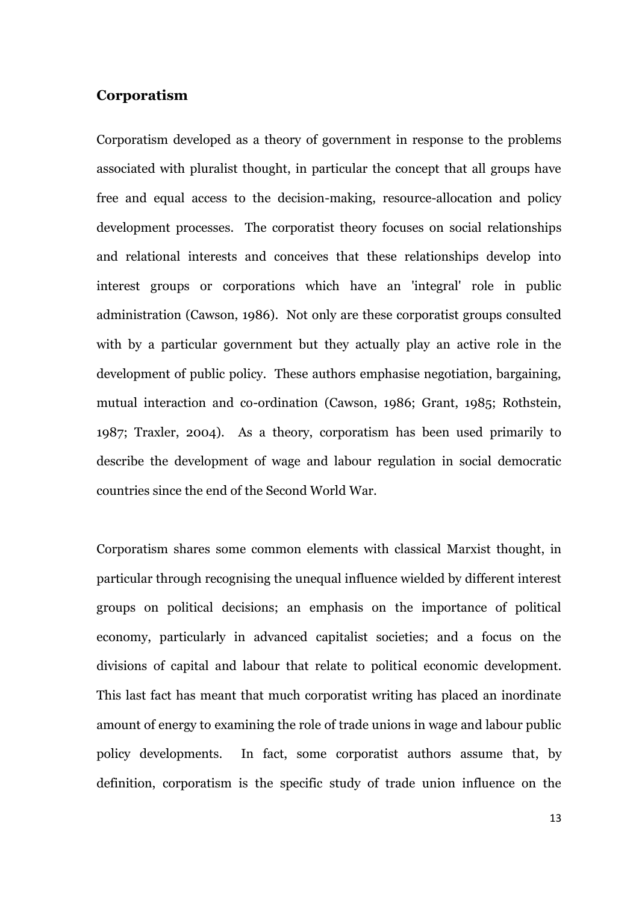## Corporatism

Corporatism developed as a theory of government in response to the problems associated with pluralist thought, in particular the concept that all groups have free and equal access to the decision-making, resource-allocation and policy development processes. The corporatist theory focuses on social relationships and relational interests and conceives that these relationships develop into interest groups or corporations which have an 'integral' role in public administration (Cawson, 1986). Not only are these corporatist groups consulted with by a particular government but they actually play an active role in the development of public policy. These authors emphasise negotiation, bargaining, mutual interaction and co-ordination (Cawson, 1986; Grant, 1985; Rothstein, 1987; Traxler, 2004). As a theory, corporatism has been used primarily to describe the development of wage and labour regulation in social democratic countries since the end of the Second World War.

Corporatism shares some common elements with classical Marxist thought, in particular through recognising the unequal influence wielded by different interest groups on political decisions; an emphasis on the importance of political economy, particularly in advanced capitalist societies; and a focus on the divisions of capital and labour that relate to political economic development. This last fact has meant that much corporatist writing has placed an inordinate amount of energy to examining the role of trade unions in wage and labour public policy developments. In fact, some corporatist authors assume that, by definition, corporatism is the specific study of trade union influence on the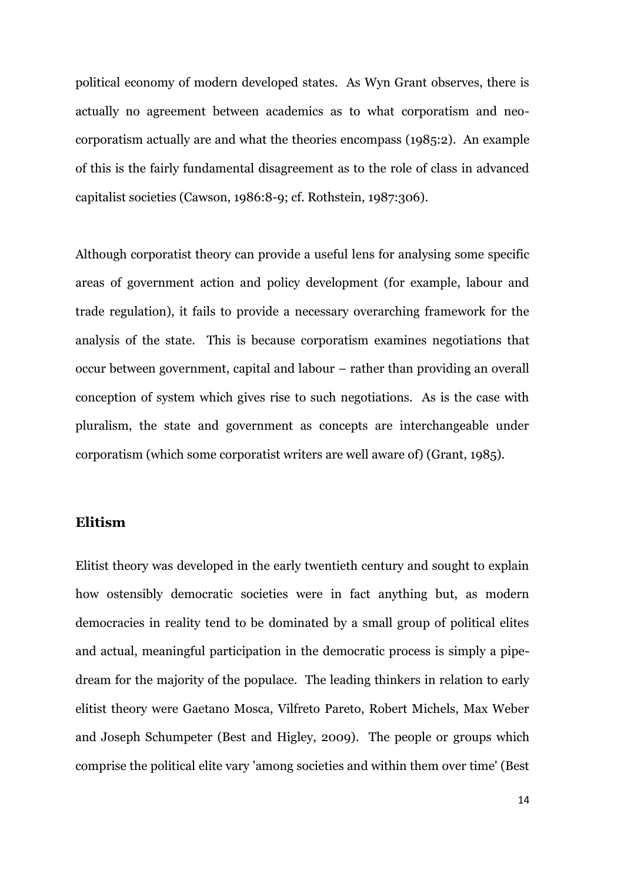political economy of modern developed states. As Wyn Grant observes, there is actually no agreement between academics as to what corporatism and neo-corporatism actually are and what the theories encompass (1985:2). An example of this is the fairly fundamental disagreement as to the role of class in advanced capitalist societies (Cawson, 1986:8-9; cf. Rothstein, 1987:306).

Although corporatist theory can provide a useful lens for analysing some specific areas of government action and policy development (for example, labour and trade regulation), it fails to provide a necessary overarching framework for the analysis of the state. This is because corporatism examines negotiations that occur between government, capital and labour – rather than providing an overall conception of system which gives rise to such negotiations. As is the case with pluralism, the state and government as concepts are interchangeable under corporatism (which some corporatist writers are well aware of) (Grant, 1985).

## Elitism

Elitist theory was developed in the early twentieth century and sought to explain how ostensibly democratic societies were in fact anything but, as modern democracies in reality tend to be dominated by a small group of political elites and actual, meaningful participation in the democratic process is simply a pipe-dream for the majority of the populace. The leading thinkers in relation to early elitist theory were Gaetano Mosca, Vilfreto Pareto, Robert Michels, Max Weber and Joseph Schumpeter (Best and Higley, 2009). The people or groups which comprise the political elite vary 'among societies and within them over time' (Best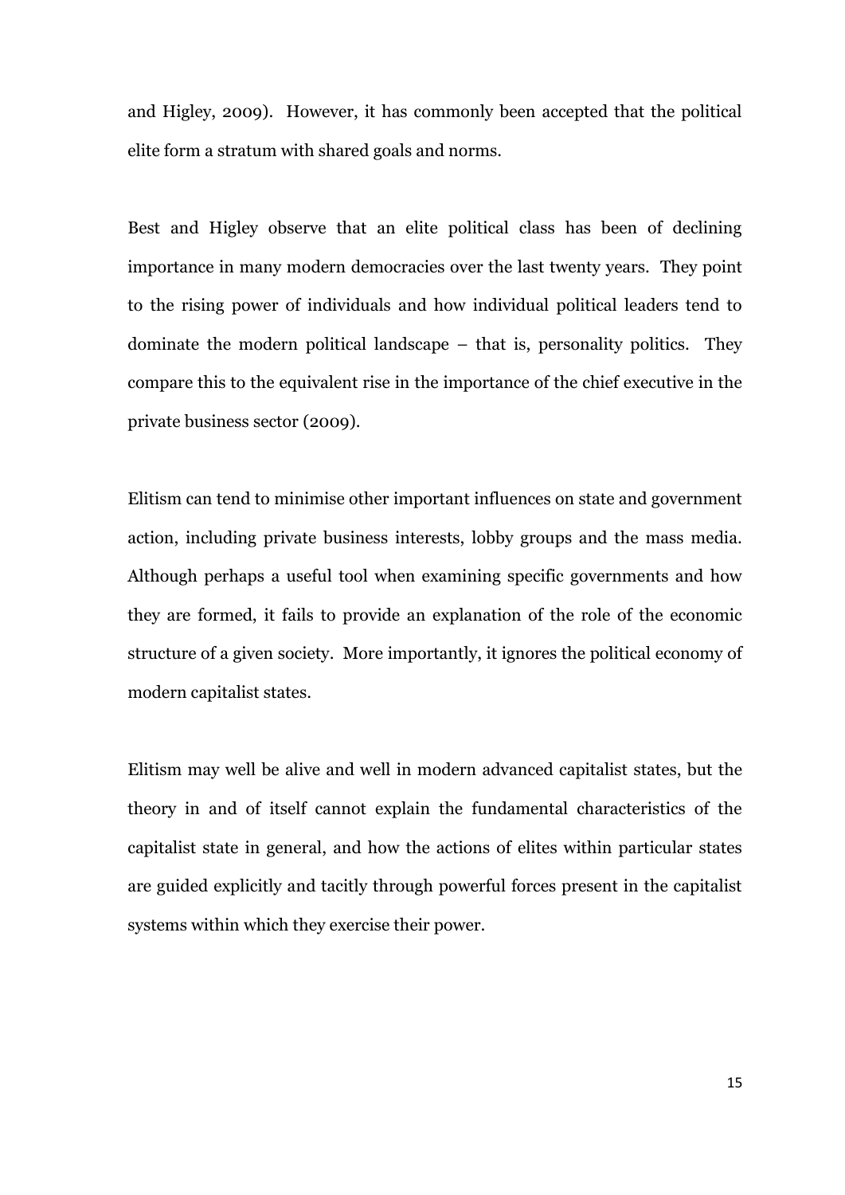and Higley, 2009). However, it has commonly been accepted that the political elite form a stratum with shared goals and norms.

Best and Higley observe that an elite political class has been of declining importance in many modern democracies over the last twenty years. They point to the rising power of individuals and how individual political leaders tend to dominate the modern political landscape – that is, personality politics. They compare this to the equivalent rise in the importance of the chief executive in the private business sector (2009).

Elitism can tend to minimise other important influences on state and government action, including private business interests, lobby groups and the mass media. Although perhaps a useful tool when examining specific governments and how they are formed, it fails to provide an explanation of the role of the economic structure of a given society. More importantly, it ignores the political economy of modern capitalist states.

Elitism may well be alive and well in modern advanced capitalist states, but the theory in and of itself cannot explain the fundamental characteristics of the capitalist state in general, and how the actions of elites within particular states are guided explicitly and tacitly through powerful forces present in the capitalist systems within which they exercise their power.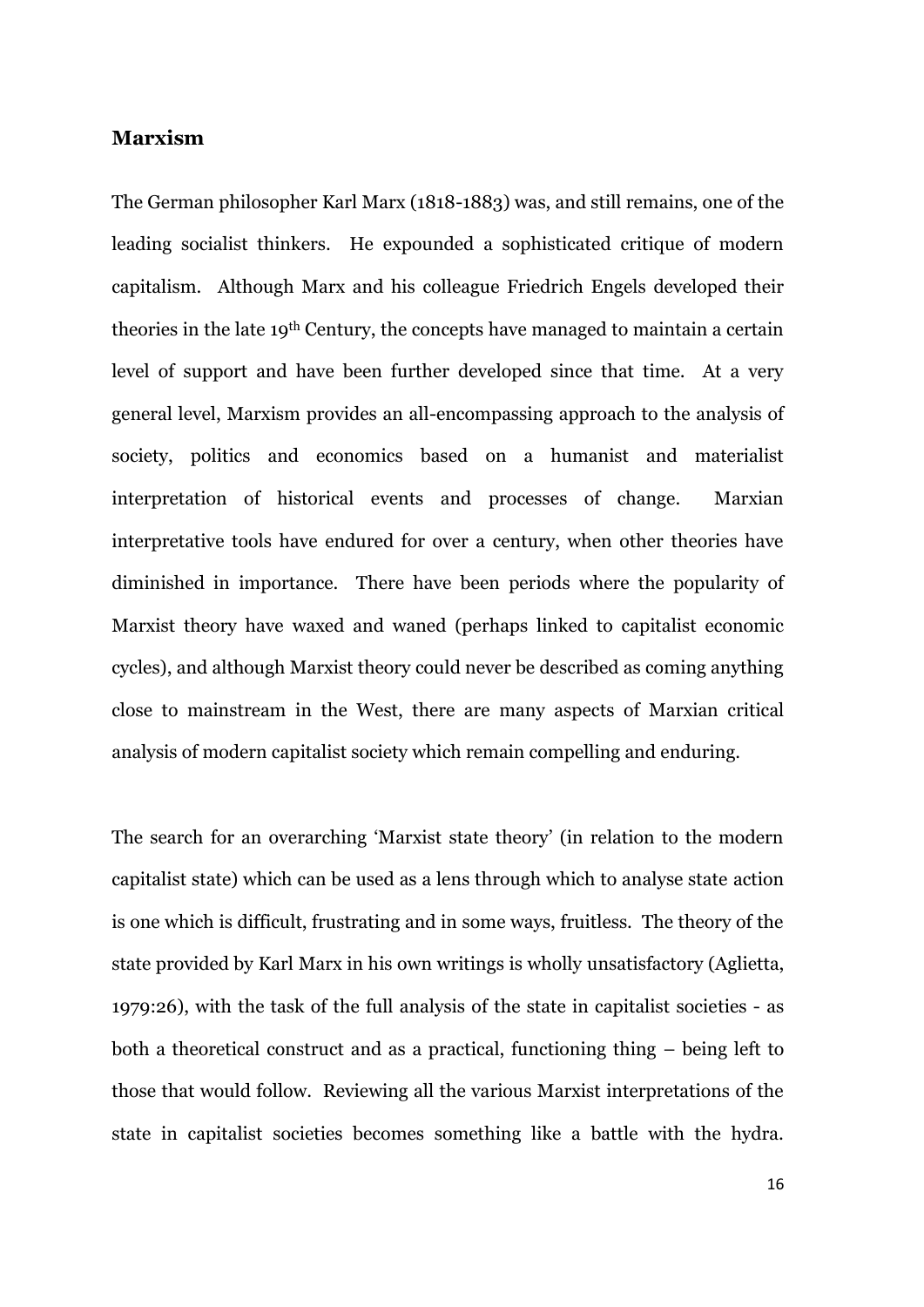## Marxism

The German philosopher Karl Marx (1818-1883) was, and still remains, one of the leading socialist thinkers. He expounded a sophisticated critique of modern capitalism. Although Marx and his colleague Friedrich Engels developed their theories in the late 19th Century, the concepts have managed to maintain a certain level of support and have been further developed since that time. At a very general level, Marxism provides an all-encompassing approach to the analysis of society, politics and economics based on a humanist and materialist interpretation of historical events and processes of change. Marxian interpretative tools have endured for over a century, when other theories have diminished in importance. There have been periods where the popularity of Marxist theory have waxed and waned (perhaps linked to capitalist economic cycles), and although Marxist theory could never be described as coming anything close to mainstream in the West, there are many aspects of Marxian critical analysis of modern capitalist society which remain compelling and enduring.

The search for an overarching 'Marxist state theory' (in relation to the modern capitalist state) which can be used as a lens through which to analyse state action is one which is difficult, frustrating and in some ways, fruitless. The theory of the state provided by Karl Marx in his own writings is wholly unsatisfactory (Aglietta, 1979:26), with the task of the full analysis of the state in capitalist societies - as both a theoretical construct and as a practical, functioning thing – being left to those that would follow. Reviewing all the various Marxist interpretations of the state in capitalist societies becomes something like a battle with the hydra.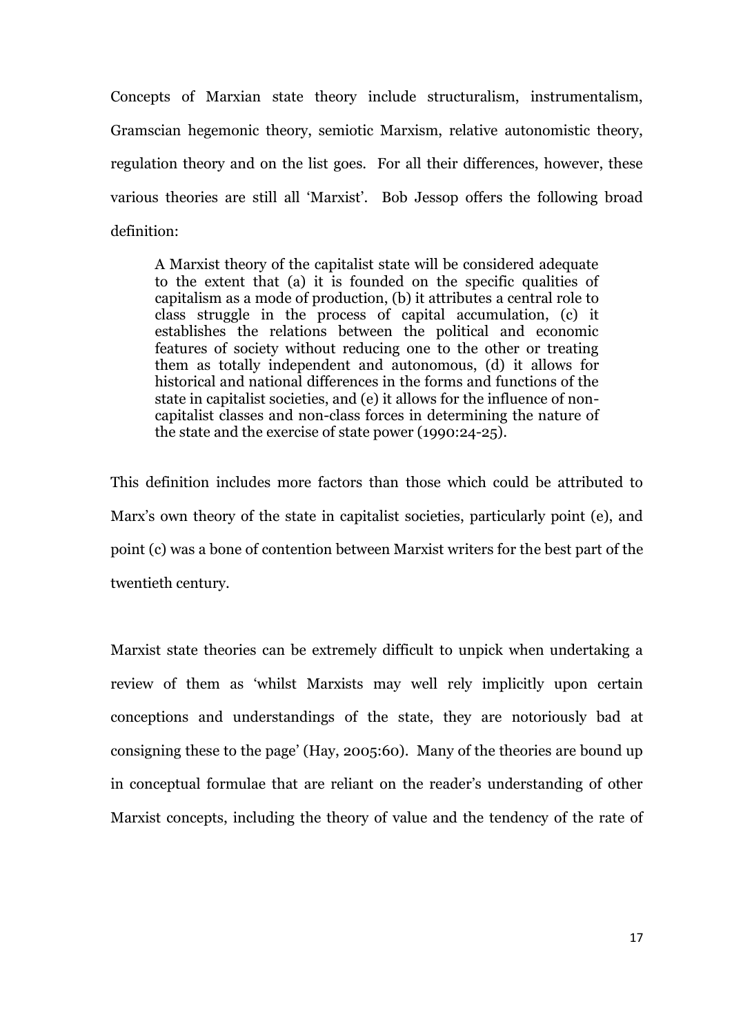Concepts of Marxian state theory include structuralism, instrumentalism, Gramscian hegemonic theory, semiotic Marxism, relative autonomistic theory, regulation theory and on the list goes. For all their differences, however, these various theories are still all 'Marxist'. Bob Jessop offers the following broad definition:

> A Marxist theory of the capitalist state will be considered adequate to the extent that (a) it is founded on the specific qualities of capitalism as a mode of production, (b) it attributes a central role to class struggle in the process of capital accumulation, (c) it establishes the relations between the political and economic features of society without reducing one to the other or treating them as totally independent and autonomous, (d) it allows for historical and national differences in the forms and functions of the state in capitalist societies, and (e) it allows for the influence of non-capitalist classes and non-class forces in determining the nature of the state and the exercise of state power (1990:24-25).

This definition includes more factors than those which could be attributed to Marx's own theory of the state in capitalist societies, particularly point (e), and point (c) was a bone of contention between Marxist writers for the best part of the twentieth century.

Marxist state theories can be extremely difficult to unpick when undertaking a review of them as 'whilst Marxists may well rely implicitly upon certain conceptions and understandings of the state, they are notoriously bad at consigning these to the page' (Hay, 2005:60). Many of the theories are bound up in conceptual formulae that are reliant on the reader's understanding of other Marxist concepts, including the theory of value and the tendency of the rate of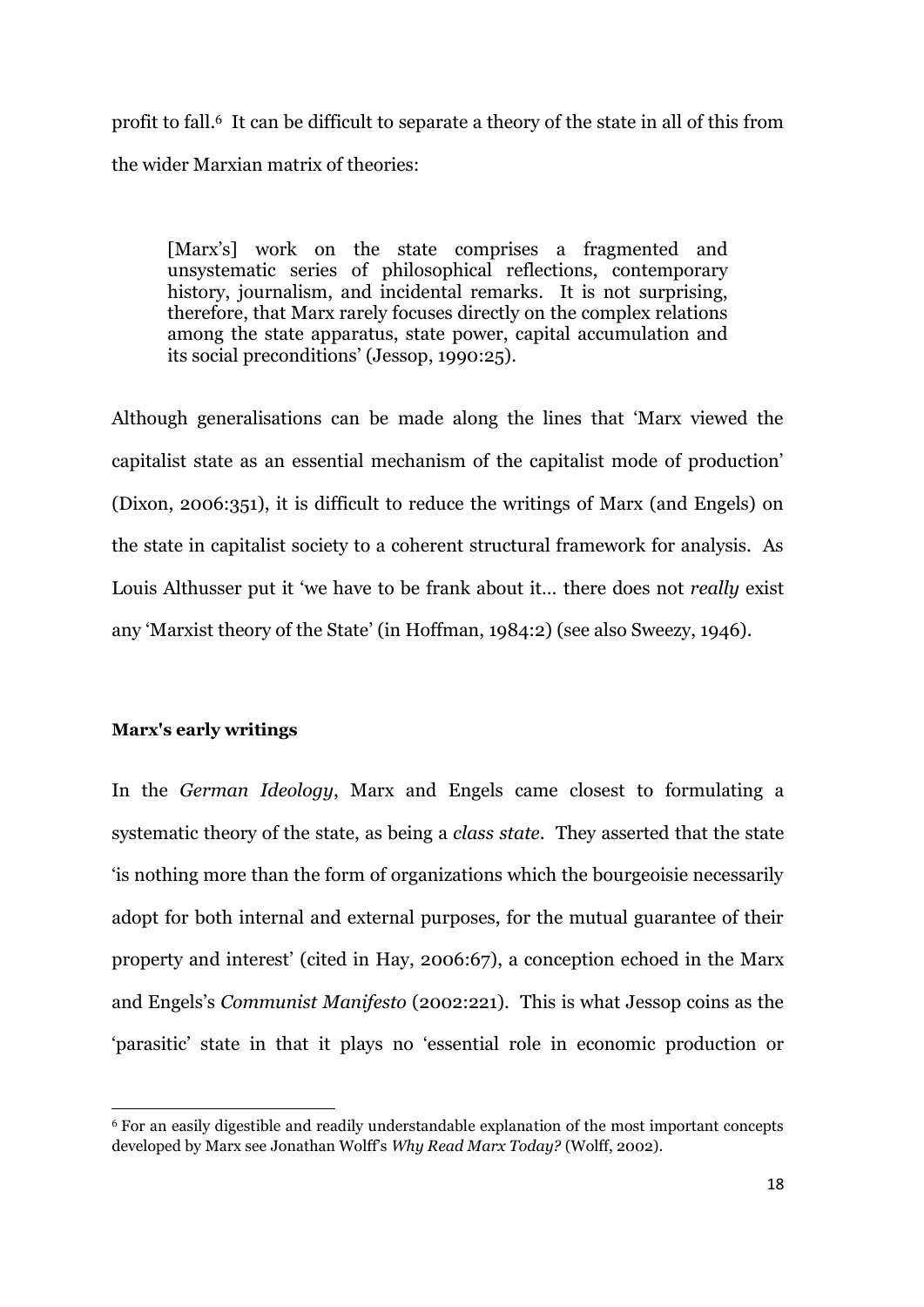profit to fall.[6] It can be difficult to separate a theory of the state in all of this from the wider Marxian matrix of theories:

> [Marx's] work on the state comprises a fragmented and unsystematic series of philosophical reflections, contemporary history, journalism, and incidental remarks. It is not surprising, therefore, that Marx rarely focuses directly on the complex relations among the state apparatus, state power, capital accumulation and its social preconditions' (Jessop, 1990:25).

Although generalisations can be made along the lines that 'Marx viewed the capitalist state as an essential mechanism of the capitalist mode of production' (Dixon, 2006:351), it is difficult to reduce the writings of Marx (and Engels) on the state in capitalist society to a coherent structural framework for analysis. As Louis Althusser put it 'we have to be frank about it... there does not *really* exist any 'Marxist theory of the State' (in Hoffman, 1984:2) (see also Sweezy, 1946).

**Marx's early writings**

In the *German Ideology*, Marx and Engels came closest to formulating a systematic theory of the state, as being a *class state*. They asserted that the state 'is nothing more than the form of organizations which the bourgeoisie necessarily adopt for both internal and external purposes, for the mutual guarantee of their property and interest' (cited in Hay, 2006:67), a conception echoed in the Marx and Engels's *Communist Manifesto* (2002:221). This is what Jessop coins as the 'parasitic' state in that it plays no 'essential role in economic production or

[6] For an easily digestible and readily understandable explanation of the most important concepts developed by Marx see Jonathan Wolff's *Why Read Marx Today?* (Wolff, 2002).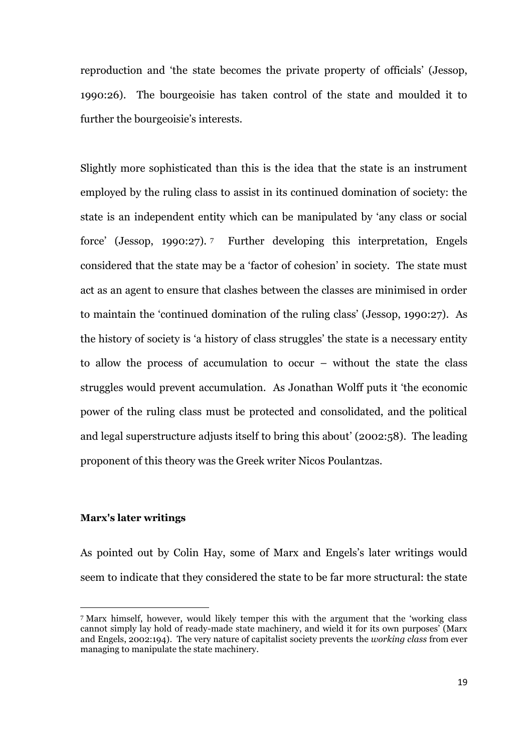reproduction and 'the state becomes the private property of officials' (Jessop, 1990:26). The bourgeoisie has taken control of the state and moulded it to further the bourgeoisie's interests.

Slightly more sophisticated than this is the idea that the state is an instrument employed by the ruling class to assist in its continued domination of society: the state is an independent entity which can be manipulated by 'any class or social force' (Jessop, 1990:27). [7] Further developing this interpretation, Engels considered that the state may be a 'factor of cohesion' in society. The state must act as an agent to ensure that clashes between the classes are minimised in order to maintain the 'continued domination of the ruling class' (Jessop, 1990:27). As the history of society is 'a history of class struggles' the state is a necessary entity to allow the process of accumulation to occur – without the state the class struggles would prevent accumulation. As Jonathan Wolff puts it 'the economic power of the ruling class must be protected and consolidated, and the political and legal superstructure adjusts itself to bring this about' (2002:58). The leading proponent of this theory was the Greek writer Nicos Poulantzas.

**Marx's later writings**

As pointed out by Colin Hay, some of Marx and Engels's later writings would seem to indicate that they considered the state to be far more structural: the state

[7] Marx himself, however, would likely temper this with the argument that the 'working class cannot simply lay hold of ready-made state machinery, and wield it for its own purposes' (Marx and Engels, 2002:194). The very nature of capitalist society prevents the *working class* from ever managing to manipulate the state machinery.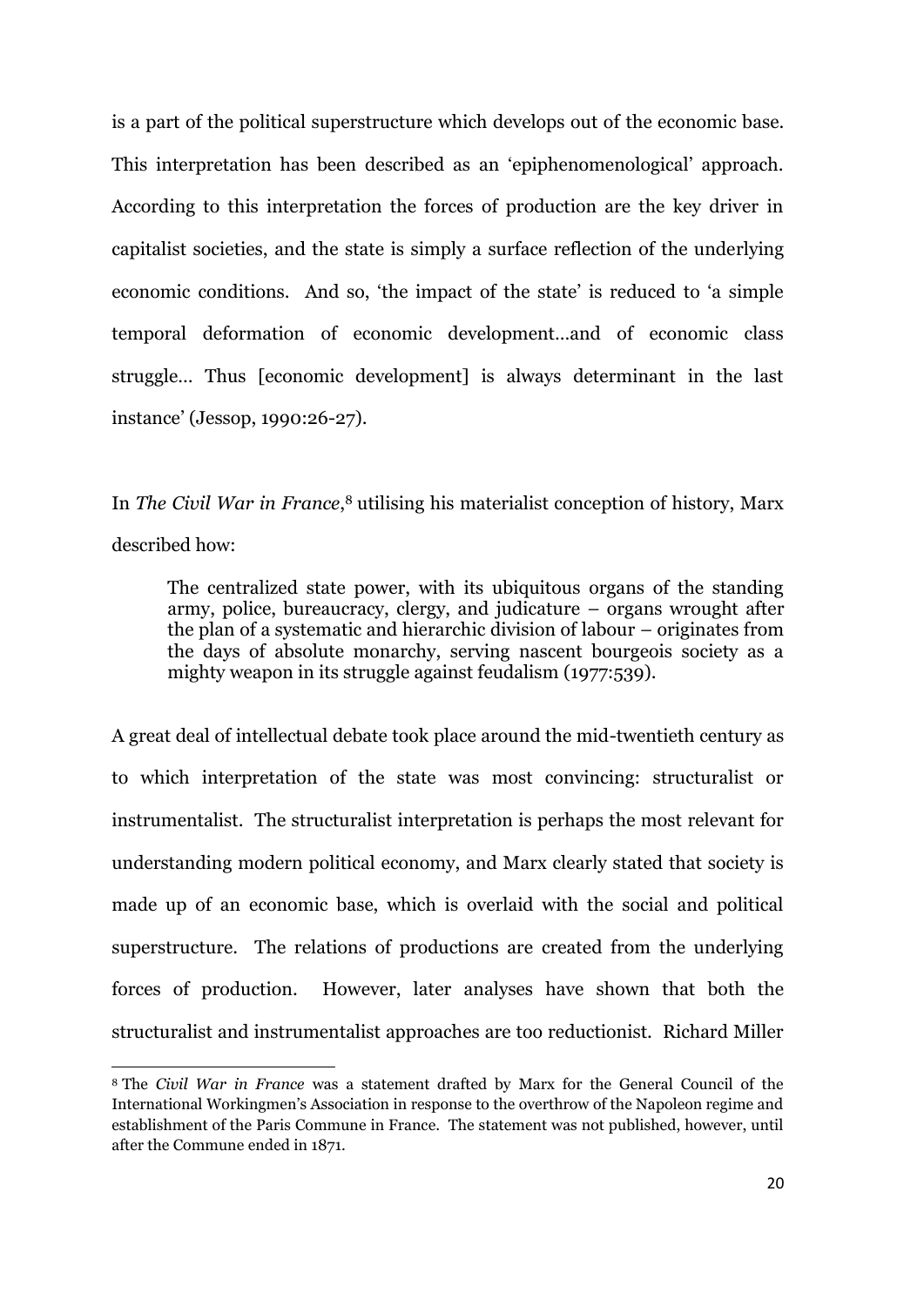is a part of the political superstructure which develops out of the economic base. This interpretation has been described as an 'epiphenomenological' approach. According to this interpretation the forces of production are the key driver in capitalist societies, and the state is simply a surface reflection of the underlying economic conditions. And so, 'the impact of the state' is reduced to 'a simple temporal deformation of economic development…and of economic class struggle… Thus [economic development] is always determinant in the last instance' (Jessop, 1990:26-27).

In *The Civil War in France*,[8] utilising his materialist conception of history, Marx described how:

> The centralized state power, with its ubiquitous organs of the standing army, police, bureaucracy, clergy, and judicature – organs wrought after the plan of a systematic and hierarchic division of labour – originates from the days of absolute monarchy, serving nascent bourgeois society as a mighty weapon in its struggle against feudalism (1977:539).

A great deal of intellectual debate took place around the mid-twentieth century as to which interpretation of the state was most convincing: structuralist or instrumentalist. The structuralist interpretation is perhaps the most relevant for understanding modern political economy, and Marx clearly stated that society is made up of an economic base, which is overlaid with the social and political superstructure. The relations of productions are created from the underlying forces of production. However, later analyses have shown that both the structuralist and instrumentalist approaches are too reductionist. Richard Miller

---

[8] The *Civil War in France* was a statement drafted by Marx for the General Council of the International Workingmen's Association in response to the overthrow of the Napoleon regime and establishment of the Paris Commune in France. The statement was not published, however, until after the Commune ended in 1871.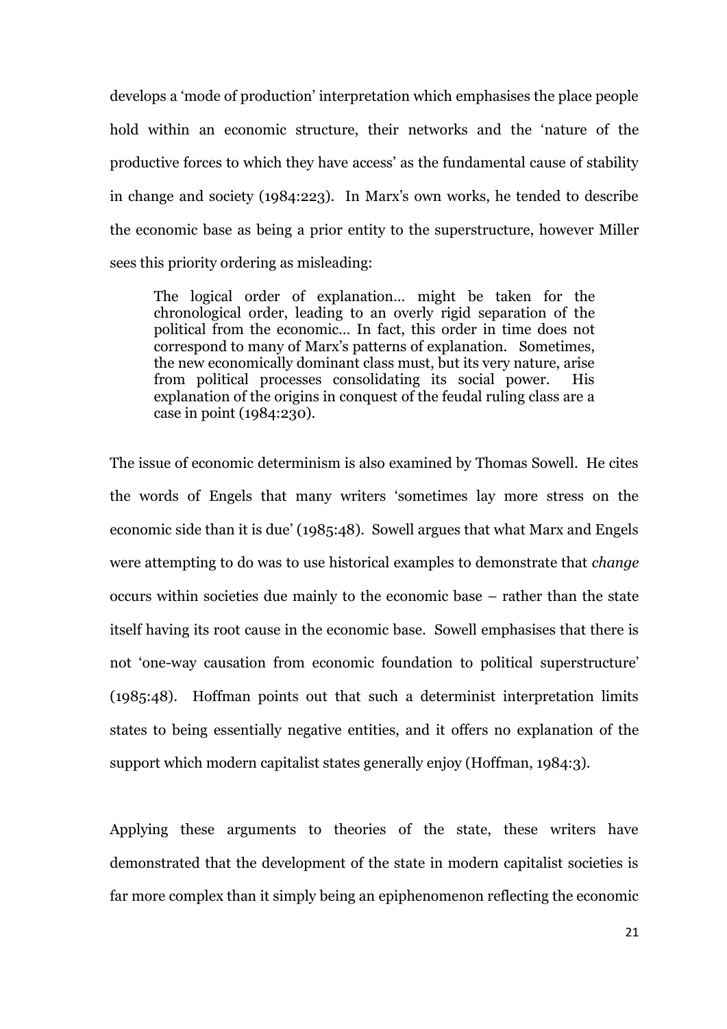develops a 'mode of production' interpretation which emphasises the place people hold within an economic structure, their networks and the 'nature of the productive forces to which they have access' as the fundamental cause of stability in change and society (1984:223). In Marx's own works, he tended to describe the economic base as being a prior entity to the superstructure, however Miller sees this priority ordering as misleading:

> The logical order of explanation… might be taken for the chronological order, leading to an overly rigid separation of the political from the economic… In fact, this order in time does not correspond to many of Marx's patterns of explanation. Sometimes, the new economically dominant class must, but its very nature, arise from political processes consolidating its social power. His explanation of the origins in conquest of the feudal ruling class are a case in point (1984:230).

The issue of economic determinism is also examined by Thomas Sowell. He cites the words of Engels that many writers 'sometimes lay more stress on the economic side than it is due' (1985:48). Sowell argues that what Marx and Engels were attempting to do was to use historical examples to demonstrate that *change* occurs within societies due mainly to the economic base – rather than the state itself having its root cause in the economic base. Sowell emphasises that there is not 'one-way causation from economic foundation to political superstructure' (1985:48). Hoffman points out that such a determinist interpretation limits states to being essentially negative entities, and it offers no explanation of the support which modern capitalist states generally enjoy (Hoffman, 1984:3).

Applying these arguments to theories of the state, these writers have demonstrated that the development of the state in modern capitalist societies is far more complex than it simply being an epiphenomenon reflecting the economic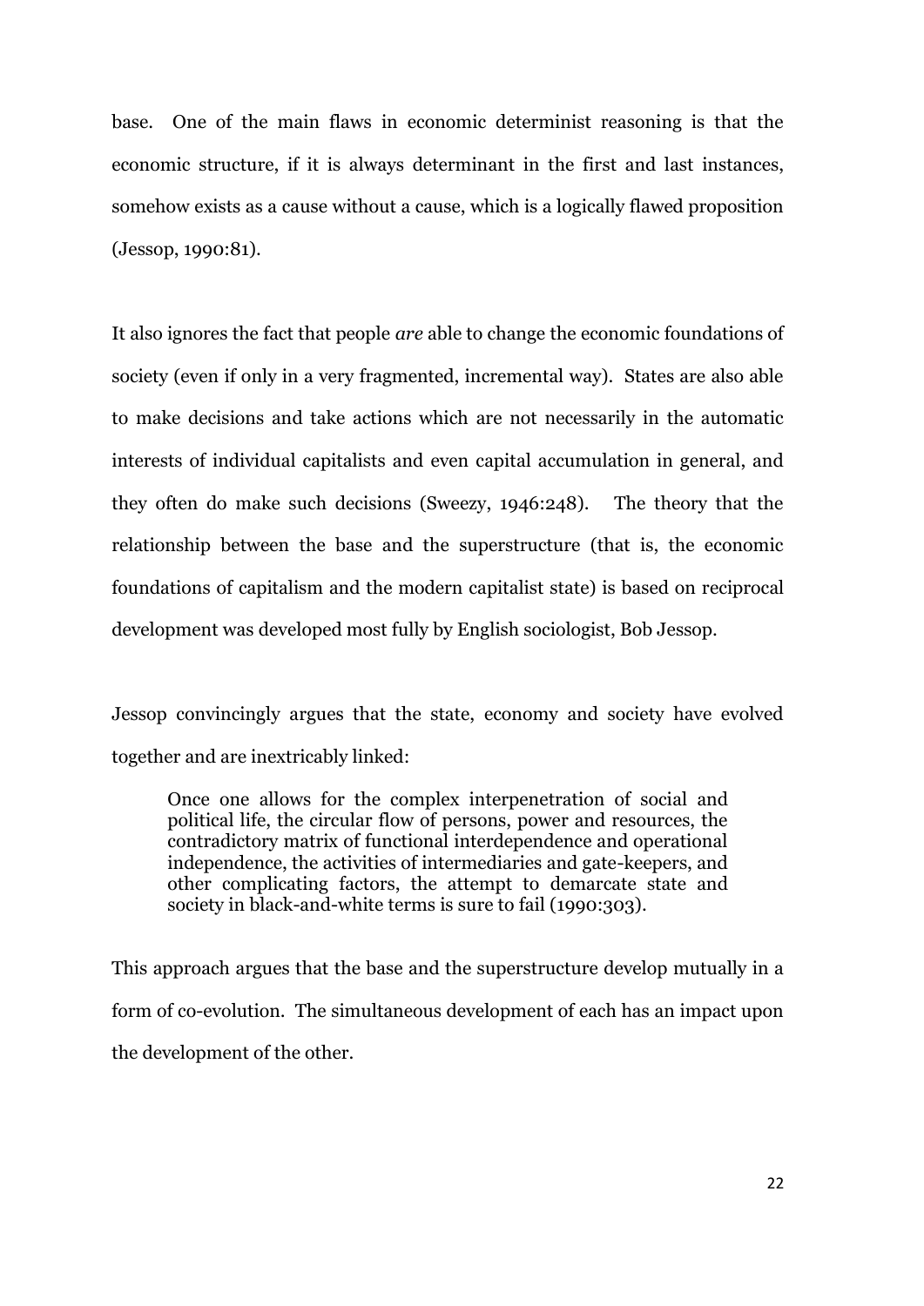base. One of the main flaws in economic determinist reasoning is that the economic structure, if it is always determinant in the first and last instances, somehow exists as a cause without a cause, which is a logically flawed proposition (Jessop, 1990:81).

It also ignores the fact that people *are* able to change the economic foundations of society (even if only in a very fragmented, incremental way). States are also able to make decisions and take actions which are not necessarily in the automatic interests of individual capitalists and even capital accumulation in general, and they often do make such decisions (Sweezy, 1946:248). The theory that the relationship between the base and the superstructure (that is, the economic foundations of capitalism and the modern capitalist state) is based on reciprocal development was developed most fully by English sociologist, Bob Jessop.

Jessop convincingly argues that the state, economy and society have evolved together and are inextricably linked:

> Once one allows for the complex interpenetration of social and political life, the circular flow of persons, power and resources, the contradictory matrix of functional interdependence and operational independence, the activities of intermediaries and gate-keepers, and other complicating factors, the attempt to demarcate state and society in black-and-white terms is sure to fail (1990:303).

This approach argues that the base and the superstructure develop mutually in a form of co-evolution. The simultaneous development of each has an impact upon the development of the other.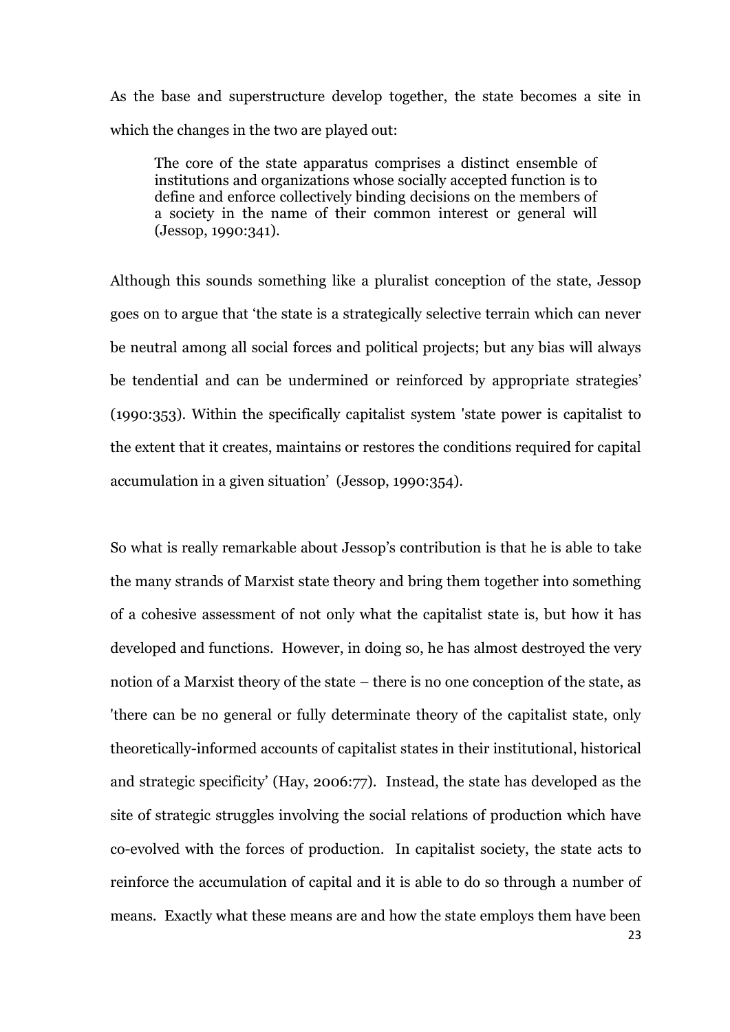As the base and superstructure develop together, the state becomes a site in which the changes in the two are played out:

> The core of the state apparatus comprises a distinct ensemble of institutions and organizations whose socially accepted function is to define and enforce collectively binding decisions on the members of a society in the name of their common interest or general will (Jessop, 1990:341).

Although this sounds something like a pluralist conception of the state, Jessop goes on to argue that 'the state is a strategically selective terrain which can never be neutral among all social forces and political projects; but any bias will always be tendential and can be undermined or reinforced by appropriate strategies' (1990:353). Within the specifically capitalist system 'state power is capitalist to the extent that it creates, maintains or restores the conditions required for capital accumulation in a given situation' (Jessop, 1990:354).

So what is really remarkable about Jessop's contribution is that he is able to take the many strands of Marxist state theory and bring them together into something of a cohesive assessment of not only what the capitalist state is, but how it has developed and functions. However, in doing so, he has almost destroyed the very notion of a Marxist theory of the state – there is no one conception of the state, as 'there can be no general or fully determinate theory of the capitalist state, only theoretically-informed accounts of capitalist states in their institutional, historical and strategic specificity' (Hay, 2006:77). Instead, the state has developed as the site of strategic struggles involving the social relations of production which have co-evolved with the forces of production. In capitalist society, the state acts to reinforce the accumulation of capital and it is able to do so through a number of means. Exactly what these means are and how the state employs them have been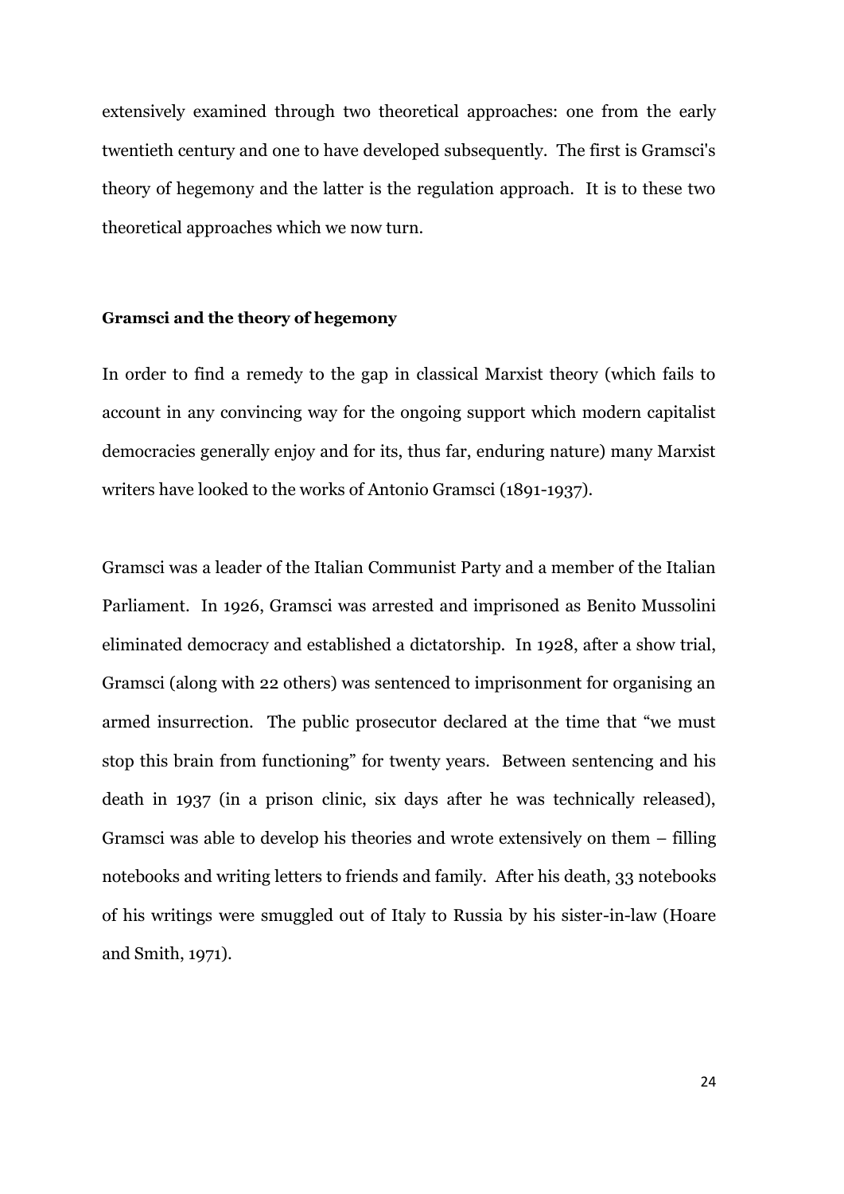extensively examined through two theoretical approaches: one from the early twentieth century and one to have developed subsequently. The first is Gramsci's theory of hegemony and the latter is the regulation approach. It is to these two theoretical approaches which we now turn.

**Gramsci and the theory of hegemony**

In order to find a remedy to the gap in classical Marxist theory (which fails to account in any convincing way for the ongoing support which modern capitalist democracies generally enjoy and for its, thus far, enduring nature) many Marxist writers have looked to the works of Antonio Gramsci (1891-1937).

Gramsci was a leader of the Italian Communist Party and a member of the Italian Parliament. In 1926, Gramsci was arrested and imprisoned as Benito Mussolini eliminated democracy and established a dictatorship. In 1928, after a show trial, Gramsci (along with 22 others) was sentenced to imprisonment for organising an armed insurrection. The public prosecutor declared at the time that "we must stop this brain from functioning" for twenty years. Between sentencing and his death in 1937 (in a prison clinic, six days after he was technically released), Gramsci was able to develop his theories and wrote extensively on them – filling notebooks and writing letters to friends and family. After his death, 33 notebooks of his writings were smuggled out of Italy to Russia by his sister-in-law (Hoare and Smith, 1971).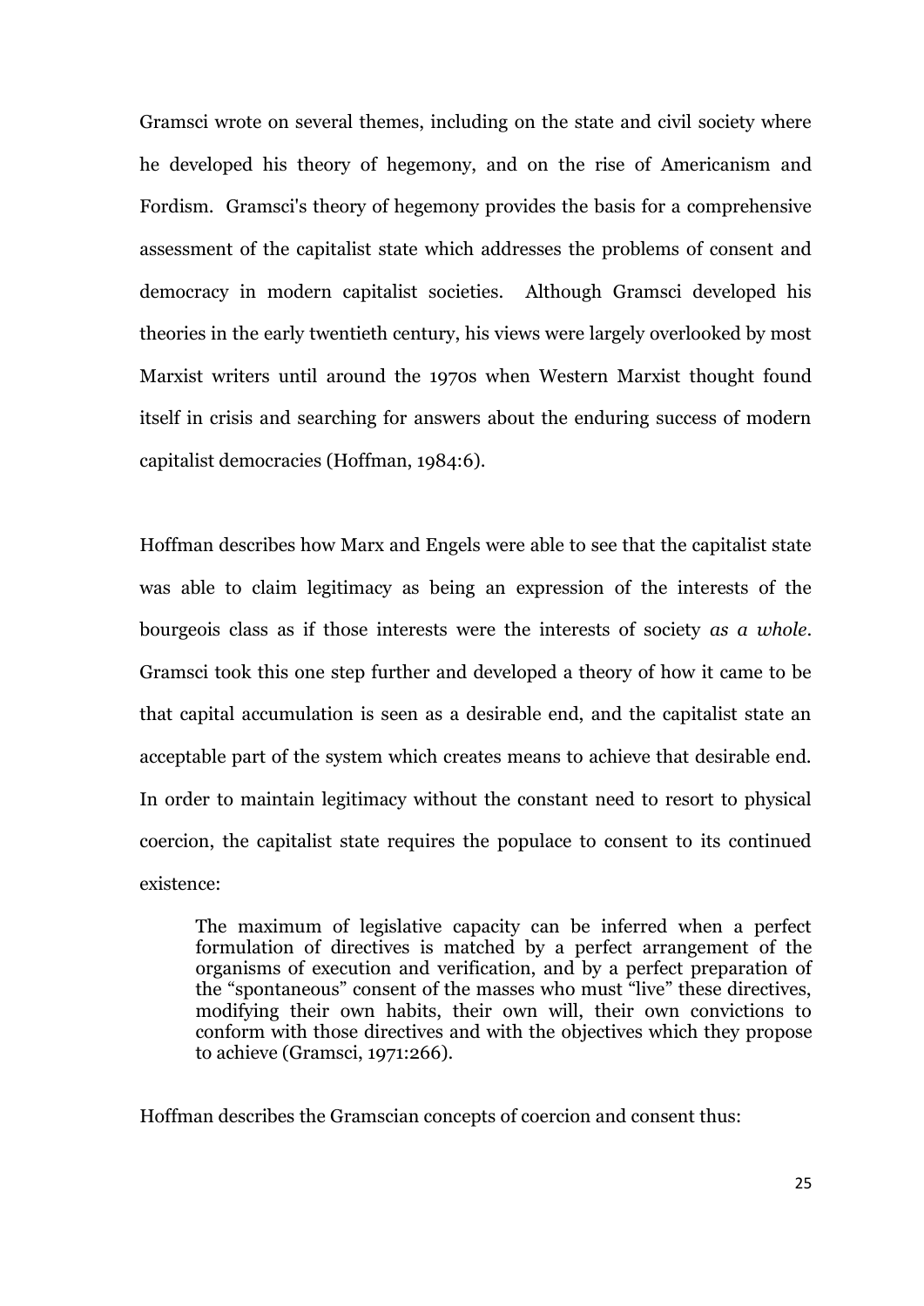Gramsci wrote on several themes, including on the state and civil society where he developed his theory of hegemony, and on the rise of Americanism and Fordism. Gramsci's theory of hegemony provides the basis for a comprehensive assessment of the capitalist state which addresses the problems of consent and democracy in modern capitalist societies. Although Gramsci developed his theories in the early twentieth century, his views were largely overlooked by most Marxist writers until around the 1970s when Western Marxist thought found itself in crisis and searching for answers about the enduring success of modern capitalist democracies (Hoffman, 1984:6).

Hoffman describes how Marx and Engels were able to see that the capitalist state was able to claim legitimacy as being an expression of the interests of the bourgeois class as if those interests were the interests of society *as a whole*. Gramsci took this one step further and developed a theory of how it came to be that capital accumulation is seen as a desirable end, and the capitalist state an acceptable part of the system which creates means to achieve that desirable end. In order to maintain legitimacy without the constant need to resort to physical coercion, the capitalist state requires the populace to consent to its continued existence:

> The maximum of legislative capacity can be inferred when a perfect formulation of directives is matched by a perfect arrangement of the organisms of execution and verification, and by a perfect preparation of the "spontaneous" consent of the masses who must "live" these directives, modifying their own habits, their own will, their own convictions to conform with those directives and with the objectives which they propose to achieve (Gramsci, 1971:266).

Hoffman describes the Gramscian concepts of coercion and consent thus: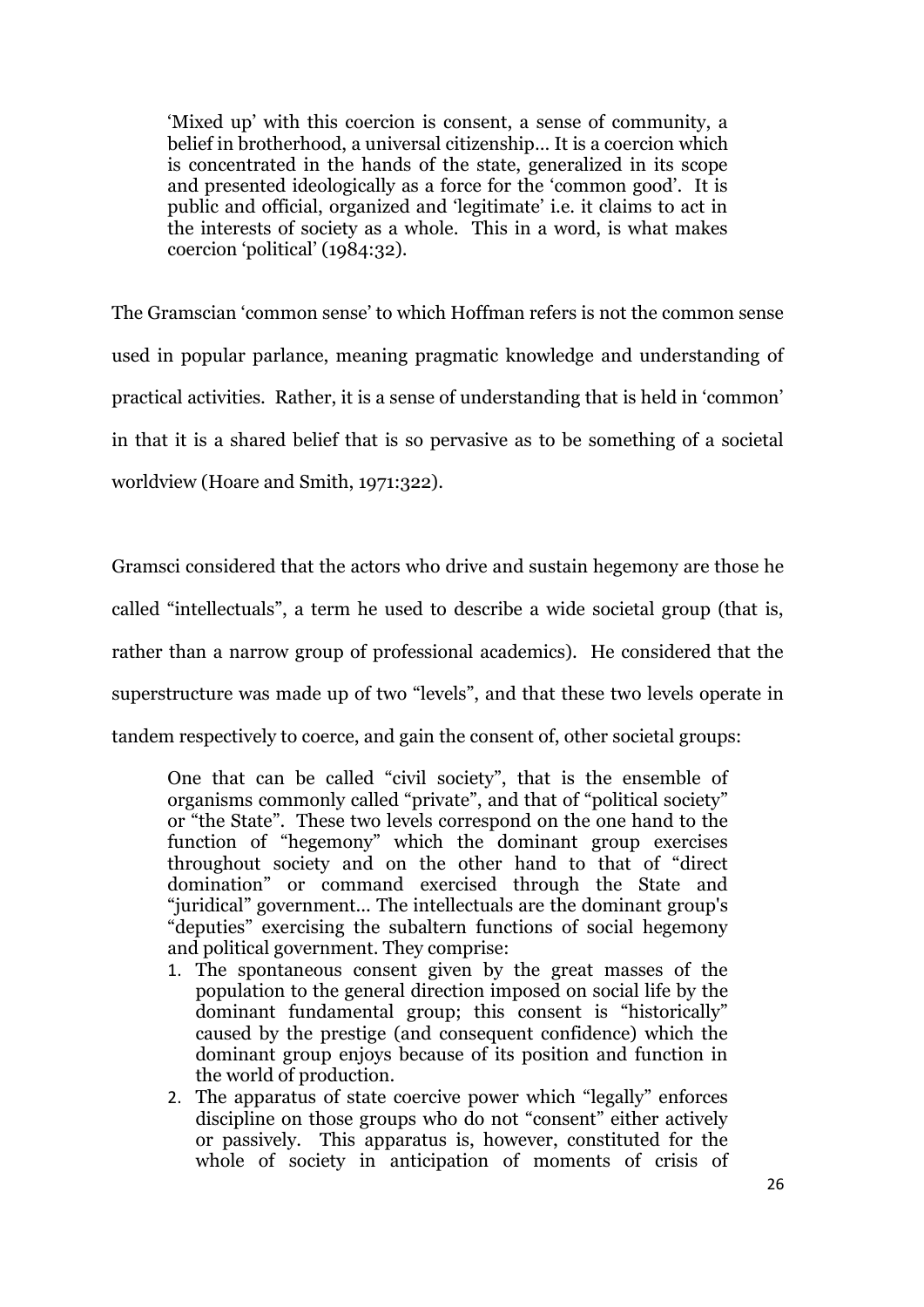> 'Mixed up' with this coercion is consent, a sense of community, a belief in brotherhood, a universal citizenship... It is a coercion which is concentrated in the hands of the state, generalized in its scope and presented ideologically as a force for the 'common good'. It is public and official, organized and 'legitimate' i.e. it claims to act in the interests of society as a whole. This in a word, is what makes coercion 'political' (1984:32).

The Gramscian 'common sense' to which Hoffman refers is not the common sense used in popular parlance, meaning pragmatic knowledge and understanding of practical activities. Rather, it is a sense of understanding that is held in 'common' in that it is a shared belief that is so pervasive as to be something of a societal worldview (Hoare and Smith, 1971:322).

Gramsci considered that the actors who drive and sustain hegemony are those he called "intellectuals", a term he used to describe a wide societal group (that is, rather than a narrow group of professional academics). He considered that the superstructure was made up of two "levels", and that these two levels operate in tandem respectively to coerce, and gain the consent of, other societal groups:

> One that can be called "civil society", that is the ensemble of organisms commonly called "private", and that of "political society" or "the State". These two levels correspond on the one hand to the function of "hegemony" which the dominant group exercises throughout society and on the other hand to that of "direct domination" or command exercised through the State and "juridical" government... The intellectuals are the dominant group's "deputies" exercising the subaltern functions of social hegemony and political government. They comprise:
>
> 1. The spontaneous consent given by the great masses of the population to the general direction imposed on social life by the dominant fundamental group; this consent is "historically" caused by the prestige (and consequent confidence) which the dominant group enjoys because of its position and function in the world of production.
> 2. The apparatus of state coercive power which "legally" enforces discipline on those groups who do not "consent" either actively or passively. This apparatus is, however, constituted for the whole of society in anticipation of moments of crisis of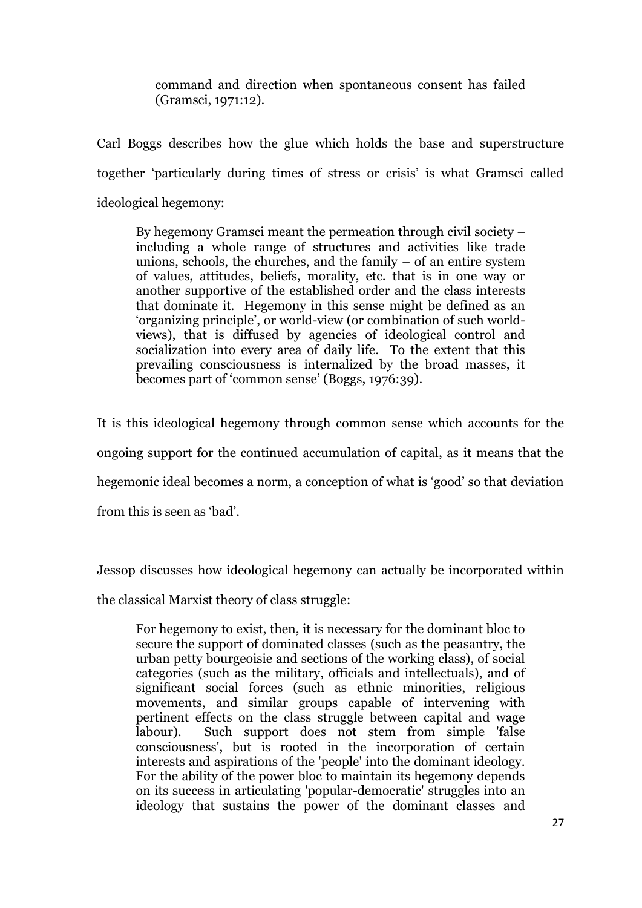> command and direction when spontaneous consent has failed (Gramsci, 1971:12).

Carl Boggs describes how the glue which holds the base and superstructure together 'particularly during times of stress or crisis' is what Gramsci called ideological hegemony:

> By hegemony Gramsci meant the permeation through civil society – including a whole range of structures and activities like trade unions, schools, the churches, and the family – of an entire system of values, attitudes, beliefs, morality, etc. that is in one way or another supportive of the established order and the class interests that dominate it. Hegemony in this sense might be defined as an 'organizing principle', or world-view (or combination of such world-views), that is diffused by agencies of ideological control and socialization into every area of daily life. To the extent that this prevailing consciousness is internalized by the broad masses, it becomes part of 'common sense' (Boggs, 1976:39).

It is this ideological hegemony through common sense which accounts for the ongoing support for the continued accumulation of capital, as it means that the hegemonic ideal becomes a norm, a conception of what is 'good' so that deviation from this is seen as 'bad'.

Jessop discusses how ideological hegemony can actually be incorporated within the classical Marxist theory of class struggle:

> For hegemony to exist, then, it is necessary for the dominant bloc to secure the support of dominated classes (such as the peasantry, the urban petty bourgeoisie and sections of the working class), of social categories (such as the military, officials and intellectuals), and of significant social forces (such as ethnic minorities, religious movements, and similar groups capable of intervening with pertinent effects on the class struggle between capital and wage labour). Such support does not stem from simple 'false consciousness', but is rooted in the incorporation of certain interests and aspirations of the 'people' into the dominant ideology. For the ability of the power bloc to maintain its hegemony depends on its success in articulating 'popular-democratic' struggles into an ideology that sustains the power of the dominant classes and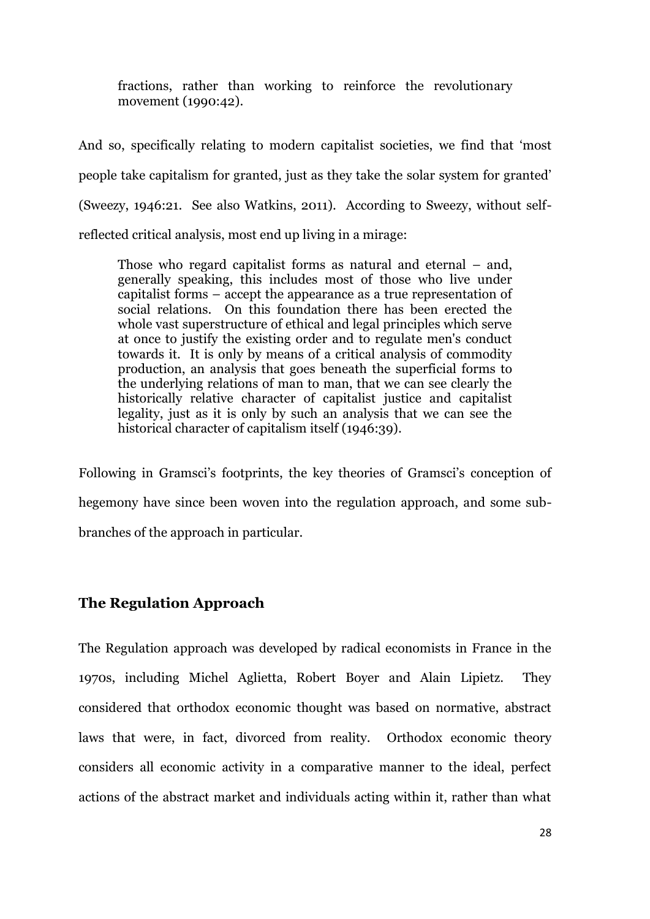> fractions, rather than working to reinforce the revolutionary movement (1990:42).

And so, specifically relating to modern capitalist societies, we find that 'most people take capitalism for granted, just as they take the solar system for granted' (Sweezy, 1946:21. See also Watkins, 2011). According to Sweezy, without self-reflected critical analysis, most end up living in a mirage:

> Those who regard capitalist forms as natural and eternal – and, generally speaking, this includes most of those who live under capitalist forms – accept the appearance as a true representation of social relations. On this foundation there has been erected the whole vast superstructure of ethical and legal principles which serve at once to justify the existing order and to regulate men's conduct towards it. It is only by means of a critical analysis of commodity production, an analysis that goes beneath the superficial forms to the underlying relations of man to man, that we can see clearly the historically relative character of capitalist justice and capitalist legality, just as it is only by such an analysis that we can see the historical character of capitalism itself (1946:39).

Following in Gramsci's footprints, the key theories of Gramsci's conception of hegemony have since been woven into the regulation approach, and some sub-branches of the approach in particular.

## The Regulation Approach

The Regulation approach was developed by radical economists in France in the 1970s, including Michel Aglietta, Robert Boyer and Alain Lipietz. They considered that orthodox economic thought was based on normative, abstract laws that were, in fact, divorced from reality. Orthodox economic theory considers all economic activity in a comparative manner to the ideal, perfect actions of the abstract market and individuals acting within it, rather than what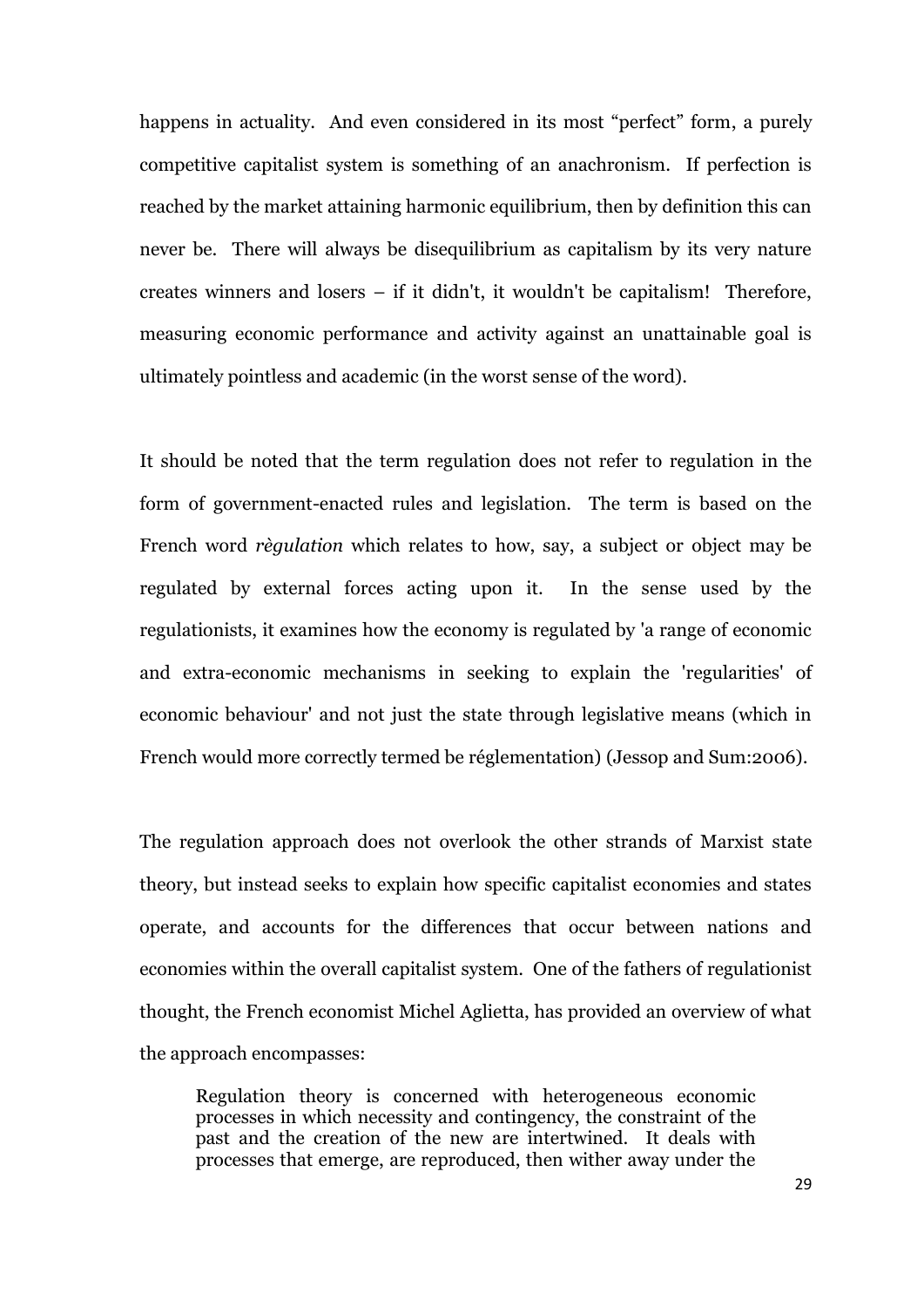happens in actuality. And even considered in its most "perfect" form, a purely competitive capitalist system is something of an anachronism. If perfection is reached by the market attaining harmonic equilibrium, then by definition this can never be. There will always be disequilibrium as capitalism by its very nature creates winners and losers – if it didn't, it wouldn't be capitalism! Therefore, measuring economic performance and activity against an unattainable goal is ultimately pointless and academic (in the worst sense of the word).

It should be noted that the term regulation does not refer to regulation in the form of government-enacted rules and legislation. The term is based on the French word *règulation* which relates to how, say, a subject or object may be regulated by external forces acting upon it. In the sense used by the regulationists, it examines how the economy is regulated by 'a range of economic and extra-economic mechanisms in seeking to explain the 'regularities' of economic behaviour' and not just the state through legislative means (which in French would more correctly termed be réglementation) (Jessop and Sum:2006).

The regulation approach does not overlook the other strands of Marxist state theory, but instead seeks to explain how specific capitalist economies and states operate, and accounts for the differences that occur between nations and economies within the overall capitalist system. One of the fathers of regulationist thought, the French economist Michel Aglietta, has provided an overview of what the approach encompasses:

> Regulation theory is concerned with heterogeneous economic processes in which necessity and contingency, the constraint of the past and the creation of the new are intertwined. It deals with processes that emerge, are reproduced, then wither away under the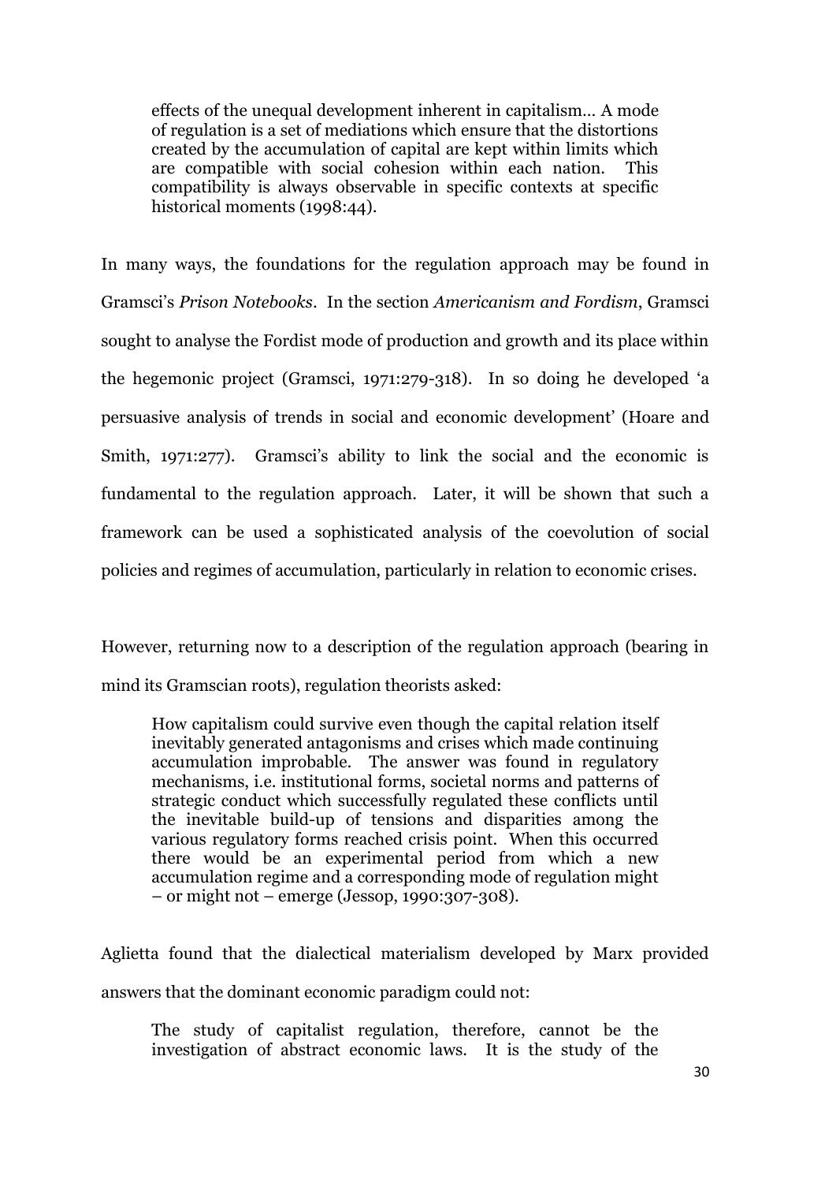> effects of the unequal development inherent in capitalism… A mode of regulation is a set of mediations which ensure that the distortions created by the accumulation of capital are kept within limits which are compatible with social cohesion within each nation. This compatibility is always observable in specific contexts at specific historical moments (1998:44).

In many ways, the foundations for the regulation approach may be found in Gramsci's *Prison Notebooks*. In the section *Americanism and Fordism*, Gramsci sought to analyse the Fordist mode of production and growth and its place within the hegemonic project (Gramsci, 1971:279-318). In so doing he developed 'a persuasive analysis of trends in social and economic development' (Hoare and Smith, 1971:277). Gramsci's ability to link the social and the economic is fundamental to the regulation approach. Later, it will be shown that such a framework can be used a sophisticated analysis of the coevolution of social policies and regimes of accumulation, particularly in relation to economic crises.

However, returning now to a description of the regulation approach (bearing in mind its Gramscian roots), regulation theorists asked:

> How capitalism could survive even though the capital relation itself inevitably generated antagonisms and crises which made continuing accumulation improbable. The answer was found in regulatory mechanisms, i.e. institutional forms, societal norms and patterns of strategic conduct which successfully regulated these conflicts until the inevitable build-up of tensions and disparities among the various regulatory forms reached crisis point. When this occurred there would be an experimental period from which a new accumulation regime and a corresponding mode of regulation might – or might not – emerge (Jessop, 1990:307-308).

Aglietta found that the dialectical materialism developed by Marx provided answers that the dominant economic paradigm could not:

> The study of capitalist regulation, therefore, cannot be the investigation of abstract economic laws. It is the study of the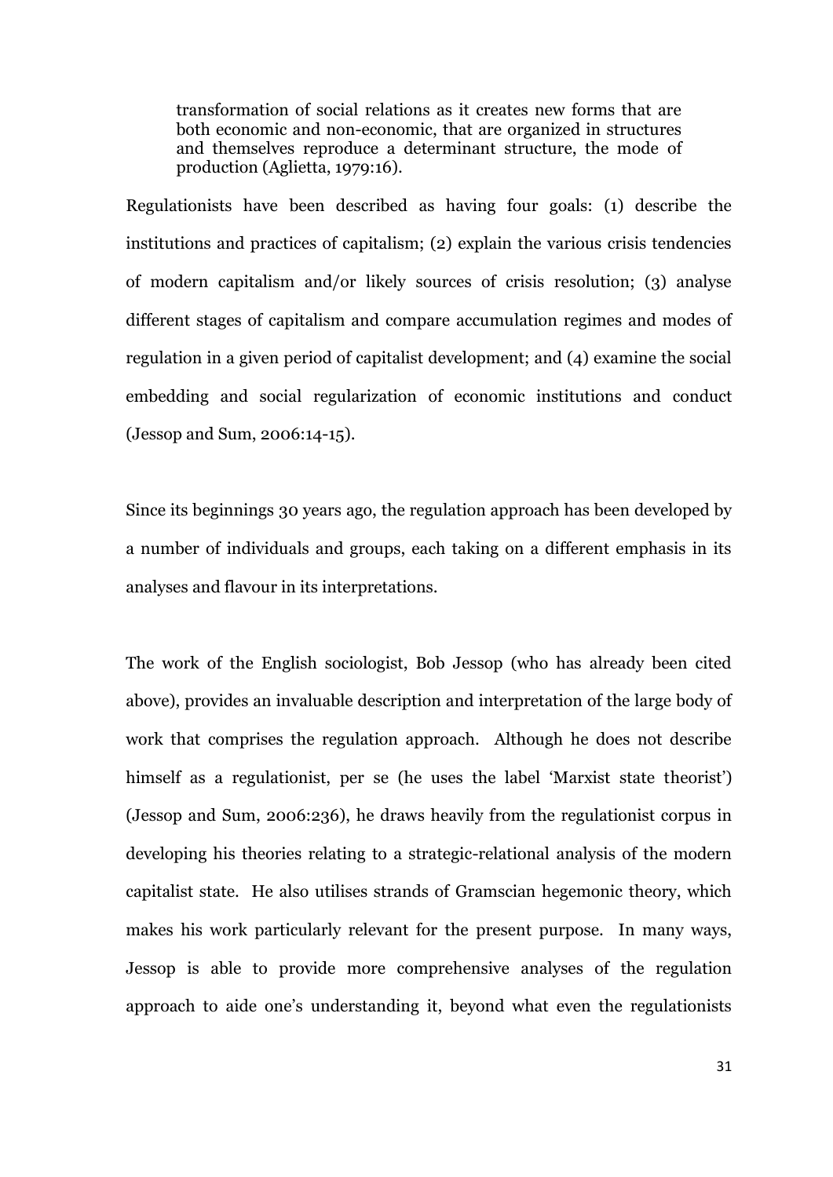> transformation of social relations as it creates new forms that are both economic and non-economic, that are organized in structures and themselves reproduce a determinant structure, the mode of production (Aglietta, 1979:16).

Regulationists have been described as having four goals: (1) describe the institutions and practices of capitalism; (2) explain the various crisis tendencies of modern capitalism and/or likely sources of crisis resolution; (3) analyse different stages of capitalism and compare accumulation regimes and modes of regulation in a given period of capitalist development; and (4) examine the social embedding and social regularization of economic institutions and conduct (Jessop and Sum, 2006:14-15).

Since its beginnings 30 years ago, the regulation approach has been developed by a number of individuals and groups, each taking on a different emphasis in its analyses and flavour in its interpretations.

The work of the English sociologist, Bob Jessop (who has already been cited above), provides an invaluable description and interpretation of the large body of work that comprises the regulation approach. Although he does not describe himself as a regulationist, per se (he uses the label 'Marxist state theorist') (Jessop and Sum, 2006:236), he draws heavily from the regulationist corpus in developing his theories relating to a strategic-relational analysis of the modern capitalist state. He also utilises strands of Gramscian hegemonic theory, which makes his work particularly relevant for the present purpose. In many ways, Jessop is able to provide more comprehensive analyses of the regulation approach to aide one's understanding it, beyond what even the regulationists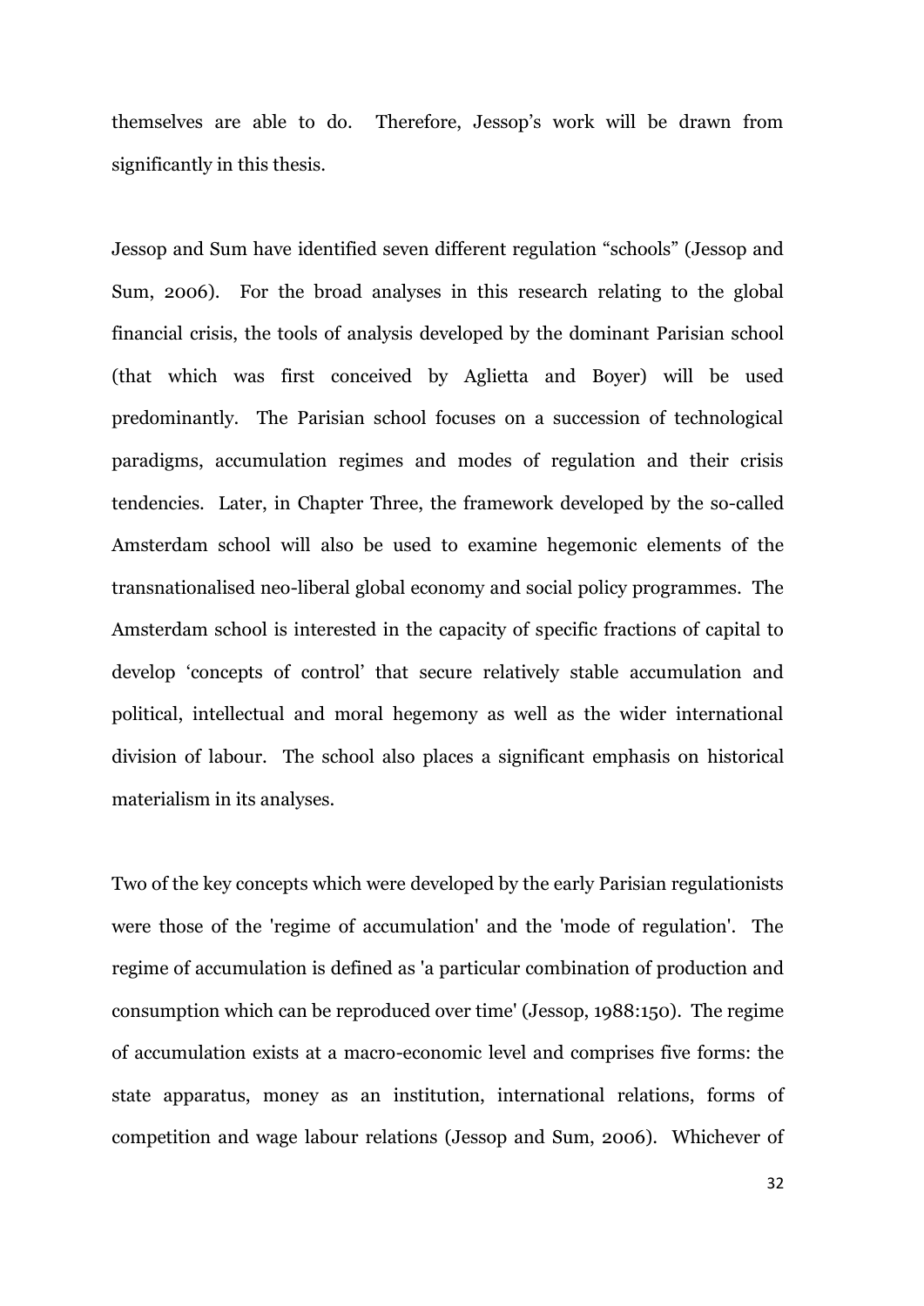themselves are able to do. Therefore, Jessop's work will be drawn from significantly in this thesis.

Jessop and Sum have identified seven different regulation "schools" (Jessop and Sum, 2006). For the broad analyses in this research relating to the global financial crisis, the tools of analysis developed by the dominant Parisian school (that which was first conceived by Aglietta and Boyer) will be used predominantly. The Parisian school focuses on a succession of technological paradigms, accumulation regimes and modes of regulation and their crisis tendencies. Later, in Chapter Three, the framework developed by the so-called Amsterdam school will also be used to examine hegemonic elements of the transnationalised neo-liberal global economy and social policy programmes. The Amsterdam school is interested in the capacity of specific fractions of capital to develop 'concepts of control' that secure relatively stable accumulation and political, intellectual and moral hegemony as well as the wider international division of labour. The school also places a significant emphasis on historical materialism in its analyses.

Two of the key concepts which were developed by the early Parisian regulationists were those of the 'regime of accumulation' and the 'mode of regulation'. The regime of accumulation is defined as 'a particular combination of production and consumption which can be reproduced over time' (Jessop, 1988:150). The regime of accumulation exists at a macro-economic level and comprises five forms: the state apparatus, money as an institution, international relations, forms of competition and wage labour relations (Jessop and Sum, 2006). Whichever of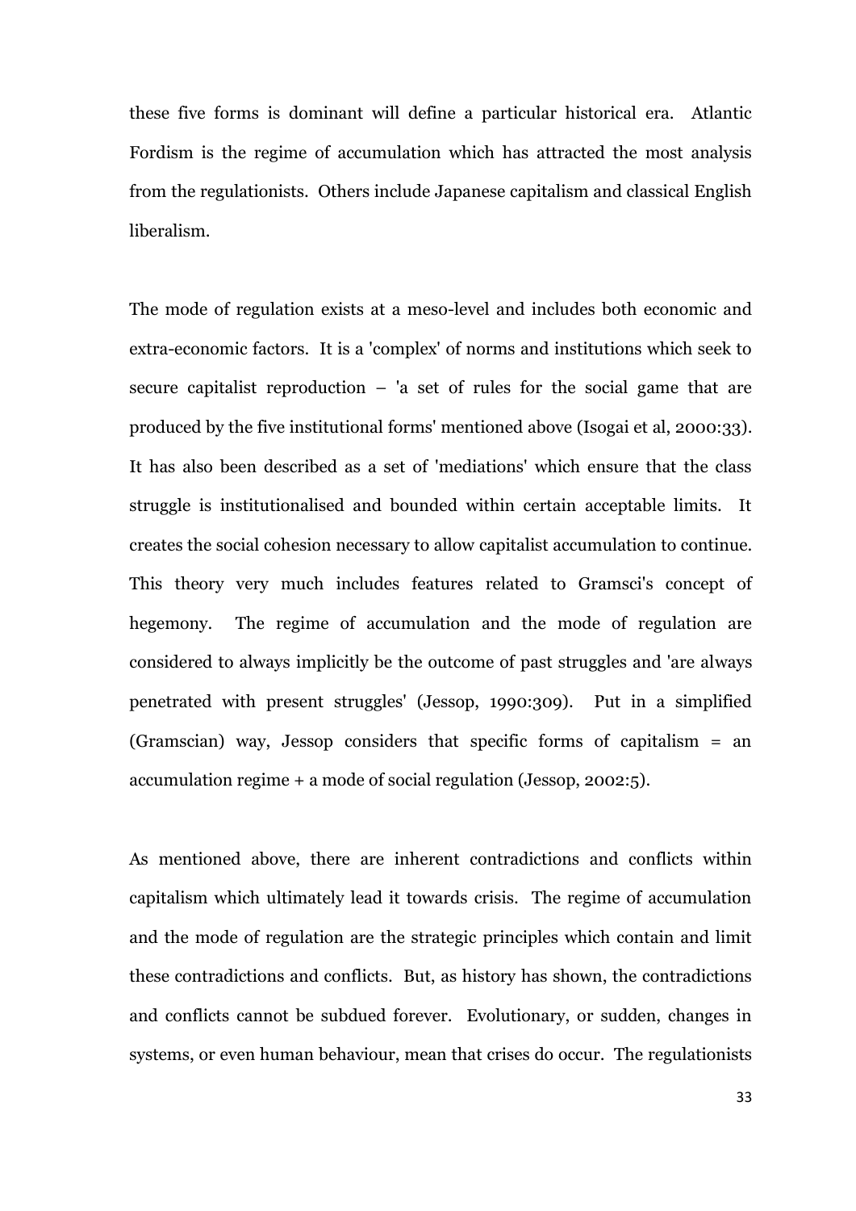these five forms is dominant will define a particular historical era. Atlantic Fordism is the regime of accumulation which has attracted the most analysis from the regulationists. Others include Japanese capitalism and classical English liberalism.

The mode of regulation exists at a meso-level and includes both economic and extra-economic factors. It is a 'complex' of norms and institutions which seek to secure capitalist reproduction – 'a set of rules for the social game that are produced by the five institutional forms' mentioned above (Isogai et al, 2000:33). It has also been described as a set of 'mediations' which ensure that the class struggle is institutionalised and bounded within certain acceptable limits. It creates the social cohesion necessary to allow capitalist accumulation to continue. This theory very much includes features related to Gramsci's concept of hegemony. The regime of accumulation and the mode of regulation are considered to always implicitly be the outcome of past struggles and 'are always penetrated with present struggles' (Jessop, 1990:309). Put in a simplified (Gramscian) way, Jessop considers that specific forms of capitalism = an accumulation regime + a mode of social regulation (Jessop, 2002:5).

As mentioned above, there are inherent contradictions and conflicts within capitalism which ultimately lead it towards crisis. The regime of accumulation and the mode of regulation are the strategic principles which contain and limit these contradictions and conflicts. But, as history has shown, the contradictions and conflicts cannot be subdued forever. Evolutionary, or sudden, changes in systems, or even human behaviour, mean that crises do occur. The regulationists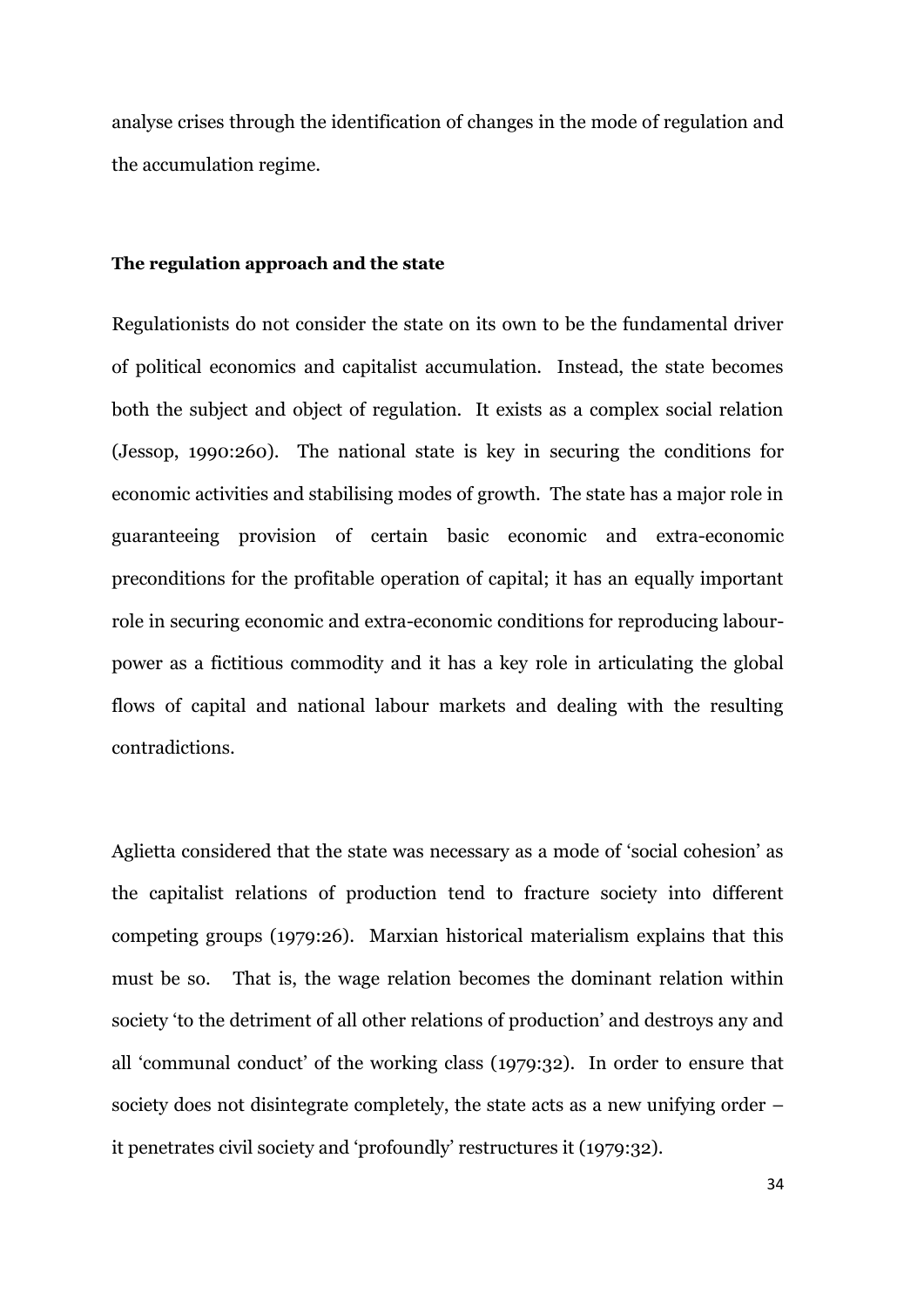analyse crises through the identification of changes in the mode of regulation and the accumulation regime.

### The regulation approach and the state

Regulationists do not consider the state on its own to be the fundamental driver of political economics and capitalist accumulation. Instead, the state becomes both the subject and object of regulation. It exists as a complex social relation (Jessop, 1990:260). The national state is key in securing the conditions for economic activities and stabilising modes of growth. The state has a major role in guaranteeing provision of certain basic economic and extra-economic preconditions for the profitable operation of capital; it has an equally important role in securing economic and extra-economic conditions for reproducing labour-power as a fictitious commodity and it has a key role in articulating the global flows of capital and national labour markets and dealing with the resulting contradictions.

Aglietta considered that the state was necessary as a mode of 'social cohesion' as the capitalist relations of production tend to fracture society into different competing groups (1979:26). Marxian historical materialism explains that this must be so. That is, the wage relation becomes the dominant relation within society 'to the detriment of all other relations of production' and destroys any and all 'communal conduct' of the working class (1979:32). In order to ensure that society does not disintegrate completely, the state acts as a new unifying order – it penetrates civil society and 'profoundly' restructures it (1979:32).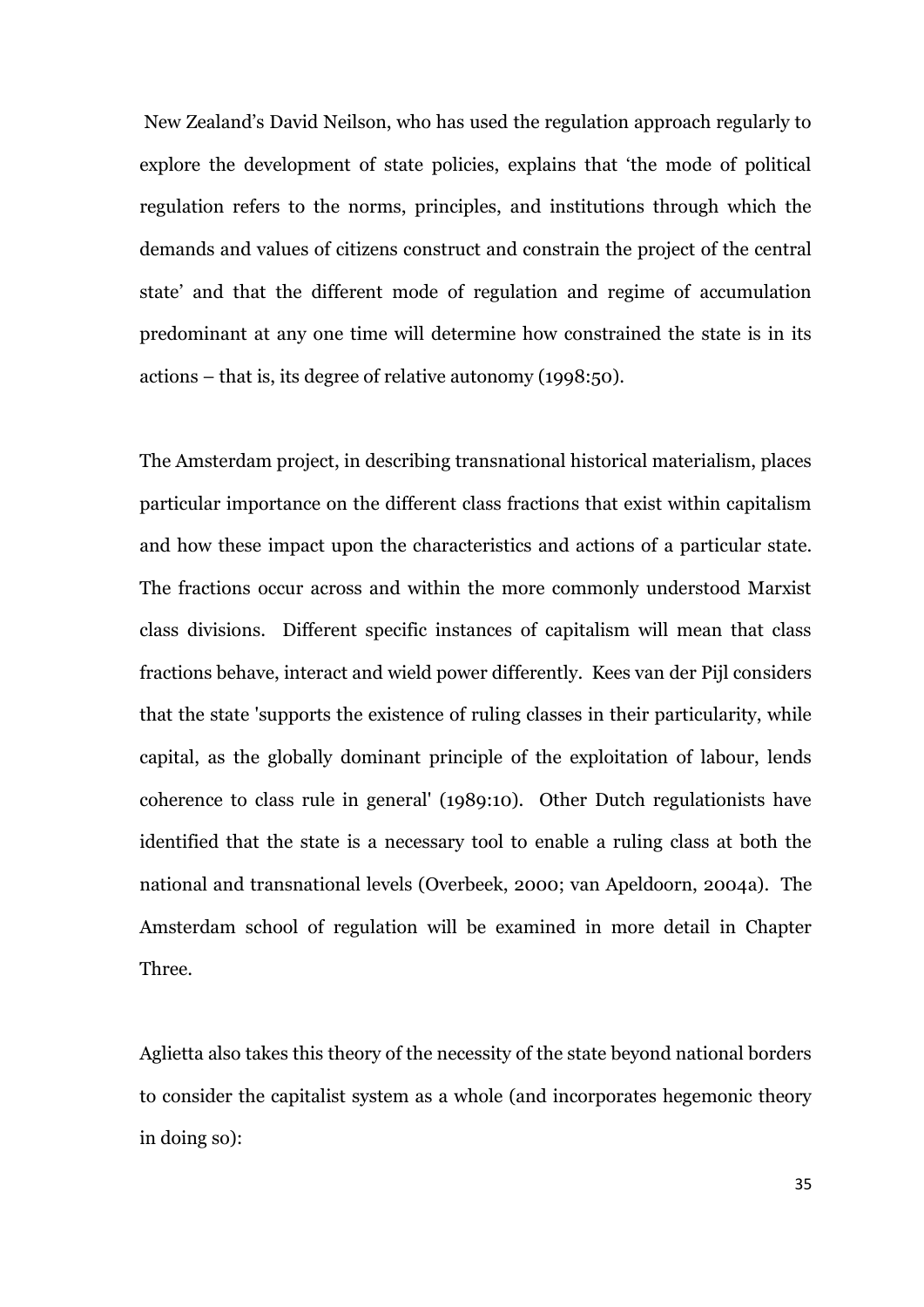New Zealand's David Neilson, who has used the regulation approach regularly to explore the development of state policies, explains that 'the mode of political regulation refers to the norms, principles, and institutions through which the demands and values of citizens construct and constrain the project of the central state' and that the different mode of regulation and regime of accumulation predominant at any one time will determine how constrained the state is in its actions – that is, its degree of relative autonomy (1998:50).

The Amsterdam project, in describing transnational historical materialism, places particular importance on the different class fractions that exist within capitalism and how these impact upon the characteristics and actions of a particular state. The fractions occur across and within the more commonly understood Marxist class divisions. Different specific instances of capitalism will mean that class fractions behave, interact and wield power differently. Kees van der Pijl considers that the state 'supports the existence of ruling classes in their particularity, while capital, as the globally dominant principle of the exploitation of labour, lends coherence to class rule in general' (1989:10). Other Dutch regulationists have identified that the state is a necessary tool to enable a ruling class at both the national and transnational levels (Overbeek, 2000; van Apeldoorn, 2004a). The Amsterdam school of regulation will be examined in more detail in Chapter Three.

Aglietta also takes this theory of the necessity of the state beyond national borders to consider the capitalist system as a whole (and incorporates hegemonic theory in doing so):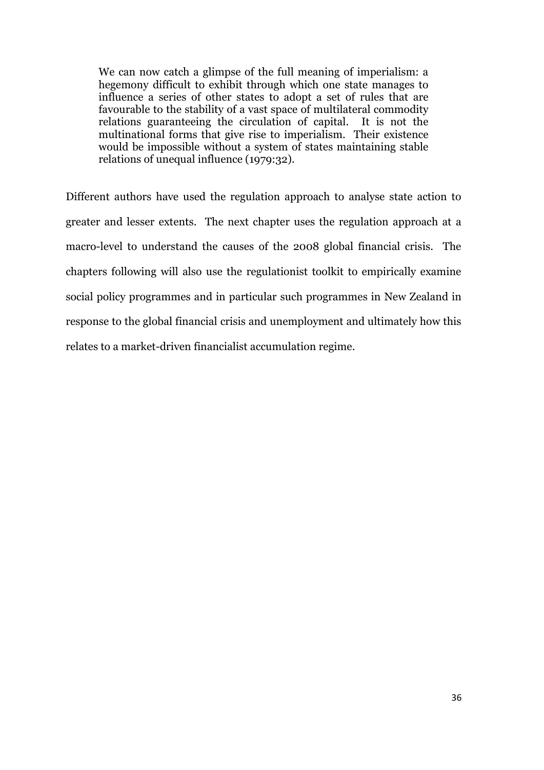> We can now catch a glimpse of the full meaning of imperialism: a hegemony difficult to exhibit through which one state manages to influence a series of other states to adopt a set of rules that are favourable to the stability of a vast space of multilateral commodity relations guaranteeing the circulation of capital. It is not the multinational forms that give rise to imperialism. Their existence would be impossible without a system of states maintaining stable relations of unequal influence (1979:32).

Different authors have used the regulation approach to analyse state action to greater and lesser extents. The next chapter uses the regulation approach at a macro-level to understand the causes of the 2008 global financial crisis. The chapters following will also use the regulationist toolkit to empirically examine social policy programmes and in particular such programmes in New Zealand in response to the global financial crisis and unemployment and ultimately how this relates to a market-driven financialist accumulation regime.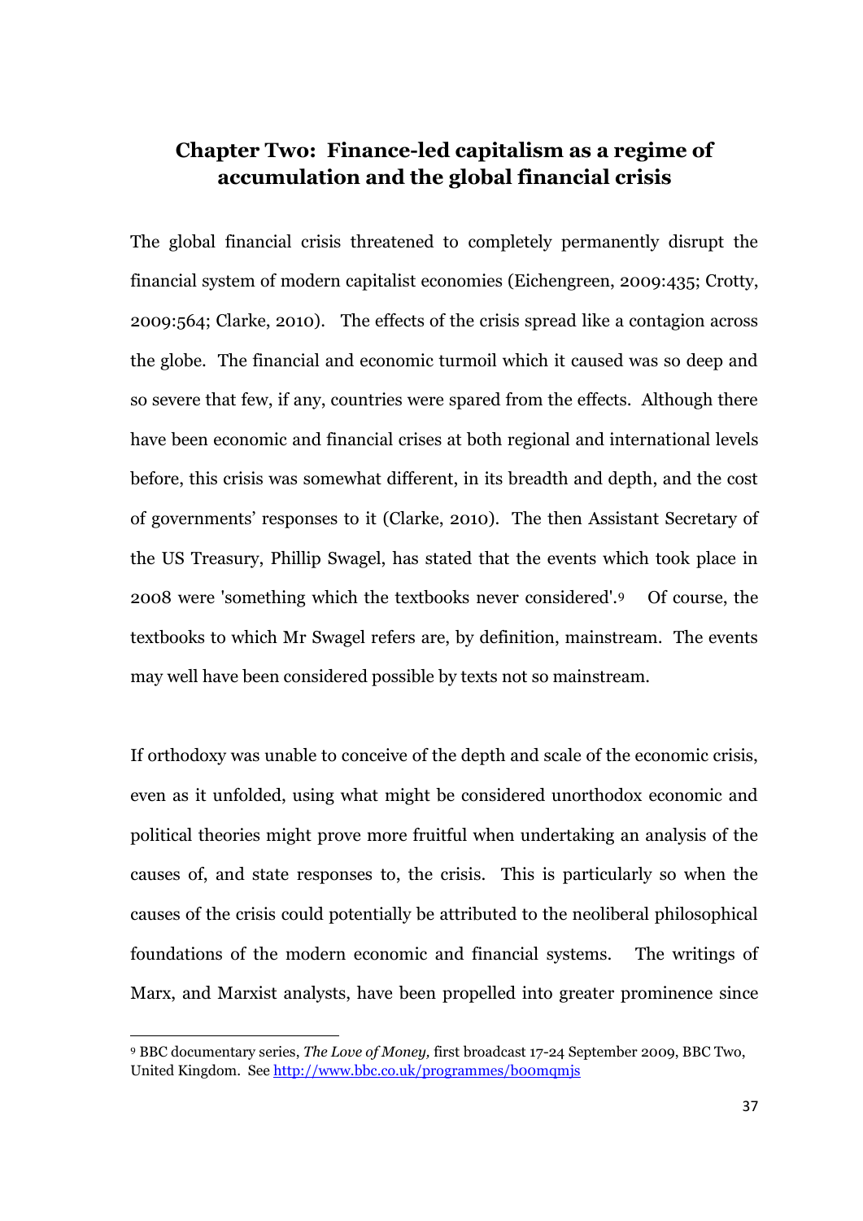## Chapter Two: Finance-led capitalism as a regime of accumulation and the global financial crisis

The global financial crisis threatened to completely permanently disrupt the financial system of modern capitalist economies (Eichengreen, 2009:435; Crotty, 2009:564; Clarke, 2010). The effects of the crisis spread like a contagion across the globe. The financial and economic turmoil which it caused was so deep and so severe that few, if any, countries were spared from the effects. Although there have been economic and financial crises at both regional and international levels before, this crisis was somewhat different, in its breadth and depth, and the cost of governments' responses to it (Clarke, 2010). The then Assistant Secretary of the US Treasury, Phillip Swagel, has stated that the events which took place in 2008 were 'something which the textbooks never considered'.[9] Of course, the textbooks to which Mr Swagel refers are, by definition, mainstream. The events may well have been considered possible by texts not so mainstream.

If orthodoxy was unable to conceive of the depth and scale of the economic crisis, even as it unfolded, using what might be considered unorthodox economic and political theories might prove more fruitful when undertaking an analysis of the causes of, and state responses to, the crisis. This is particularly so when the causes of the crisis could potentially be attributed to the neoliberal philosophical foundations of the modern economic and financial systems. The writings of Marx, and Marxist analysts, have been propelled into greater prominence since

---

[9] BBC documentary series, *The Love of Money,* first broadcast 17-24 September 2009, BBC Two, United Kingdom. See http://www.bbc.co.uk/programmes/b00mqmjs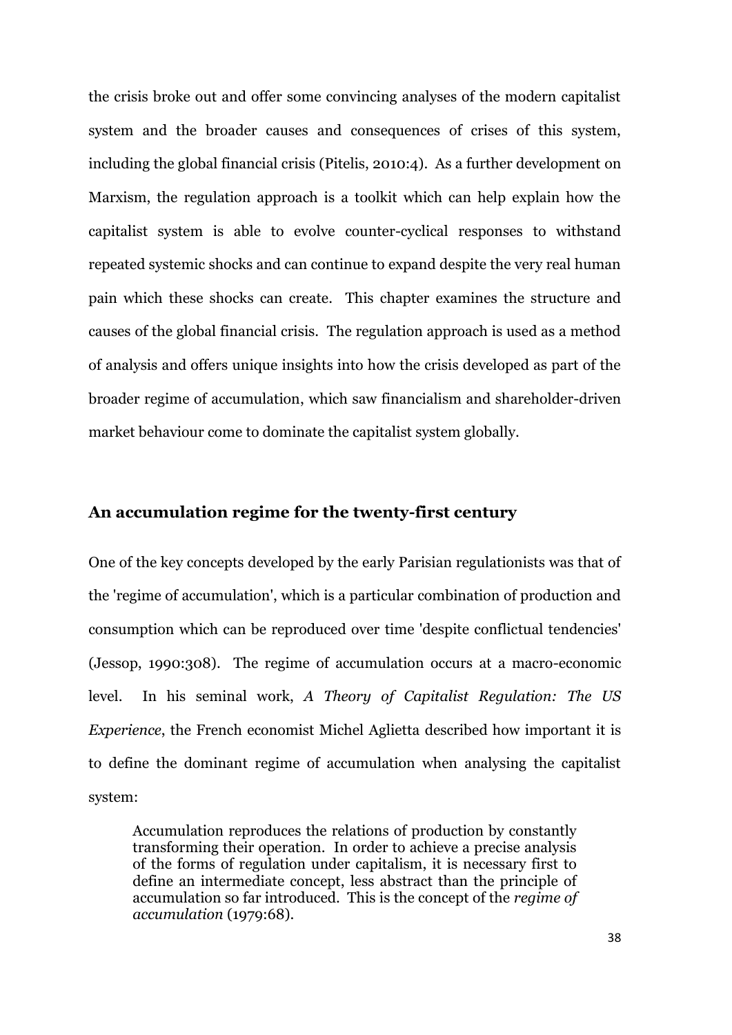the crisis broke out and offer some convincing analyses of the modern capitalist system and the broader causes and consequences of crises of this system, including the global financial crisis (Pitelis, 2010:4). As a further development on Marxism, the regulation approach is a toolkit which can help explain how the capitalist system is able to evolve counter-cyclical responses to withstand repeated systemic shocks and can continue to expand despite the very real human pain which these shocks can create. This chapter examines the structure and causes of the global financial crisis. The regulation approach is used as a method of analysis and offers unique insights into how the crisis developed as part of the broader regime of accumulation, which saw financialism and shareholder-driven market behaviour come to dominate the capitalist system globally.

## An accumulation regime for the twenty-first century

One of the key concepts developed by the early Parisian regulationists was that of the 'regime of accumulation', which is a particular combination of production and consumption which can be reproduced over time 'despite conflictual tendencies' (Jessop, 1990:308). The regime of accumulation occurs at a macro-economic level. In his seminal work, *A Theory of Capitalist Regulation: The US Experience*, the French economist Michel Aglietta described how important it is to define the dominant regime of accumulation when analysing the capitalist system:

> Accumulation reproduces the relations of production by constantly transforming their operation. In order to achieve a precise analysis of the forms of regulation under capitalism, it is necessary first to define an intermediate concept, less abstract than the principle of accumulation so far introduced. This is the concept of the *regime of accumulation* (1979:68).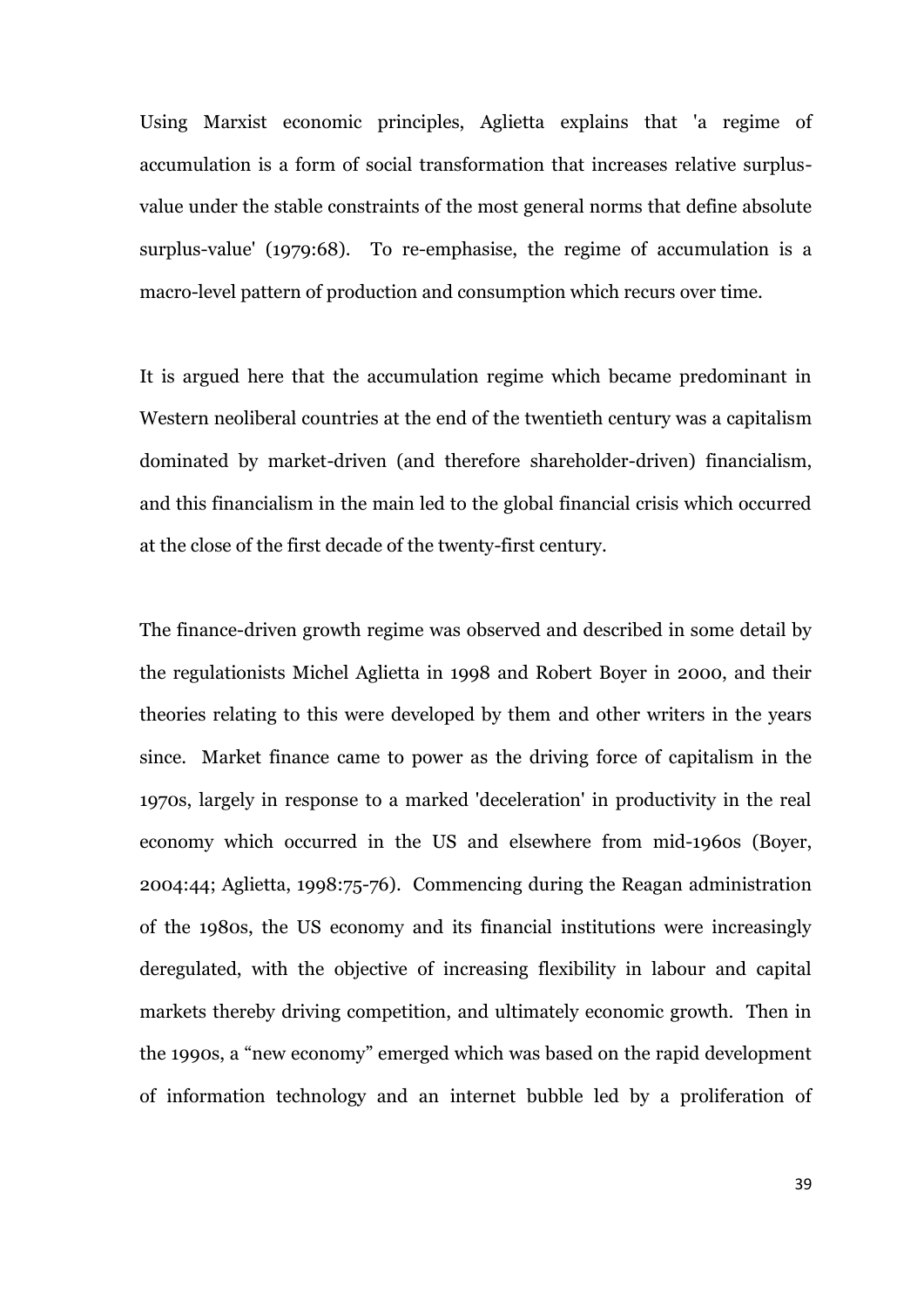Using Marxist economic principles, Aglietta explains that 'a regime of accumulation is a form of social transformation that increases relative surplus-value under the stable constraints of the most general norms that define absolute surplus-value' (1979:68). To re-emphasise, the regime of accumulation is a macro-level pattern of production and consumption which recurs over time.

It is argued here that the accumulation regime which became predominant in Western neoliberal countries at the end of the twentieth century was a capitalism dominated by market-driven (and therefore shareholder-driven) financialism, and this financialism in the main led to the global financial crisis which occurred at the close of the first decade of the twenty-first century.

The finance-driven growth regime was observed and described in some detail by the regulationists Michel Aglietta in 1998 and Robert Boyer in 2000, and their theories relating to this were developed by them and other writers in the years since. Market finance came to power as the driving force of capitalism in the 1970s, largely in response to a marked 'deceleration' in productivity in the real economy which occurred in the US and elsewhere from mid-1960s (Boyer, 2004:44; Aglietta, 1998:75-76). Commencing during the Reagan administration of the 1980s, the US economy and its financial institutions were increasingly deregulated, with the objective of increasing flexibility in labour and capital markets thereby driving competition, and ultimately economic growth. Then in the 1990s, a "new economy" emerged which was based on the rapid development of information technology and an internet bubble led by a proliferation of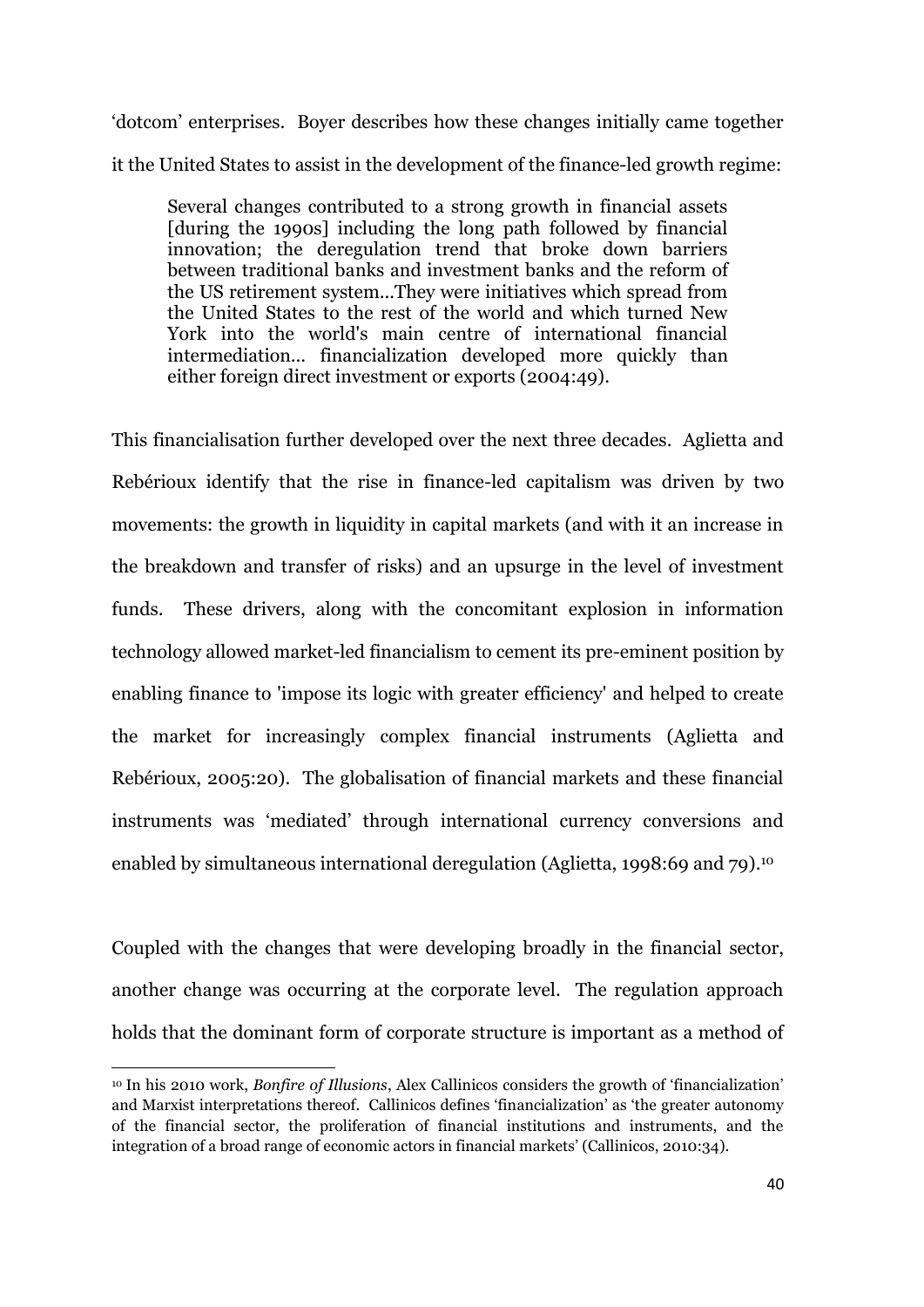'dotcom' enterprises. Boyer describes how these changes initially came together it the United States to assist in the development of the finance-led growth regime:

> Several changes contributed to a strong growth in financial assets [during the 1990s] including the long path followed by financial innovation; the deregulation trend that broke down barriers between traditional banks and investment banks and the reform of the US retirement system...They were initiatives which spread from the United States to the rest of the world and which turned New York into the world's main centre of international financial intermediation... financialization developed more quickly than either foreign direct investment or exports (2004:49).

This financialisation further developed over the next three decades. Aglietta and Rebérioux identify that the rise in finance-led capitalism was driven by two movements: the growth in liquidity in capital markets (and with it an increase in the breakdown and transfer of risks) and an upsurge in the level of investment funds. These drivers, along with the concomitant explosion in information technology allowed market-led financialism to cement its pre-eminent position by enabling finance to 'impose its logic with greater efficiency' and helped to create the market for increasingly complex financial instruments (Aglietta and Rebérioux, 2005:20). The globalisation of financial markets and these financial instruments was 'mediated' through international currency conversions and enabled by simultaneous international deregulation (Aglietta, 1998:69 and 79).[10]

Coupled with the changes that were developing broadly in the financial sector, another change was occurring at the corporate level. The regulation approach holds that the dominant form of corporate structure is important as a method of

---

[10] In his 2010 work, *Bonfire of Illusions*, Alex Callinicos considers the growth of 'financialization' and Marxist interpretations thereof. Callinicos defines 'financialization' as 'the greater autonomy of the financial sector, the proliferation of financial institutions and instruments, and the integration of a broad range of economic actors in financial markets' (Callinicos, 2010:34).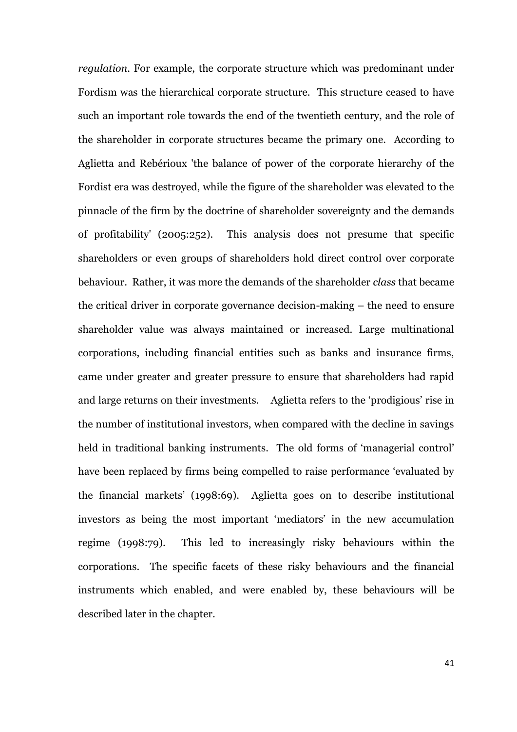*regulation*. For example, the corporate structure which was predominant under Fordism was the hierarchical corporate structure. This structure ceased to have such an important role towards the end of the twentieth century, and the role of the shareholder in corporate structures became the primary one. According to Aglietta and Rebérioux 'the balance of power of the corporate hierarchy of the Fordist era was destroyed, while the figure of the shareholder was elevated to the pinnacle of the firm by the doctrine of shareholder sovereignty and the demands of profitability' (2005:252). This analysis does not presume that specific shareholders or even groups of shareholders hold direct control over corporate behaviour. Rather, it was more the demands of the shareholder *class* that became the critical driver in corporate governance decision-making – the need to ensure shareholder value was always maintained or increased. Large multinational corporations, including financial entities such as banks and insurance firms, came under greater and greater pressure to ensure that shareholders had rapid and large returns on their investments. Aglietta refers to the 'prodigious' rise in the number of institutional investors, when compared with the decline in savings held in traditional banking instruments. The old forms of 'managerial control' have been replaced by firms being compelled to raise performance 'evaluated by the financial markets' (1998:69). Aglietta goes on to describe institutional investors as being the most important 'mediators' in the new accumulation regime (1998:79). This led to increasingly risky behaviours within the corporations. The specific facets of these risky behaviours and the financial instruments which enabled, and were enabled by, these behaviours will be described later in the chapter.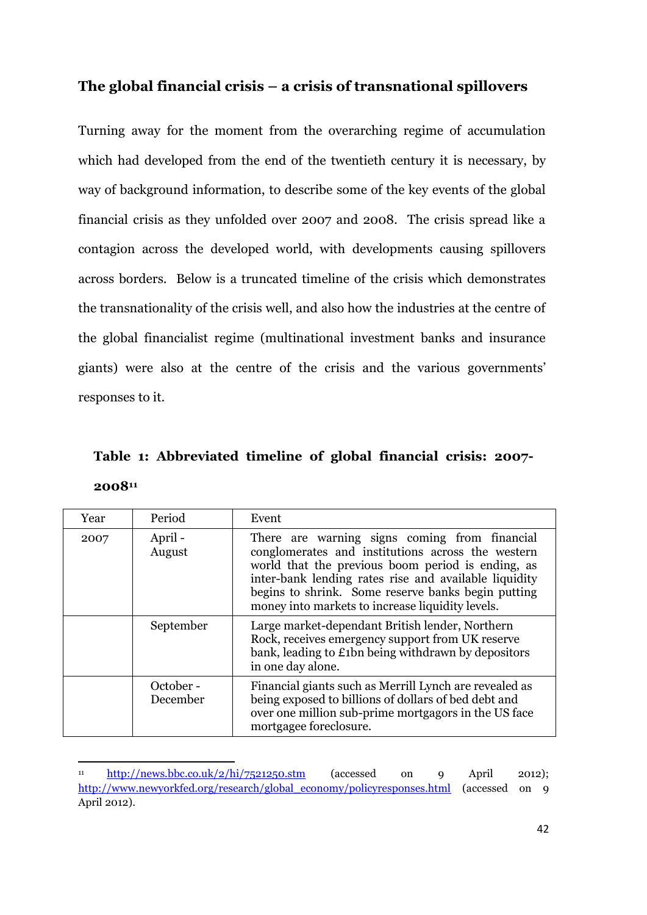## The global financial crisis – a crisis of transnational spillovers

Turning away for the moment from the overarching regime of accumulation which had developed from the end of the twentieth century it is necessary, by way of background information, to describe some of the key events of the global financial crisis as they unfolded over 2007 and 2008. The crisis spread like a contagion across the developed world, with developments causing spillovers across borders. Below is a truncated timeline of the crisis which demonstrates the transnationality of the crisis well, and also how the industries at the centre of the global financialist regime (multinational investment banks and insurance giants) were also at the centre of the crisis and the various governments' responses to it.

**Table 1: Abbreviated timeline of global financial crisis: 2007-2008[11]**

| Year | Period | Event |
|---|---|---|
| 2007 | April - August | There are warning signs coming from financial conglomerates and institutions across the western world that the previous boom period is ending, as inter-bank lending rates rise and available liquidity begins to shrink. Some reserve banks begin putting money into markets to increase liquidity levels. |
| | September | Large market-dependant British lender, Northern Rock, receives emergency support from UK reserve bank, leading to £1bn being withdrawn by depositors in one day alone. |
| | October - December | Financial giants such as Merrill Lynch are revealed as being exposed to billions of dollars of bed debt and over one million sub-prime mortgagors in the US face mortgagee foreclosure. |

[11] http://news.bbc.co.uk/2/hi/7521250.stm (accessed on 9 April 2012); http://www.newyorkfed.org/research/global_economy/policyresponses.html (accessed on 9 April 2012).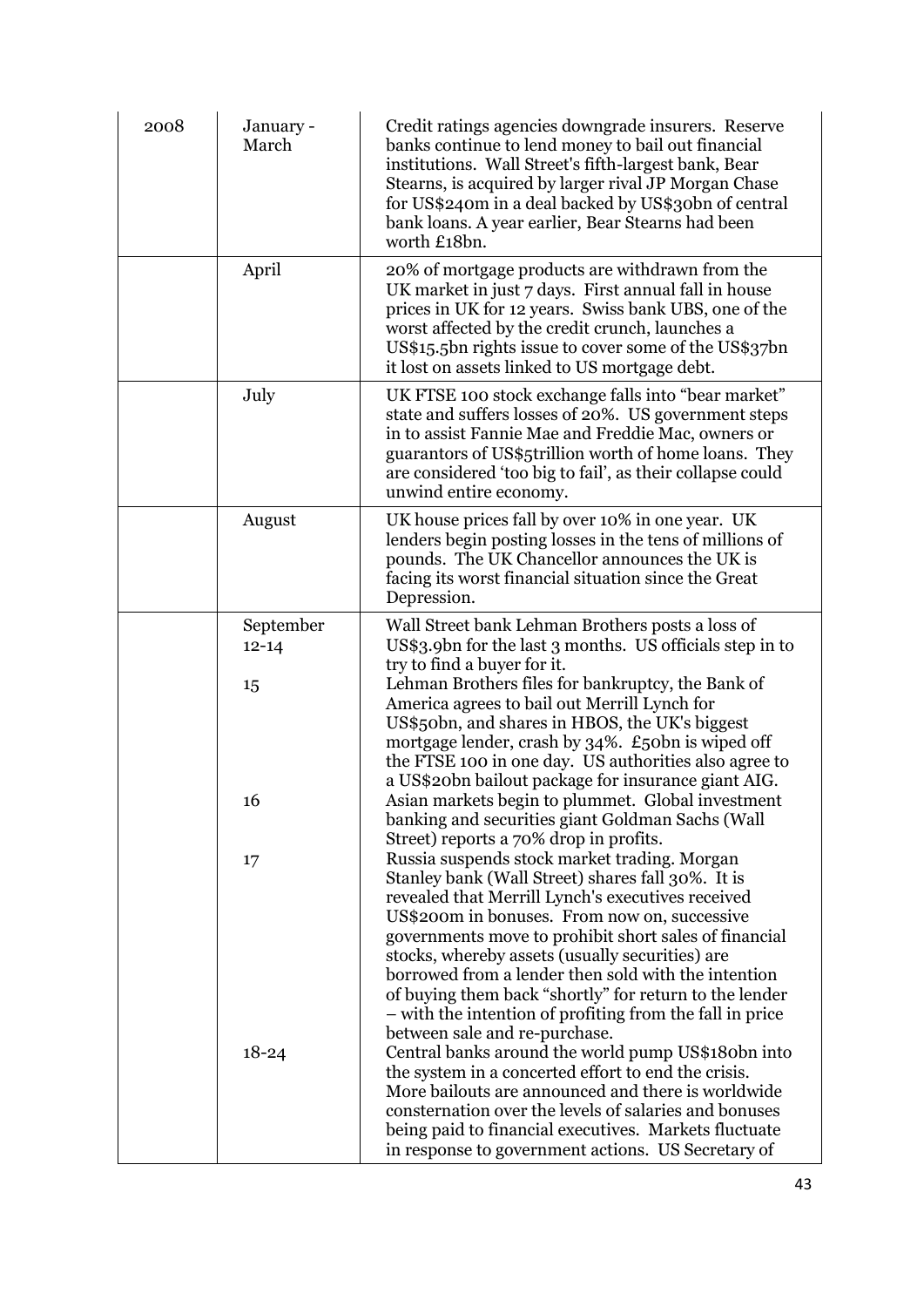| | | |
|---|---|---|
| 2008 | January - March | Credit ratings agencies downgrade insurers. Reserve banks continue to lend money to bail out financial institutions. Wall Street's fifth-largest bank, Bear Stearns, is acquired by larger rival JP Morgan Chase for US$240m in a deal backed by US$30bn of central bank loans. A year earlier, Bear Stearns had been worth £18bn. |
| | April | 20% of mortgage products are withdrawn from the UK market in just 7 days. First annual fall in house prices in UK for 12 years. Swiss bank UBS, one of the worst affected by the credit crunch, launches a US$15.5bn rights issue to cover some of the US$37bn it lost on assets linked to US mortgage debt. |
| | July | UK FTSE 100 stock exchange falls into "bear market" state and suffers losses of 20%. US government steps in to assist Fannie Mae and Freddie Mac, owners or guarantors of US$5trillion worth of home loans. They are considered 'too big to fail', as their collapse could unwind entire economy. |
| | August | UK house prices fall by over 10% in one year. UK lenders begin posting losses in the tens of millions of pounds. The UK Chancellor announces the UK is facing its worst financial situation since the Great Depression. |
| | September 12-14 | Wall Street bank Lehman Brothers posts a loss of US$3.9bn for the last 3 months. US officials step in to try to find a buyer for it. |
| | 15 | Lehman Brothers files for bankruptcy, the Bank of America agrees to bail out Merrill Lynch for US$50bn, and shares in HBOS, the UK's biggest mortgage lender, crash by 34%. £50bn is wiped off the FTSE 100 in one day. US authorities also agree to a US$20bn bailout package for insurance giant AIG. |
| | 16 | Asian markets begin to plummet. Global investment banking and securities giant Goldman Sachs (Wall Street) reports a 70% drop in profits. |
| | 17 | Russia suspends stock market trading. Morgan Stanley bank (Wall Street) shares fall 30%. It is revealed that Merrill Lynch's executives received US$200m in bonuses. From now on, successive governments move to prohibit short sales of financial stocks, whereby assets (usually securities) are borrowed from a lender then sold with the intention of buying them back "shortly" for return to the lender – with the intention of profiting from the fall in price between sale and re-purchase. |
| | 18-24 | Central banks around the world pump US$180bn into the system in a concerted effort to end the crisis. More bailouts are announced and there is worldwide consternation over the levels of salaries and bonuses being paid to financial executives. Markets fluctuate in response to government actions. US Secretary of |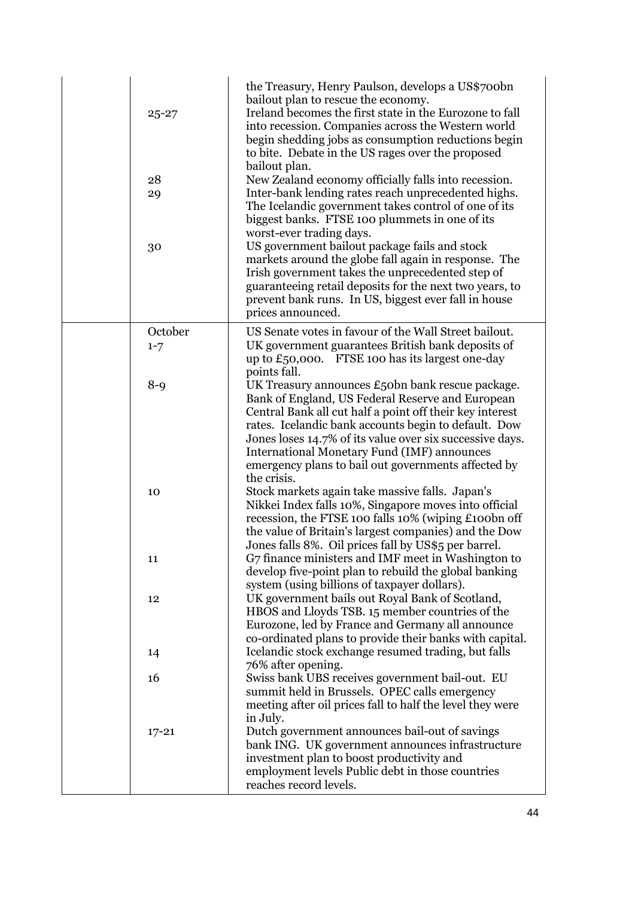| | | |
|---|---|---|
| | | the Treasury, Henry Paulson, develops a US$700bn bailout plan to rescue the economy. |
| | 25-27 | Ireland becomes the first state in the Eurozone to fall into recession. Companies across the Western world begin shedding jobs as consumption reductions begin to bite. Debate in the US rages over the proposed bailout plan. |
| | 28 | New Zealand economy officially falls into recession. |
| | 29 | Inter-bank lending rates reach unprecedented highs. The Icelandic government takes control of one of its biggest banks. FTSE 100 plummets in one of its worst-ever trading days. |
| | 30 | US government bailout package fails and stock markets around the globe fall again in response. The Irish government takes the unprecedented step of guaranteeing retail deposits for the next two years, to prevent bank runs. In US, biggest ever fall in house prices announced. |
| | October | US Senate votes in favour of the Wall Street bailout. |
| | 1-7 | UK government guarantees British bank deposits of up to £50,000. FTSE 100 has its largest one-day points fall. |
| | 8-9 | UK Treasury announces £50bn bank rescue package. Bank of England, US Federal Reserve and European Central Bank all cut half a point off their key interest rates. Icelandic bank accounts begin to default. Dow Jones loses 14.7% of its value over six successive days. International Monetary Fund (IMF) announces emergency plans to bail out governments affected by the crisis. |
| | 10 | Stock markets again take massive falls. Japan's Nikkei Index falls 10%, Singapore moves into official recession, the FTSE 100 falls 10% (wiping £100bn off the value of Britain's largest companies) and the Dow Jones falls 8%. Oil prices fall by US$5 per barrel. |
| | 11 | G7 finance ministers and IMF meet in Washington to develop five-point plan to rebuild the global banking system (using billions of taxpayer dollars). |
| | 12 | UK government bails out Royal Bank of Scotland, HBOS and Lloyds TSB. 15 member countries of the Eurozone, led by France and Germany all announce co-ordinated plans to provide their banks with capital. |
| | 14 | Icelandic stock exchange resumed trading, but falls 76% after opening. |
| | 16 | Swiss bank UBS receives government bail-out. EU summit held in Brussels. OPEC calls emergency meeting after oil prices fall to half the level they were in July. |
| | 17-21 | Dutch government announces bail-out of savings bank ING. UK government announces infrastructure investment plan to boost productivity and employment levels Public debt in those countries reaches record levels. |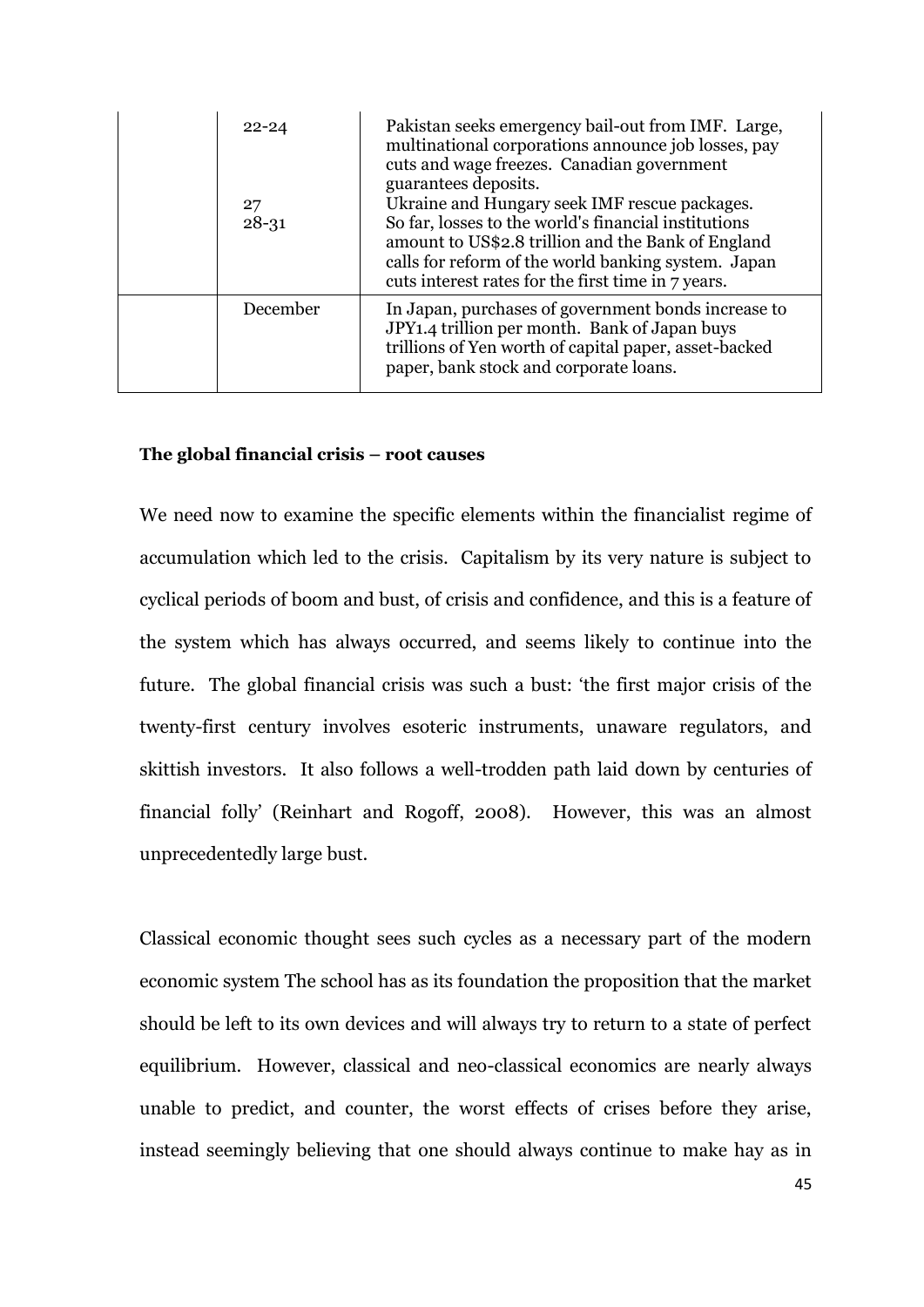| | | |
|---|---|---|
| | 22-24<br><br><br><br>27<br>28-31 | Pakistan seeks emergency bail-out from IMF. Large, multinational corporations announce job losses, pay cuts and wage freezes. Canadian government guarantees deposits.<br>Ukraine and Hungary seek IMF rescue packages.<br>So far, losses to the world's financial institutions amount to US$2.8 trillion and the Bank of England calls for reform of the world banking system. Japan cuts interest rates for the first time in 7 years. |
| | December | In Japan, purchases of government bonds increase to JPY1.4 trillion per month. Bank of Japan buys trillions of Yen worth of capital paper, asset-backed paper, bank stock and corporate loans. |

**The global financial crisis – root causes**

We need now to examine the specific elements within the financialist regime of accumulation which led to the crisis. Capitalism by its very nature is subject to cyclical periods of boom and bust, of crisis and confidence, and this is a feature of the system which has always occurred, and seems likely to continue into the future. The global financial crisis was such a bust: 'the first major crisis of the twenty-first century involves esoteric instruments, unaware regulators, and skittish investors. It also follows a well-trodden path laid down by centuries of financial folly' (Reinhart and Rogoff, 2008). However, this was an almost unprecedentedly large bust.

Classical economic thought sees such cycles as a necessary part of the modern economic system The school has as its foundation the proposition that the market should be left to its own devices and will always try to return to a state of perfect equilibrium. However, classical and neo-classical economics are nearly always unable to predict, and counter, the worst effects of crises before they arise, instead seemingly believing that one should always continue to make hay as in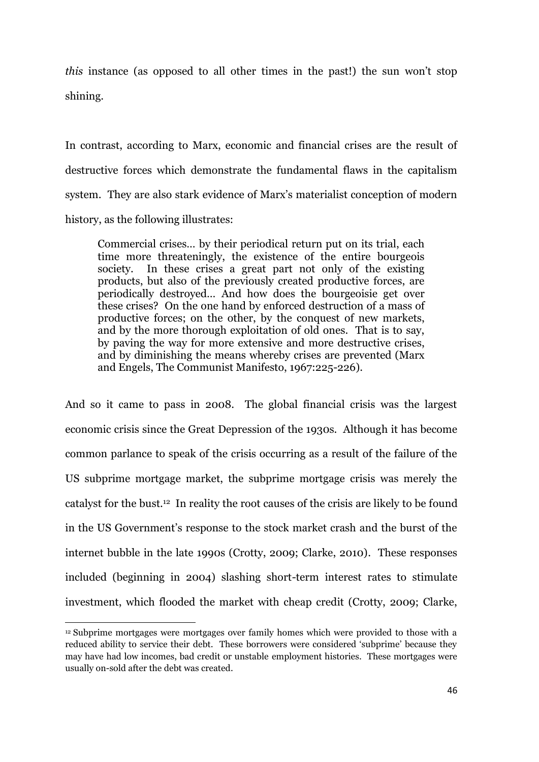*this* instance (as opposed to all other times in the past!) the sun won't stop shining.

In contrast, according to Marx, economic and financial crises are the result of destructive forces which demonstrate the fundamental flaws in the capitalism system. They are also stark evidence of Marx's materialist conception of modern history, as the following illustrates:

> Commercial crises… by their periodical return put on its trial, each time more threateningly, the existence of the entire bourgeois society. In these crises a great part not only of the existing products, but also of the previously created productive forces, are periodically destroyed… And how does the bourgeoisie get over these crises? On the one hand by enforced destruction of a mass of productive forces; on the other, by the conquest of new markets, and by the more thorough exploitation of old ones. That is to say, by paving the way for more extensive and more destructive crises, and by diminishing the means whereby crises are prevented (Marx and Engels, The Communist Manifesto, 1967:225-226).

And so it came to pass in 2008. The global financial crisis was the largest economic crisis since the Great Depression of the 1930s. Although it has become common parlance to speak of the crisis occurring as a result of the failure of the US subprime mortgage market, the subprime mortgage crisis was merely the catalyst for the bust.[12] In reality the root causes of the crisis are likely to be found in the US Government's response to the stock market crash and the burst of the internet bubble in the late 1990s (Crotty, 2009; Clarke, 2010). These responses included (beginning in 2004) slashing short-term interest rates to stimulate investment, which flooded the market with cheap credit (Crotty, 2009; Clarke,

[12] Subprime mortgages were mortgages over family homes which were provided to those with a reduced ability to service their debt. These borrowers were considered 'subprime' because they may have had low incomes, bad credit or unstable employment histories. These mortgages were usually on-sold after the debt was created.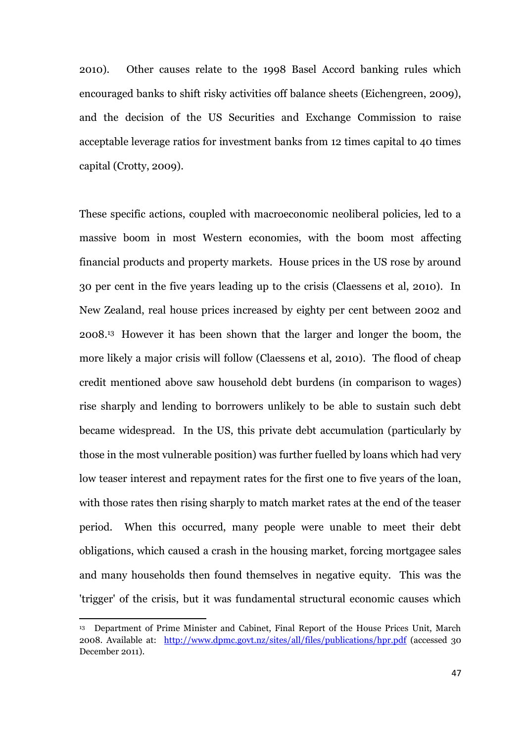2010). Other causes relate to the 1998 Basel Accord banking rules which encouraged banks to shift risky activities off balance sheets (Eichengreen, 2009), and the decision of the US Securities and Exchange Commission to raise acceptable leverage ratios for investment banks from 12 times capital to 40 times capital (Crotty, 2009).

These specific actions, coupled with macroeconomic neoliberal policies, led to a massive boom in most Western economies, with the boom most affecting financial products and property markets. House prices in the US rose by around 30 per cent in the five years leading up to the crisis (Claessens et al, 2010). In New Zealand, real house prices increased by eighty per cent between 2002 and 2008.[13] However it has been shown that the larger and longer the boom, the more likely a major crisis will follow (Claessens et al, 2010). The flood of cheap credit mentioned above saw household debt burdens (in comparison to wages) rise sharply and lending to borrowers unlikely to be able to sustain such debt became widespread. In the US, this private debt accumulation (particularly by those in the most vulnerable position) was further fuelled by loans which had very low teaser interest and repayment rates for the first one to five years of the loan, with those rates then rising sharply to match market rates at the end of the teaser period. When this occurred, many people were unable to meet their debt obligations, which caused a crash in the housing market, forcing mortgagee sales and many households then found themselves in negative equity. This was the 'trigger' of the crisis, but it was fundamental structural economic causes which

[13] Department of Prime Minister and Cabinet, Final Report of the House Prices Unit, March 2008. Available at: http://www.dpmc.govt.nz/sites/all/files/publications/hpr.pdf (accessed 30 December 2011).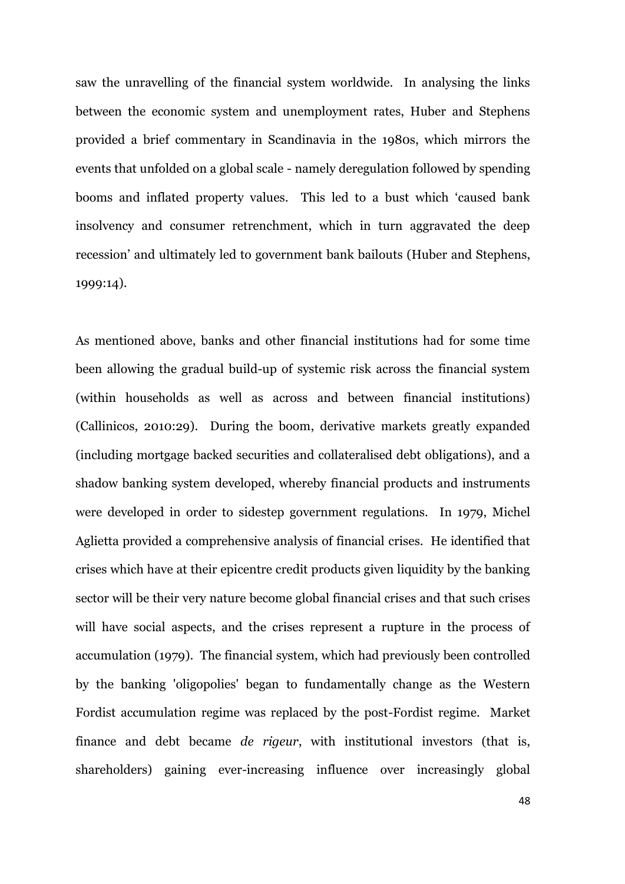saw the unravelling of the financial system worldwide. In analysing the links between the economic system and unemployment rates, Huber and Stephens provided a brief commentary in Scandinavia in the 1980s, which mirrors the events that unfolded on a global scale - namely deregulation followed by spending booms and inflated property values. This led to a bust which 'caused bank insolvency and consumer retrenchment, which in turn aggravated the deep recession' and ultimately led to government bank bailouts (Huber and Stephens, 1999:14).

As mentioned above, banks and other financial institutions had for some time been allowing the gradual build-up of systemic risk across the financial system (within households as well as across and between financial institutions) (Callinicos, 2010:29). During the boom, derivative markets greatly expanded (including mortgage backed securities and collateralised debt obligations), and a shadow banking system developed, whereby financial products and instruments were developed in order to sidestep government regulations. In 1979, Michel Aglietta provided a comprehensive analysis of financial crises. He identified that crises which have at their epicentre credit products given liquidity by the banking sector will be their very nature become global financial crises and that such crises will have social aspects, and the crises represent a rupture in the process of accumulation (1979). The financial system, which had previously been controlled by the banking 'oligopolies' began to fundamentally change as the Western Fordist accumulation regime was replaced by the post-Fordist regime. Market finance and debt became *de rigeur*, with institutional investors (that is, shareholders) gaining ever-increasing influence over increasingly global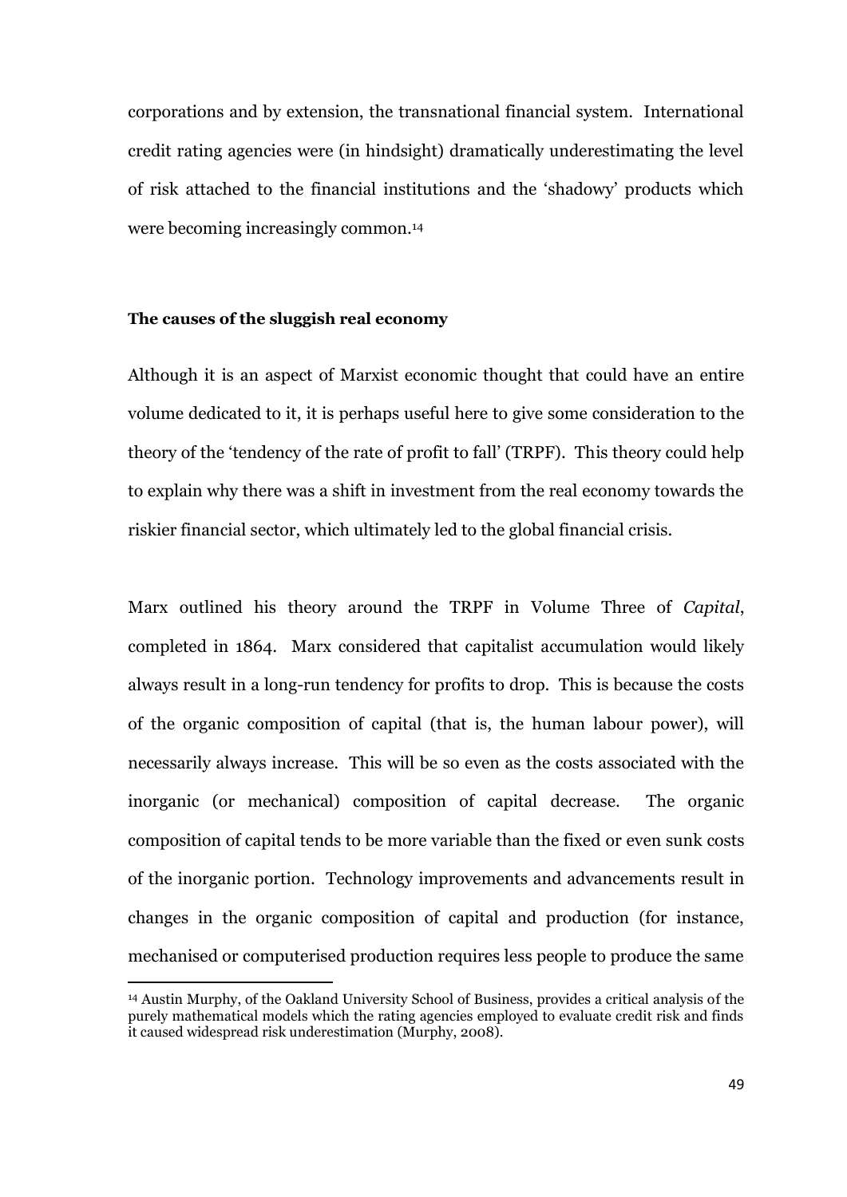corporations and by extension, the transnational financial system. International credit rating agencies were (in hindsight) dramatically underestimating the level of risk attached to the financial institutions and the 'shadowy' products which were becoming increasingly common.[14]

**The causes of the sluggish real economy**

Although it is an aspect of Marxist economic thought that could have an entire volume dedicated to it, it is perhaps useful here to give some consideration to the theory of the 'tendency of the rate of profit to fall' (TRPF). This theory could help to explain why there was a shift in investment from the real economy towards the riskier financial sector, which ultimately led to the global financial crisis.

Marx outlined his theory around the TRPF in Volume Three of *Capital*, completed in 1864. Marx considered that capitalist accumulation would likely always result in a long-run tendency for profits to drop. This is because the costs of the organic composition of capital (that is, the human labour power), will necessarily always increase. This will be so even as the costs associated with the inorganic (or mechanical) composition of capital decrease. The organic composition of capital tends to be more variable than the fixed or even sunk costs of the inorganic portion. Technology improvements and advancements result in changes in the organic composition of capital and production (for instance, mechanised or computerised production requires less people to produce the same

[14] Austin Murphy, of the Oakland University School of Business, provides a critical analysis of the purely mathematical models which the rating agencies employed to evaluate credit risk and finds it caused widespread risk underestimation (Murphy, 2008).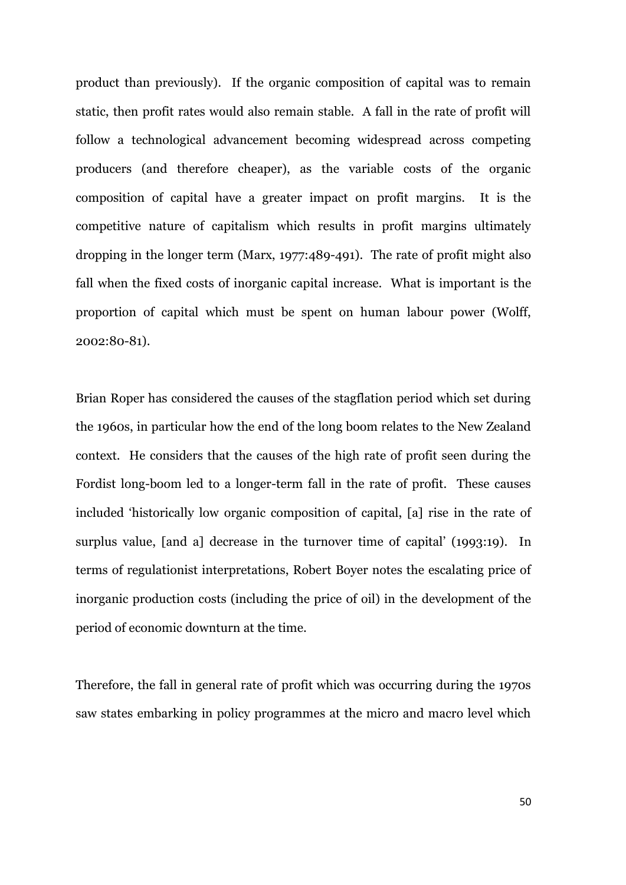product than previously). If the organic composition of capital was to remain static, then profit rates would also remain stable. A fall in the rate of profit will follow a technological advancement becoming widespread across competing producers (and therefore cheaper), as the variable costs of the organic composition of capital have a greater impact on profit margins. It is the competitive nature of capitalism which results in profit margins ultimately dropping in the longer term (Marx, 1977:489-491). The rate of profit might also fall when the fixed costs of inorganic capital increase. What is important is the proportion of capital which must be spent on human labour power (Wolff, 2002:80-81).

Brian Roper has considered the causes of the stagflation period which set during the 1960s, in particular how the end of the long boom relates to the New Zealand context. He considers that the causes of the high rate of profit seen during the Fordist long-boom led to a longer-term fall in the rate of profit. These causes included 'historically low organic composition of capital, [a] rise in the rate of surplus value, [and a] decrease in the turnover time of capital' (1993:19). In terms of regulationist interpretations, Robert Boyer notes the escalating price of inorganic production costs (including the price of oil) in the development of the period of economic downturn at the time.

Therefore, the fall in general rate of profit which was occurring during the 1970s saw states embarking in policy programmes at the micro and macro level which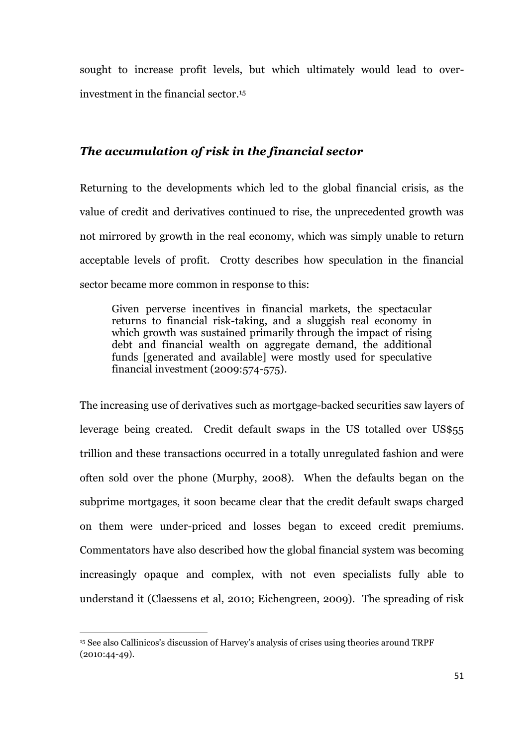sought to increase profit levels, but which ultimately would lead to over-investment in the financial sector.[15]

### *The accumulation of risk in the financial sector*

Returning to the developments which led to the global financial crisis, as the value of credit and derivatives continued to rise, the unprecedented growth was not mirrored by growth in the real economy, which was simply unable to return acceptable levels of profit. Crotty describes how speculation in the financial sector became more common in response to this:

> Given perverse incentives in financial markets, the spectacular returns to financial risk-taking, and a sluggish real economy in which growth was sustained primarily through the impact of rising debt and financial wealth on aggregate demand, the additional funds [generated and available] were mostly used for speculative financial investment (2009:574-575).

The increasing use of derivatives such as mortgage-backed securities saw layers of leverage being created. Credit default swaps in the US totalled over US$55 trillion and these transactions occurred in a totally unregulated fashion and were often sold over the phone (Murphy, 2008). When the defaults began on the subprime mortgages, it soon became clear that the credit default swaps charged on them were under-priced and losses began to exceed credit premiums. Commentators have also described how the global financial system was becoming increasingly opaque and complex, with not even specialists fully able to understand it (Claessens et al, 2010; Eichengreen, 2009). The spreading of risk

---

[15] See also Callinicos's discussion of Harvey's analysis of crises using theories around TRPF (2010:44-49).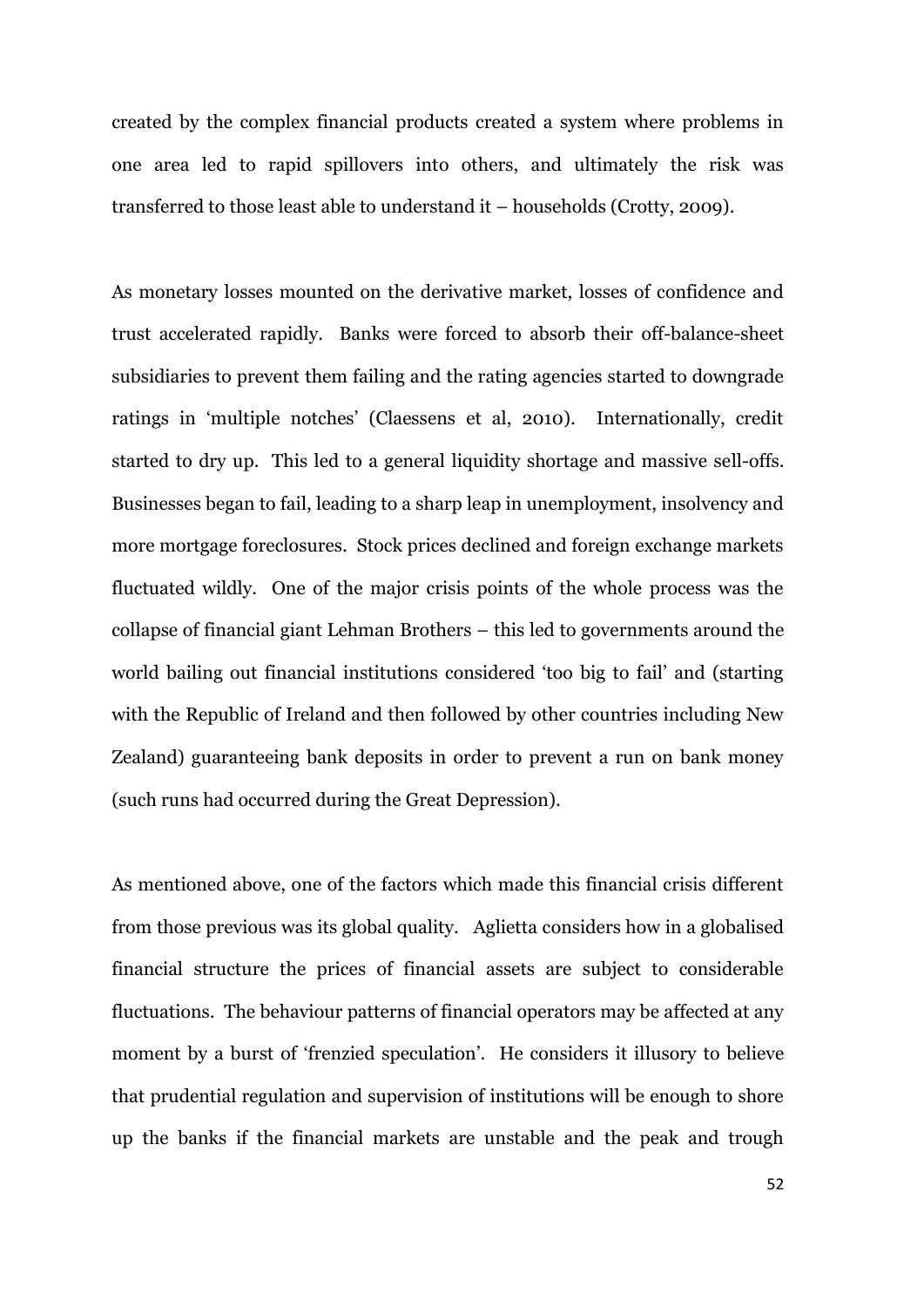created by the complex financial products created a system where problems in one area led to rapid spillovers into others, and ultimately the risk was transferred to those least able to understand it – households (Crotty, 2009).

As monetary losses mounted on the derivative market, losses of confidence and trust accelerated rapidly. Banks were forced to absorb their off-balance-sheet subsidiaries to prevent them failing and the rating agencies started to downgrade ratings in 'multiple notches' (Claessens et al, 2010). Internationally, credit started to dry up. This led to a general liquidity shortage and massive sell-offs. Businesses began to fail, leading to a sharp leap in unemployment, insolvency and more mortgage foreclosures. Stock prices declined and foreign exchange markets fluctuated wildly. One of the major crisis points of the whole process was the collapse of financial giant Lehman Brothers – this led to governments around the world bailing out financial institutions considered 'too big to fail' and (starting with the Republic of Ireland and then followed by other countries including New Zealand) guaranteeing bank deposits in order to prevent a run on bank money (such runs had occurred during the Great Depression).

As mentioned above, one of the factors which made this financial crisis different from those previous was its global quality. Aglietta considers how in a globalised financial structure the prices of financial assets are subject to considerable fluctuations. The behaviour patterns of financial operators may be affected at any moment by a burst of 'frenzied speculation'. He considers it illusory to believe that prudential regulation and supervision of institutions will be enough to shore up the banks if the financial markets are unstable and the peak and trough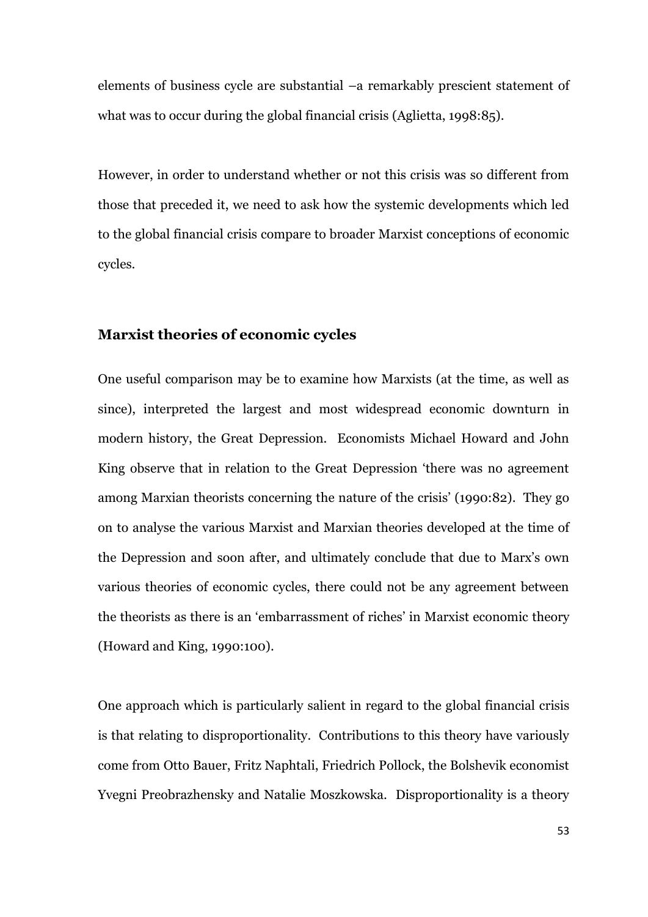elements of business cycle are substantial –a remarkably prescient statement of what was to occur during the global financial crisis (Aglietta, 1998:85).

However, in order to understand whether or not this crisis was so different from those that preceded it, we need to ask how the systemic developments which led to the global financial crisis compare to broader Marxist conceptions of economic cycles.

## Marxist theories of economic cycles

One useful comparison may be to examine how Marxists (at the time, as well as since), interpreted the largest and most widespread economic downturn in modern history, the Great Depression. Economists Michael Howard and John King observe that in relation to the Great Depression 'there was no agreement among Marxian theorists concerning the nature of the crisis' (1990:82). They go on to analyse the various Marxist and Marxian theories developed at the time of the Depression and soon after, and ultimately conclude that due to Marx's own various theories of economic cycles, there could not be any agreement between the theorists as there is an 'embarrassment of riches' in Marxist economic theory (Howard and King, 1990:100).

One approach which is particularly salient in regard to the global financial crisis is that relating to disproportionality. Contributions to this theory have variously come from Otto Bauer, Fritz Naphtali, Friedrich Pollock, the Bolshevik economist Yvegni Preobrazhensky and Natalie Moszkowska. Disproportionality is a theory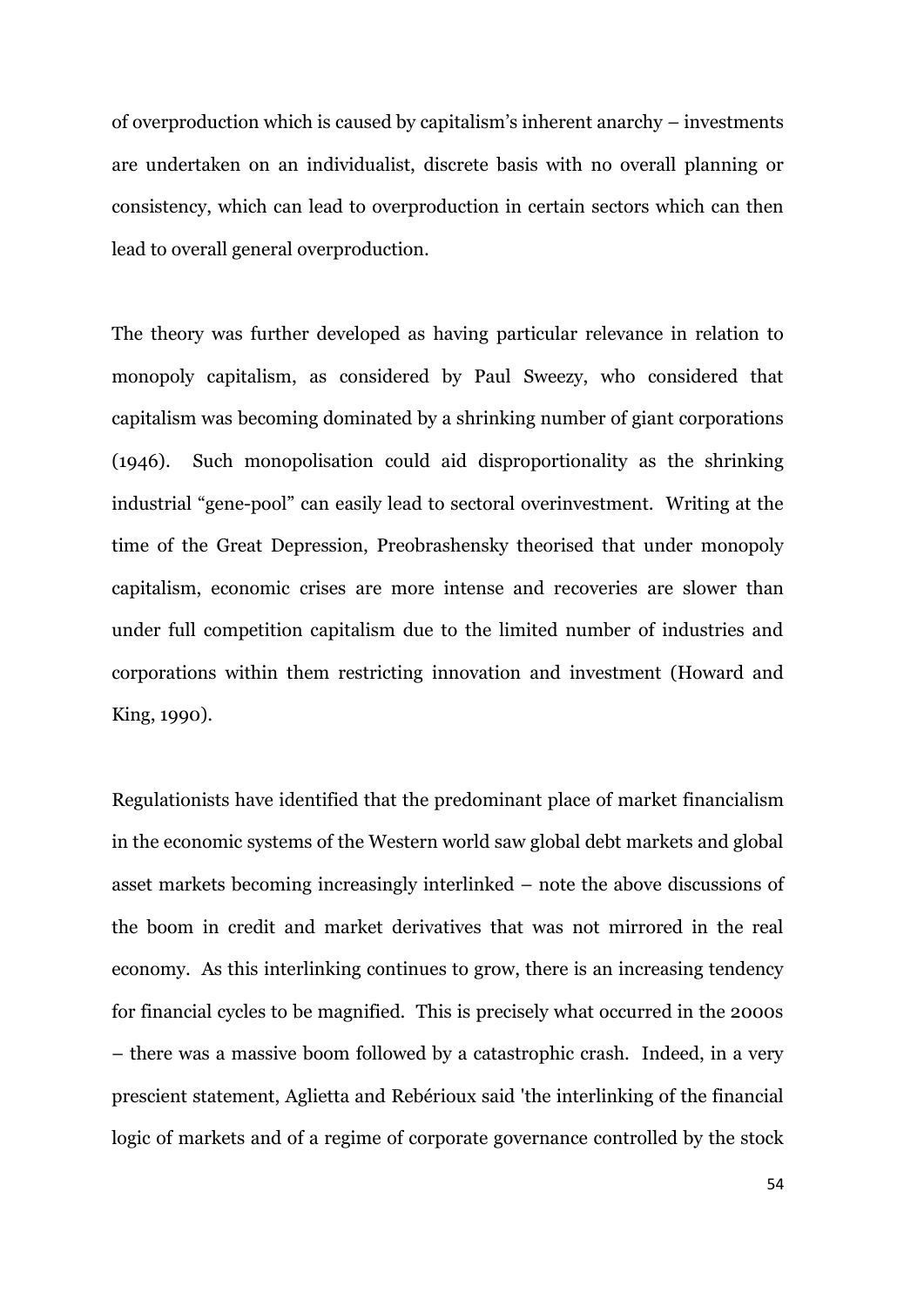of overproduction which is caused by capitalism's inherent anarchy – investments are undertaken on an individualist, discrete basis with no overall planning or consistency, which can lead to overproduction in certain sectors which can then lead to overall general overproduction.

The theory was further developed as having particular relevance in relation to monopoly capitalism, as considered by Paul Sweezy, who considered that capitalism was becoming dominated by a shrinking number of giant corporations (1946). Such monopolisation could aid disproportionality as the shrinking industrial "gene-pool" can easily lead to sectoral overinvestment. Writing at the time of the Great Depression, Preobrashensky theorised that under monopoly capitalism, economic crises are more intense and recoveries are slower than under full competition capitalism due to the limited number of industries and corporations within them restricting innovation and investment (Howard and King, 1990).

Regulationists have identified that the predominant place of market financialism in the economic systems of the Western world saw global debt markets and global asset markets becoming increasingly interlinked – note the above discussions of the boom in credit and market derivatives that was not mirrored in the real economy. As this interlinking continues to grow, there is an increasing tendency for financial cycles to be magnified. This is precisely what occurred in the 2000s – there was a massive boom followed by a catastrophic crash. Indeed, in a very prescient statement, Aglietta and Rebérioux said 'the interlinking of the financial logic of markets and of a regime of corporate governance controlled by the stock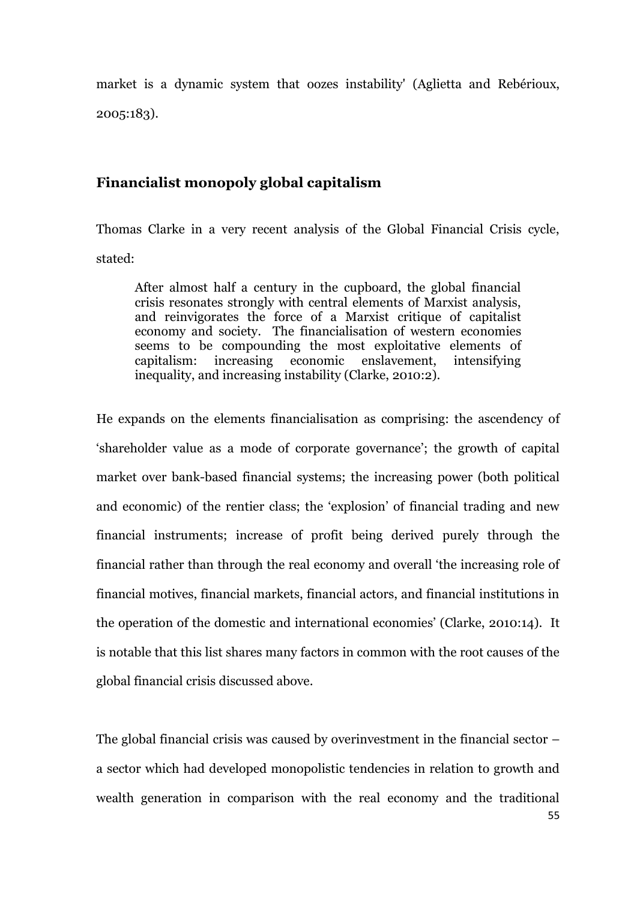market is a dynamic system that oozes instability' (Aglietta and Rebérioux, 2005:183).

## Financialist monopoly global capitalism

Thomas Clarke in a very recent analysis of the Global Financial Crisis cycle, stated:

> After almost half a century in the cupboard, the global financial crisis resonates strongly with central elements of Marxist analysis, and reinvigorates the force of a Marxist critique of capitalist economy and society. The financialisation of western economies seems to be compounding the most exploitative elements of capitalism: increasing economic enslavement, intensifying inequality, and increasing instability (Clarke, 2010:2).

He expands on the elements financialisation as comprising: the ascendency of 'shareholder value as a mode of corporate governance'; the growth of capital market over bank-based financial systems; the increasing power (both political and economic) of the rentier class; the 'explosion' of financial trading and new financial instruments; increase of profit being derived purely through the financial rather than through the real economy and overall 'the increasing role of financial motives, financial markets, financial actors, and financial institutions in the operation of the domestic and international economies' (Clarke, 2010:14). It is notable that this list shares many factors in common with the root causes of the global financial crisis discussed above.

The global financial crisis was caused by overinvestment in the financial sector – a sector which had developed monopolistic tendencies in relation to growth and wealth generation in comparison with the real economy and the traditional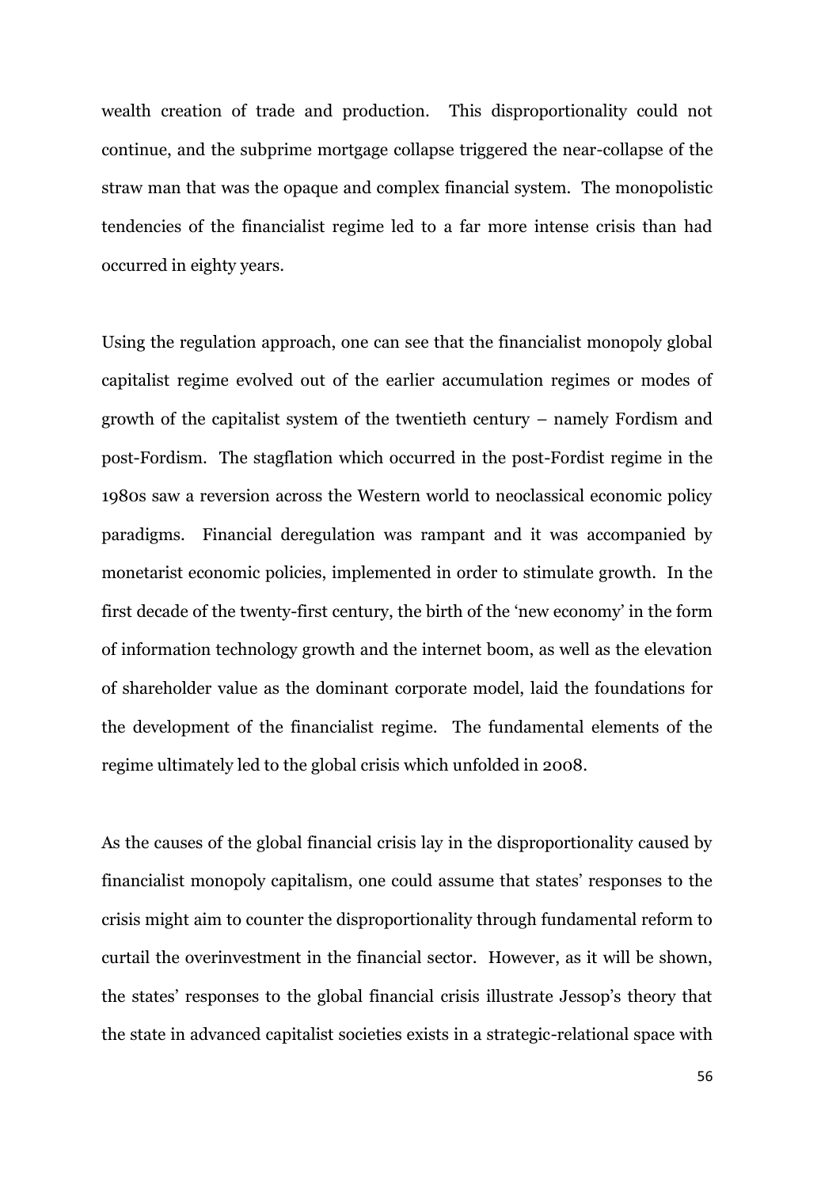wealth creation of trade and production. This disproportionality could not continue, and the subprime mortgage collapse triggered the near-collapse of the straw man that was the opaque and complex financial system. The monopolistic tendencies of the financialist regime led to a far more intense crisis than had occurred in eighty years.

Using the regulation approach, one can see that the financialist monopoly global capitalist regime evolved out of the earlier accumulation regimes or modes of growth of the capitalist system of the twentieth century – namely Fordism and post-Fordism. The stagflation which occurred in the post-Fordist regime in the 1980s saw a reversion across the Western world to neoclassical economic policy paradigms. Financial deregulation was rampant and it was accompanied by monetarist economic policies, implemented in order to stimulate growth. In the first decade of the twenty-first century, the birth of the 'new economy' in the form of information technology growth and the internet boom, as well as the elevation of shareholder value as the dominant corporate model, laid the foundations for the development of the financialist regime. The fundamental elements of the regime ultimately led to the global crisis which unfolded in 2008.

As the causes of the global financial crisis lay in the disproportionality caused by financialist monopoly capitalism, one could assume that states' responses to the crisis might aim to counter the disproportionality through fundamental reform to curtail the overinvestment in the financial sector. However, as it will be shown, the states' responses to the global financial crisis illustrate Jessop's theory that the state in advanced capitalist societies exists in a strategic-relational space with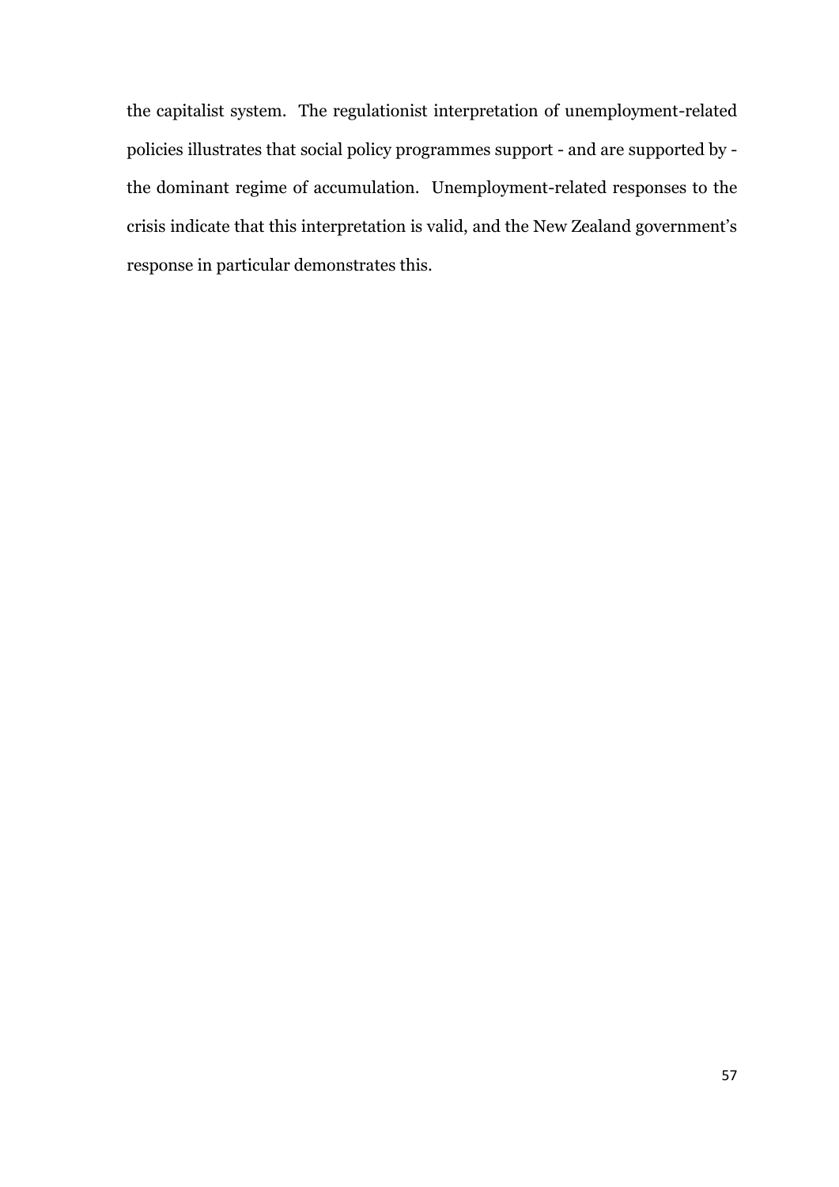the capitalist system. The regulationist interpretation of unemployment-related policies illustrates that social policy programmes support - and are supported by - the dominant regime of accumulation. Unemployment-related responses to the crisis indicate that this interpretation is valid, and the New Zealand government's response in particular demonstrates this.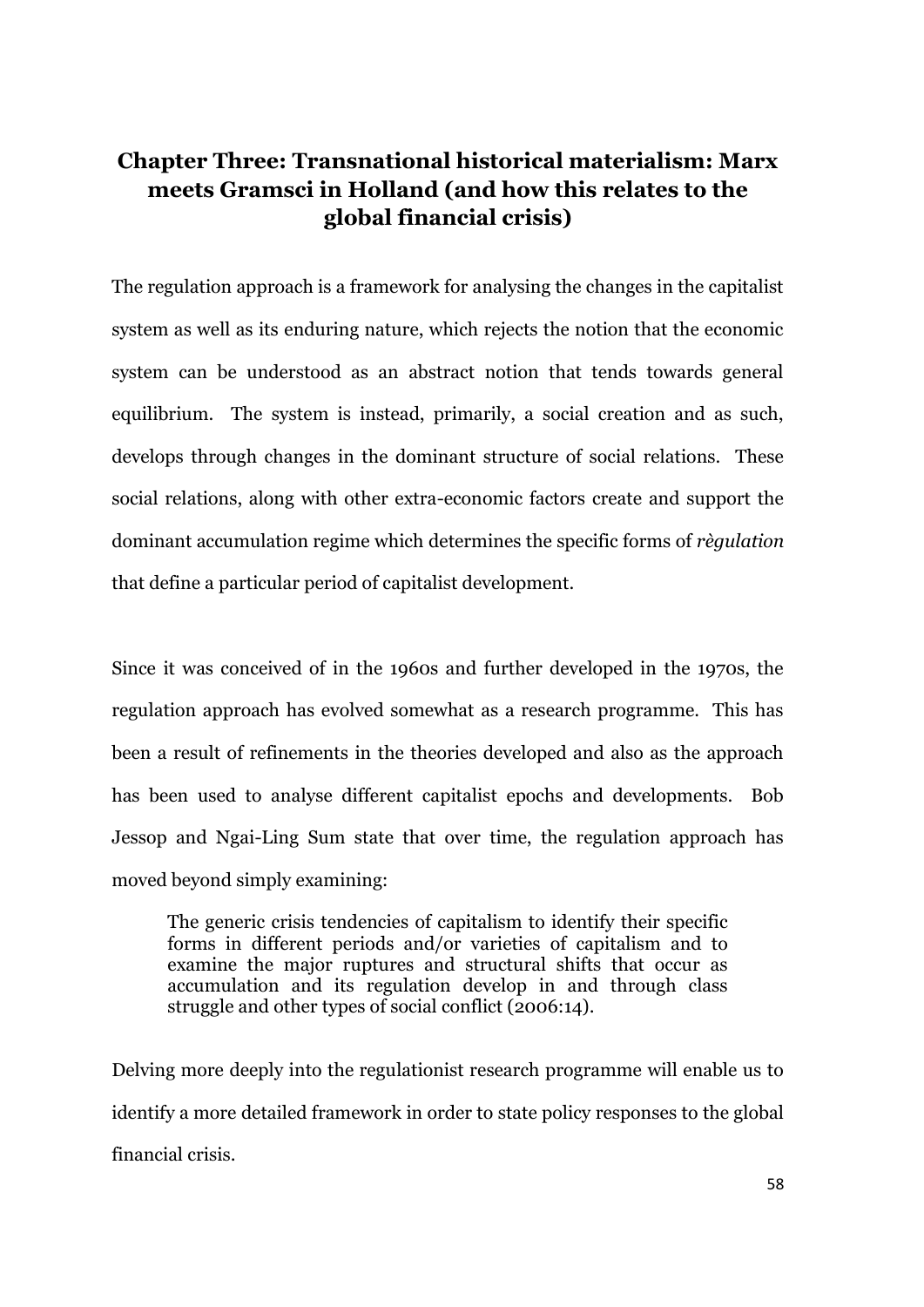## Chapter Three: Transnational historical materialism: Marx meets Gramsci in Holland (and how this relates to the global financial crisis)

The regulation approach is a framework for analysing the changes in the capitalist system as well as its enduring nature, which rejects the notion that the economic system can be understood as an abstract notion that tends towards general equilibrium. The system is instead, primarily, a social creation and as such, develops through changes in the dominant structure of social relations. These social relations, along with other extra-economic factors create and support the dominant accumulation regime which determines the specific forms of *règulation* that define a particular period of capitalist development.

Since it was conceived of in the 1960s and further developed in the 1970s, the regulation approach has evolved somewhat as a research programme. This has been a result of refinements in the theories developed and also as the approach has been used to analyse different capitalist epochs and developments. Bob Jessop and Ngai-Ling Sum state that over time, the regulation approach has moved beyond simply examining:

> The generic crisis tendencies of capitalism to identify their specific forms in different periods and/or varieties of capitalism and to examine the major ruptures and structural shifts that occur as accumulation and its regulation develop in and through class struggle and other types of social conflict (2006:14).

Delving more deeply into the regulationist research programme will enable us to identify a more detailed framework in order to state policy responses to the global financial crisis.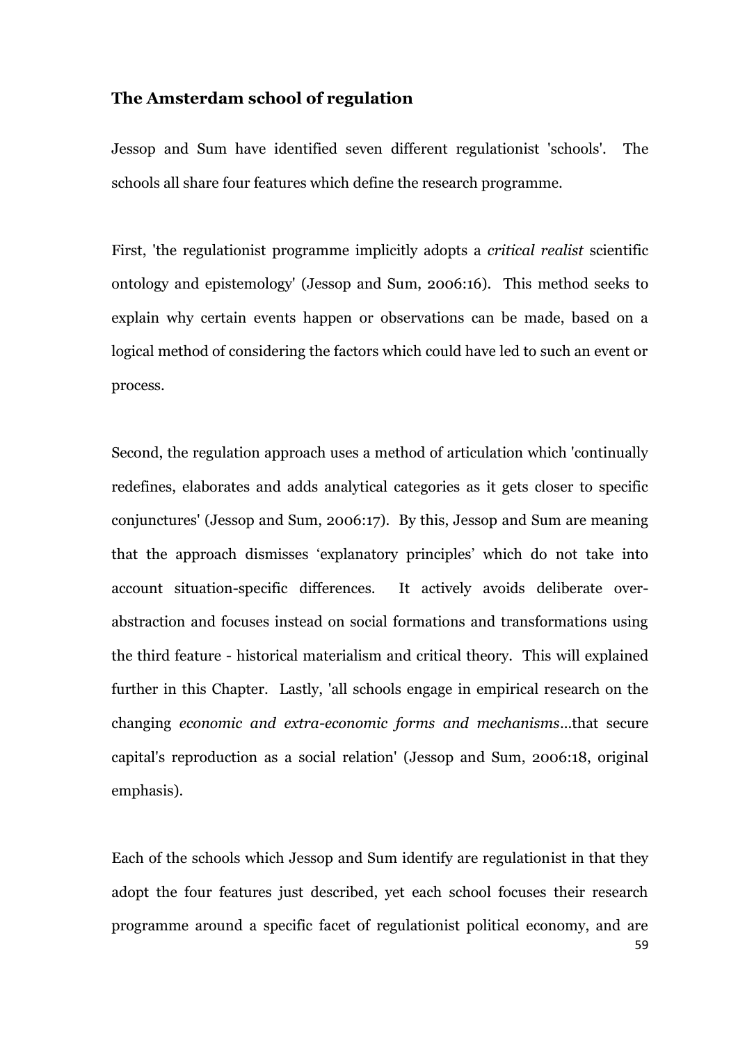## The Amsterdam school of regulation

Jessop and Sum have identified seven different regulationist 'schools'. The schools all share four features which define the research programme.

First, 'the regulationist programme implicitly adopts a *critical realist* scientific ontology and epistemology' (Jessop and Sum, 2006:16). This method seeks to explain why certain events happen or observations can be made, based on a logical method of considering the factors which could have led to such an event or process.

Second, the regulation approach uses a method of articulation which 'continually redefines, elaborates and adds analytical categories as it gets closer to specific conjunctures' (Jessop and Sum, 2006:17). By this, Jessop and Sum are meaning that the approach dismisses 'explanatory principles' which do not take into account situation-specific differences. It actively avoids deliberate over-abstraction and focuses instead on social formations and transformations using the third feature - historical materialism and critical theory. This will explained further in this Chapter. Lastly, 'all schools engage in empirical research on the changing *economic and extra-economic forms and mechanisms*...that secure capital's reproduction as a social relation' (Jessop and Sum, 2006:18, original emphasis).

Each of the schools which Jessop and Sum identify are regulationist in that they adopt the four features just described, yet each school focuses their research programme around a specific facet of regulationist political economy, and are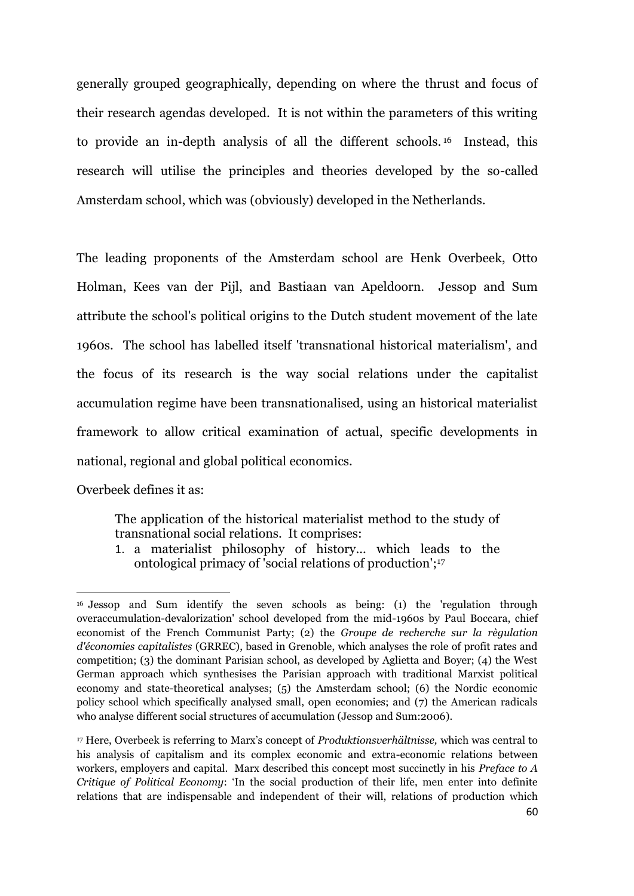generally grouped geographically, depending on where the thrust and focus of their research agendas developed. It is not within the parameters of this writing to provide an in-depth analysis of all the different schools.[16] Instead, this research will utilise the principles and theories developed by the so-called Amsterdam school, which was (obviously) developed in the Netherlands.

The leading proponents of the Amsterdam school are Henk Overbeek, Otto Holman, Kees van der Pijl, and Bastiaan van Apeldoorn. Jessop and Sum attribute the school's political origins to the Dutch student movement of the late 1960s. The school has labelled itself 'transnational historical materialism', and the focus of its research is the way social relations under the capitalist accumulation regime have been transnationalised, using an historical materialist framework to allow critical examination of actual, specific developments in national, regional and global political economics.

Overbeek defines it as:

> The application of the historical materialist method to the study of transnational social relations. It comprises:
>
> 1. a materialist philosophy of history... which leads to the ontological primacy of 'social relations of production';[17]

---

[16] Jessop and Sum identify the seven schools as being: (1) the 'regulation through overaccumulation-devalorization' school developed from the mid-1960s by Paul Boccara, chief economist of the French Communist Party; (2) the *Groupe de recherche sur la règulation d'économies capitalistes* (GRREC), based in Grenoble, which analyses the role of profit rates and competition; (3) the dominant Parisian school, as developed by Aglietta and Boyer; (4) the West German approach which synthesises the Parisian approach with traditional Marxist political economy and state-theoretical analyses; (5) the Amsterdam school; (6) the Nordic economic policy school which specifically analysed small, open economies; and (7) the American radicals who analyse different social structures of accumulation (Jessop and Sum:2006).

[17] Here, Overbeek is referring to Marx's concept of *Produktionsverhältnisse,* which was central to his analysis of capitalism and its complex economic and extra-economic relations between workers, employers and capital. Marx described this concept most succinctly in his *Preface to A Critique of Political Economy*: 'In the social production of their life, men enter into definite relations that are indispensable and independent of their will, relations of production which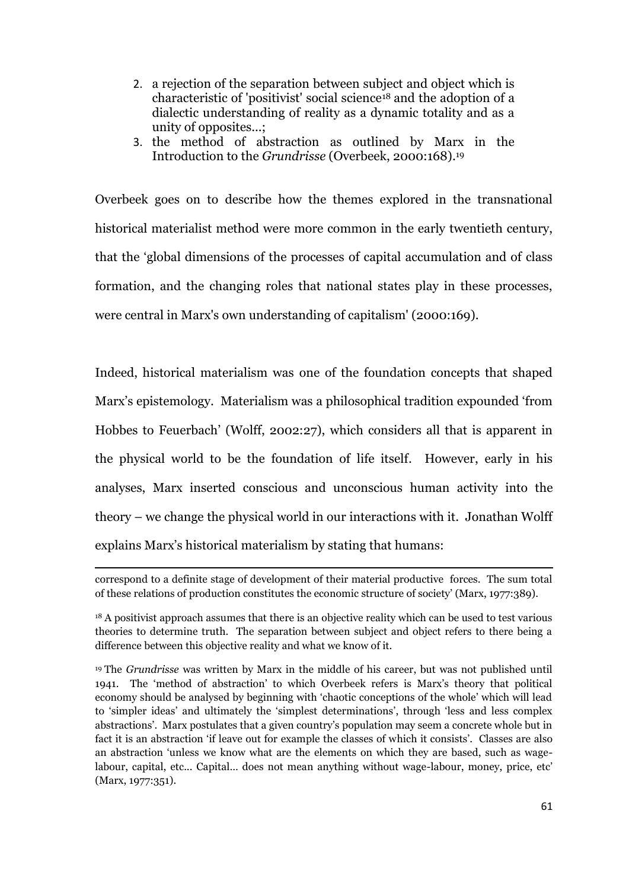2. a rejection of the separation between subject and object which is characteristic of 'positivist' social science[18] and the adoption of a dialectic understanding of reality as a dynamic totality and as a unity of opposites...;
3. the method of abstraction as outlined by Marx in the Introduction to the *Grundrisse* (Overbeek, 2000:168).[19]

Overbeek goes on to describe how the themes explored in the transnational historical materialist method were more common in the early twentieth century, that the 'global dimensions of the processes of capital accumulation and of class formation, and the changing roles that national states play in these processes, were central in Marx's own understanding of capitalism' (2000:169).

Indeed, historical materialism was one of the foundation concepts that shaped Marx's epistemology. Materialism was a philosophical tradition expounded 'from Hobbes to Feuerbach' (Wolff, 2002:27), which considers all that is apparent in the physical world to be the foundation of life itself. However, early in his analyses, Marx inserted conscious and unconscious human activity into the theory – we change the physical world in our interactions with it. Jonathan Wolff explains Marx's historical materialism by stating that humans:

---

correspond to a definite stage of development of their material productive forces. The sum total of these relations of production constitutes the economic structure of society' (Marx, 1977:389).

[18] A positivist approach assumes that there is an objective reality which can be used to test various theories to determine truth. The separation between subject and object refers to there being a difference between this objective reality and what we know of it.

[19] The *Grundrisse* was written by Marx in the middle of his career, but was not published until 1941. The 'method of abstraction' to which Overbeek refers is Marx's theory that political economy should be analysed by beginning with 'chaotic conceptions of the whole' which will lead to 'simpler ideas' and ultimately the 'simplest determinations', through 'less and less complex abstractions'. Marx postulates that a given country's population may seem a concrete whole but in fact it is an abstraction 'if leave out for example the classes of which it consists'. Classes are also an abstraction 'unless we know what are the elements on which they are based, such as wage-labour, capital, etc... Capital... does not mean anything without wage-labour, money, price, etc' (Marx, 1977:351).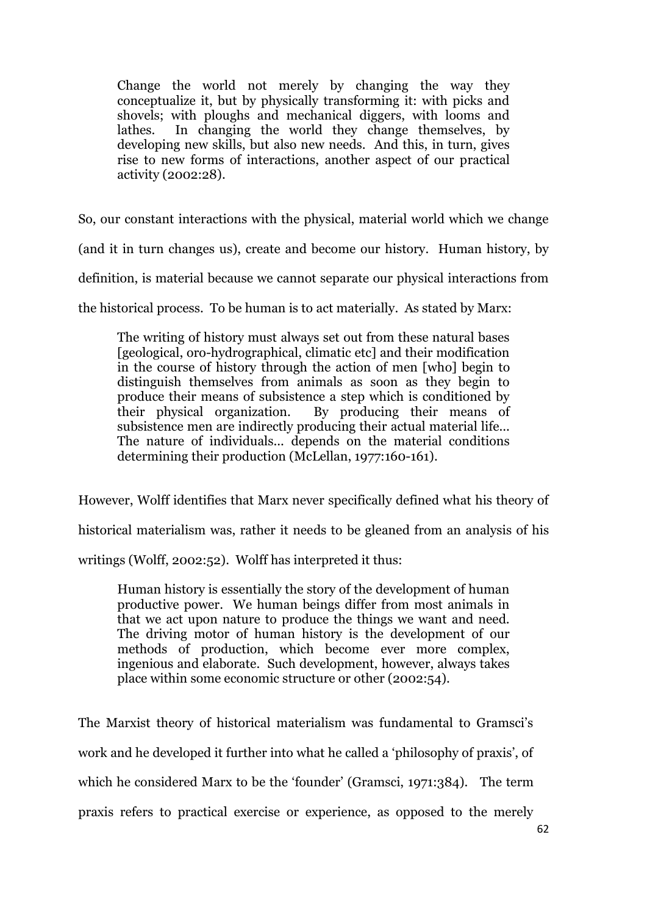> Change the world not merely by changing the way they conceptualize it, but by physically transforming it: with picks and shovels; with ploughs and mechanical diggers, with looms and lathes. In changing the world they change themselves, by developing new skills, but also new needs. And this, in turn, gives rise to new forms of interactions, another aspect of our practical activity (2002:28).

So, our constant interactions with the physical, material world which we change (and it in turn changes us), create and become our history. Human history, by definition, is material because we cannot separate our physical interactions from the historical process. To be human is to act materially. As stated by Marx:

> The writing of history must always set out from these natural bases [geological, oro-hydrographical, climatic etc] and their modification in the course of history through the action of men [who] begin to distinguish themselves from animals as soon as they begin to produce their means of subsistence a step which is conditioned by their physical organization. By producing their means of subsistence men are indirectly producing their actual material life... The nature of individuals... depends on the material conditions determining their production (McLellan, 1977:160-161).

However, Wolff identifies that Marx never specifically defined what his theory of historical materialism was, rather it needs to be gleaned from an analysis of his writings (Wolff, 2002:52). Wolff has interpreted it thus:

> Human history is essentially the story of the development of human productive power. We human beings differ from most animals in that we act upon nature to produce the things we want and need. The driving motor of human history is the development of our methods of production, which become ever more complex, ingenious and elaborate. Such development, however, always takes place within some economic structure or other (2002:54).

The Marxist theory of historical materialism was fundamental to Gramsci's work and he developed it further into what he called a 'philosophy of praxis', of which he considered Marx to be the 'founder' (Gramsci, 1971:384). The term praxis refers to practical exercise or experience, as opposed to the merely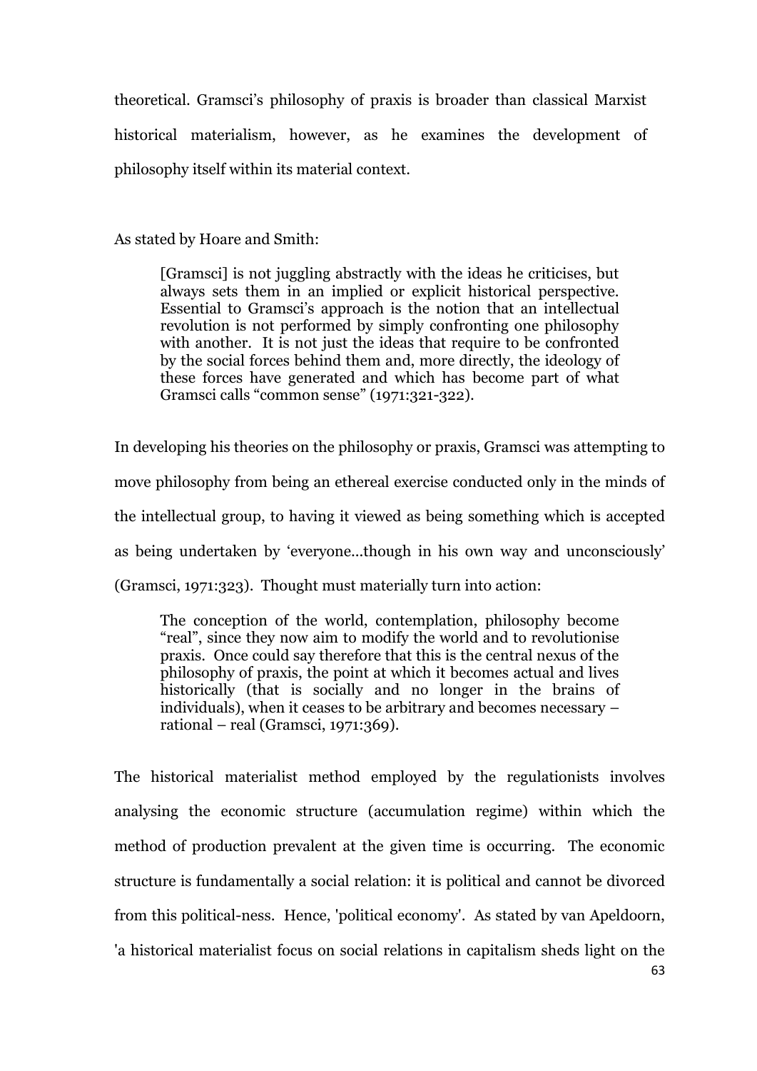theoretical. Gramsci's philosophy of praxis is broader than classical Marxist historical materialism, however, as he examines the development of philosophy itself within its material context.

As stated by Hoare and Smith:

> [Gramsci] is not juggling abstractly with the ideas he criticises, but always sets them in an implied or explicit historical perspective. Essential to Gramsci's approach is the notion that an intellectual revolution is not performed by simply confronting one philosophy with another. It is not just the ideas that require to be confronted by the social forces behind them and, more directly, the ideology of these forces have generated and which has become part of what Gramsci calls "common sense" (1971:321-322).

In developing his theories on the philosophy or praxis, Gramsci was attempting to move philosophy from being an ethereal exercise conducted only in the minds of the intellectual group, to having it viewed as being something which is accepted as being undertaken by 'everyone...though in his own way and unconsciously' (Gramsci, 1971:323). Thought must materially turn into action:

> The conception of the world, contemplation, philosophy become "real", since they now aim to modify the world and to revolutionise praxis. Once could say therefore that this is the central nexus of the philosophy of praxis, the point at which it becomes actual and lives historically (that is socially and no longer in the brains of individuals), when it ceases to be arbitrary and becomes necessary – rational – real (Gramsci, 1971:369).

The historical materialist method employed by the regulationists involves analysing the economic structure (accumulation regime) within which the method of production prevalent at the given time is occurring. The economic structure is fundamentally a social relation: it is political and cannot be divorced from this political-ness. Hence, 'political economy'. As stated by van Apeldoorn, 'a historical materialist focus on social relations in capitalism sheds light on the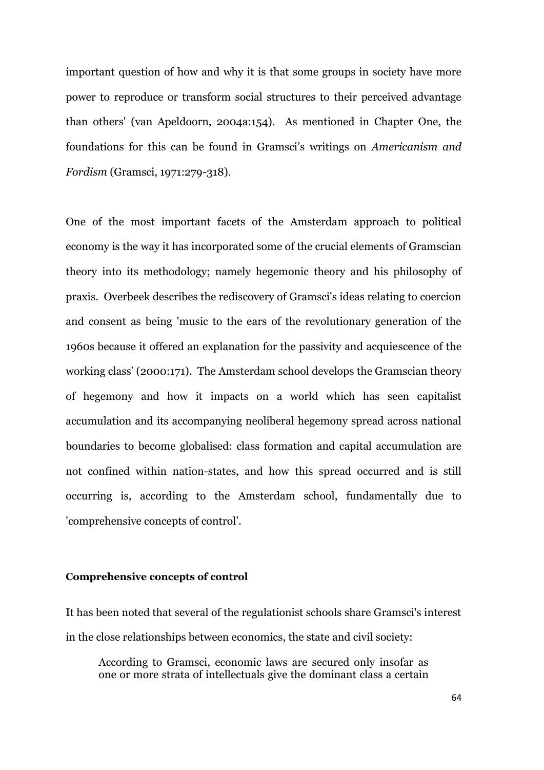important question of how and why it is that some groups in society have more power to reproduce or transform social structures to their perceived advantage than others' (van Apeldoorn, 2004a:154). As mentioned in Chapter One, the foundations for this can be found in Gramsci's writings on *Americanism and Fordism* (Gramsci, 1971:279-318).

One of the most important facets of the Amsterdam approach to political economy is the way it has incorporated some of the crucial elements of Gramscian theory into its methodology; namely hegemonic theory and his philosophy of praxis. Overbeek describes the rediscovery of Gramsci's ideas relating to coercion and consent as being 'music to the ears of the revolutionary generation of the 1960s because it offered an explanation for the passivity and acquiescence of the working class' (2000:171). The Amsterdam school develops the Gramscian theory of hegemony and how it impacts on a world which has seen capitalist accumulation and its accompanying neoliberal hegemony spread across national boundaries to become globalised: class formation and capital accumulation are not confined within nation-states, and how this spread occurred and is still occurring is, according to the Amsterdam school, fundamentally due to 'comprehensive concepts of control'.

**Comprehensive concepts of control**

It has been noted that several of the regulationist schools share Gramsci's interest in the close relationships between economics, the state and civil society:

> According to Gramsci, economic laws are secured only insofar as one or more strata of intellectuals give the dominant class a certain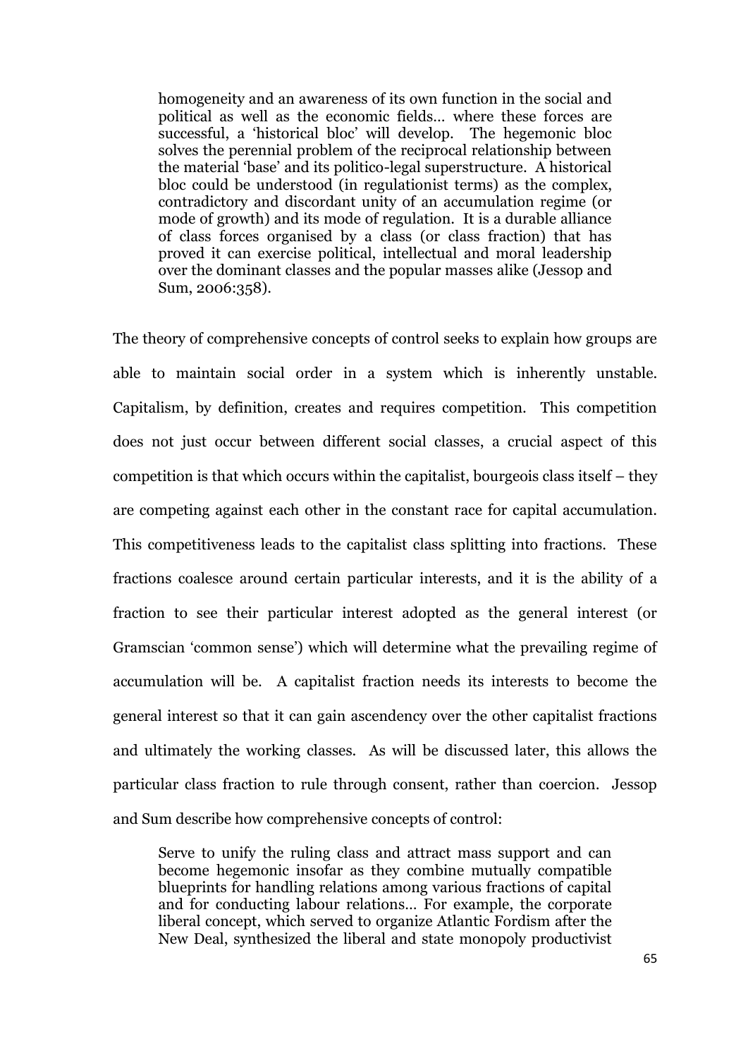> homogeneity and an awareness of its own function in the social and political as well as the economic fields… where these forces are successful, a 'historical bloc' will develop. The hegemonic bloc solves the perennial problem of the reciprocal relationship between the material 'base' and its politico-legal superstructure. A historical bloc could be understood (in regulationist terms) as the complex, contradictory and discordant unity of an accumulation regime (or mode of growth) and its mode of regulation. It is a durable alliance of class forces organised by a class (or class fraction) that has proved it can exercise political, intellectual and moral leadership over the dominant classes and the popular masses alike (Jessop and Sum, 2006:358).

The theory of comprehensive concepts of control seeks to explain how groups are able to maintain social order in a system which is inherently unstable. Capitalism, by definition, creates and requires competition. This competition does not just occur between different social classes, a crucial aspect of this competition is that which occurs within the capitalist, bourgeois class itself – they are competing against each other in the constant race for capital accumulation. This competitiveness leads to the capitalist class splitting into fractions. These fractions coalesce around certain particular interests, and it is the ability of a fraction to see their particular interest adopted as the general interest (or Gramscian 'common sense') which will determine what the prevailing regime of accumulation will be. A capitalist fraction needs its interests to become the general interest so that it can gain ascendency over the other capitalist fractions and ultimately the working classes. As will be discussed later, this allows the particular class fraction to rule through consent, rather than coercion. Jessop and Sum describe how comprehensive concepts of control:

> Serve to unify the ruling class and attract mass support and can become hegemonic insofar as they combine mutually compatible blueprints for handling relations among various fractions of capital and for conducting labour relations… For example, the corporate liberal concept, which served to organize Atlantic Fordism after the New Deal, synthesized the liberal and state monopoly productivist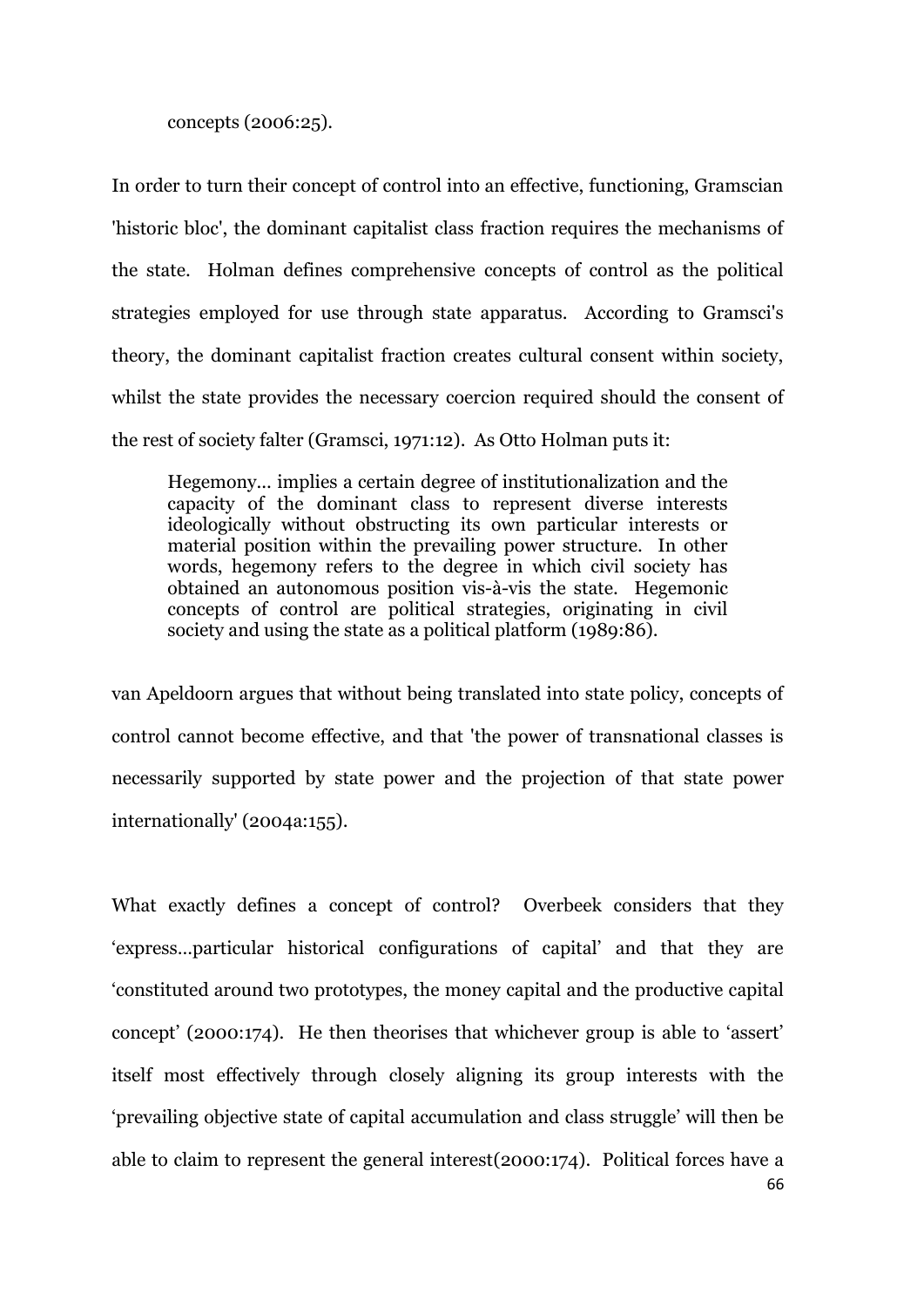concepts (2006:25).

In order to turn their concept of control into an effective, functioning, Gramscian 'historic bloc', the dominant capitalist class fraction requires the mechanisms of the state. Holman defines comprehensive concepts of control as the political strategies employed for use through state apparatus. According to Gramsci's theory, the dominant capitalist fraction creates cultural consent within society, whilst the state provides the necessary coercion required should the consent of the rest of society falter (Gramsci, 1971:12). As Otto Holman puts it:

> Hegemony... implies a certain degree of institutionalization and the capacity of the dominant class to represent diverse interests ideologically without obstructing its own particular interests or material position within the prevailing power structure. In other words, hegemony refers to the degree in which civil society has obtained an autonomous position vis-à-vis the state. Hegemonic concepts of control are political strategies, originating in civil society and using the state as a political platform (1989:86).

van Apeldoorn argues that without being translated into state policy, concepts of control cannot become effective, and that 'the power of transnational classes is necessarily supported by state power and the projection of that state power internationally' (2004a:155).

What exactly defines a concept of control? Overbeek considers that they 'express…particular historical configurations of capital' and that they are 'constituted around two prototypes, the money capital and the productive capital concept' (2000:174). He then theorises that whichever group is able to 'assert' itself most effectively through closely aligning its group interests with the 'prevailing objective state of capital accumulation and class struggle' will then be able to claim to represent the general interest(2000:174). Political forces have a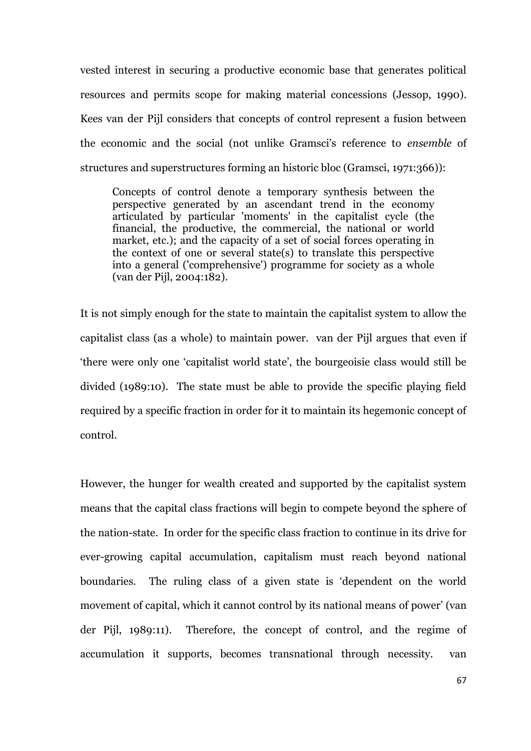vested interest in securing a productive economic base that generates political resources and permits scope for making material concessions (Jessop, 1990). Kees van der Pijl considers that concepts of control represent a fusion between the economic and the social (not unlike Gramsci's reference to *ensemble* of structures and superstructures forming an historic bloc (Gramsci, 1971:366)):

> Concepts of control denote a temporary synthesis between the perspective generated by an ascendant trend in the economy articulated by particular 'moments' in the capitalist cycle (the financial, the productive, the commercial, the national or world market, etc.); and the capacity of a set of social forces operating in the context of one or several state(s) to translate this perspective into a general ('comprehensive') programme for society as a whole (van der Pijl, 2004:182).

It is not simply enough for the state to maintain the capitalist system to allow the capitalist class (as a whole) to maintain power. van der Pijl argues that even if 'there were only one 'capitalist world state', the bourgeoisie class would still be divided (1989:10). The state must be able to provide the specific playing field required by a specific fraction in order for it to maintain its hegemonic concept of control.

However, the hunger for wealth created and supported by the capitalist system means that the capital class fractions will begin to compete beyond the sphere of the nation-state. In order for the specific class fraction to continue in its drive for ever-growing capital accumulation, capitalism must reach beyond national boundaries. The ruling class of a given state is 'dependent on the world movement of capital, which it cannot control by its national means of power' (van der Pijl, 1989:11). Therefore, the concept of control, and the regime of accumulation it supports, becomes transnational through necessity. van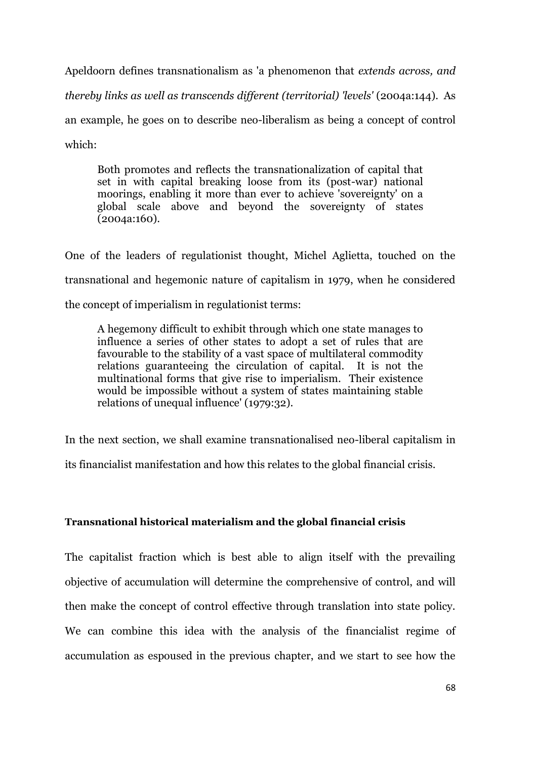Apeldoorn defines transnationalism as 'a phenomenon that *extends across, and thereby links as well as transcends different (territorial) 'levels'* (2004a:144). As an example, he goes on to describe neo-liberalism as being a concept of control which:

> Both promotes and reflects the transnationalization of capital that set in with capital breaking loose from its (post-war) national moorings, enabling it more than ever to achieve 'sovereignty' on a global scale above and beyond the sovereignty of states (2004a:160).

One of the leaders of regulationist thought, Michel Aglietta, touched on the transnational and hegemonic nature of capitalism in 1979, when he considered the concept of imperialism in regulationist terms:

> A hegemony difficult to exhibit through which one state manages to influence a series of other states to adopt a set of rules that are favourable to the stability of a vast space of multilateral commodity relations guaranteeing the circulation of capital. It is not the multinational forms that give rise to imperialism. Their existence would be impossible without a system of states maintaining stable relations of unequal influence' (1979:32).

In the next section, we shall examine transnationalised neo-liberal capitalism in its financialist manifestation and how this relates to the global financial crisis.

**Transnational historical materialism and the global financial crisis**

The capitalist fraction which is best able to align itself with the prevailing objective of accumulation will determine the comprehensive of control, and will then make the concept of control effective through translation into state policy. We can combine this idea with the analysis of the financialist regime of accumulation as espoused in the previous chapter, and we start to see how the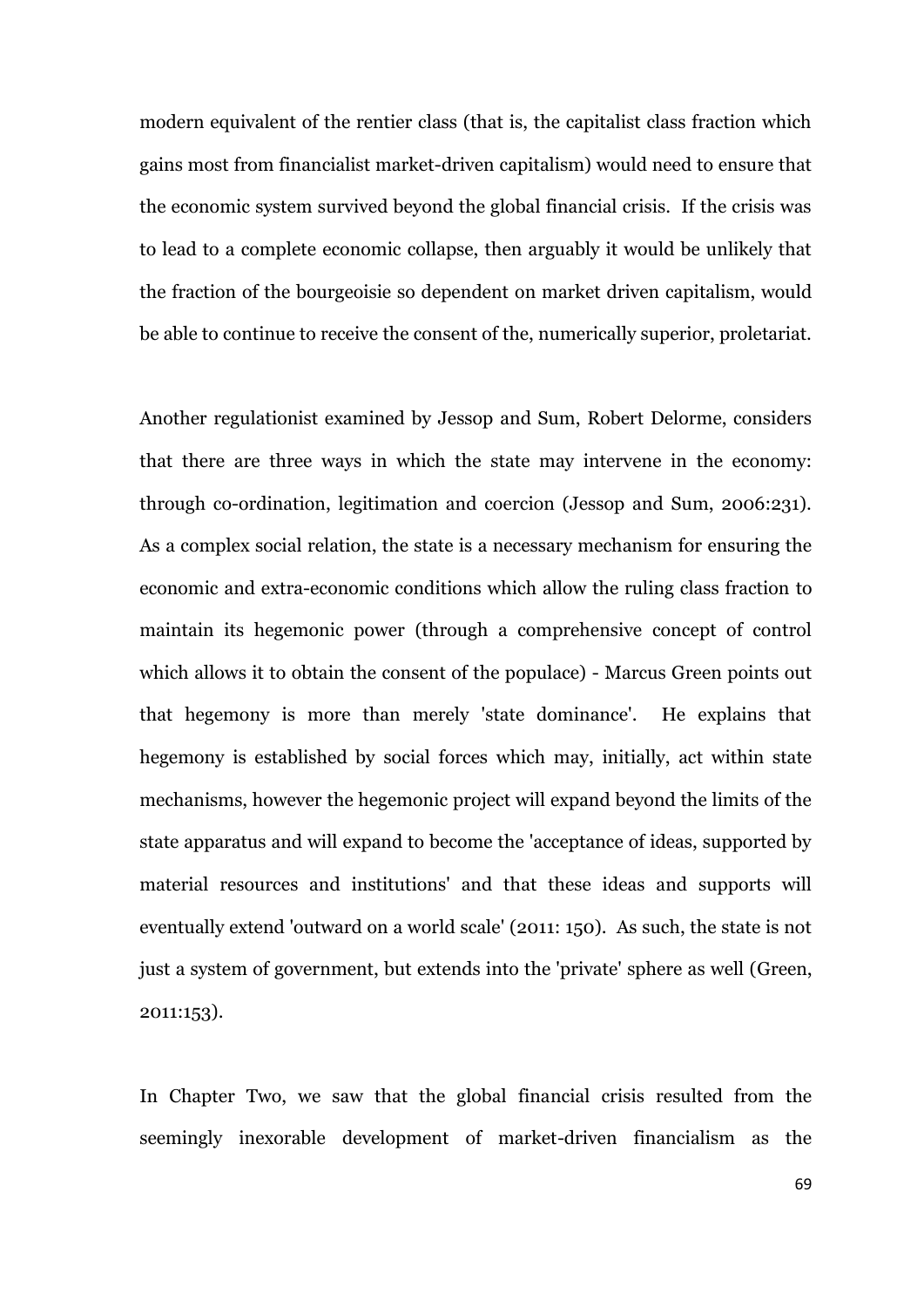modern equivalent of the rentier class (that is, the capitalist class fraction which gains most from financialist market-driven capitalism) would need to ensure that the economic system survived beyond the global financial crisis. If the crisis was to lead to a complete economic collapse, then arguably it would be unlikely that the fraction of the bourgeoisie so dependent on market driven capitalism, would be able to continue to receive the consent of the, numerically superior, proletariat.

Another regulationist examined by Jessop and Sum, Robert Delorme, considers that there are three ways in which the state may intervene in the economy: through co-ordination, legitimation and coercion (Jessop and Sum, 2006:231). As a complex social relation, the state is a necessary mechanism for ensuring the economic and extra-economic conditions which allow the ruling class fraction to maintain its hegemonic power (through a comprehensive concept of control which allows it to obtain the consent of the populace) - Marcus Green points out that hegemony is more than merely 'state dominance'. He explains that hegemony is established by social forces which may, initially, act within state mechanisms, however the hegemonic project will expand beyond the limits of the state apparatus and will expand to become the 'acceptance of ideas, supported by material resources and institutions' and that these ideas and supports will eventually extend 'outward on a world scale' (2011: 150). As such, the state is not just a system of government, but extends into the 'private' sphere as well (Green, 2011:153).

In Chapter Two, we saw that the global financial crisis resulted from the seemingly inexorable development of market-driven financialism as the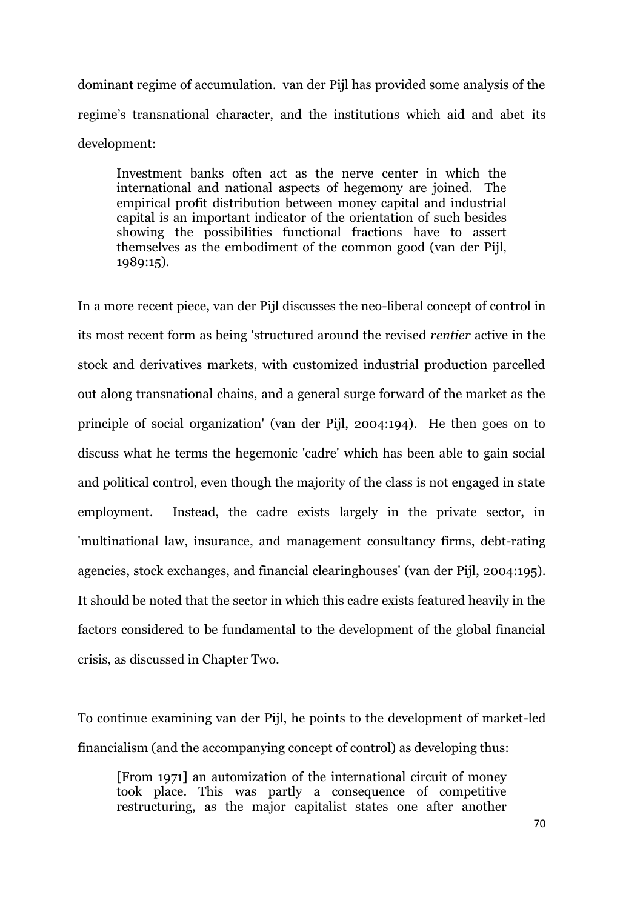dominant regime of accumulation. van der Pijl has provided some analysis of the regime's transnational character, and the institutions which aid and abet its development:

> Investment banks often act as the nerve center in which the international and national aspects of hegemony are joined. The empirical profit distribution between money capital and industrial capital is an important indicator of the orientation of such besides showing the possibilities functional fractions have to assert themselves as the embodiment of the common good (van der Pijl, 1989:15).

In a more recent piece, van der Pijl discusses the neo-liberal concept of control in its most recent form as being 'structured around the revised *rentier* active in the stock and derivatives markets, with customized industrial production parcelled out along transnational chains, and a general surge forward of the market as the principle of social organization' (van der Pijl, 2004:194). He then goes on to discuss what he terms the hegemonic 'cadre' which has been able to gain social and political control, even though the majority of the class is not engaged in state employment. Instead, the cadre exists largely in the private sector, in 'multinational law, insurance, and management consultancy firms, debt-rating agencies, stock exchanges, and financial clearinghouses' (van der Pijl, 2004:195). It should be noted that the sector in which this cadre exists featured heavily in the factors considered to be fundamental to the development of the global financial crisis, as discussed in Chapter Two.

To continue examining van der Pijl, he points to the development of market-led financialism (and the accompanying concept of control) as developing thus:

> [From 1971] an automization of the international circuit of money took place. This was partly a consequence of competitive restructuring, as the major capitalist states one after another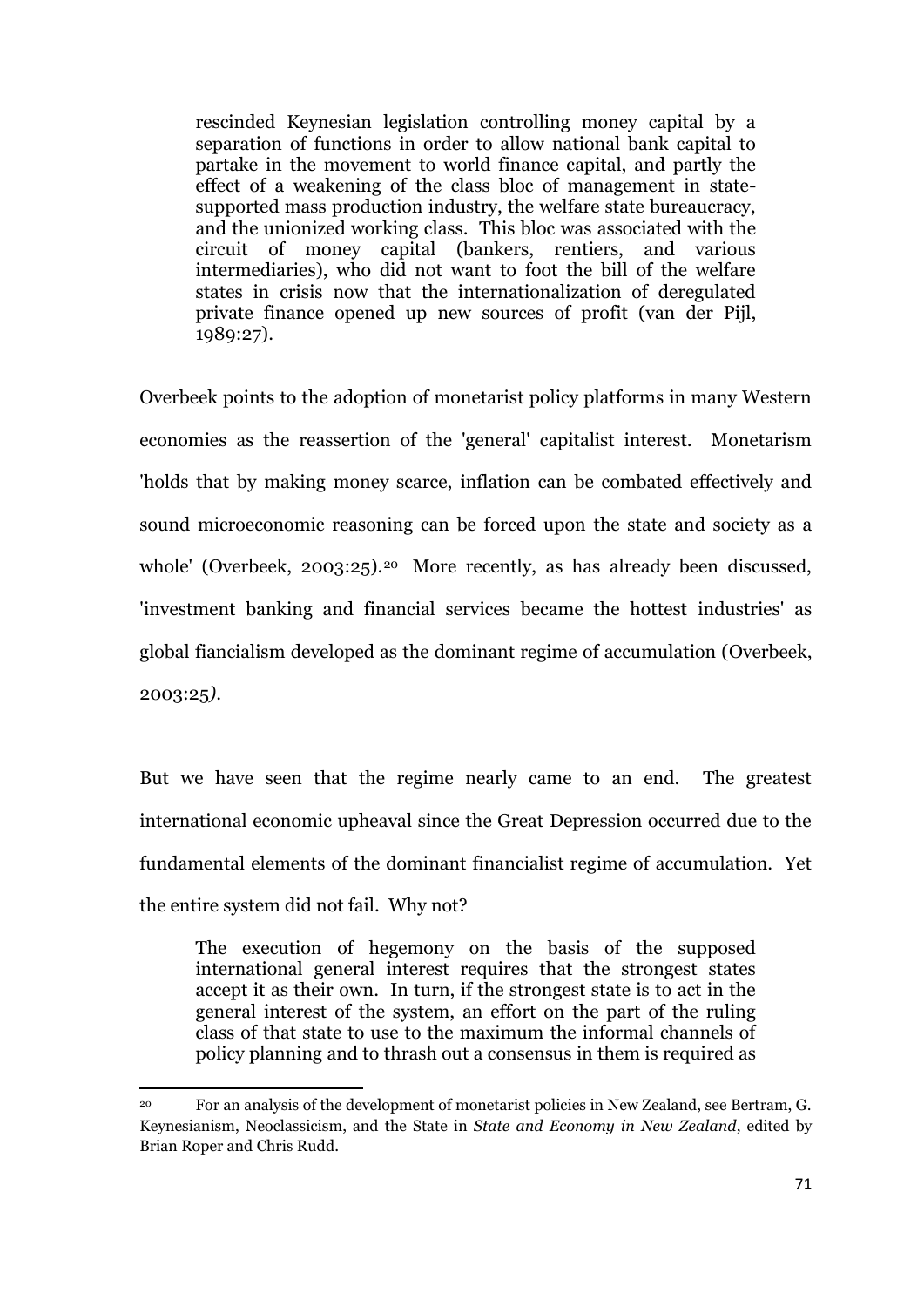> rescinded Keynesian legislation controlling money capital by a separation of functions in order to allow national bank capital to partake in the movement to world finance capital, and partly the effect of a weakening of the class bloc of management in state-supported mass production industry, the welfare state bureaucracy, and the unionized working class. This bloc was associated with the circuit of money capital (bankers, rentiers, and various intermediaries), who did not want to foot the bill of the welfare states in crisis now that the internationalization of deregulated private finance opened up new sources of profit (van der Pijl, 1989:27).

Overbeek points to the adoption of monetarist policy platforms in many Western economies as the reassertion of the 'general' capitalist interest. Monetarism 'holds that by making money scarce, inflation can be combated effectively and sound microeconomic reasoning can be forced upon the state and society as a whole' (Overbeek, 2003:25).[20] More recently, as has already been discussed, 'investment banking and financial services became the hottest industries' as global fiancialism developed as the dominant regime of accumulation (Overbeek, 2003:25*)*.

But we have seen that the regime nearly came to an end. The greatest international economic upheaval since the Great Depression occurred due to the fundamental elements of the dominant financialist regime of accumulation. Yet the entire system did not fail. Why not?

> The execution of hegemony on the basis of the supposed international general interest requires that the strongest states accept it as their own. In turn, if the strongest state is to act in the general interest of the system, an effort on the part of the ruling class of that state to use to the maximum the informal channels of policy planning and to thrash out a consensus in them is required as

[20] For an analysis of the development of monetarist policies in New Zealand, see Bertram, G. Keynesianism, Neoclassicism, and the State in *State and Economy in New Zealand*, edited by Brian Roper and Chris Rudd.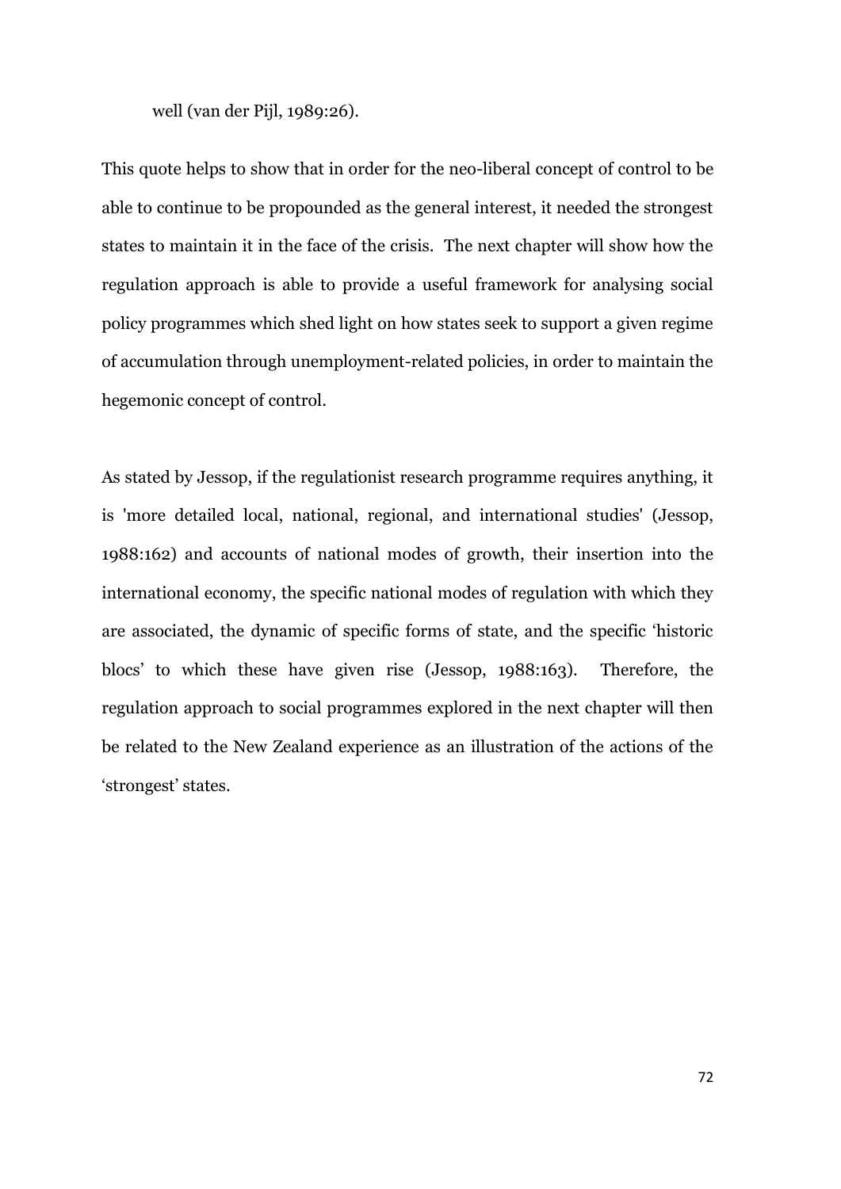well (van der Pijl, 1989:26).

This quote helps to show that in order for the neo-liberal concept of control to be able to continue to be propounded as the general interest, it needed the strongest states to maintain it in the face of the crisis. The next chapter will show how the regulation approach is able to provide a useful framework for analysing social policy programmes which shed light on how states seek to support a given regime of accumulation through unemployment-related policies, in order to maintain the hegemonic concept of control.

As stated by Jessop, if the regulationist research programme requires anything, it is 'more detailed local, national, regional, and international studies' (Jessop, 1988:162) and accounts of national modes of growth, their insertion into the international economy, the specific national modes of regulation with which they are associated, the dynamic of specific forms of state, and the specific 'historic blocs' to which these have given rise (Jessop, 1988:163). Therefore, the regulation approach to social programmes explored in the next chapter will then be related to the New Zealand experience as an illustration of the actions of the 'strongest' states.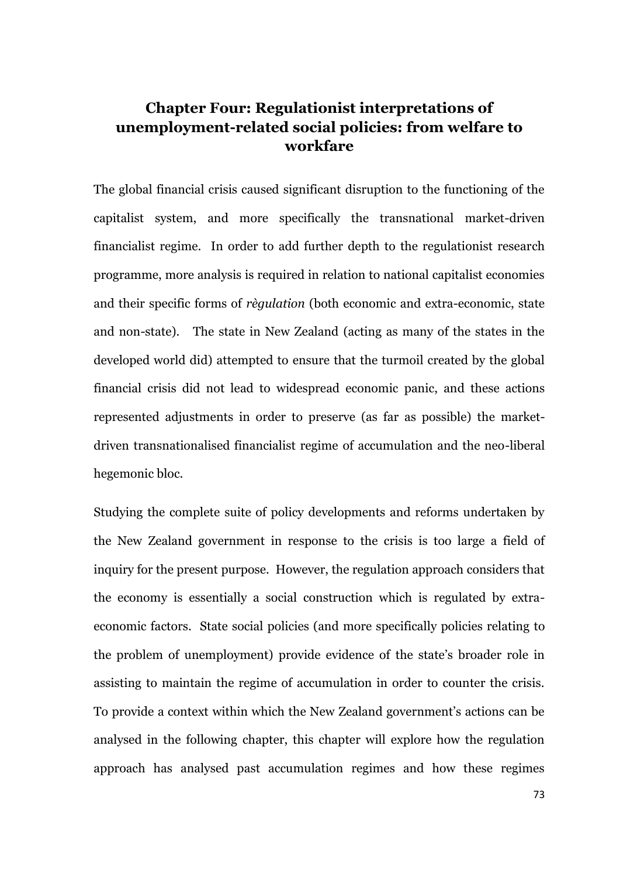# Chapter Four: Regulationist interpretations of unemployment-related social policies: from welfare to workfare

The global financial crisis caused significant disruption to the functioning of the capitalist system, and more specifically the transnational market-driven financialist regime. In order to add further depth to the regulationist research programme, more analysis is required in relation to national capitalist economies and their specific forms of *règulation* (both economic and extra-economic, state and non-state). The state in New Zealand (acting as many of the states in the developed world did) attempted to ensure that the turmoil created by the global financial crisis did not lead to widespread economic panic, and these actions represented adjustments in order to preserve (as far as possible) the market-driven transnationalised financialist regime of accumulation and the neo-liberal hegemonic bloc.

Studying the complete suite of policy developments and reforms undertaken by the New Zealand government in response to the crisis is too large a field of inquiry for the present purpose. However, the regulation approach considers that the economy is essentially a social construction which is regulated by extra-economic factors. State social policies (and more specifically policies relating to the problem of unemployment) provide evidence of the state's broader role in assisting to maintain the regime of accumulation in order to counter the crisis. To provide a context within which the New Zealand government's actions can be analysed in the following chapter, this chapter will explore how the regulation approach has analysed past accumulation regimes and how these regimes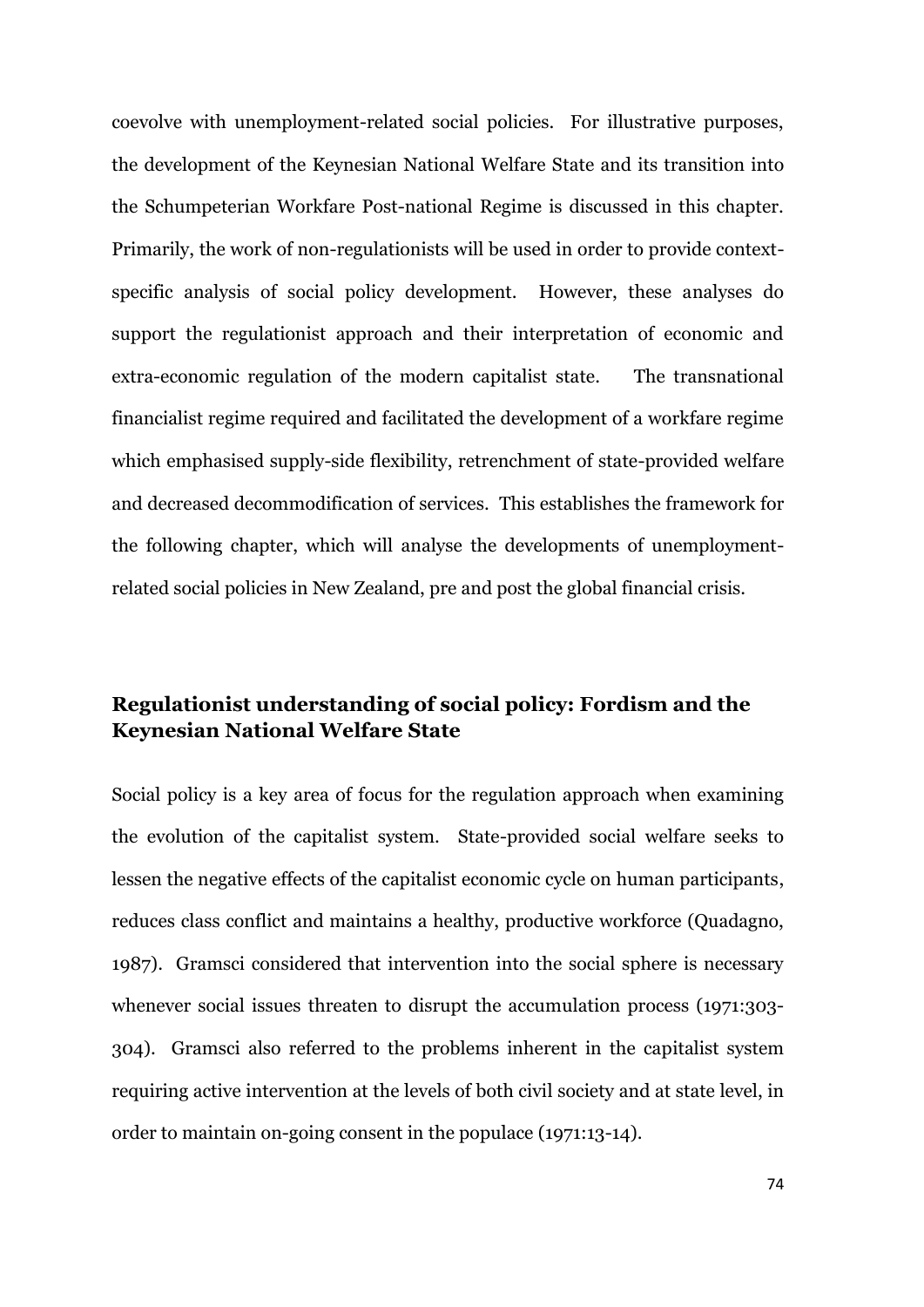coevolve with unemployment-related social policies. For illustrative purposes, the development of the Keynesian National Welfare State and its transition into the Schumpeterian Workfare Post-national Regime is discussed in this chapter. Primarily, the work of non-regulationists will be used in order to provide context-specific analysis of social policy development. However, these analyses do support the regulationist approach and their interpretation of economic and extra-economic regulation of the modern capitalist state. The transnational financialist regime required and facilitated the development of a workfare regime which emphasised supply-side flexibility, retrenchment of state-provided welfare and decreased decommodification of services. This establishes the framework for the following chapter, which will analyse the developments of unemployment-related social policies in New Zealand, pre and post the global financial crisis.

## Regulationist understanding of social policy: Fordism and the Keynesian National Welfare State

Social policy is a key area of focus for the regulation approach when examining the evolution of the capitalist system. State-provided social welfare seeks to lessen the negative effects of the capitalist economic cycle on human participants, reduces class conflict and maintains a healthy, productive workforce (Quadagno, 1987). Gramsci considered that intervention into the social sphere is necessary whenever social issues threaten to disrupt the accumulation process (1971:303-304). Gramsci also referred to the problems inherent in the capitalist system requiring active intervention at the levels of both civil society and at state level, in order to maintain on-going consent in the populace (1971:13-14).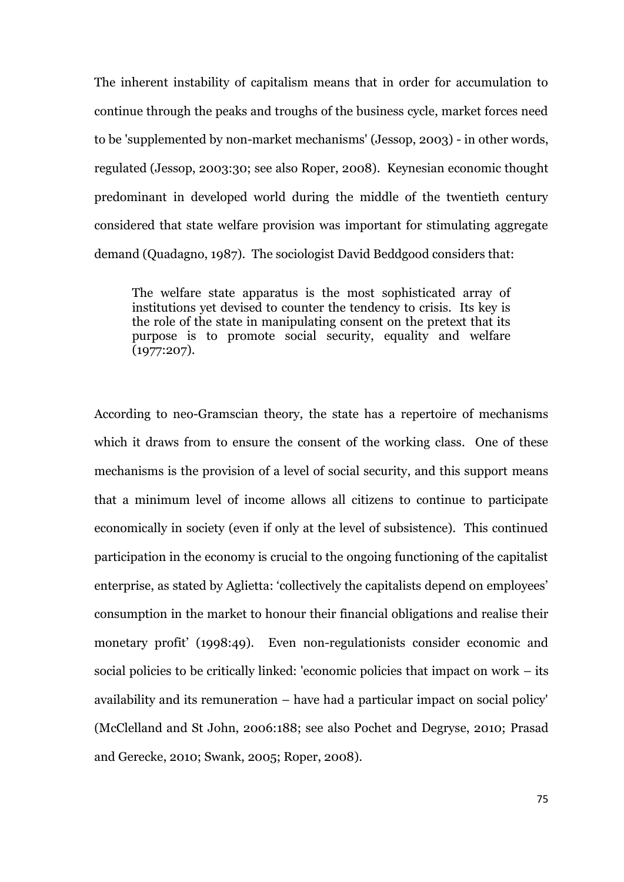The inherent instability of capitalism means that in order for accumulation to continue through the peaks and troughs of the business cycle, market forces need to be 'supplemented by non-market mechanisms' (Jessop, 2003) - in other words, regulated (Jessop, 2003:30; see also Roper, 2008). Keynesian economic thought predominant in developed world during the middle of the twentieth century considered that state welfare provision was important for stimulating aggregate demand (Quadagno, 1987). The sociologist David Beddgood considers that:

> The welfare state apparatus is the most sophisticated array of institutions yet devised to counter the tendency to crisis. Its key is the role of the state in manipulating consent on the pretext that its purpose is to promote social security, equality and welfare (1977:207).

According to neo-Gramscian theory, the state has a repertoire of mechanisms which it draws from to ensure the consent of the working class. One of these mechanisms is the provision of a level of social security, and this support means that a minimum level of income allows all citizens to continue to participate economically in society (even if only at the level of subsistence). This continued participation in the economy is crucial to the ongoing functioning of the capitalist enterprise, as stated by Aglietta: 'collectively the capitalists depend on employees' consumption in the market to honour their financial obligations and realise their monetary profit' (1998:49). Even non-regulationists consider economic and social policies to be critically linked: 'economic policies that impact on work – its availability and its remuneration – have had a particular impact on social policy' (McClelland and St John, 2006:188; see also Pochet and Degryse, 2010; Prasad and Gerecke, 2010; Swank, 2005; Roper, 2008).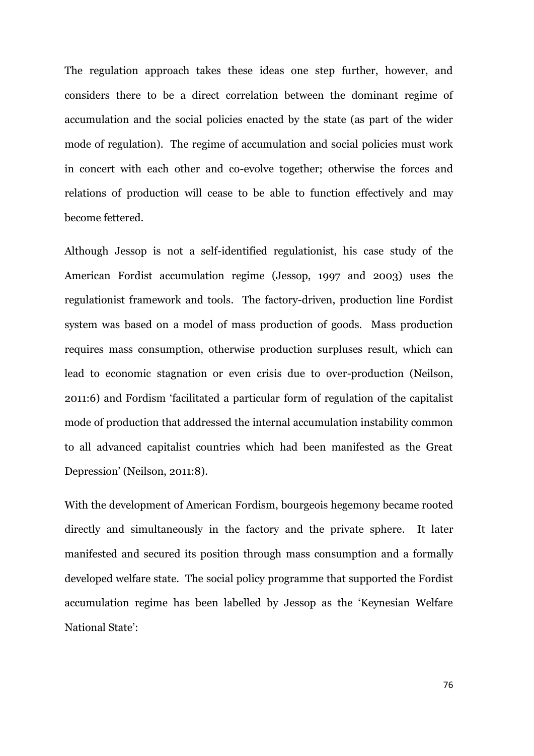The regulation approach takes these ideas one step further, however, and considers there to be a direct correlation between the dominant regime of accumulation and the social policies enacted by the state (as part of the wider mode of regulation). The regime of accumulation and social policies must work in concert with each other and co-evolve together; otherwise the forces and relations of production will cease to be able to function effectively and may become fettered.

Although Jessop is not a self-identified regulationist, his case study of the American Fordist accumulation regime (Jessop, 1997 and 2003) uses the regulationist framework and tools. The factory-driven, production line Fordist system was based on a model of mass production of goods. Mass production requires mass consumption, otherwise production surpluses result, which can lead to economic stagnation or even crisis due to over-production (Neilson, 2011:6) and Fordism 'facilitated a particular form of regulation of the capitalist mode of production that addressed the internal accumulation instability common to all advanced capitalist countries which had been manifested as the Great Depression' (Neilson, 2011:8).

With the development of American Fordism, bourgeois hegemony became rooted directly and simultaneously in the factory and the private sphere. It later manifested and secured its position through mass consumption and a formally developed welfare state. The social policy programme that supported the Fordist accumulation regime has been labelled by Jessop as the 'Keynesian Welfare National State':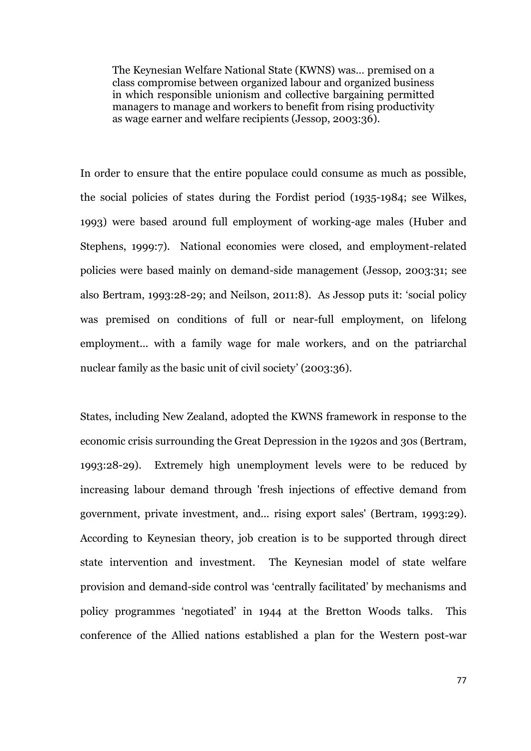> The Keynesian Welfare National State (KWNS) was... premised on a class compromise between organized labour and organized business in which responsible unionism and collective bargaining permitted managers to manage and workers to benefit from rising productivity as wage earner and welfare recipients (Jessop, 2003:36).

In order to ensure that the entire populace could consume as much as possible, the social policies of states during the Fordist period (1935-1984; see Wilkes, 1993) were based around full employment of working-age males (Huber and Stephens, 1999:7). National economies were closed, and employment-related policies were based mainly on demand-side management (Jessop, 2003:31; see also Bertram, 1993:28-29; and Neilson, 2011:8). As Jessop puts it: 'social policy was premised on conditions of full or near-full employment, on lifelong employment... with a family wage for male workers, and on the patriarchal nuclear family as the basic unit of civil society' (2003:36).

States, including New Zealand, adopted the KWNS framework in response to the economic crisis surrounding the Great Depression in the 1920s and 30s (Bertram, 1993:28-29). Extremely high unemployment levels were to be reduced by increasing labour demand through 'fresh injections of effective demand from government, private investment, and... rising export sales' (Bertram, 1993:29). According to Keynesian theory, job creation is to be supported through direct state intervention and investment. The Keynesian model of state welfare provision and demand-side control was 'centrally facilitated' by mechanisms and policy programmes 'negotiated' in 1944 at the Bretton Woods talks. This conference of the Allied nations established a plan for the Western post-war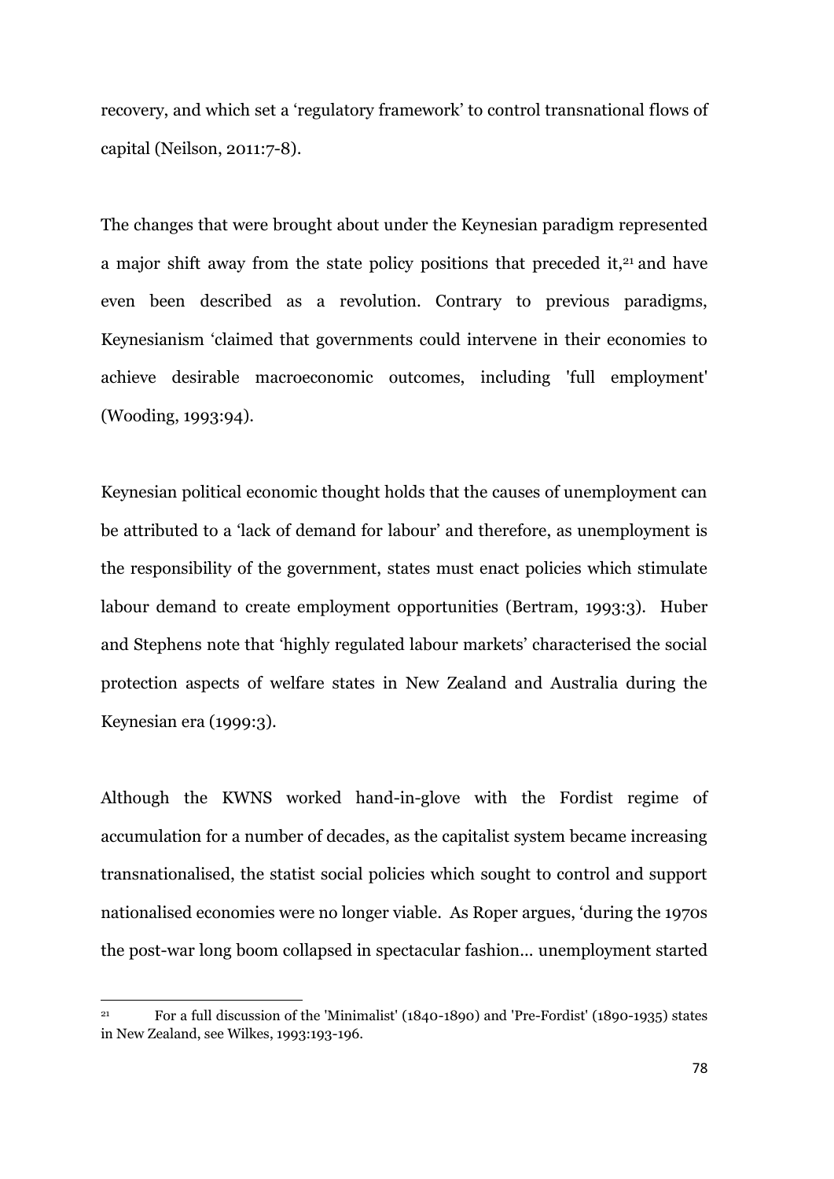recovery, and which set a 'regulatory framework' to control transnational flows of capital (Neilson, 2011:7-8).

The changes that were brought about under the Keynesian paradigm represented a major shift away from the state policy positions that preceded it,[21] and have even been described as a revolution. Contrary to previous paradigms, Keynesianism 'claimed that governments could intervene in their economies to achieve desirable macroeconomic outcomes, including 'full employment' (Wooding, 1993:94).

Keynesian political economic thought holds that the causes of unemployment can be attributed to a 'lack of demand for labour' and therefore, as unemployment is the responsibility of the government, states must enact policies which stimulate labour demand to create employment opportunities (Bertram, 1993:3). Huber and Stephens note that 'highly regulated labour markets' characterised the social protection aspects of welfare states in New Zealand and Australia during the Keynesian era (1999:3).

Although the KWNS worked hand-in-glove with the Fordist regime of accumulation for a number of decades, as the capitalist system became increasing transnationalised, the statist social policies which sought to control and support nationalised economies were no longer viable. As Roper argues, 'during the 1970s the post-war long boom collapsed in spectacular fashion... unemployment started

---

[21] For a full discussion of the 'Minimalist' (1840-1890) and 'Pre-Fordist' (1890-1935) states in New Zealand, see Wilkes, 1993:193-196.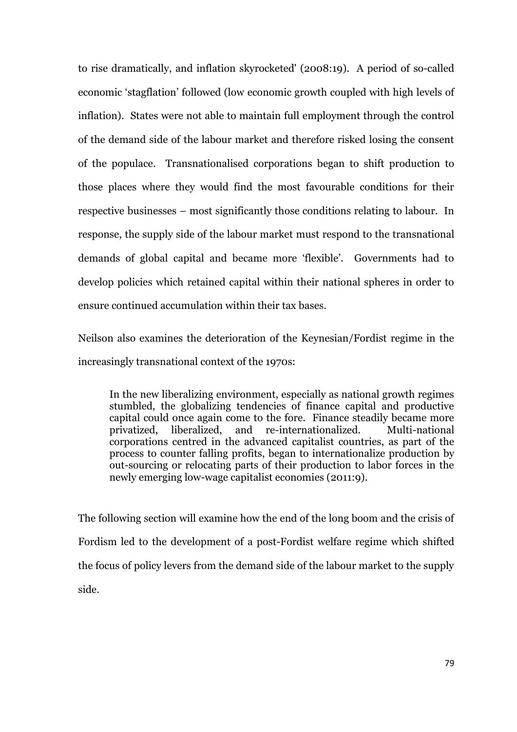to rise dramatically, and inflation skyrocketed' (2008:19). A period of so-called economic 'stagflation' followed (low economic growth coupled with high levels of inflation). States were not able to maintain full employment through the control of the demand side of the labour market and therefore risked losing the consent of the populace. Transnationalised corporations began to shift production to those places where they would find the most favourable conditions for their respective businesses – most significantly those conditions relating to labour. In response, the supply side of the labour market must respond to the transnational demands of global capital and became more 'flexible'. Governments had to develop policies which retained capital within their national spheres in order to ensure continued accumulation within their tax bases.

Neilson also examines the deterioration of the Keynesian/Fordist regime in the increasingly transnational context of the 1970s:

> In the new liberalizing environment, especially as national growth regimes stumbled, the globalizing tendencies of finance capital and productive capital could once again come to the fore. Finance steadily became more privatized, liberalized, and re-internationalized. Multi-national corporations centred in the advanced capitalist countries, as part of the process to counter falling profits, began to internationalize production by out-sourcing or relocating parts of their production to labor forces in the newly emerging low-wage capitalist economies (2011:9).

The following section will examine how the end of the long boom and the crisis of Fordism led to the development of a post-Fordist welfare regime which shifted the focus of policy levers from the demand side of the labour market to the supply side.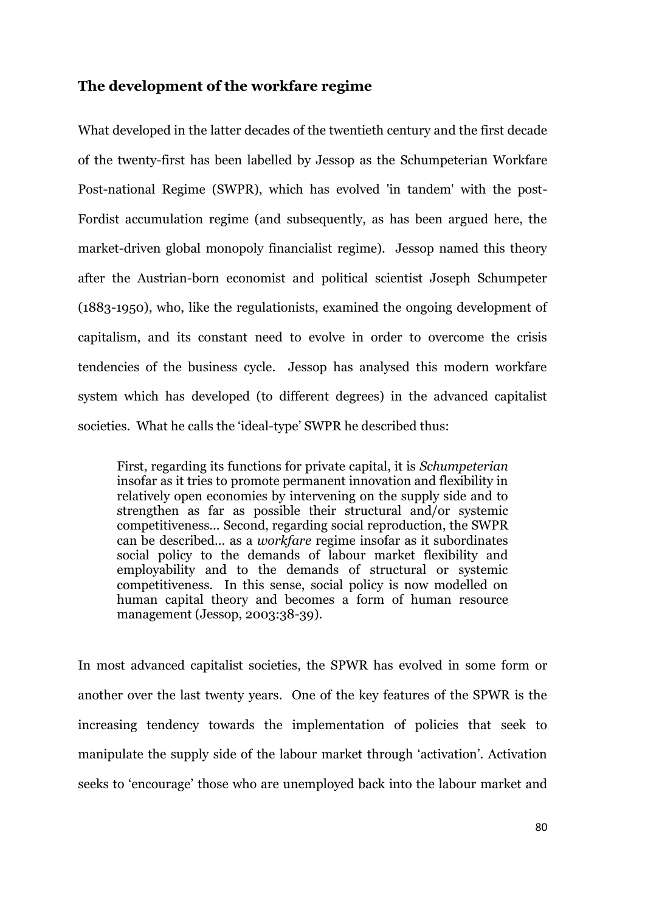### The development of the workfare regime

What developed in the latter decades of the twentieth century and the first decade of the twenty-first has been labelled by Jessop as the Schumpeterian Workfare Post-national Regime (SWPR), which has evolved 'in tandem' with the post-Fordist accumulation regime (and subsequently, as has been argued here, the market-driven global monopoly financialist regime). Jessop named this theory after the Austrian-born economist and political scientist Joseph Schumpeter (1883-1950), who, like the regulationists, examined the ongoing development of capitalism, and its constant need to evolve in order to overcome the crisis tendencies of the business cycle. Jessop has analysed this modern workfare system which has developed (to different degrees) in the advanced capitalist societies. What he calls the 'ideal-type' SWPR he described thus:

> First, regarding its functions for private capital, it is *Schumpeterian* insofar as it tries to promote permanent innovation and flexibility in relatively open economies by intervening on the supply side and to strengthen as far as possible their structural and/or systemic competitiveness... Second, regarding social reproduction, the SWPR can be described... as a *workfare* regime insofar as it subordinates social policy to the demands of labour market flexibility and employability and to the demands of structural or systemic competitiveness. In this sense, social policy is now modelled on human capital theory and becomes a form of human resource management (Jessop, 2003:38-39).

In most advanced capitalist societies, the SPWR has evolved in some form or another over the last twenty years. One of the key features of the SPWR is the increasing tendency towards the implementation of policies that seek to manipulate the supply side of the labour market through 'activation'. Activation seeks to 'encourage' those who are unemployed back into the labour market and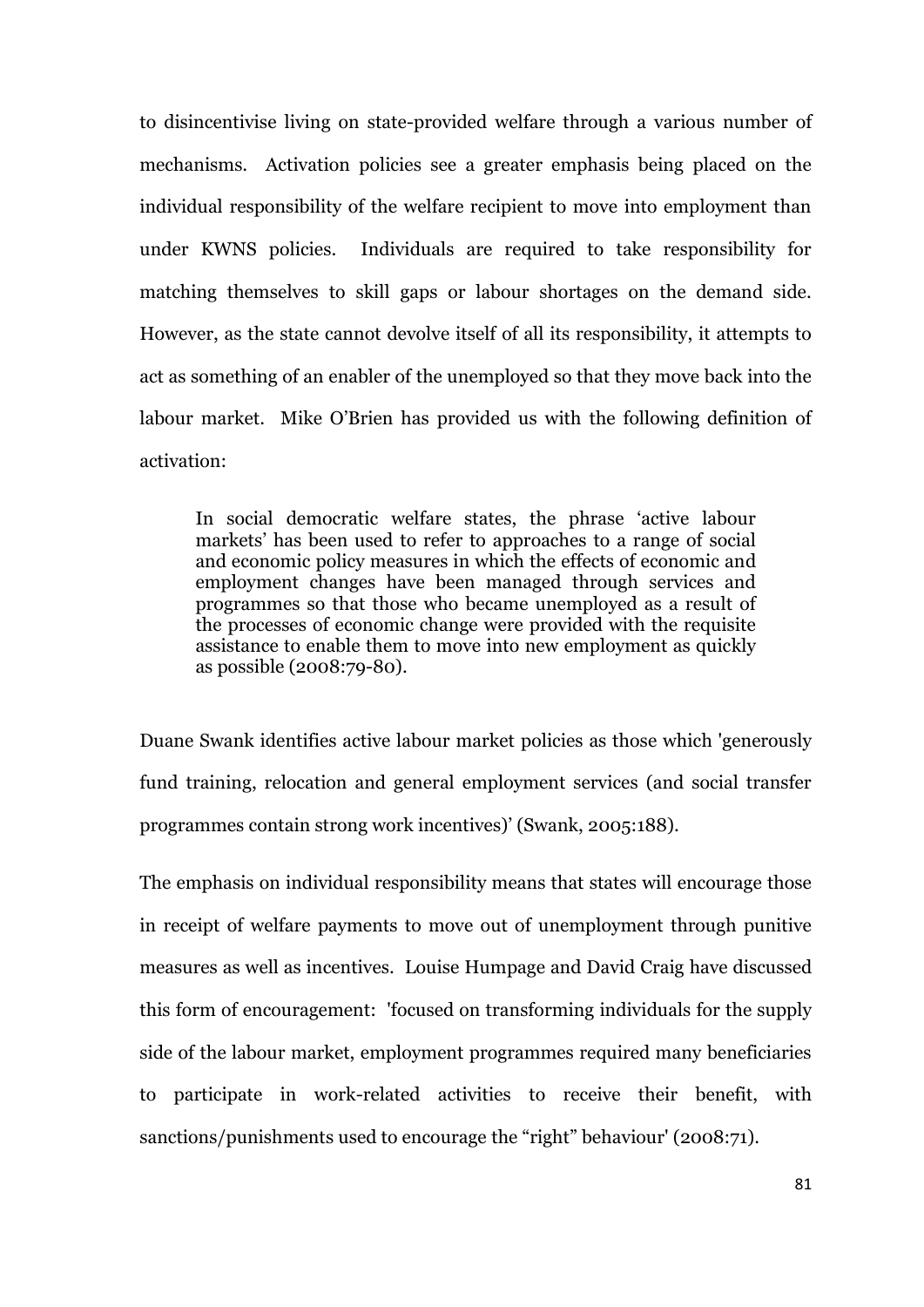to disincentivise living on state-provided welfare through a various number of mechanisms. Activation policies see a greater emphasis being placed on the individual responsibility of the welfare recipient to move into employment than under KWNS policies. Individuals are required to take responsibility for matching themselves to skill gaps or labour shortages on the demand side. However, as the state cannot devolve itself of all its responsibility, it attempts to act as something of an enabler of the unemployed so that they move back into the labour market. Mike O'Brien has provided us with the following definition of activation:

> In social democratic welfare states, the phrase 'active labour markets' has been used to refer to approaches to a range of social and economic policy measures in which the effects of economic and employment changes have been managed through services and programmes so that those who became unemployed as a result of the processes of economic change were provided with the requisite assistance to enable them to move into new employment as quickly as possible (2008:79-80).

Duane Swank identifies active labour market policies as those which 'generously fund training, relocation and general employment services (and social transfer programmes contain strong work incentives)' (Swank, 2005:188).

The emphasis on individual responsibility means that states will encourage those in receipt of welfare payments to move out of unemployment through punitive measures as well as incentives. Louise Humpage and David Craig have discussed this form of encouragement: 'focused on transforming individuals for the supply side of the labour market, employment programmes required many beneficiaries to participate in work-related activities to receive their benefit, with sanctions/punishments used to encourage the "right" behaviour' (2008:71).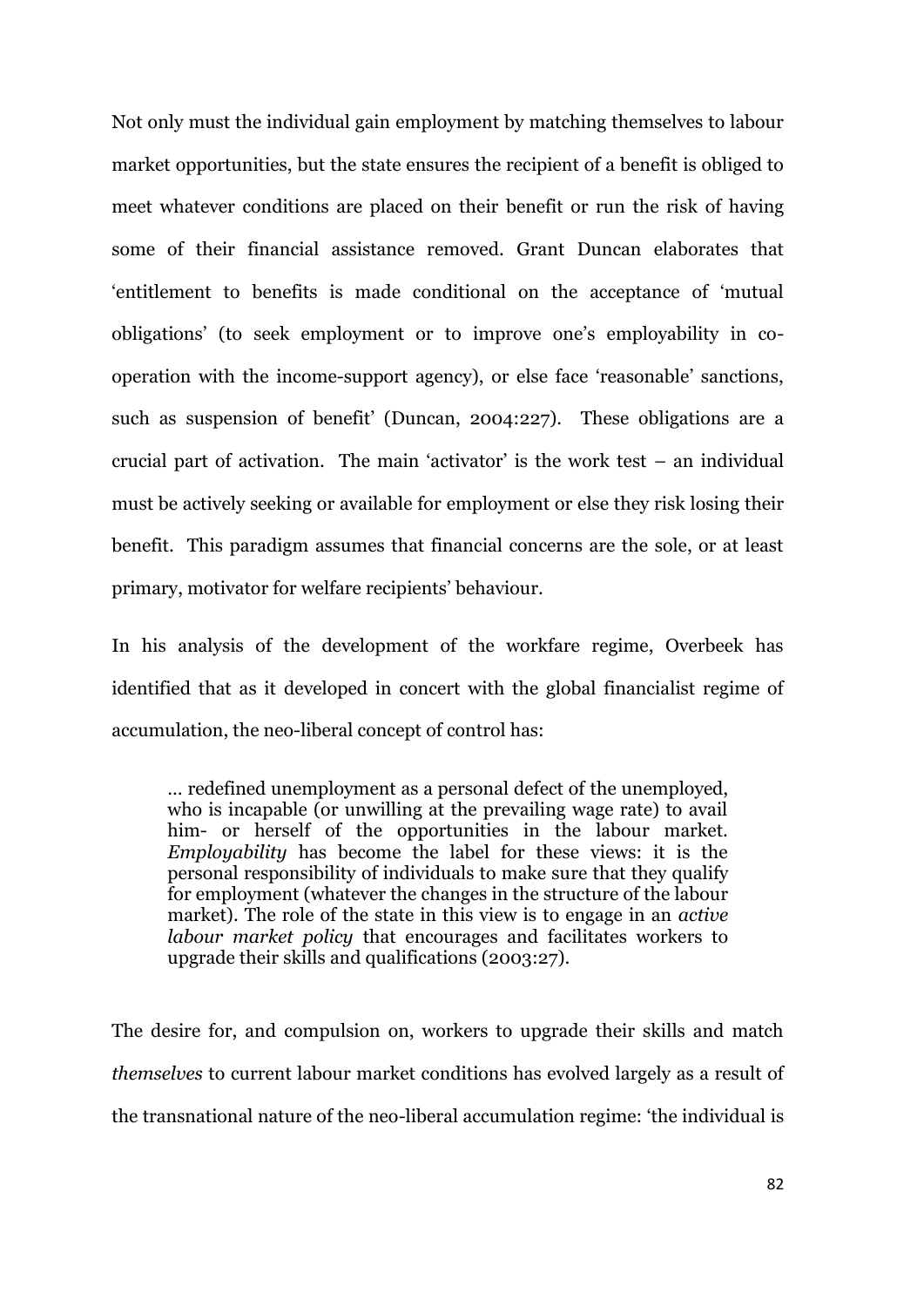Not only must the individual gain employment by matching themselves to labour market opportunities, but the state ensures the recipient of a benefit is obliged to meet whatever conditions are placed on their benefit or run the risk of having some of their financial assistance removed. Grant Duncan elaborates that 'entitlement to benefits is made conditional on the acceptance of 'mutual obligations' (to seek employment or to improve one's employability in co-operation with the income-support agency), or else face 'reasonable' sanctions, such as suspension of benefit' (Duncan, 2004:227). These obligations are a crucial part of activation. The main 'activator' is the work test – an individual must be actively seeking or available for employment or else they risk losing their benefit. This paradigm assumes that financial concerns are the sole, or at least primary, motivator for welfare recipients' behaviour.

In his analysis of the development of the workfare regime, Overbeek has identified that as it developed in concert with the global financialist regime of accumulation, the neo-liberal concept of control has:

> … redefined unemployment as a personal defect of the unemployed, who is incapable (or unwilling at the prevailing wage rate) to avail him- or herself of the opportunities in the labour market. *Employability* has become the label for these views: it is the personal responsibility of individuals to make sure that they qualify for employment (whatever the changes in the structure of the labour market). The role of the state in this view is to engage in an *active labour market policy* that encourages and facilitates workers to upgrade their skills and qualifications (2003:27).

The desire for, and compulsion on, workers to upgrade their skills and match *themselves* to current labour market conditions has evolved largely as a result of the transnational nature of the neo-liberal accumulation regime: 'the individual is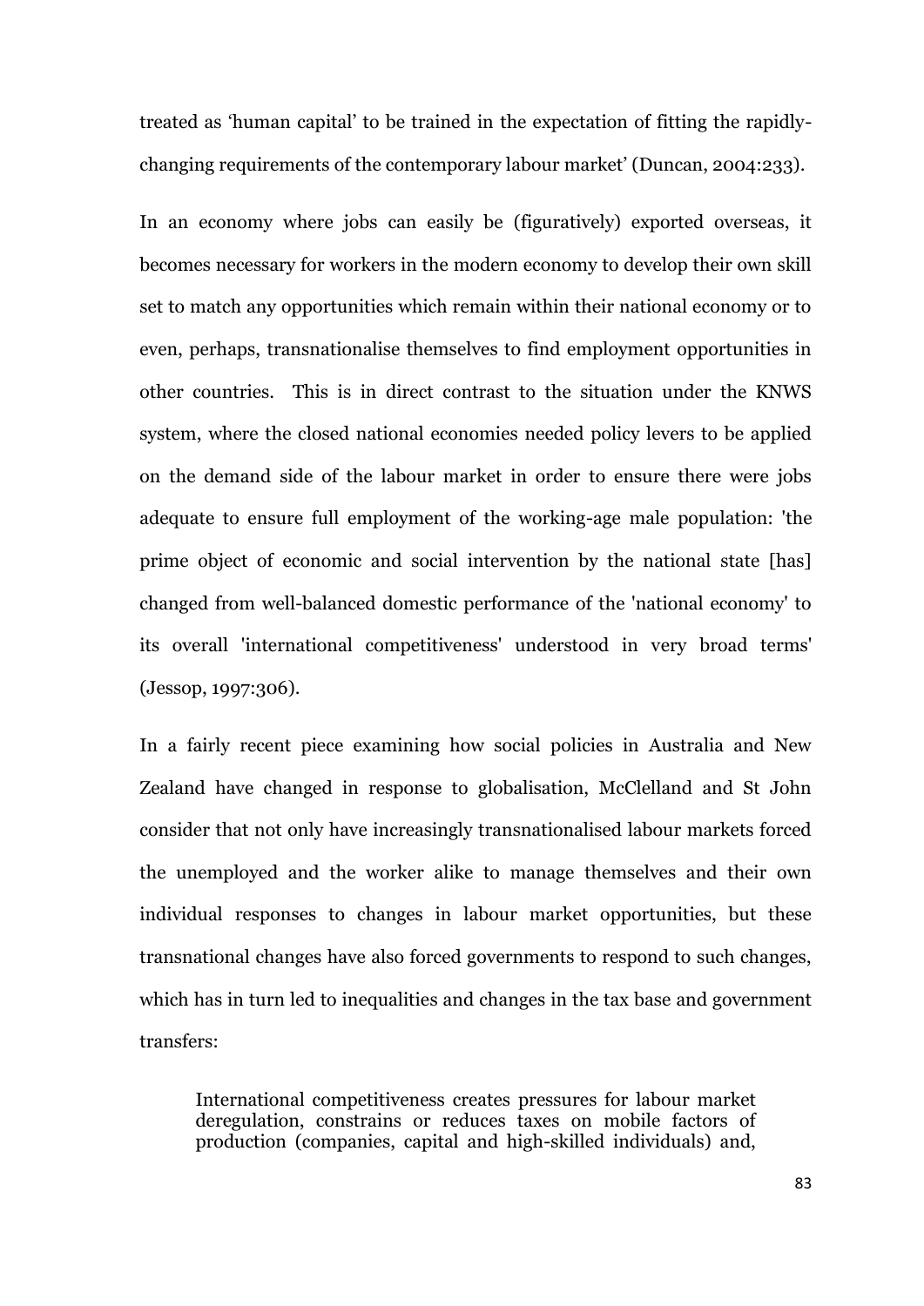treated as 'human capital' to be trained in the expectation of fitting the rapidly-changing requirements of the contemporary labour market' (Duncan, 2004:233).

In an economy where jobs can easily be (figuratively) exported overseas, it becomes necessary for workers in the modern economy to develop their own skill set to match any opportunities which remain within their national economy or to even, perhaps, transnationalise themselves to find employment opportunities in other countries. This is in direct contrast to the situation under the KNWS system, where the closed national economies needed policy levers to be applied on the demand side of the labour market in order to ensure there were jobs adequate to ensure full employment of the working-age male population: 'the prime object of economic and social intervention by the national state [has] changed from well-balanced domestic performance of the 'national economy' to its overall 'international competitiveness' understood in very broad terms' (Jessop, 1997:306).

In a fairly recent piece examining how social policies in Australia and New Zealand have changed in response to globalisation, McClelland and St John consider that not only have increasingly transnationalised labour markets forced the unemployed and the worker alike to manage themselves and their own individual responses to changes in labour market opportunities, but these transnational changes have also forced governments to respond to such changes, which has in turn led to inequalities and changes in the tax base and government transfers:

> International competitiveness creates pressures for labour market deregulation, constrains or reduces taxes on mobile factors of production (companies, capital and high-skilled individuals) and,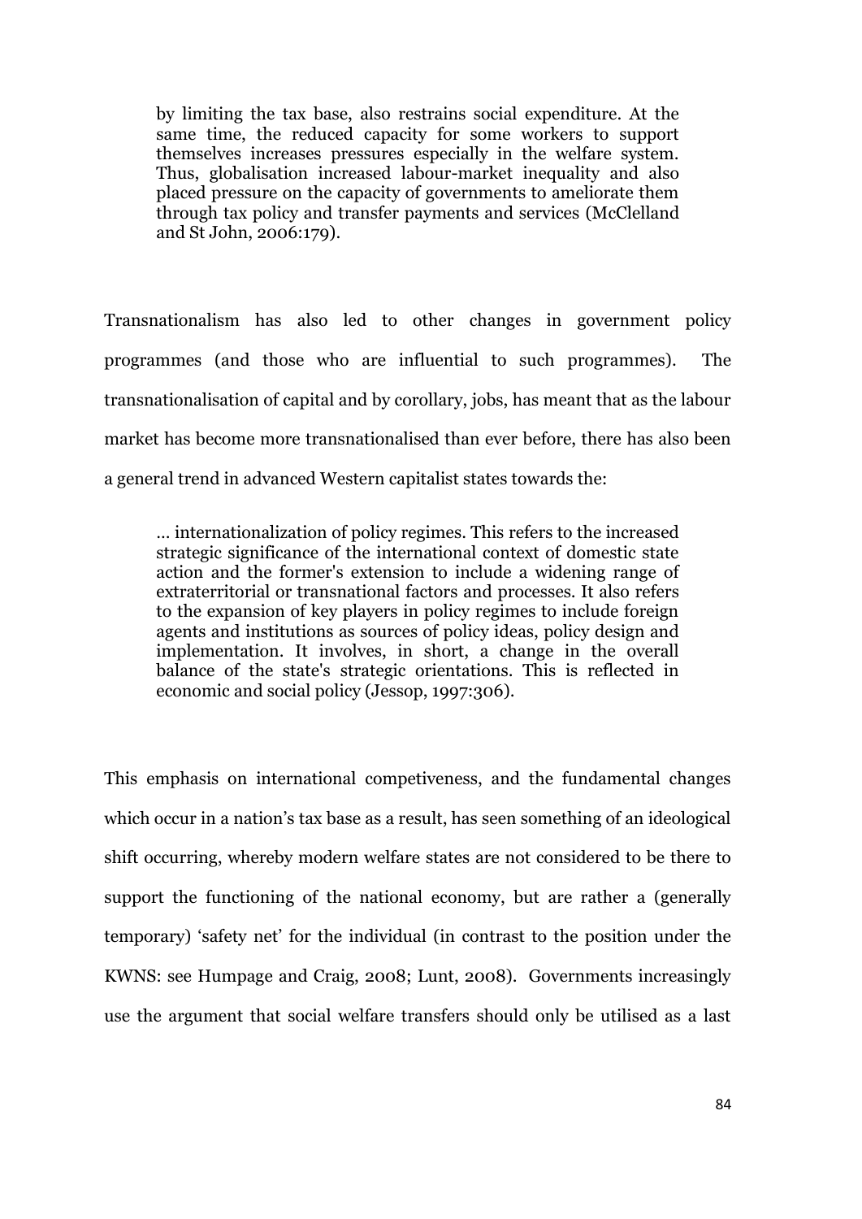> by limiting the tax base, also restrains social expenditure. At the same time, the reduced capacity for some workers to support themselves increases pressures especially in the welfare system. Thus, globalisation increased labour-market inequality and also placed pressure on the capacity of governments to ameliorate them through tax policy and transfer payments and services (McClelland and St John, 2006:179).

Transnationalism has also led to other changes in government policy programmes (and those who are influential to such programmes). The transnationalisation of capital and by corollary, jobs, has meant that as the labour market has become more transnationalised than ever before, there has also been a general trend in advanced Western capitalist states towards the:

> … internationalization of policy regimes. This refers to the increased strategic significance of the international context of domestic state action and the former's extension to include a widening range of extraterritorial or transnational factors and processes. It also refers to the expansion of key players in policy regimes to include foreign agents and institutions as sources of policy ideas, policy design and implementation. It involves, in short, a change in the overall balance of the state's strategic orientations. This is reflected in economic and social policy (Jessop, 1997:306).

This emphasis on international competiveness, and the fundamental changes which occur in a nation's tax base as a result, has seen something of an ideological shift occurring, whereby modern welfare states are not considered to be there to support the functioning of the national economy, but are rather a (generally temporary) 'safety net' for the individual (in contrast to the position under the KWNS: see Humpage and Craig, 2008; Lunt, 2008). Governments increasingly use the argument that social welfare transfers should only be utilised as a last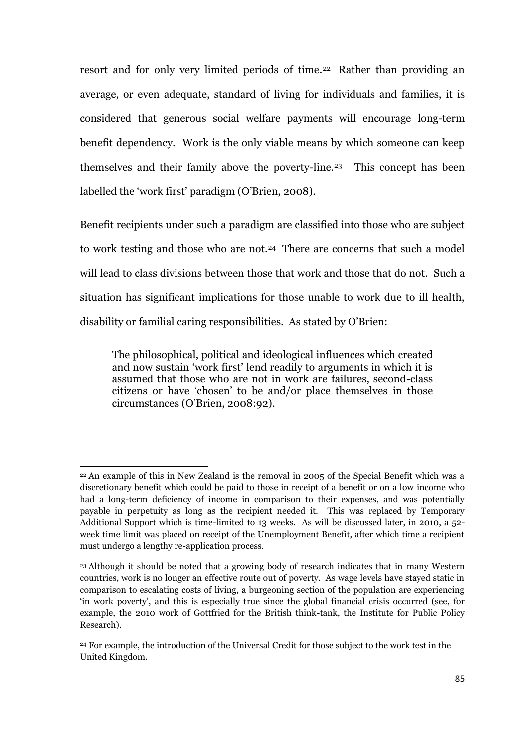resort and for only very limited periods of time.[22] Rather than providing an average, or even adequate, standard of living for individuals and families, it is considered that generous social welfare payments will encourage long-term benefit dependency. Work is the only viable means by which someone can keep themselves and their family above the poverty-line.[23] This concept has been labelled the 'work first' paradigm (O'Brien, 2008).

Benefit recipients under such a paradigm are classified into those who are subject to work testing and those who are not.[24] There are concerns that such a model will lead to class divisions between those that work and those that do not. Such a situation has significant implications for those unable to work due to ill health, disability or familial caring responsibilities. As stated by O'Brien:

> The philosophical, political and ideological influences which created and now sustain 'work first' lend readily to arguments in which it is assumed that those who are not in work are failures, second-class citizens or have 'chosen' to be and/or place themselves in those circumstances (O'Brien, 2008:92).

---

[22] An example of this in New Zealand is the removal in 2005 of the Special Benefit which was a discretionary benefit which could be paid to those in receipt of a benefit or on a low income who had a long-term deficiency of income in comparison to their expenses, and was potentially payable in perpetuity as long as the recipient needed it. This was replaced by Temporary Additional Support which is time-limited to 13 weeks. As will be discussed later, in 2010, a 52-week time limit was placed on receipt of the Unemployment Benefit, after which time a recipient must undergo a lengthy re-application process.

[23] Although it should be noted that a growing body of research indicates that in many Western countries, work is no longer an effective route out of poverty. As wage levels have stayed static in comparison to escalating costs of living, a burgeoning section of the population are experiencing 'in work poverty', and this is especially true since the global financial crisis occurred (see, for example, the 2010 work of Gottfried for the British think-tank, the Institute for Public Policy Research).

[24] For example, the introduction of the Universal Credit for those subject to the work test in the United Kingdom.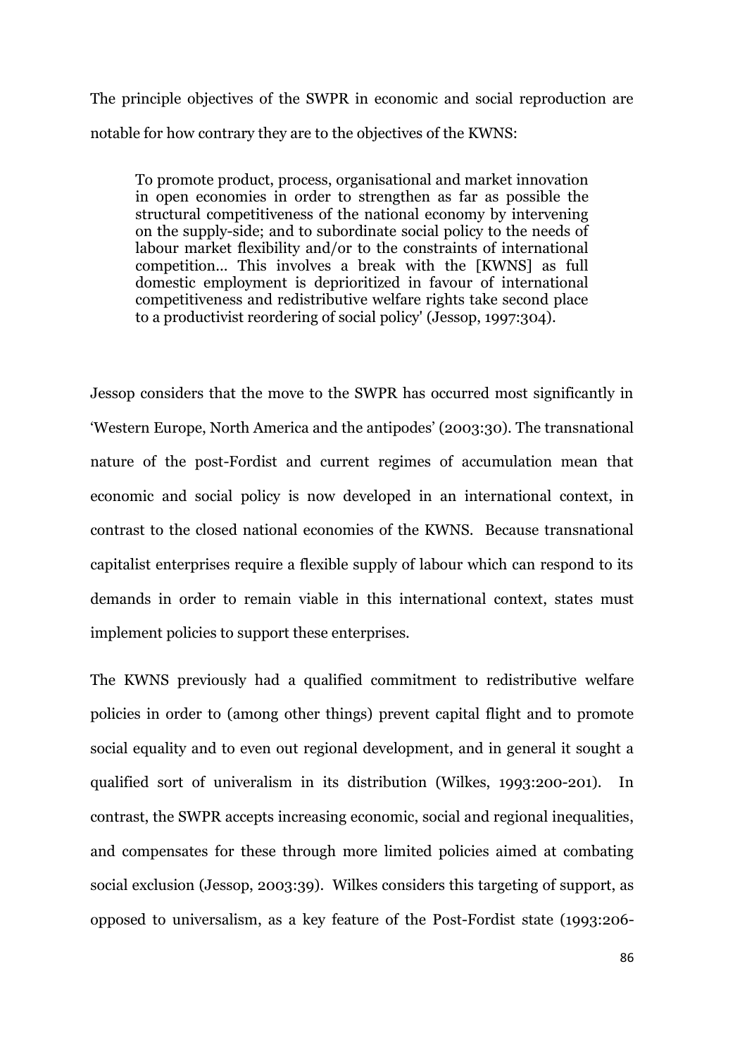The principle objectives of the SWPR in economic and social reproduction are notable for how contrary they are to the objectives of the KWNS:

> To promote product, process, organisational and market innovation in open economies in order to strengthen as far as possible the structural competitiveness of the national economy by intervening on the supply-side; and to subordinate social policy to the needs of labour market flexibility and/or to the constraints of international competition... This involves a break with the [KWNS] as full domestic employment is deprioritized in favour of international competitiveness and redistributive welfare rights take second place to a productivist reordering of social policy' (Jessop, 1997:304).

Jessop considers that the move to the SWPR has occurred most significantly in 'Western Europe, North America and the antipodes' (2003:30). The transnational nature of the post-Fordist and current regimes of accumulation mean that economic and social policy is now developed in an international context, in contrast to the closed national economies of the KWNS. Because transnational capitalist enterprises require a flexible supply of labour which can respond to its demands in order to remain viable in this international context, states must implement policies to support these enterprises.

The KWNS previously had a qualified commitment to redistributive welfare policies in order to (among other things) prevent capital flight and to promote social equality and to even out regional development, and in general it sought a qualified sort of univeralism in its distribution (Wilkes, 1993:200-201). In contrast, the SWPR accepts increasing economic, social and regional inequalities, and compensates for these through more limited policies aimed at combating social exclusion (Jessop, 2003:39). Wilkes considers this targeting of support, as opposed to universalism, as a key feature of the Post-Fordist state (1993:206-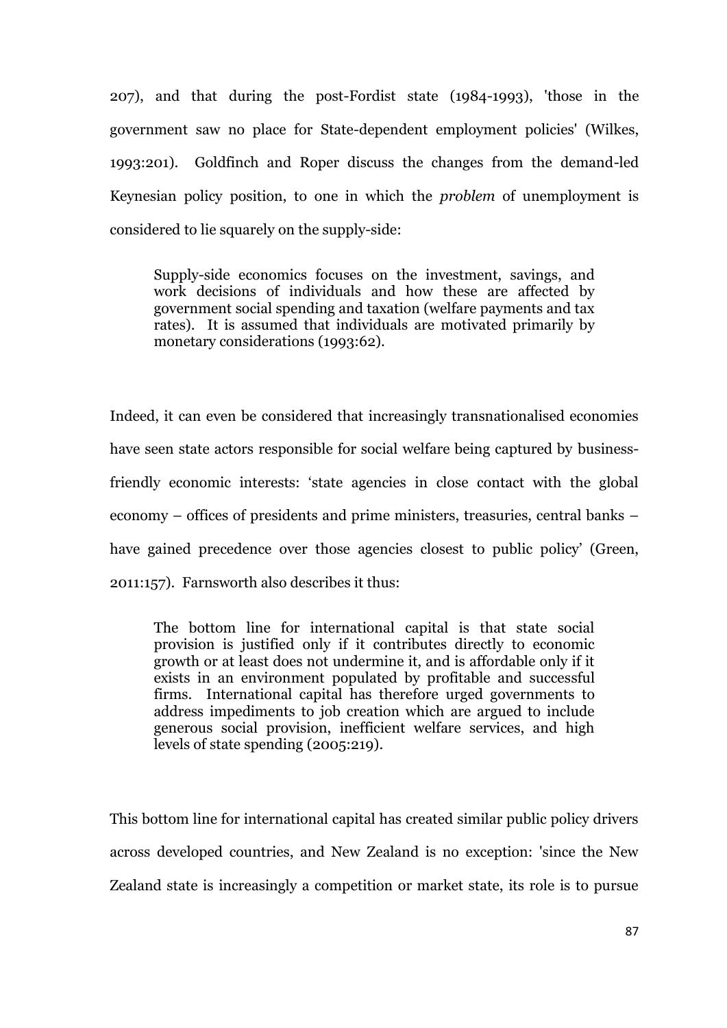207), and that during the post-Fordist state (1984-1993), 'those in the government saw no place for State-dependent employment policies' (Wilkes, 1993:201). Goldfinch and Roper discuss the changes from the demand-led Keynesian policy position, to one in which the *problem* of unemployment is considered to lie squarely on the supply-side:

> Supply-side economics focuses on the investment, savings, and work decisions of individuals and how these are affected by government social spending and taxation (welfare payments and tax rates). It is assumed that individuals are motivated primarily by monetary considerations (1993:62).

Indeed, it can even be considered that increasingly transnationalised economies have seen state actors responsible for social welfare being captured by business-friendly economic interests: 'state agencies in close contact with the global economy – offices of presidents and prime ministers, treasuries, central banks – have gained precedence over those agencies closest to public policy' (Green, 2011:157). Farnsworth also describes it thus:

> The bottom line for international capital is that state social provision is justified only if it contributes directly to economic growth or at least does not undermine it, and is affordable only if it exists in an environment populated by profitable and successful firms. International capital has therefore urged governments to address impediments to job creation which are argued to include generous social provision, inefficient welfare services, and high levels of state spending (2005:219).

This bottom line for international capital has created similar public policy drivers across developed countries, and New Zealand is no exception: 'since the New Zealand state is increasingly a competition or market state, its role is to pursue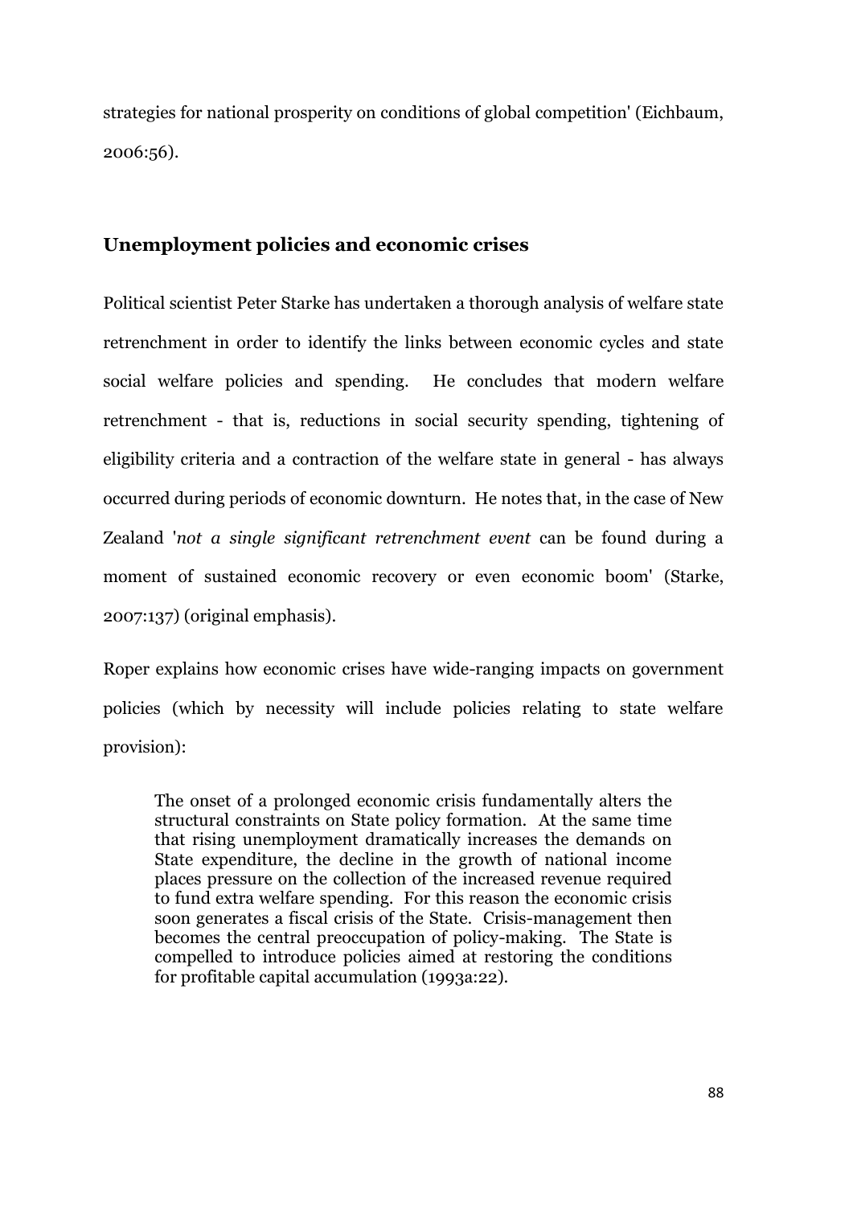strategies for national prosperity on conditions of global competition' (Eichbaum, 2006:56).

## Unemployment policies and economic crises

Political scientist Peter Starke has undertaken a thorough analysis of welfare state retrenchment in order to identify the links between economic cycles and state social welfare policies and spending. He concludes that modern welfare retrenchment - that is, reductions in social security spending, tightening of eligibility criteria and a contraction of the welfare state in general - has always occurred during periods of economic downturn. He notes that, in the case of New Zealand '*not a single significant retrenchment event* can be found during a moment of sustained economic recovery or even economic boom' (Starke, 2007:137) (original emphasis).

Roper explains how economic crises have wide-ranging impacts on government policies (which by necessity will include policies relating to state welfare provision):

> The onset of a prolonged economic crisis fundamentally alters the structural constraints on State policy formation. At the same time that rising unemployment dramatically increases the demands on State expenditure, the decline in the growth of national income places pressure on the collection of the increased revenue required to fund extra welfare spending. For this reason the economic crisis soon generates a fiscal crisis of the State. Crisis-management then becomes the central preoccupation of policy-making. The State is compelled to introduce policies aimed at restoring the conditions for profitable capital accumulation (1993a:22).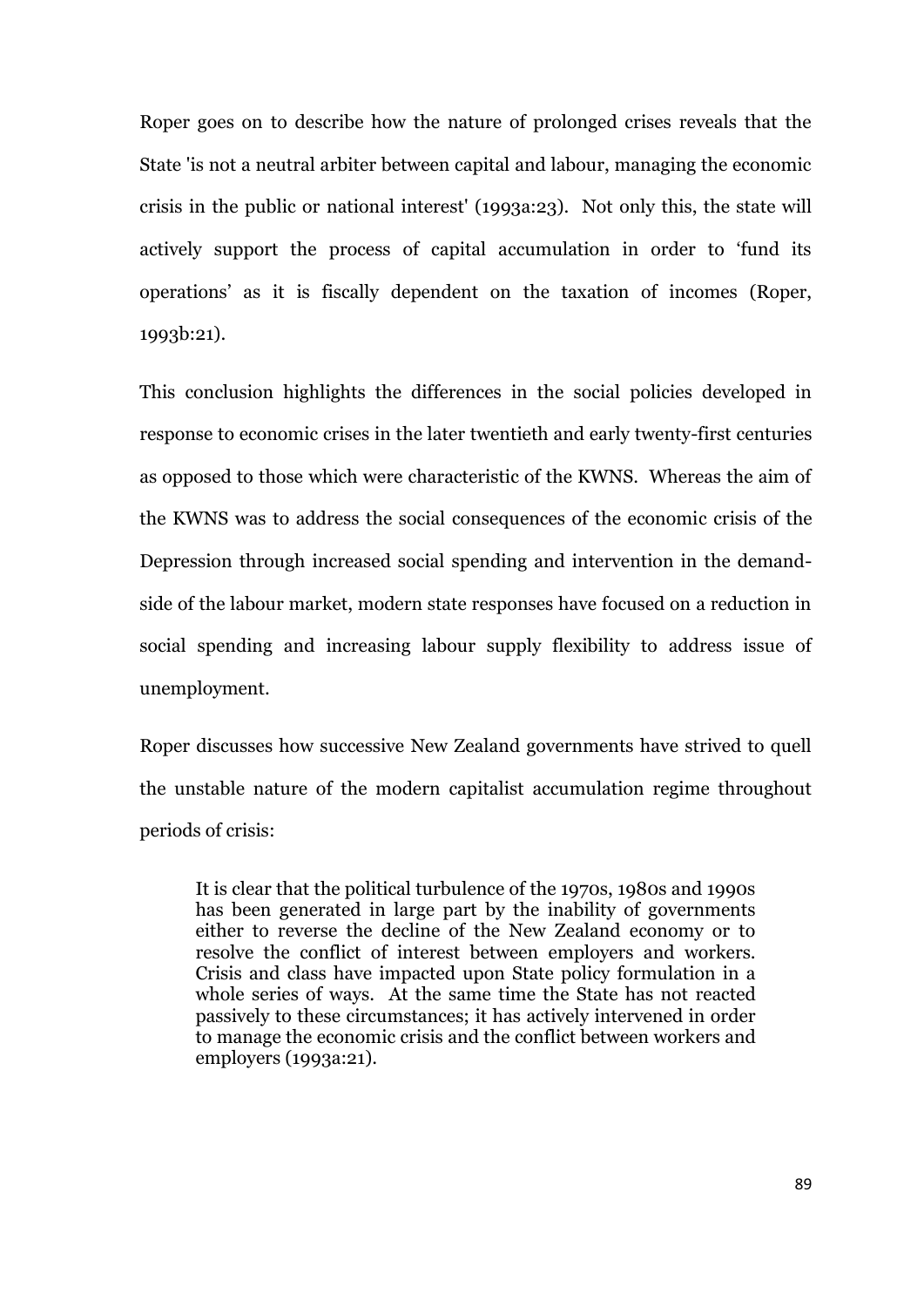Roper goes on to describe how the nature of prolonged crises reveals that the State 'is not a neutral arbiter between capital and labour, managing the economic crisis in the public or national interest' (1993a:23). Not only this, the state will actively support the process of capital accumulation in order to 'fund its operations' as it is fiscally dependent on the taxation of incomes (Roper, 1993b:21).

This conclusion highlights the differences in the social policies developed in response to economic crises in the later twentieth and early twenty-first centuries as opposed to those which were characteristic of the KWNS. Whereas the aim of the KWNS was to address the social consequences of the economic crisis of the Depression through increased social spending and intervention in the demand-side of the labour market, modern state responses have focused on a reduction in social spending and increasing labour supply flexibility to address issue of unemployment.

Roper discusses how successive New Zealand governments have strived to quell the unstable nature of the modern capitalist accumulation regime throughout periods of crisis:

> It is clear that the political turbulence of the 1970s, 1980s and 1990s has been generated in large part by the inability of governments either to reverse the decline of the New Zealand economy or to resolve the conflict of interest between employers and workers. Crisis and class have impacted upon State policy formulation in a whole series of ways. At the same time the State has not reacted passively to these circumstances; it has actively intervened in order to manage the economic crisis and the conflict between workers and employers (1993a:21).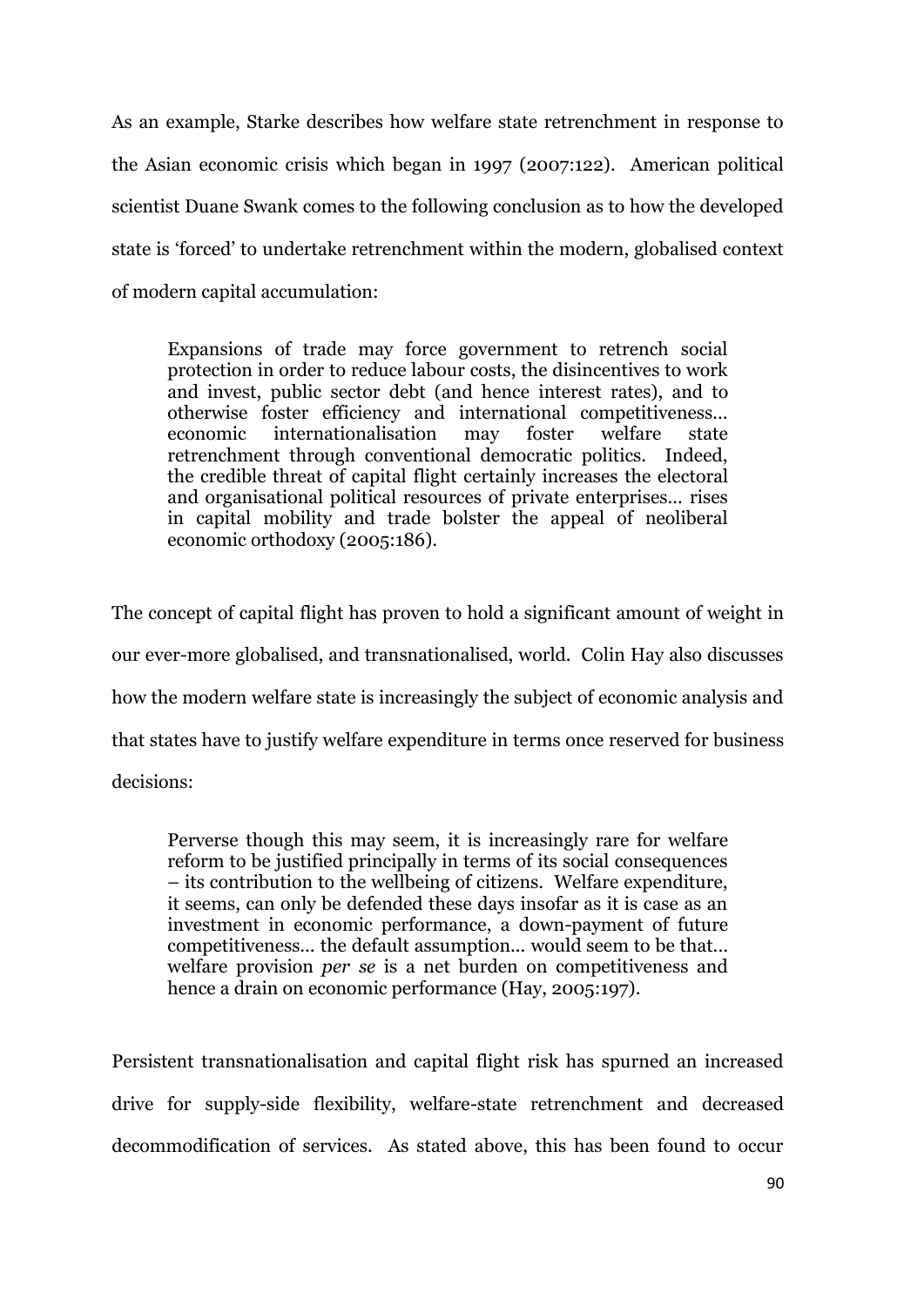As an example, Starke describes how welfare state retrenchment in response to the Asian economic crisis which began in 1997 (2007:122). American political scientist Duane Swank comes to the following conclusion as to how the developed state is 'forced' to undertake retrenchment within the modern, globalised context of modern capital accumulation:

> Expansions of trade may force government to retrench social protection in order to reduce labour costs, the disincentives to work and invest, public sector debt (and hence interest rates), and to otherwise foster efficiency and international competitiveness… economic internationalisation may foster welfare state retrenchment through conventional democratic politics. Indeed, the credible threat of capital flight certainly increases the electoral and organisational political resources of private enterprises… rises in capital mobility and trade bolster the appeal of neoliberal economic orthodoxy (2005:186).

The concept of capital flight has proven to hold a significant amount of weight in our ever-more globalised, and transnationalised, world. Colin Hay also discusses how the modern welfare state is increasingly the subject of economic analysis and that states have to justify welfare expenditure in terms once reserved for business decisions:

> Perverse though this may seem, it is increasingly rare for welfare reform to be justified principally in terms of its social consequences – its contribution to the wellbeing of citizens. Welfare expenditure, it seems, can only be defended these days insofar as it is case as an investment in economic performance, a down-payment of future competitiveness… the default assumption… would seem to be that… welfare provision *per se* is a net burden on competitiveness and hence a drain on economic performance (Hay, 2005:197).

Persistent transnationalisation and capital flight risk has spurned an increased drive for supply-side flexibility, welfare-state retrenchment and decreased decommodification of services. As stated above, this has been found to occur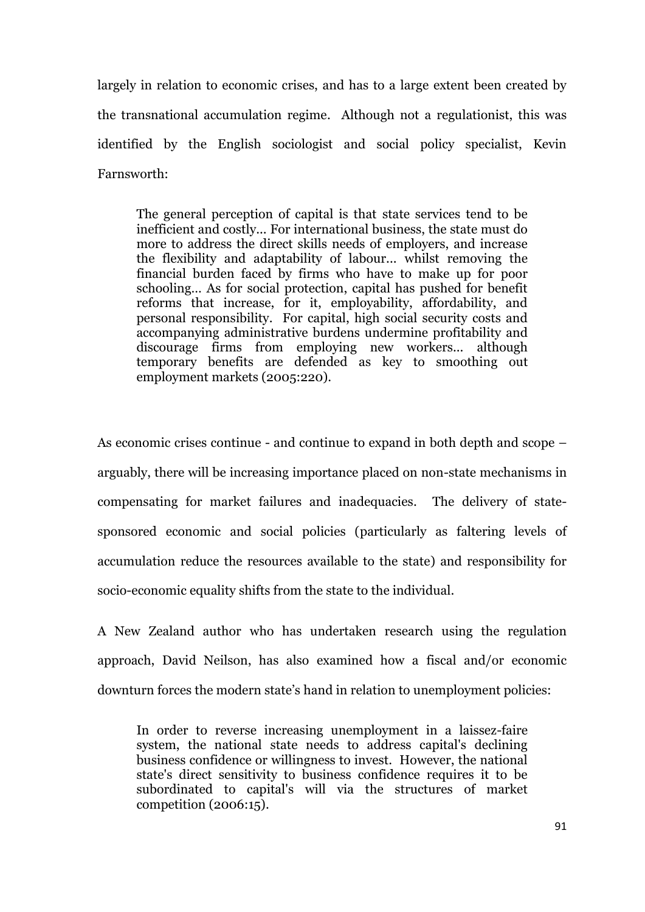largely in relation to economic crises, and has to a large extent been created by the transnational accumulation regime. Although not a regulationist, this was identified by the English sociologist and social policy specialist, Kevin Farnsworth:

> The general perception of capital is that state services tend to be inefficient and costly... For international business, the state must do more to address the direct skills needs of employers, and increase the flexibility and adaptability of labour... whilst removing the financial burden faced by firms who have to make up for poor schooling... As for social protection, capital has pushed for benefit reforms that increase, for it, employability, affordability, and personal responsibility. For capital, high social security costs and accompanying administrative burdens undermine profitability and discourage firms from employing new workers... although temporary benefits are defended as key to smoothing out employment markets (2005:220).

As economic crises continue - and continue to expand in both depth and scope – arguably, there will be increasing importance placed on non-state mechanisms in compensating for market failures and inadequacies. The delivery of state-sponsored economic and social policies (particularly as faltering levels of accumulation reduce the resources available to the state) and responsibility for socio-economic equality shifts from the state to the individual.

A New Zealand author who has undertaken research using the regulation approach, David Neilson, has also examined how a fiscal and/or economic downturn forces the modern state's hand in relation to unemployment policies:

> In order to reverse increasing unemployment in a laissez-faire system, the national state needs to address capital's declining business confidence or willingness to invest. However, the national state's direct sensitivity to business confidence requires it to be subordinated to capital's will via the structures of market competition (2006:15).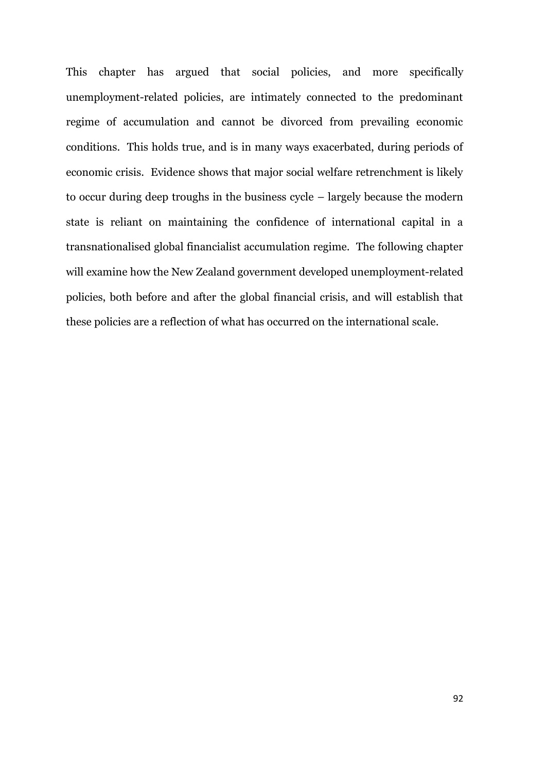This chapter has argued that social policies, and more specifically unemployment-related policies, are intimately connected to the predominant regime of accumulation and cannot be divorced from prevailing economic conditions. This holds true, and is in many ways exacerbated, during periods of economic crisis. Evidence shows that major social welfare retrenchment is likely to occur during deep troughs in the business cycle – largely because the modern state is reliant on maintaining the confidence of international capital in a transnationalised global financialist accumulation regime. The following chapter will examine how the New Zealand government developed unemployment-related policies, both before and after the global financial crisis, and will establish that these policies are a reflection of what has occurred on the international scale.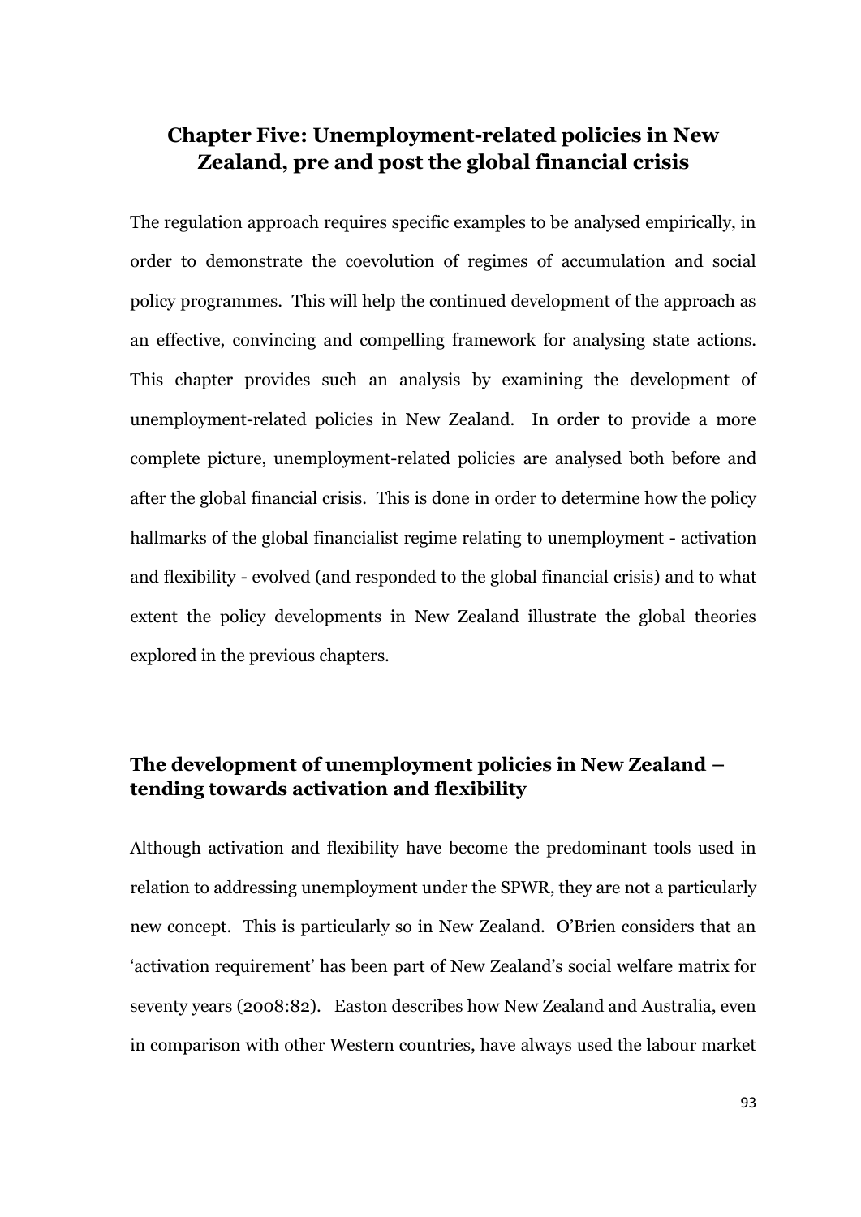# Chapter Five: Unemployment-related policies in New Zealand, pre and post the global financial crisis

The regulation approach requires specific examples to be analysed empirically, in order to demonstrate the coevolution of regimes of accumulation and social policy programmes. This will help the continued development of the approach as an effective, convincing and compelling framework for analysing state actions. This chapter provides such an analysis by examining the development of unemployment-related policies in New Zealand. In order to provide a more complete picture, unemployment-related policies are analysed both before and after the global financial crisis. This is done in order to determine how the policy hallmarks of the global financialist regime relating to unemployment - activation and flexibility - evolved (and responded to the global financial crisis) and to what extent the policy developments in New Zealand illustrate the global theories explored in the previous chapters.

## The development of unemployment policies in New Zealand – tending towards activation and flexibility

Although activation and flexibility have become the predominant tools used in relation to addressing unemployment under the SPWR, they are not a particularly new concept. This is particularly so in New Zealand. O'Brien considers that an 'activation requirement' has been part of New Zealand's social welfare matrix for seventy years (2008:82). Easton describes how New Zealand and Australia, even in comparison with other Western countries, have always used the labour market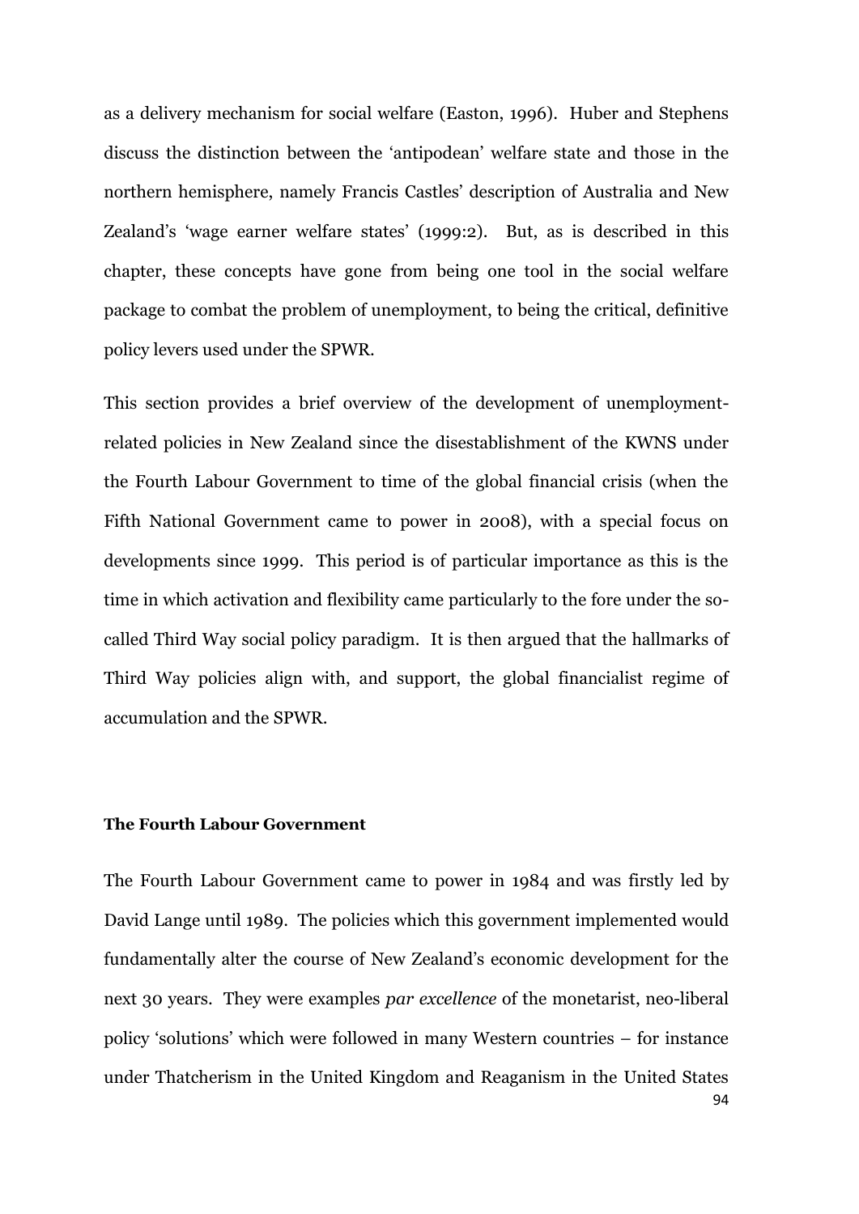as a delivery mechanism for social welfare (Easton, 1996). Huber and Stephens discuss the distinction between the 'antipodean' welfare state and those in the northern hemisphere, namely Francis Castles' description of Australia and New Zealand's 'wage earner welfare states' (1999:2). But, as is described in this chapter, these concepts have gone from being one tool in the social welfare package to combat the problem of unemployment, to being the critical, definitive policy levers used under the SPWR.

This section provides a brief overview of the development of unemployment-related policies in New Zealand since the disestablishment of the KWNS under the Fourth Labour Government to time of the global financial crisis (when the Fifth National Government came to power in 2008), with a special focus on developments since 1999. This period is of particular importance as this is the time in which activation and flexibility came particularly to the fore under the so-called Third Way social policy paradigm. It is then argued that the hallmarks of Third Way policies align with, and support, the global financialist regime of accumulation and the SPWR.

**The Fourth Labour Government**

The Fourth Labour Government came to power in 1984 and was firstly led by David Lange until 1989. The policies which this government implemented would fundamentally alter the course of New Zealand's economic development for the next 30 years. They were examples *par excellence* of the monetarist, neo-liberal policy 'solutions' which were followed in many Western countries – for instance under Thatcherism in the United Kingdom and Reaganism in the United States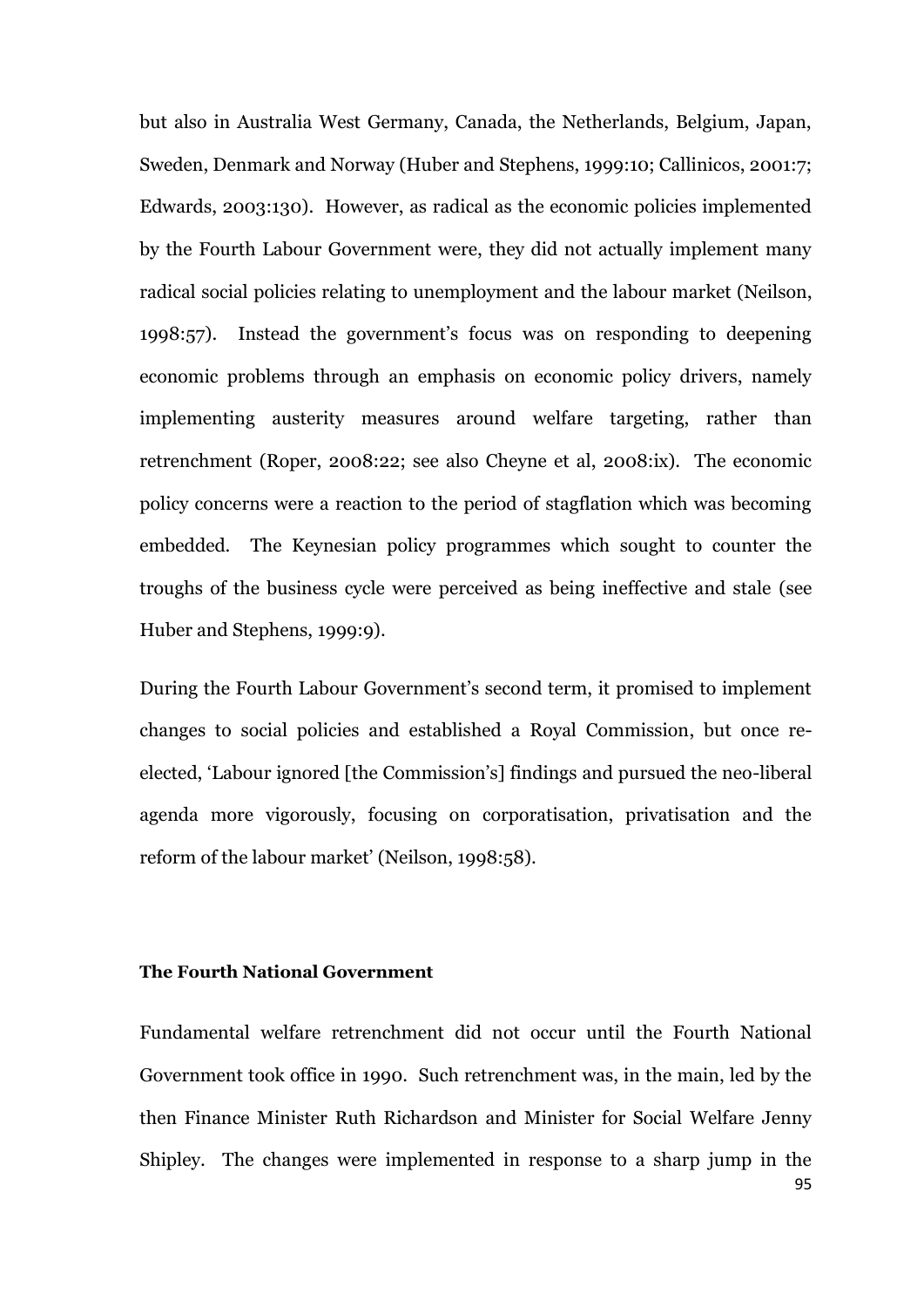but also in Australia West Germany, Canada, the Netherlands, Belgium, Japan, Sweden, Denmark and Norway (Huber and Stephens, 1999:10; Callinicos, 2001:7; Edwards, 2003:130). However, as radical as the economic policies implemented by the Fourth Labour Government were, they did not actually implement many radical social policies relating to unemployment and the labour market (Neilson, 1998:57). Instead the government's focus was on responding to deepening economic problems through an emphasis on economic policy drivers, namely implementing austerity measures around welfare targeting, rather than retrenchment (Roper, 2008:22; see also Cheyne et al, 2008:ix). The economic policy concerns were a reaction to the period of stagflation which was becoming embedded. The Keynesian policy programmes which sought to counter the troughs of the business cycle were perceived as being ineffective and stale (see Huber and Stephens, 1999:9).

During the Fourth Labour Government's second term, it promised to implement changes to social policies and established a Royal Commission, but once re-elected, 'Labour ignored [the Commission's] findings and pursued the neo-liberal agenda more vigorously, focusing on corporatisation, privatisation and the reform of the labour market' (Neilson, 1998:58).

### The Fourth National Government

Fundamental welfare retrenchment did not occur until the Fourth National Government took office in 1990. Such retrenchment was, in the main, led by the then Finance Minister Ruth Richardson and Minister for Social Welfare Jenny Shipley. The changes were implemented in response to a sharp jump in the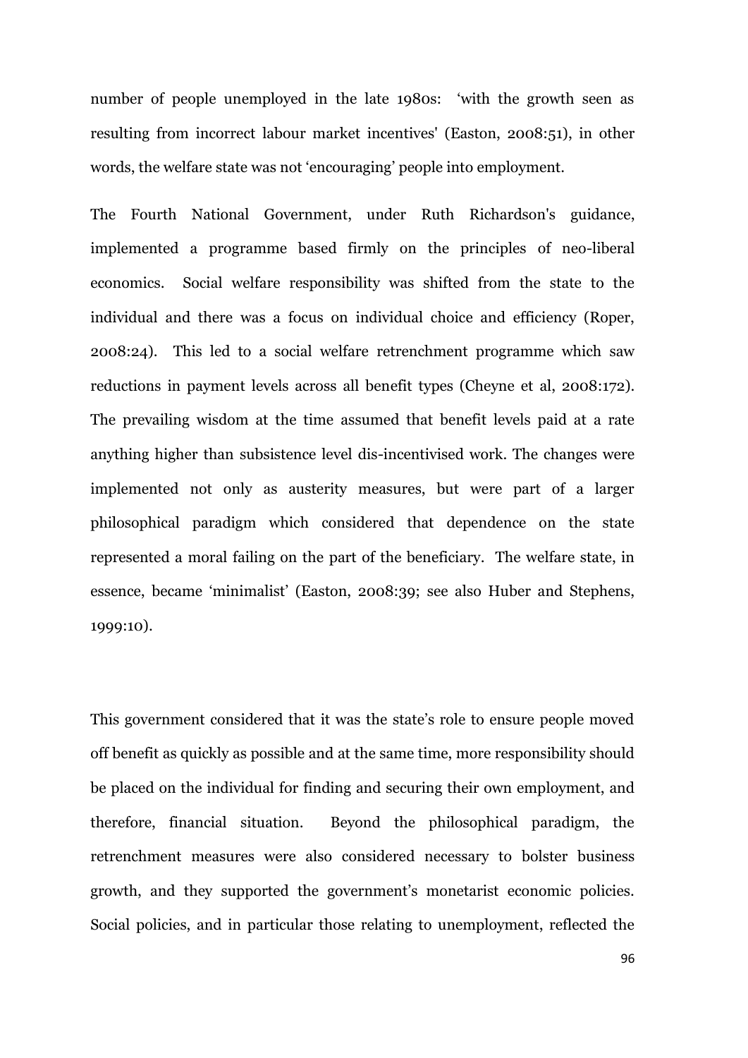number of people unemployed in the late 1980s: 'with the growth seen as resulting from incorrect labour market incentives' (Easton, 2008:51), in other words, the welfare state was not 'encouraging' people into employment.

The Fourth National Government, under Ruth Richardson's guidance, implemented a programme based firmly on the principles of neo-liberal economics. Social welfare responsibility was shifted from the state to the individual and there was a focus on individual choice and efficiency (Roper, 2008:24). This led to a social welfare retrenchment programme which saw reductions in payment levels across all benefit types (Cheyne et al, 2008:172). The prevailing wisdom at the time assumed that benefit levels paid at a rate anything higher than subsistence level dis-incentivised work. The changes were implemented not only as austerity measures, but were part of a larger philosophical paradigm which considered that dependence on the state represented a moral failing on the part of the beneficiary. The welfare state, in essence, became 'minimalist' (Easton, 2008:39; see also Huber and Stephens, 1999:10).

This government considered that it was the state's role to ensure people moved off benefit as quickly as possible and at the same time, more responsibility should be placed on the individual for finding and securing their own employment, and therefore, financial situation. Beyond the philosophical paradigm, the retrenchment measures were also considered necessary to bolster business growth, and they supported the government's monetarist economic policies. Social policies, and in particular those relating to unemployment, reflected the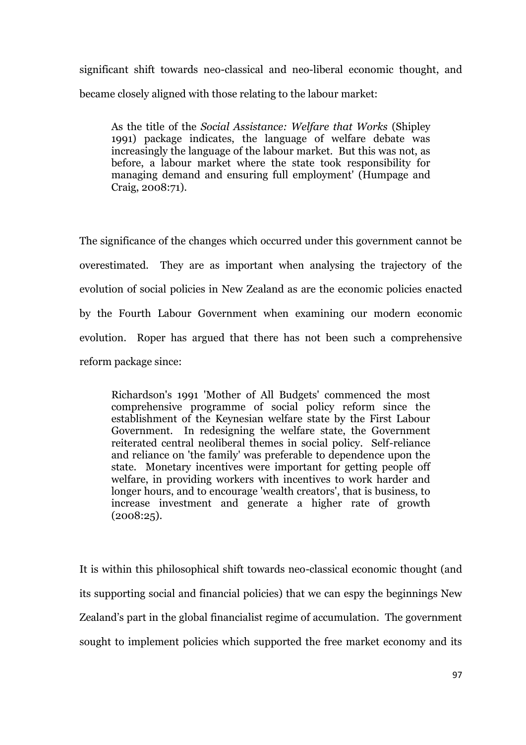significant shift towards neo-classical and neo-liberal economic thought, and became closely aligned with those relating to the labour market:

> As the title of the *Social Assistance: Welfare that Works* (Shipley 1991) package indicates, the language of welfare debate was increasingly the language of the labour market. But this was not, as before, a labour market where the state took responsibility for managing demand and ensuring full employment' (Humpage and Craig, 2008:71).

The significance of the changes which occurred under this government cannot be overestimated. They are as important when analysing the trajectory of the evolution of social policies in New Zealand as are the economic policies enacted by the Fourth Labour Government when examining our modern economic evolution. Roper has argued that there has not been such a comprehensive reform package since:

> Richardson's 1991 'Mother of All Budgets' commenced the most comprehensive programme of social policy reform since the establishment of the Keynesian welfare state by the First Labour Government. In redesigning the welfare state, the Government reiterated central neoliberal themes in social policy. Self-reliance and reliance on 'the family' was preferable to dependence upon the state. Monetary incentives were important for getting people off welfare, in providing workers with incentives to work harder and longer hours, and to encourage 'wealth creators', that is business, to increase investment and generate a higher rate of growth (2008:25).

It is within this philosophical shift towards neo-classical economic thought (and its supporting social and financial policies) that we can espy the beginnings New Zealand's part in the global financialist regime of accumulation. The government sought to implement policies which supported the free market economy and its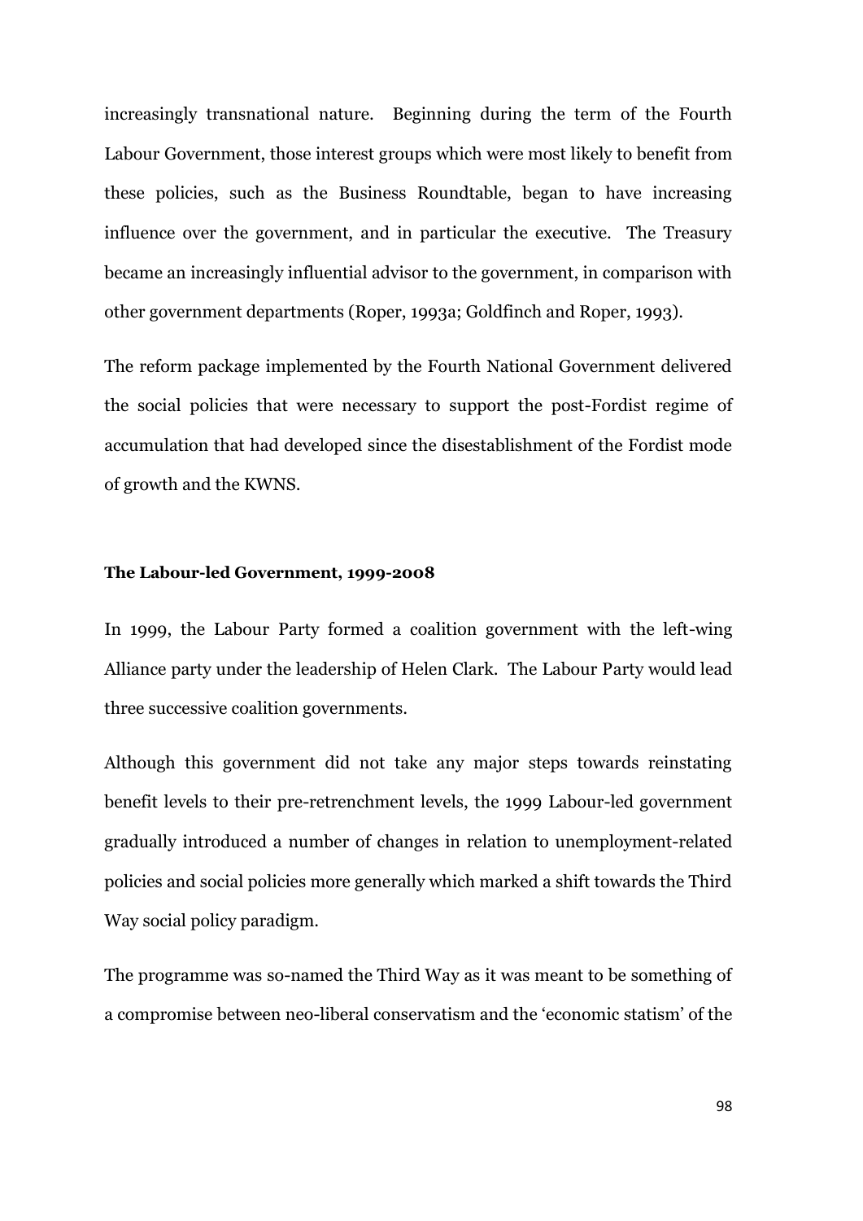increasingly transnational nature. Beginning during the term of the Fourth Labour Government, those interest groups which were most likely to benefit from these policies, such as the Business Roundtable, began to have increasing influence over the government, and in particular the executive. The Treasury became an increasingly influential advisor to the government, in comparison with other government departments (Roper, 1993a; Goldfinch and Roper, 1993).

The reform package implemented by the Fourth National Government delivered the social policies that were necessary to support the post-Fordist regime of accumulation that had developed since the disestablishment of the Fordist mode of growth and the KWNS.

### The Labour-led Government, 1999-2008

In 1999, the Labour Party formed a coalition government with the left-wing Alliance party under the leadership of Helen Clark. The Labour Party would lead three successive coalition governments.

Although this government did not take any major steps towards reinstating benefit levels to their pre-retrenchment levels, the 1999 Labour-led government gradually introduced a number of changes in relation to unemployment-related policies and social policies more generally which marked a shift towards the Third Way social policy paradigm.

The programme was so-named the Third Way as it was meant to be something of a compromise between neo-liberal conservatism and the 'economic statism' of the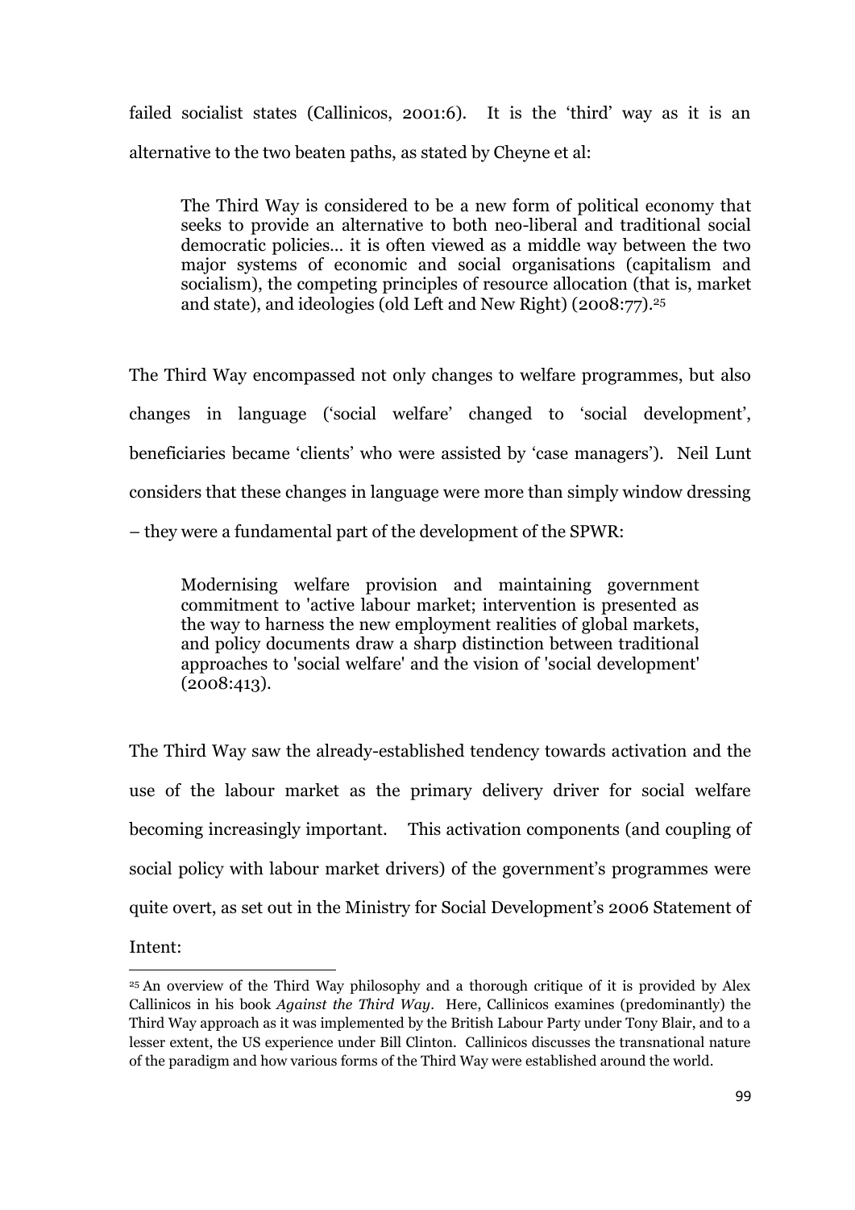failed socialist states (Callinicos, 2001:6). It is the 'third' way as it is an alternative to the two beaten paths, as stated by Cheyne et al:

> The Third Way is considered to be a new form of political economy that seeks to provide an alternative to both neo-liberal and traditional social democratic policies... it is often viewed as a middle way between the two major systems of economic and social organisations (capitalism and socialism), the competing principles of resource allocation (that is, market and state), and ideologies (old Left and New Right) (2008:77).[25]

The Third Way encompassed not only changes to welfare programmes, but also changes in language ('social welfare' changed to 'social development', beneficiaries became 'clients' who were assisted by 'case managers'). Neil Lunt considers that these changes in language were more than simply window dressing – they were a fundamental part of the development of the SPWR:

> Modernising welfare provision and maintaining government commitment to 'active labour market; intervention is presented as the way to harness the new employment realities of global markets, and policy documents draw a sharp distinction between traditional approaches to 'social welfare' and the vision of 'social development' (2008:413).

The Third Way saw the already-established tendency towards activation and the use of the labour market as the primary delivery driver for social welfare becoming increasingly important. This activation components (and coupling of social policy with labour market drivers) of the government's programmes were quite overt, as set out in the Ministry for Social Development's 2006 Statement of Intent:

---

[25] An overview of the Third Way philosophy and a thorough critique of it is provided by Alex Callinicos in his book *Against the Third Way*. Here, Callinicos examines (predominantly) the Third Way approach as it was implemented by the British Labour Party under Tony Blair, and to a lesser extent, the US experience under Bill Clinton. Callinicos discusses the transnational nature of the paradigm and how various forms of the Third Way were established around the world.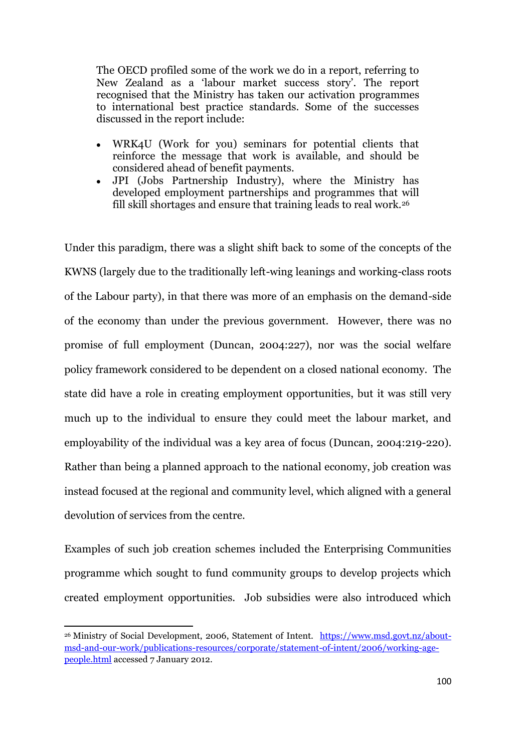> The OECD profiled some of the work we do in a report, referring to New Zealand as a 'labour market success story'. The report recognised that the Ministry has taken our activation programmes to international best practice standards. Some of the successes discussed in the report include:
>
> - WRK4U (Work for you) seminars for potential clients that reinforce the message that work is available, and should be considered ahead of benefit payments.
> - JPI (Jobs Partnership Industry), where the Ministry has developed employment partnerships and programmes that will fill skill shortages and ensure that training leads to real work.[26]

Under this paradigm, there was a slight shift back to some of the concepts of the KWNS (largely due to the traditionally left-wing leanings and working-class roots of the Labour party), in that there was more of an emphasis on the demand-side of the economy than under the previous government. However, there was no promise of full employment (Duncan, 2004:227), nor was the social welfare policy framework considered to be dependent on a closed national economy. The state did have a role in creating employment opportunities, but it was still very much up to the individual to ensure they could meet the labour market, and employability of the individual was a key area of focus (Duncan, 2004:219-220). Rather than being a planned approach to the national economy, job creation was instead focused at the regional and community level, which aligned with a general devolution of services from the centre.

Examples of such job creation schemes included the Enterprising Communities programme which sought to fund community groups to develop projects which created employment opportunities. Job subsidies were also introduced which

[26] Ministry of Social Development, 2006, Statement of Intent. https://www.msd.govt.nz/about-msd-and-our-work/publications-resources/corporate/statement-of-intent/2006/working-age-people.html accessed 7 January 2012.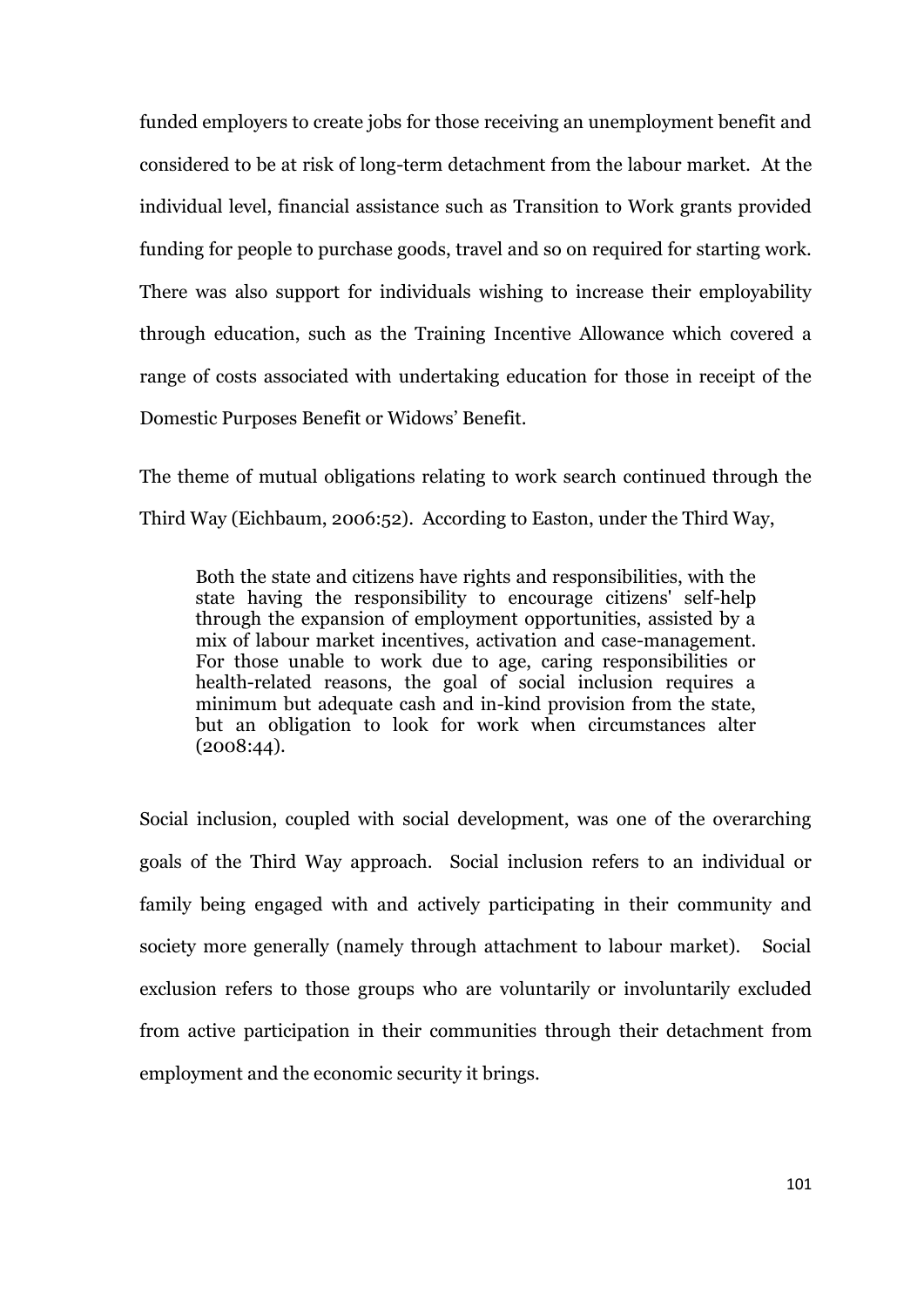funded employers to create jobs for those receiving an unemployment benefit and considered to be at risk of long-term detachment from the labour market. At the individual level, financial assistance such as Transition to Work grants provided funding for people to purchase goods, travel and so on required for starting work. There was also support for individuals wishing to increase their employability through education, such as the Training Incentive Allowance which covered a range of costs associated with undertaking education for those in receipt of the Domestic Purposes Benefit or Widows' Benefit.

The theme of mutual obligations relating to work search continued through the Third Way (Eichbaum, 2006:52). According to Easton, under the Third Way,

> Both the state and citizens have rights and responsibilities, with the state having the responsibility to encourage citizens' self-help through the expansion of employment opportunities, assisted by a mix of labour market incentives, activation and case-management. For those unable to work due to age, caring responsibilities or health-related reasons, the goal of social inclusion requires a minimum but adequate cash and in-kind provision from the state, but an obligation to look for work when circumstances alter (2008:44).

Social inclusion, coupled with social development, was one of the overarching goals of the Third Way approach. Social inclusion refers to an individual or family being engaged with and actively participating in their community and society more generally (namely through attachment to labour market). Social exclusion refers to those groups who are voluntarily or involuntarily excluded from active participation in their communities through their detachment from employment and the economic security it brings.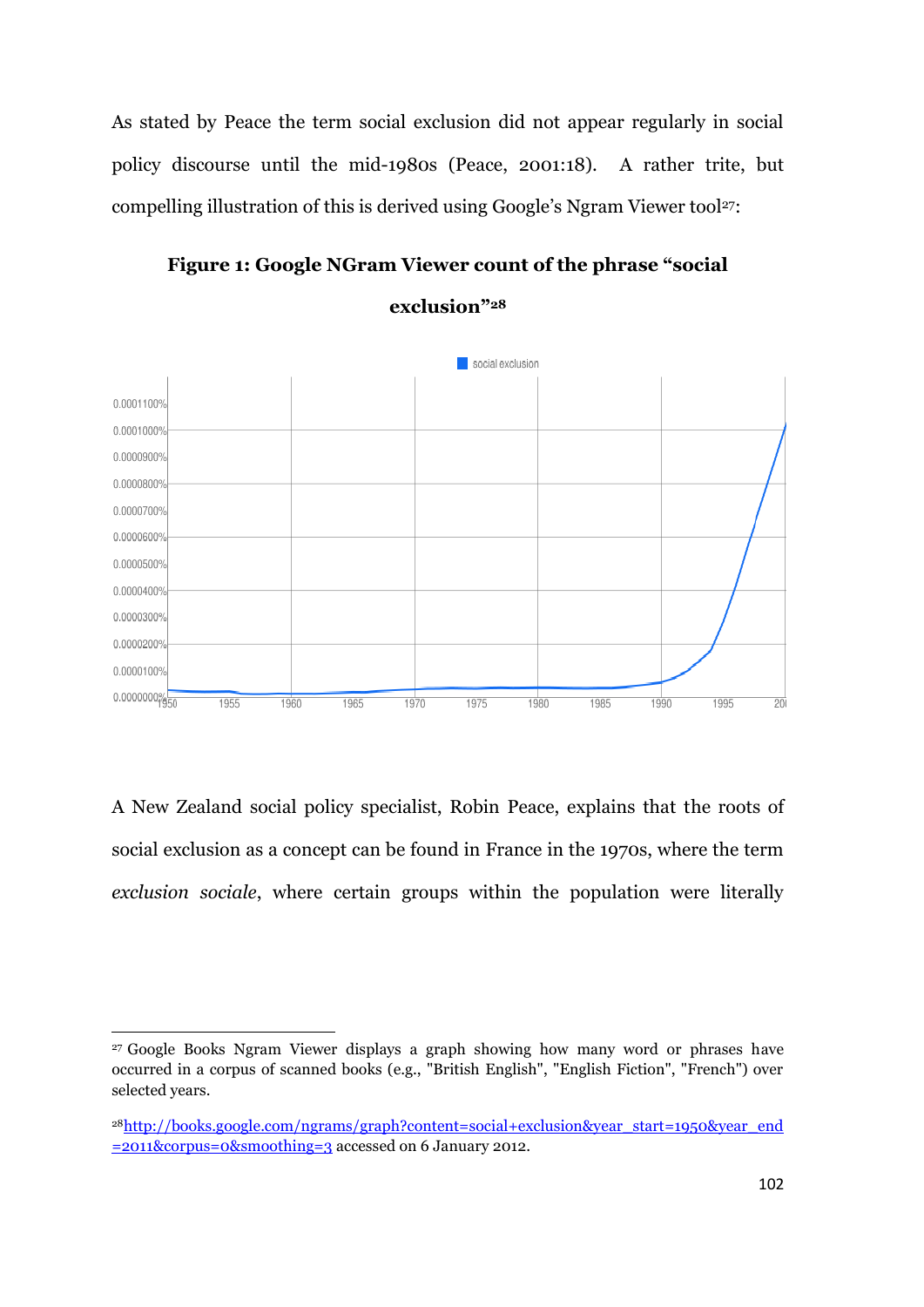As stated by Peace the term social exclusion did not appear regularly in social policy discourse until the mid-1980s (Peace, 2001:18). A rather trite, but compelling illustration of this is derived using Google's Ngram Viewer tool[27]:

**Figure 1: Google NGram Viewer count of the phrase "social exclusion"[28]**

A New Zealand social policy specialist, Robin Peace, explains that the roots of social exclusion as a concept can be found in France in the 1970s, where the term *exclusion sociale*, where certain groups within the population were literally

---

[27] Google Books Ngram Viewer displays a graph showing how many word or phrases have occurred in a corpus of scanned books (e.g., "British English", "English Fiction", "French") over selected years.

[28] http://books.google.com/ngrams/graph?content=social+exclusion&year_start=1950&year_end=2011&corpus=0&smoothing=3 accessed on 6 January 2012.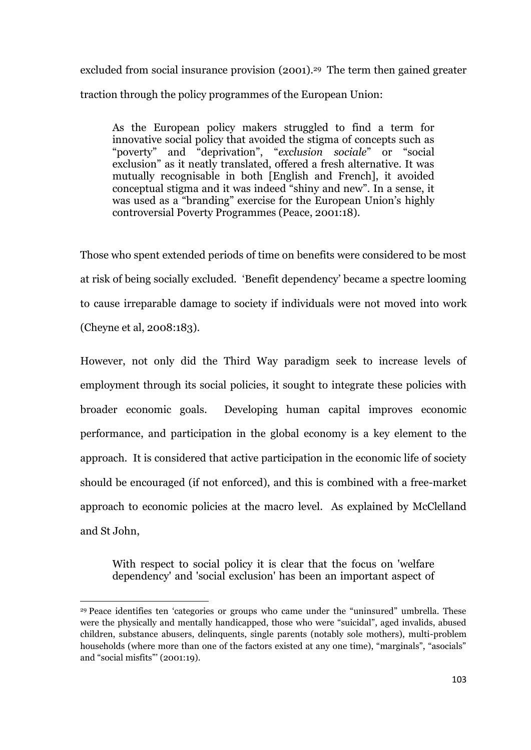excluded from social insurance provision (2001).[29] The term then gained greater traction through the policy programmes of the European Union:

> As the European policy makers struggled to find a term for innovative social policy that avoided the stigma of concepts such as "poverty" and "deprivation", "*exclusion sociale*" or "social exclusion" as it neatly translated, offered a fresh alternative. It was mutually recognisable in both [English and French], it avoided conceptual stigma and it was indeed "shiny and new". In a sense, it was used as a "branding" exercise for the European Union's highly controversial Poverty Programmes (Peace, 2001:18).

Those who spent extended periods of time on benefits were considered to be most at risk of being socially excluded. 'Benefit dependency' became a spectre looming to cause irreparable damage to society if individuals were not moved into work (Cheyne et al, 2008:183).

However, not only did the Third Way paradigm seek to increase levels of employment through its social policies, it sought to integrate these policies with broader economic goals. Developing human capital improves economic performance, and participation in the global economy is a key element to the approach. It is considered that active participation in the economic life of society should be encouraged (if not enforced), and this is combined with a free-market approach to economic policies at the macro level. As explained by McClelland and St John,

> With respect to social policy it is clear that the focus on 'welfare dependency' and 'social exclusion' has been an important aspect of

---

[29] Peace identifies ten 'categories or groups who came under the "uninsured" umbrella. These were the physically and mentally handicapped, those who were "suicidal", aged invalids, abused children, substance abusers, delinquents, single parents (notably sole mothers), multi-problem households (where more than one of the factors existed at any one time), "marginals", "asocials" and "social misfits"' (2001:19).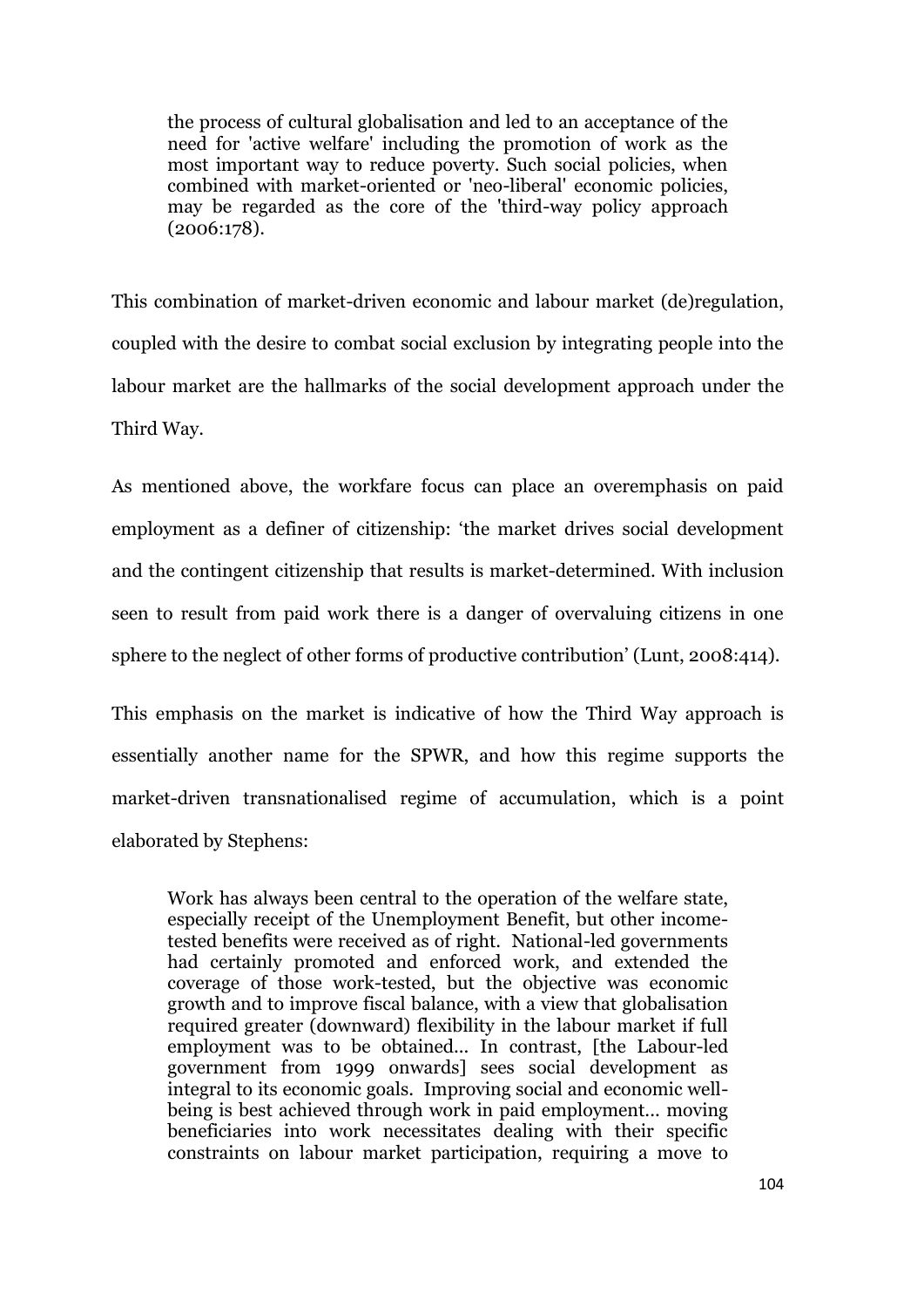> the process of cultural globalisation and led to an acceptance of the need for 'active welfare' including the promotion of work as the most important way to reduce poverty. Such social policies, when combined with market-oriented or 'neo-liberal' economic policies, may be regarded as the core of the 'third-way policy approach (2006:178).

This combination of market-driven economic and labour market (de)regulation, coupled with the desire to combat social exclusion by integrating people into the labour market are the hallmarks of the social development approach under the Third Way.

As mentioned above, the workfare focus can place an overemphasis on paid employment as a definer of citizenship: 'the market drives social development and the contingent citizenship that results is market-determined. With inclusion seen to result from paid work there is a danger of overvaluing citizens in one sphere to the neglect of other forms of productive contribution' (Lunt, 2008:414).

This emphasis on the market is indicative of how the Third Way approach is essentially another name for the SPWR, and how this regime supports the market-driven transnationalised regime of accumulation, which is a point elaborated by Stephens:

> Work has always been central to the operation of the welfare state, especially receipt of the Unemployment Benefit, but other income-tested benefits were received as of right. National-led governments had certainly promoted and enforced work, and extended the coverage of those work-tested, but the objective was economic growth and to improve fiscal balance, with a view that globalisation required greater (downward) flexibility in the labour market if full employment was to be obtained... In contrast, [the Labour-led government from 1999 onwards] sees social development as integral to its economic goals. Improving social and economic well-being is best achieved through work in paid employment... moving beneficiaries into work necessitates dealing with their specific constraints on labour market participation, requiring a move to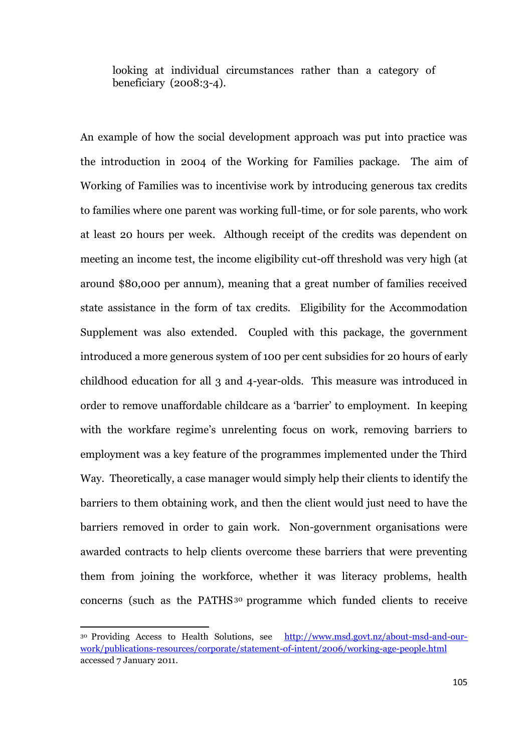> looking at individual circumstances rather than a category of beneficiary (2008:3-4).

An example of how the social development approach was put into practice was the introduction in 2004 of the Working for Families package. The aim of Working of Families was to incentivise work by introducing generous tax credits to families where one parent was working full-time, or for sole parents, who work at least 20 hours per week. Although receipt of the credits was dependent on meeting an income test, the income eligibility cut-off threshold was very high (at around $80,000 per annum), meaning that a great number of families received state assistance in the form of tax credits. Eligibility for the Accommodation Supplement was also extended. Coupled with this package, the government introduced a more generous system of 100 per cent subsidies for 20 hours of early childhood education for all 3 and 4-year-olds. This measure was introduced in order to remove unaffordable childcare as a 'barrier' to employment. In keeping with the workfare regime's unrelenting focus on work, removing barriers to employment was a key feature of the programmes implemented under the Third Way. Theoretically, a case manager would simply help their clients to identify the barriers to them obtaining work, and then the client would just need to have the barriers removed in order to gain work. Non-government organisations were awarded contracts to help clients overcome these barriers that were preventing them from joining the workforce, whether it was literacy problems, health concerns (such as the PATHS[30] programme which funded clients to receive

[30] Providing Access to Health Solutions, see http://www.msd.govt.nz/about-msd-and-our-work/publications-resources/corporate/statement-of-intent/2006/working-age-people.html accessed 7 January 2011.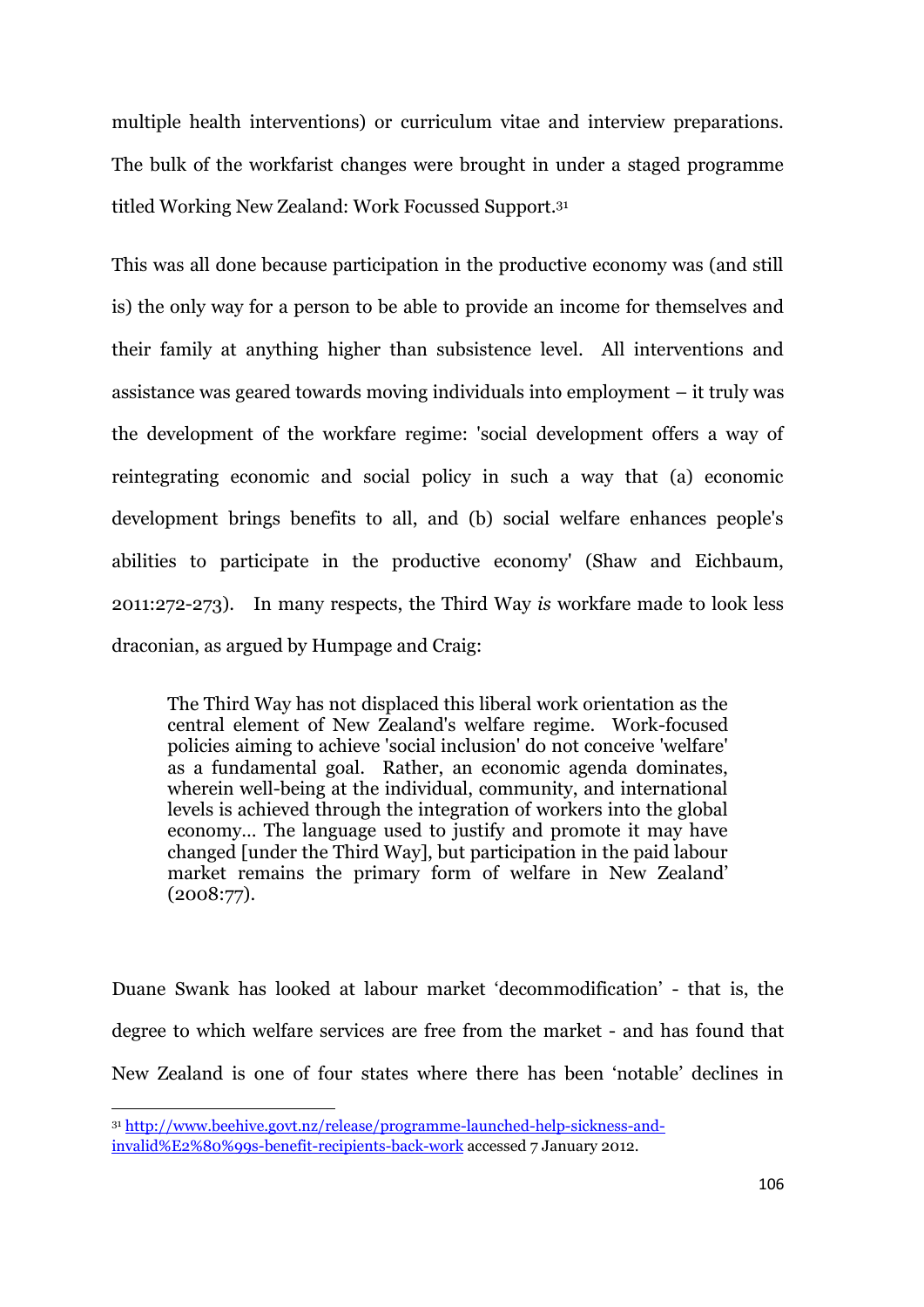multiple health interventions) or curriculum vitae and interview preparations. The bulk of the workfarist changes were brought in under a staged programme titled Working New Zealand: Work Focussed Support.[31]

This was all done because participation in the productive economy was (and still is) the only way for a person to be able to provide an income for themselves and their family at anything higher than subsistence level. All interventions and assistance was geared towards moving individuals into employment – it truly was the development of the workfare regime: 'social development offers a way of reintegrating economic and social policy in such a way that (a) economic development brings benefits to all, and (b) social welfare enhances people's abilities to participate in the productive economy' (Shaw and Eichbaum, 2011:272-273). In many respects, the Third Way *is* workfare made to look less draconian, as argued by Humpage and Craig:

> The Third Way has not displaced this liberal work orientation as the central element of New Zealand's welfare regime. Work-focused policies aiming to achieve 'social inclusion' do not conceive 'welfare' as a fundamental goal. Rather, an economic agenda dominates, wherein well-being at the individual, community, and international levels is achieved through the integration of workers into the global economy... The language used to justify and promote it may have changed [under the Third Way], but participation in the paid labour market remains the primary form of welfare in New Zealand' (2008:77).

Duane Swank has looked at labour market 'decommodification' - that is, the degree to which welfare services are free from the market - and has found that New Zealand is one of four states where there has been 'notable' declines in

---

[31] http://www.beehive.govt.nz/release/programme-launched-help-sickness-and-invalid%E2%80%99s-benefit-recipients-back-work accessed 7 January 2012.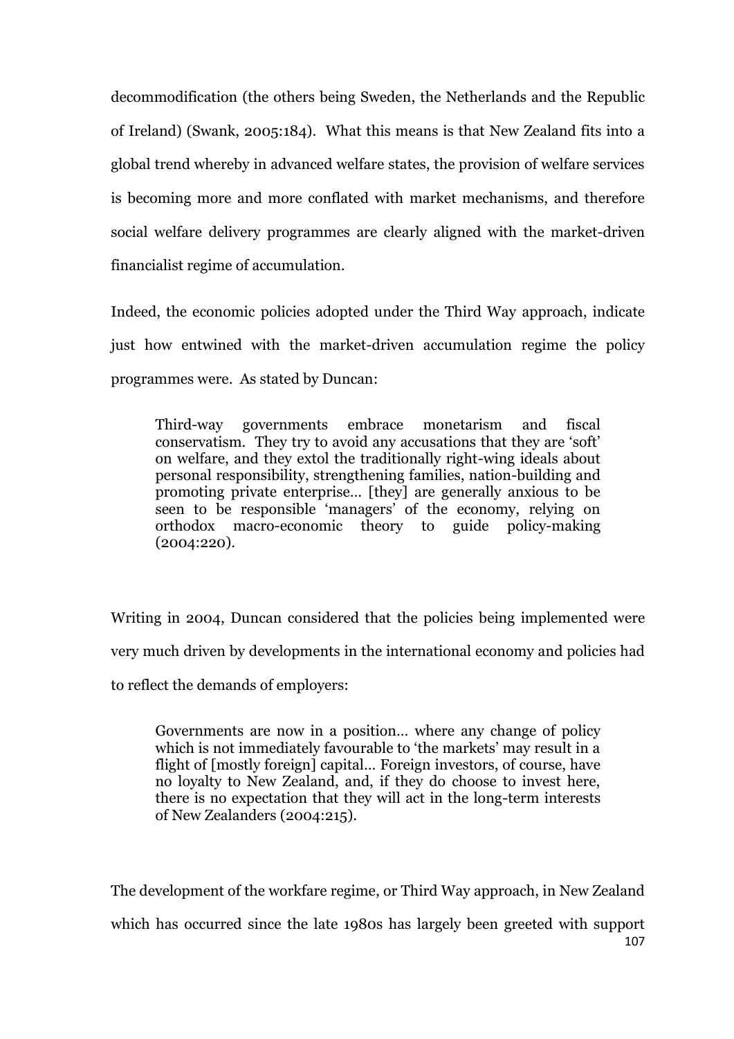decommodification (the others being Sweden, the Netherlands and the Republic of Ireland) (Swank, 2005:184). What this means is that New Zealand fits into a global trend whereby in advanced welfare states, the provision of welfare services is becoming more and more conflated with market mechanisms, and therefore social welfare delivery programmes are clearly aligned with the market-driven financialist regime of accumulation.

Indeed, the economic policies adopted under the Third Way approach, indicate just how entwined with the market-driven accumulation regime the policy programmes were. As stated by Duncan:

> Third-way governments embrace monetarism and fiscal conservatism. They try to avoid any accusations that they are 'soft' on welfare, and they extol the traditionally right-wing ideals about personal responsibility, strengthening families, nation-building and promoting private enterprise… [they] are generally anxious to be seen to be responsible 'managers' of the economy, relying on orthodox macro-economic theory to guide policy-making (2004:220).

Writing in 2004, Duncan considered that the policies being implemented were very much driven by developments in the international economy and policies had to reflect the demands of employers:

> Governments are now in a position… where any change of policy which is not immediately favourable to 'the markets' may result in a flight of [mostly foreign] capital… Foreign investors, of course, have no loyalty to New Zealand, and, if they do choose to invest here, there is no expectation that they will act in the long-term interests of New Zealanders (2004:215).

The development of the workfare regime, or Third Way approach, in New Zealand which has occurred since the late 1980s has largely been greeted with support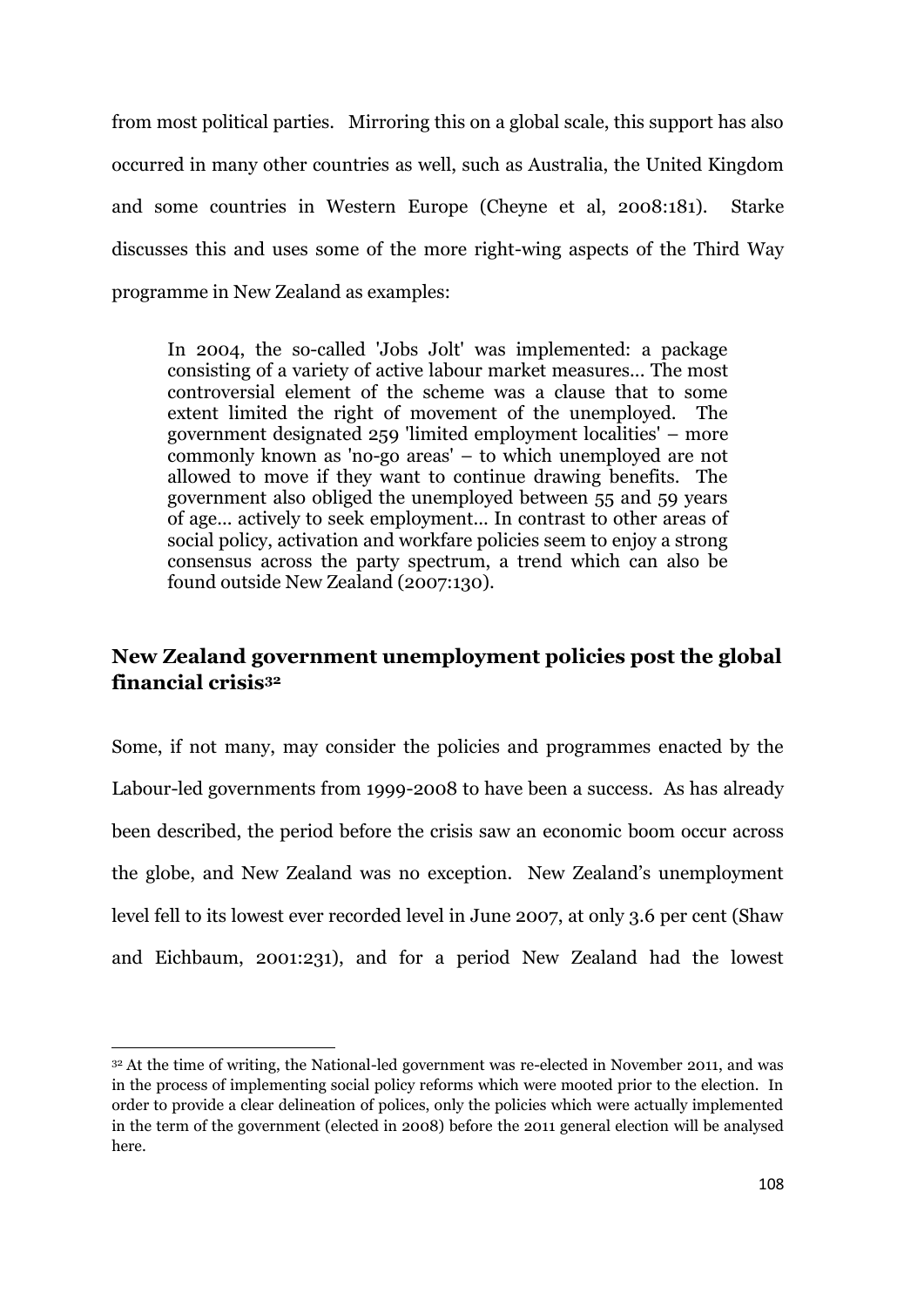from most political parties. Mirroring this on a global scale, this support has also occurred in many other countries as well, such as Australia, the United Kingdom and some countries in Western Europe (Cheyne et al, 2008:181). Starke discusses this and uses some of the more right-wing aspects of the Third Way programme in New Zealand as examples:

> In 2004, the so-called 'Jobs Jolt' was implemented: a package consisting of a variety of active labour market measures... The most controversial element of the scheme was a clause that to some extent limited the right of movement of the unemployed. The government designated 259 'limited employment localities' – more commonly known as 'no-go areas' – to which unemployed are not allowed to move if they want to continue drawing benefits. The government also obliged the unemployed between 55 and 59 years of age... actively to seek employment... In contrast to other areas of social policy, activation and workfare policies seem to enjoy a strong consensus across the party spectrum, a trend which can also be found outside New Zealand (2007:130).

## New Zealand government unemployment policies post the global financial crisis[32]

Some, if not many, may consider the policies and programmes enacted by the Labour-led governments from 1999-2008 to have been a success. As has already been described, the period before the crisis saw an economic boom occur across the globe, and New Zealand was no exception. New Zealand's unemployment level fell to its lowest ever recorded level in June 2007, at only 3.6 per cent (Shaw and Eichbaum, 2001:231), and for a period New Zealand had the lowest

---

[32] At the time of writing, the National-led government was re-elected in November 2011, and was in the process of implementing social policy reforms which were mooted prior to the election. In order to provide a clear delineation of polices, only the policies which were actually implemented in the term of the government (elected in 2008) before the 2011 general election will be analysed here.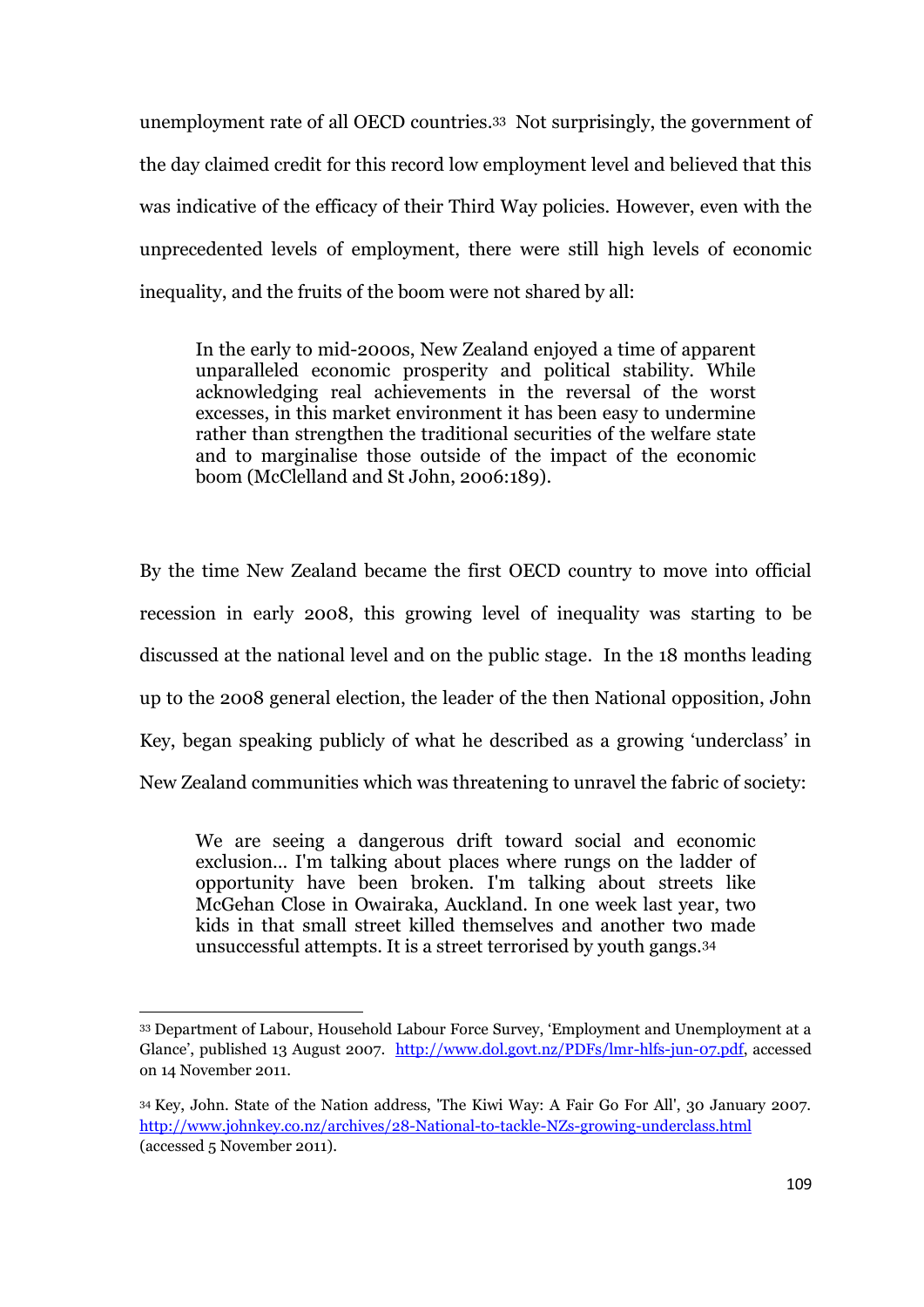unemployment rate of all OECD countries.[33] Not surprisingly, the government of the day claimed credit for this record low employment level and believed that this was indicative of the efficacy of their Third Way policies. However, even with the unprecedented levels of employment, there were still high levels of economic inequality, and the fruits of the boom were not shared by all:

> In the early to mid-2000s, New Zealand enjoyed a time of apparent unparalleled economic prosperity and political stability. While acknowledging real achievements in the reversal of the worst excesses, in this market environment it has been easy to undermine rather than strengthen the traditional securities of the welfare state and to marginalise those outside of the impact of the economic boom (McClelland and St John, 2006:189).

By the time New Zealand became the first OECD country to move into official recession in early 2008, this growing level of inequality was starting to be discussed at the national level and on the public stage. In the 18 months leading up to the 2008 general election, the leader of the then National opposition, John Key, began speaking publicly of what he described as a growing 'underclass' in New Zealand communities which was threatening to unravel the fabric of society:

> We are seeing a dangerous drift toward social and economic exclusion… I'm talking about places where rungs on the ladder of opportunity have been broken. I'm talking about streets like McGehan Close in Owairaka, Auckland. In one week last year, two kids in that small street killed themselves and another two made unsuccessful attempts. It is a street terrorised by youth gangs.[34]

---

[33] Department of Labour, Household Labour Force Survey, 'Employment and Unemployment at a Glance', published 13 August 2007. http://www.dol.govt.nz/PDFs/lmr-hlfs-jun-07.pdf, accessed on 14 November 2011.

[34] Key, John. State of the Nation address, 'The Kiwi Way: A Fair Go For All', 30 January 2007. http://www.johnkey.co.nz/archives/28-National-to-tackle-NZs-growing-underclass.html (accessed 5 November 2011).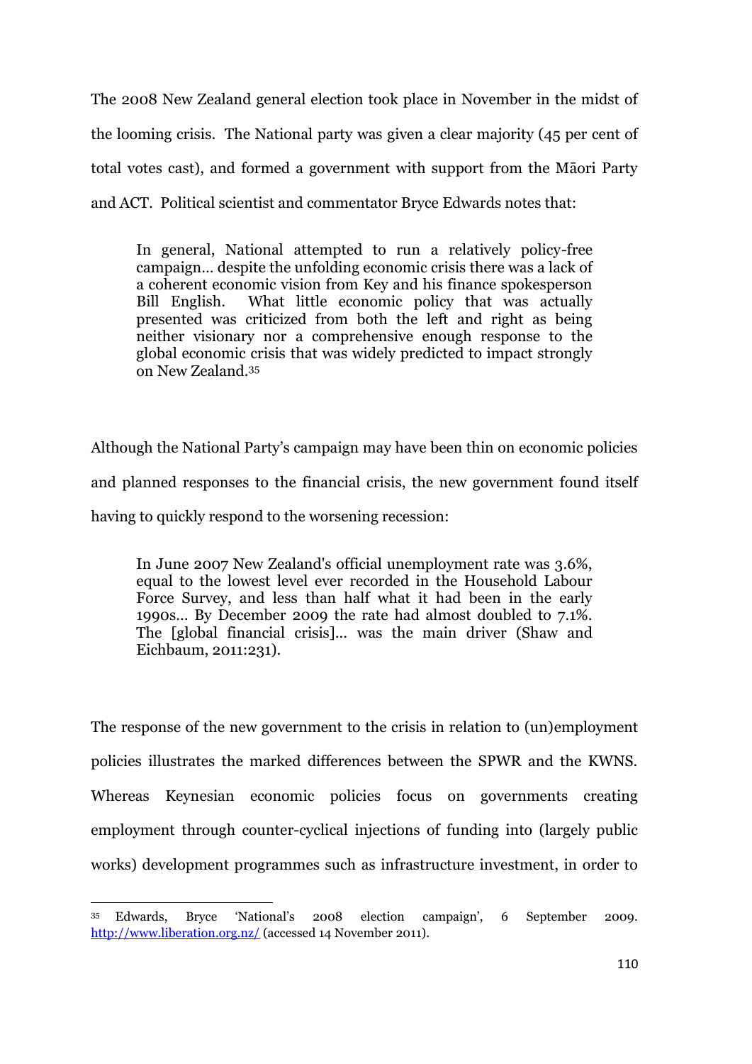The 2008 New Zealand general election took place in November in the midst of the looming crisis. The National party was given a clear majority (45 per cent of total votes cast), and formed a government with support from the Māori Party and ACT. Political scientist and commentator Bryce Edwards notes that:

> In general, National attempted to run a relatively policy-free campaign... despite the unfolding economic crisis there was a lack of a coherent economic vision from Key and his finance spokesperson Bill English. What little economic policy that was actually presented was criticized from both the left and right as being neither visionary nor a comprehensive enough response to the global economic crisis that was widely predicted to impact strongly on New Zealand.[35]

Although the National Party's campaign may have been thin on economic policies and planned responses to the financial crisis, the new government found itself having to quickly respond to the worsening recession:

> In June 2007 New Zealand's official unemployment rate was 3.6%, equal to the lowest level ever recorded in the Household Labour Force Survey, and less than half what it had been in the early 1990s... By December 2009 the rate had almost doubled to 7.1%. The [global financial crisis]... was the main driver (Shaw and Eichbaum, 2011:231).

The response of the new government to the crisis in relation to (un)employment policies illustrates the marked differences between the SPWR and the KWNS. Whereas Keynesian economic policies focus on governments creating employment through counter-cyclical injections of funding into (largely public works) development programmes such as infrastructure investment, in order to

---

[35] Edwards, Bryce 'National's 2008 election campaign', 6 September 2009. http://www.liberation.org.nz/ (accessed 14 November 2011).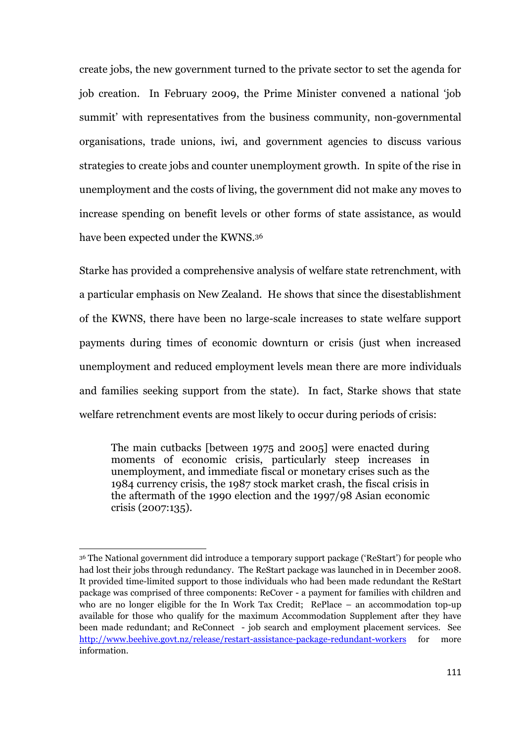create jobs, the new government turned to the private sector to set the agenda for job creation. In February 2009, the Prime Minister convened a national 'job summit' with representatives from the business community, non-governmental organisations, trade unions, iwi, and government agencies to discuss various strategies to create jobs and counter unemployment growth. In spite of the rise in unemployment and the costs of living, the government did not make any moves to increase spending on benefit levels or other forms of state assistance, as would have been expected under the KWNS.[36]

Starke has provided a comprehensive analysis of welfare state retrenchment, with a particular emphasis on New Zealand. He shows that since the disestablishment of the KWNS, there have been no large-scale increases to state welfare support payments during times of economic downturn or crisis (just when increased unemployment and reduced employment levels mean there are more individuals and families seeking support from the state). In fact, Starke shows that state welfare retrenchment events are most likely to occur during periods of crisis:

> The main cutbacks [between 1975 and 2005] were enacted during moments of economic crisis, particularly steep increases in unemployment, and immediate fiscal or monetary crises such as the 1984 currency crisis, the 1987 stock market crash, the fiscal crisis in the aftermath of the 1990 election and the 1997/98 Asian economic crisis (2007:135).

---

[36] The National government did introduce a temporary support package ('ReStart') for people who had lost their jobs through redundancy. The ReStart package was launched in in December 2008. It provided time-limited support to those individuals who had been made redundant the ReStart package was comprised of three components: ReCover - a payment for families with children and who are no longer eligible for the In Work Tax Credit; RePlace – an accommodation top-up available for those who qualify for the maximum Accommodation Supplement after they have been made redundant; and ReConnect - job search and employment placement services. See http://www.beehive.govt.nz/release/restart-assistance-package-redundant-workers for more information.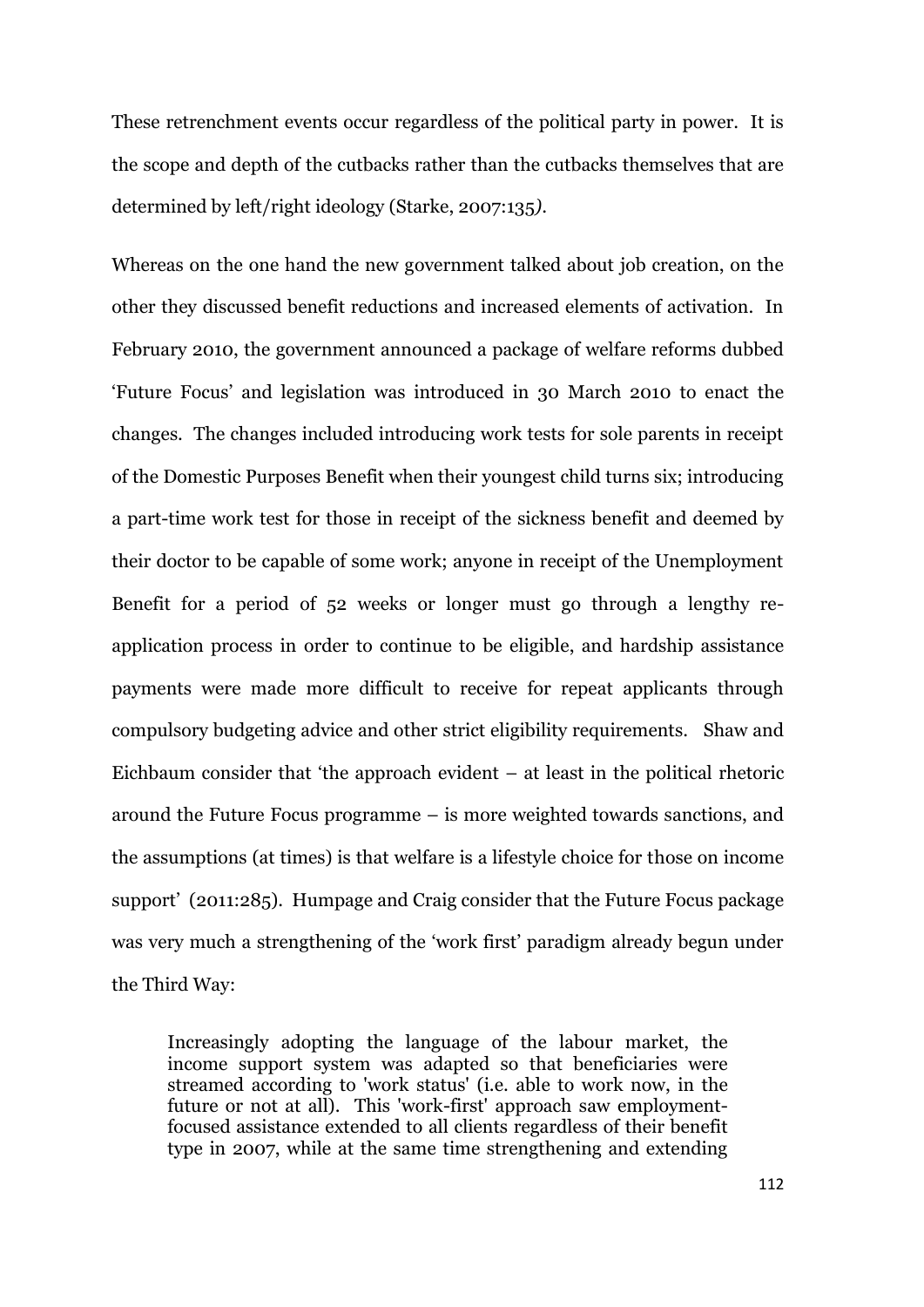These retrenchment events occur regardless of the political party in power. It is the scope and depth of the cutbacks rather than the cutbacks themselves that are determined by left/right ideology (Starke, 2007:135*)*.

Whereas on the one hand the new government talked about job creation, on the other they discussed benefit reductions and increased elements of activation. In February 2010, the government announced a package of welfare reforms dubbed 'Future Focus' and legislation was introduced in 30 March 2010 to enact the changes. The changes included introducing work tests for sole parents in receipt of the Domestic Purposes Benefit when their youngest child turns six; introducing a part-time work test for those in receipt of the sickness benefit and deemed by their doctor to be capable of some work; anyone in receipt of the Unemployment Benefit for a period of 52 weeks or longer must go through a lengthy re-application process in order to continue to be eligible, and hardship assistance payments were made more difficult to receive for repeat applicants through compulsory budgeting advice and other strict eligibility requirements. Shaw and Eichbaum consider that 'the approach evident – at least in the political rhetoric around the Future Focus programme – is more weighted towards sanctions, and the assumptions (at times) is that welfare is a lifestyle choice for those on income support' (2011:285). Humpage and Craig consider that the Future Focus package was very much a strengthening of the 'work first' paradigm already begun under the Third Way:

> Increasingly adopting the language of the labour market, the income support system was adapted so that beneficiaries were streamed according to 'work status' (i.e. able to work now, in the future or not at all). This 'work-first' approach saw employment-focused assistance extended to all clients regardless of their benefit type in 2007, while at the same time strengthening and extending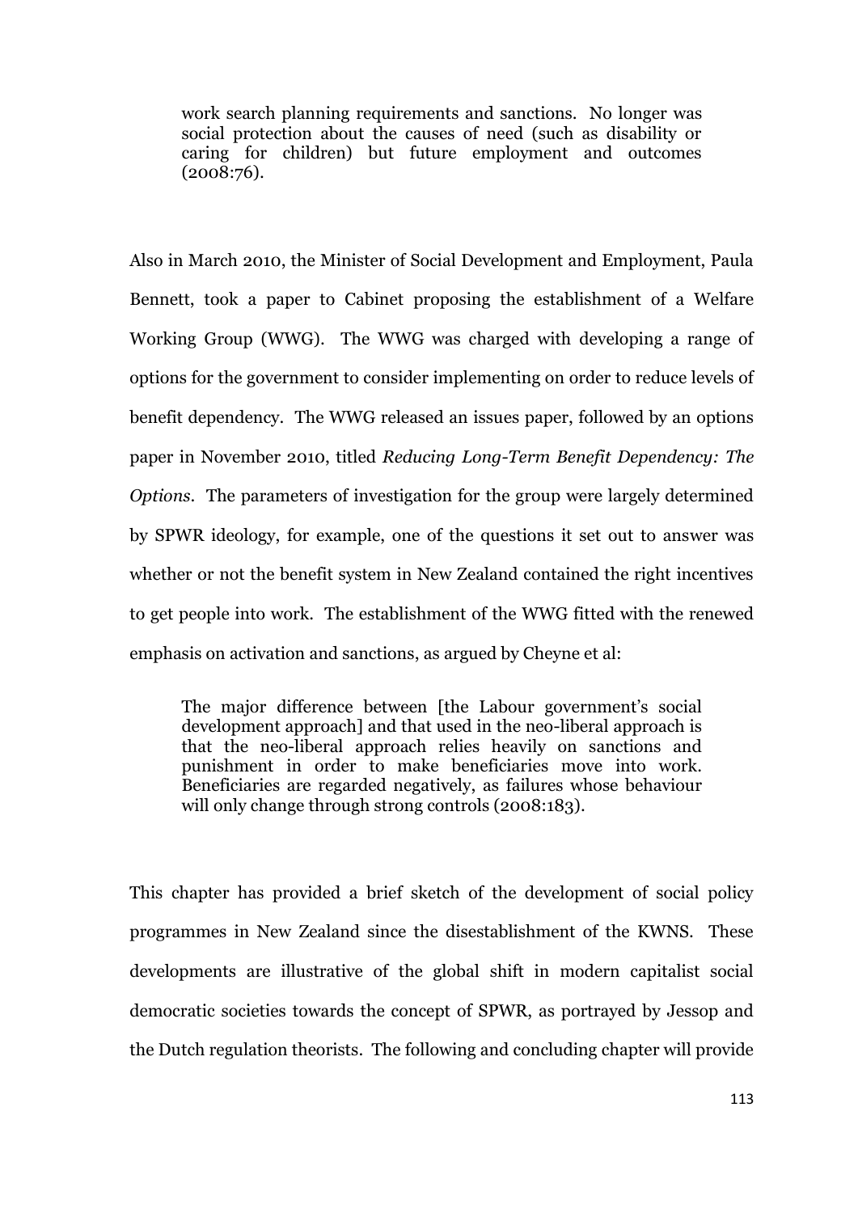> work search planning requirements and sanctions. No longer was social protection about the causes of need (such as disability or caring for children) but future employment and outcomes (2008:76).

Also in March 2010, the Minister of Social Development and Employment, Paula Bennett, took a paper to Cabinet proposing the establishment of a Welfare Working Group (WWG). The WWG was charged with developing a range of options for the government to consider implementing on order to reduce levels of benefit dependency. The WWG released an issues paper, followed by an options paper in November 2010, titled *Reducing Long-Term Benefit Dependency: The Options*. The parameters of investigation for the group were largely determined by SPWR ideology, for example, one of the questions it set out to answer was whether or not the benefit system in New Zealand contained the right incentives to get people into work. The establishment of the WWG fitted with the renewed emphasis on activation and sanctions, as argued by Cheyne et al:

> The major difference between [the Labour government's social development approach] and that used in the neo-liberal approach is that the neo-liberal approach relies heavily on sanctions and punishment in order to make beneficiaries move into work. Beneficiaries are regarded negatively, as failures whose behaviour will only change through strong controls (2008:183).

This chapter has provided a brief sketch of the development of social policy programmes in New Zealand since the disestablishment of the KWNS. These developments are illustrative of the global shift in modern capitalist social democratic societies towards the concept of SPWR, as portrayed by Jessop and the Dutch regulation theorists. The following and concluding chapter will provide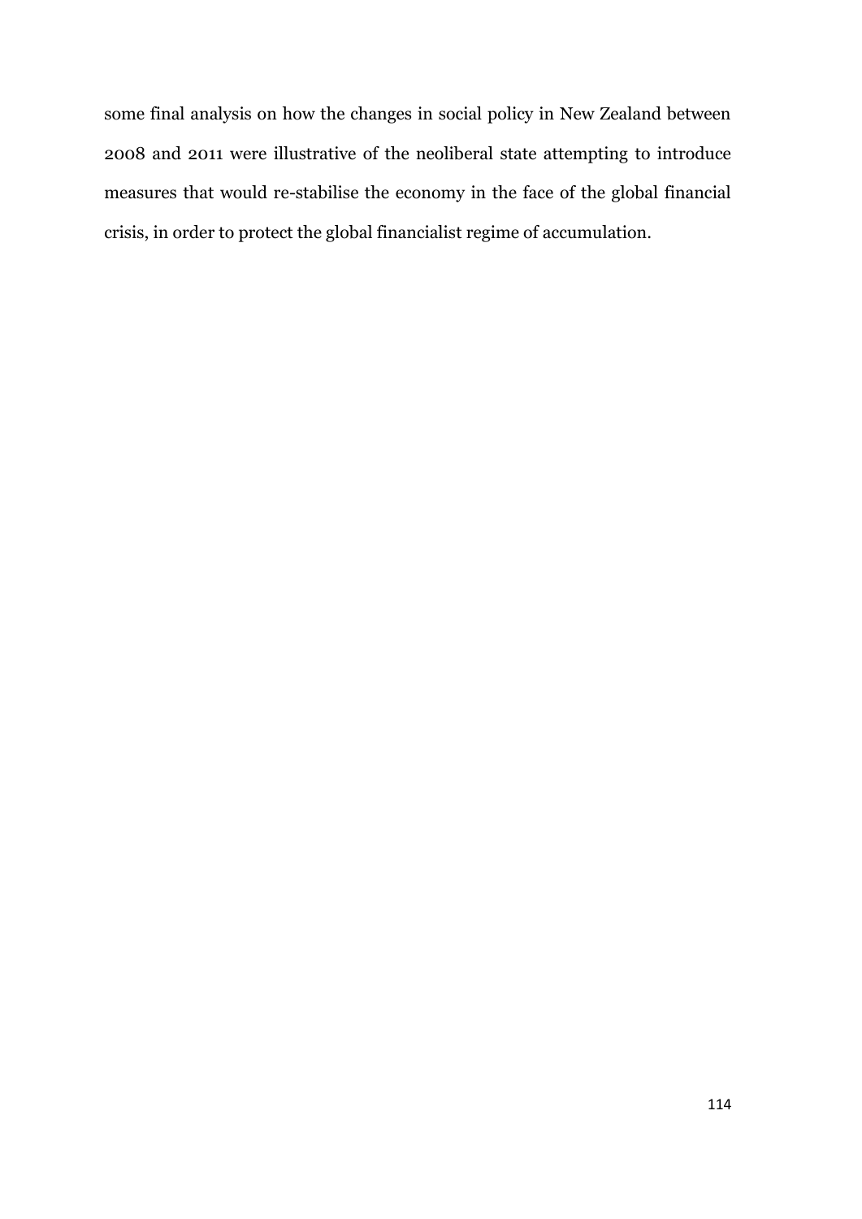some final analysis on how the changes in social policy in New Zealand between 2008 and 2011 were illustrative of the neoliberal state attempting to introduce measures that would re-stabilise the economy in the face of the global financial crisis, in order to protect the global financialist regime of accumulation.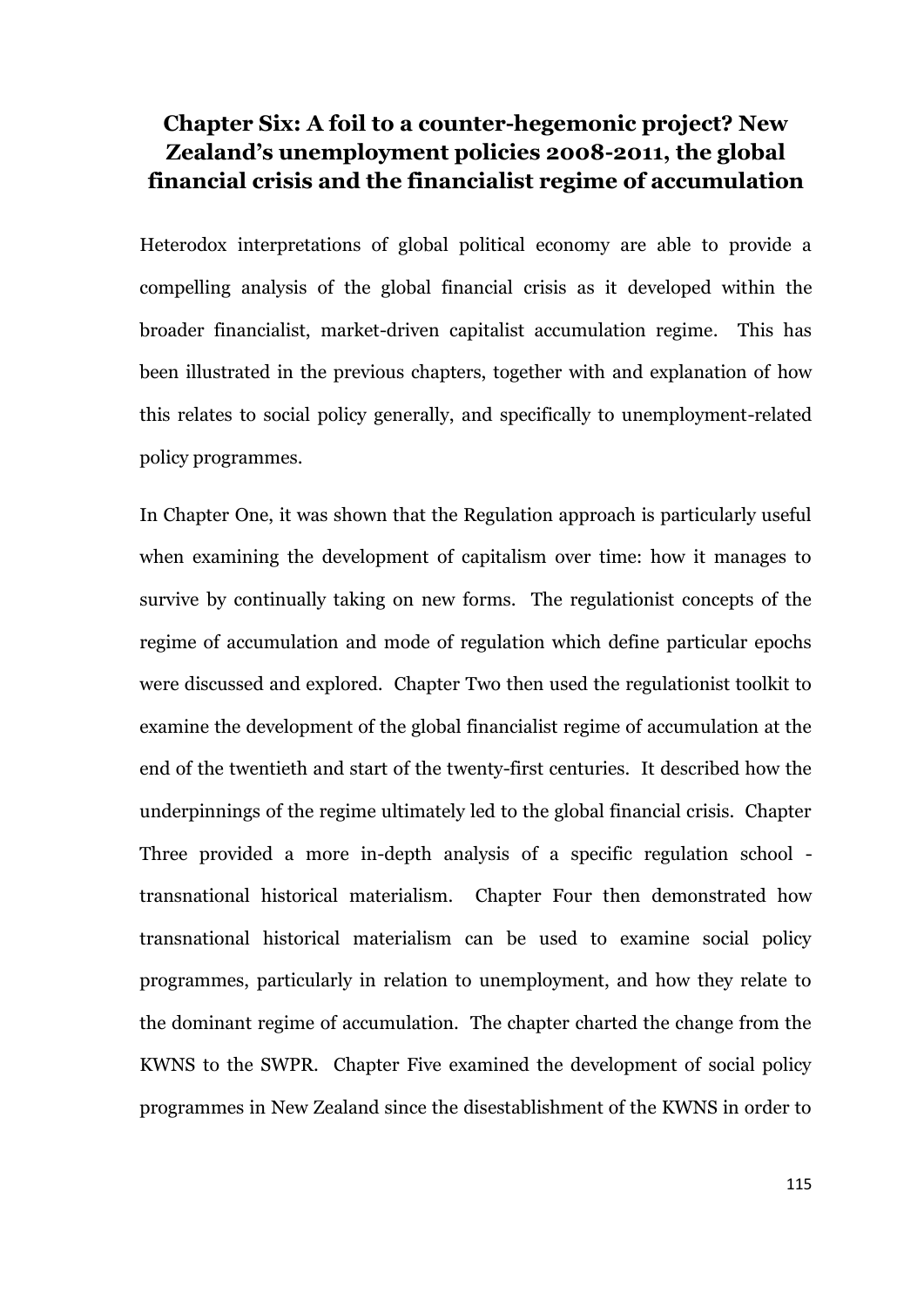# Chapter Six: A foil to a counter-hegemonic project? New Zealand's unemployment policies 2008-2011, the global financial crisis and the financialist regime of accumulation

Heterodox interpretations of global political economy are able to provide a compelling analysis of the global financial crisis as it developed within the broader financialist, market-driven capitalist accumulation regime. This has been illustrated in the previous chapters, together with and explanation of how this relates to social policy generally, and specifically to unemployment-related policy programmes.

In Chapter One, it was shown that the Regulation approach is particularly useful when examining the development of capitalism over time: how it manages to survive by continually taking on new forms. The regulationist concepts of the regime of accumulation and mode of regulation which define particular epochs were discussed and explored. Chapter Two then used the regulationist toolkit to examine the development of the global financialist regime of accumulation at the end of the twentieth and start of the twenty-first centuries. It described how the underpinnings of the regime ultimately led to the global financial crisis. Chapter Three provided a more in-depth analysis of a specific regulation school - transnational historical materialism. Chapter Four then demonstrated how transnational historical materialism can be used to examine social policy programmes, particularly in relation to unemployment, and how they relate to the dominant regime of accumulation. The chapter charted the change from the KWNS to the SWPR. Chapter Five examined the development of social policy programmes in New Zealand since the disestablishment of the KWNS in order to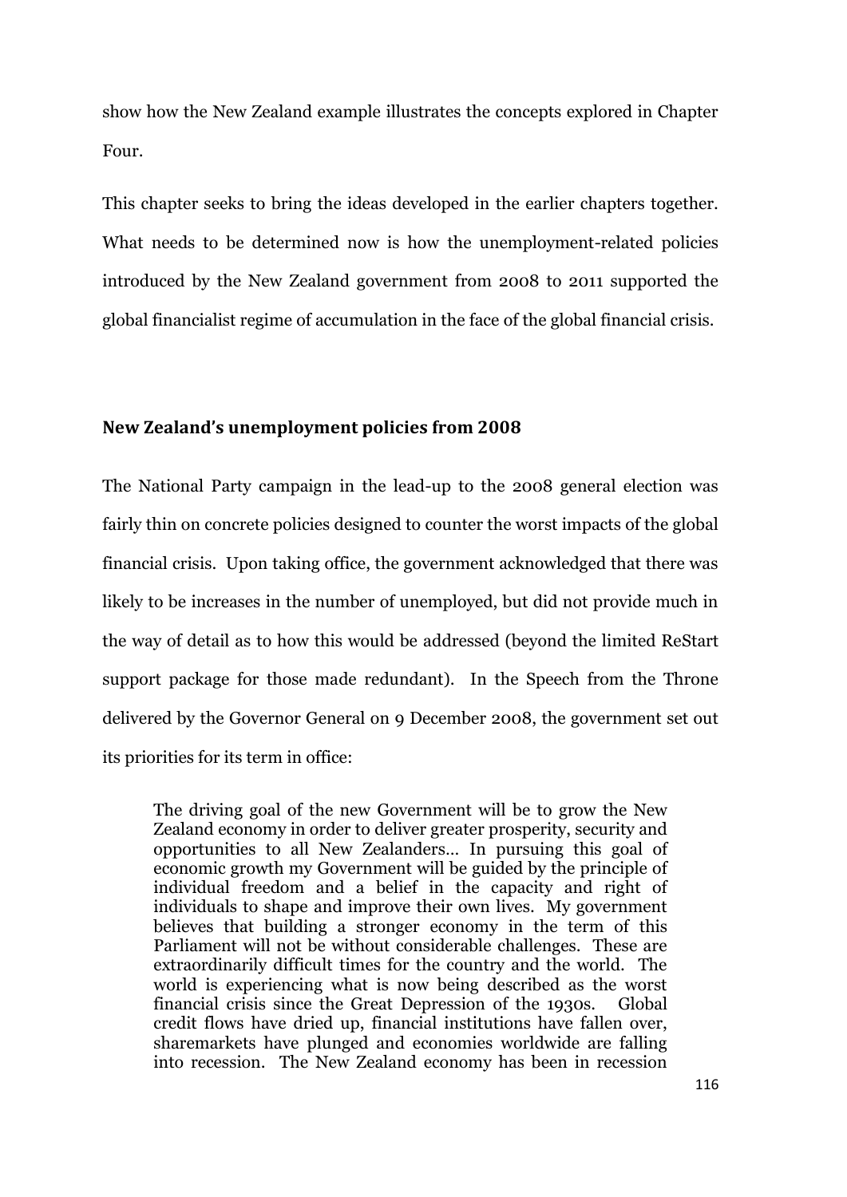show how the New Zealand example illustrates the concepts explored in Chapter Four.

This chapter seeks to bring the ideas developed in the earlier chapters together. What needs to be determined now is how the unemployment-related policies introduced by the New Zealand government from 2008 to 2011 supported the global financialist regime of accumulation in the face of the global financial crisis.

## New Zealand's unemployment policies from 2008

The National Party campaign in the lead-up to the 2008 general election was fairly thin on concrete policies designed to counter the worst impacts of the global financial crisis. Upon taking office, the government acknowledged that there was likely to be increases in the number of unemployed, but did not provide much in the way of detail as to how this would be addressed (beyond the limited ReStart support package for those made redundant). In the Speech from the Throne delivered by the Governor General on 9 December 2008, the government set out its priorities for its term in office:

> The driving goal of the new Government will be to grow the New Zealand economy in order to deliver greater prosperity, security and opportunities to all New Zealanders… In pursuing this goal of economic growth my Government will be guided by the principle of individual freedom and a belief in the capacity and right of individuals to shape and improve their own lives. My government believes that building a stronger economy in the term of this Parliament will not be without considerable challenges. These are extraordinarily difficult times for the country and the world. The world is experiencing what is now being described as the worst financial crisis since the Great Depression of the 1930s. Global credit flows have dried up, financial institutions have fallen over, sharemarkets have plunged and economies worldwide are falling into recession. The New Zealand economy has been in recession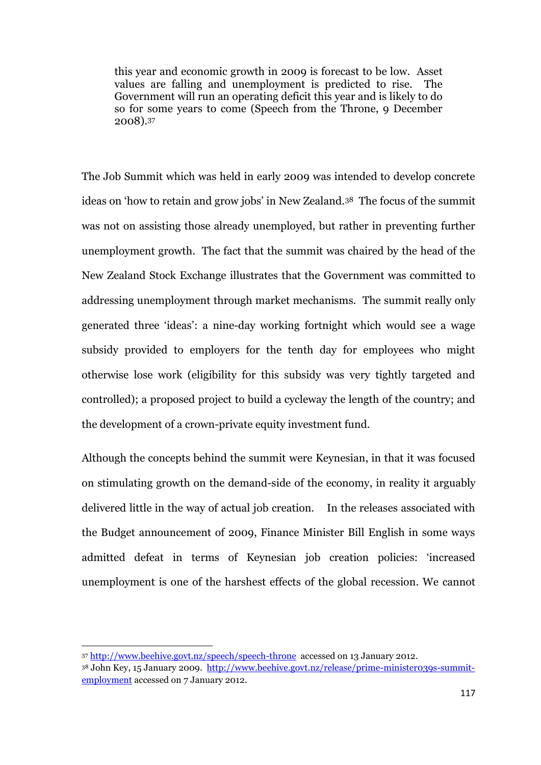> this year and economic growth in 2009 is forecast to be low. Asset values are falling and unemployment is predicted to rise. The Government will run an operating deficit this year and is likely to do so for some years to come (Speech from the Throne, 9 December 2008).[37]

The Job Summit which was held in early 2009 was intended to develop concrete ideas on 'how to retain and grow jobs' in New Zealand.[38] The focus of the summit was not on assisting those already unemployed, but rather in preventing further unemployment growth. The fact that the summit was chaired by the head of the New Zealand Stock Exchange illustrates that the Government was committed to addressing unemployment through market mechanisms. The summit really only generated three 'ideas': a nine-day working fortnight which would see a wage subsidy provided to employers for the tenth day for employees who might otherwise lose work (eligibility for this subsidy was very tightly targeted and controlled); a proposed project to build a cycleway the length of the country; and the development of a crown-private equity investment fund.

Although the concepts behind the summit were Keynesian, in that it was focused on stimulating growth on the demand-side of the economy, in reality it arguably delivered little in the way of actual job creation. In the releases associated with the Budget announcement of 2009, Finance Minister Bill English in some ways admitted defeat in terms of Keynesian job creation policies: 'increased unemployment is one of the harshest effects of the global recession. We cannot

---

[37] http://www.beehive.govt.nz/speech/speech-throne accessed on 13 January 2012.

[38] John Key, 15 January 2009. http://www.beehive.govt.nz/release/prime-minister039s-summit-employment accessed on 7 January 2012.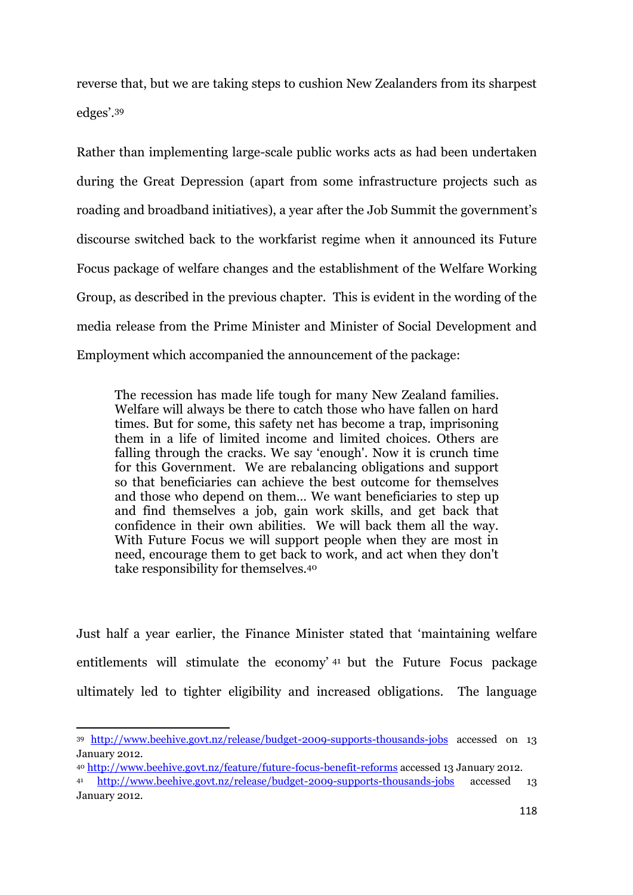reverse that, but we are taking steps to cushion New Zealanders from its sharpest edges'.[39]

Rather than implementing large-scale public works acts as had been undertaken during the Great Depression (apart from some infrastructure projects such as roading and broadband initiatives), a year after the Job Summit the government's discourse switched back to the workfarist regime when it announced its Future Focus package of welfare changes and the establishment of the Welfare Working Group, as described in the previous chapter. This is evident in the wording of the media release from the Prime Minister and Minister of Social Development and Employment which accompanied the announcement of the package:

> The recession has made life tough for many New Zealand families. Welfare will always be there to catch those who have fallen on hard times. But for some, this safety net has become a trap, imprisoning them in a life of limited income and limited choices. Others are falling through the cracks. We say 'enough'. Now it is crunch time for this Government. We are rebalancing obligations and support so that beneficiaries can achieve the best outcome for themselves and those who depend on them… We want beneficiaries to step up and find themselves a job, gain work skills, and get back that confidence in their own abilities. We will back them all the way. With Future Focus we will support people when they are most in need, encourage them to get back to work, and act when they don't take responsibility for themselves.[40]

Just half a year earlier, the Finance Minister stated that 'maintaining welfare entitlements will stimulate the economy'[41] but the Future Focus package ultimately led to tighter eligibility and increased obligations. The language

---

[39] http://www.beehive.govt.nz/release/budget-2009-supports-thousands-jobs accessed on 13 January 2012.

[40] http://www.beehive.govt.nz/feature/future-focus-benefit-reforms accessed 13 January 2012.

[41] http://www.beehive.govt.nz/release/budget-2009-supports-thousands-jobs accessed 13 January 2012.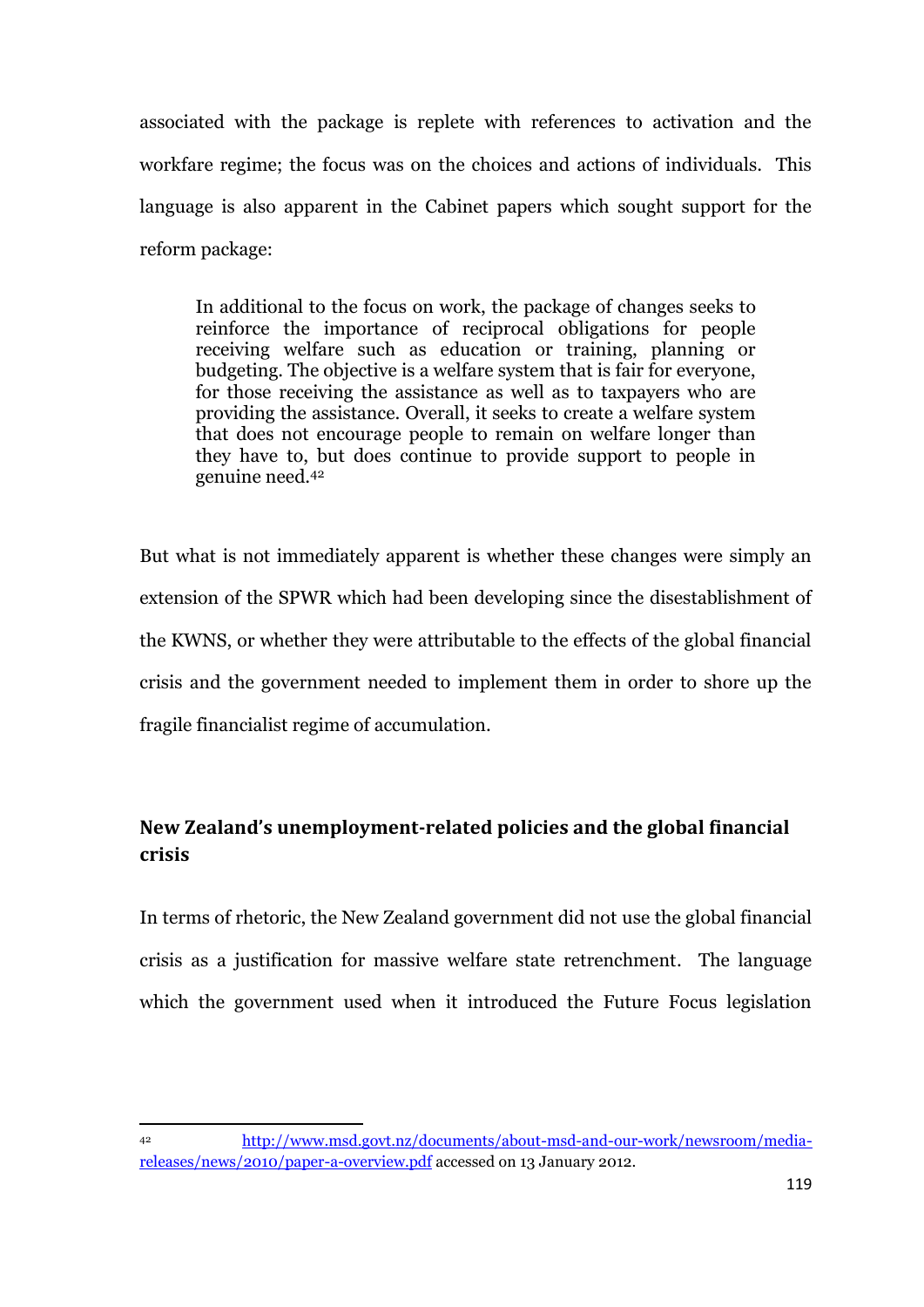associated with the package is replete with references to activation and the workfare regime; the focus was on the choices and actions of individuals. This language is also apparent in the Cabinet papers which sought support for the reform package:

> In additional to the focus on work, the package of changes seeks to reinforce the importance of reciprocal obligations for people receiving welfare such as education or training, planning or budgeting. The objective is a welfare system that is fair for everyone, for those receiving the assistance as well as to taxpayers who are providing the assistance. Overall, it seeks to create a welfare system that does not encourage people to remain on welfare longer than they have to, but does continue to provide support to people in genuine need.[42]

But what is not immediately apparent is whether these changes were simply an extension of the SPWR which had been developing since the disestablishment of the KWNS, or whether they were attributable to the effects of the global financial crisis and the government needed to implement them in order to shore up the fragile financialist regime of accumulation.

## New Zealand's unemployment-related policies and the global financial crisis

In terms of rhetoric, the New Zealand government did not use the global financial crisis as a justification for massive welfare state retrenchment. The language which the government used when it introduced the Future Focus legislation

---

[42] http://www.msd.govt.nz/documents/about-msd-and-our-work/newsroom/media-releases/news/2010/paper-a-overview.pdf accessed on 13 January 2012.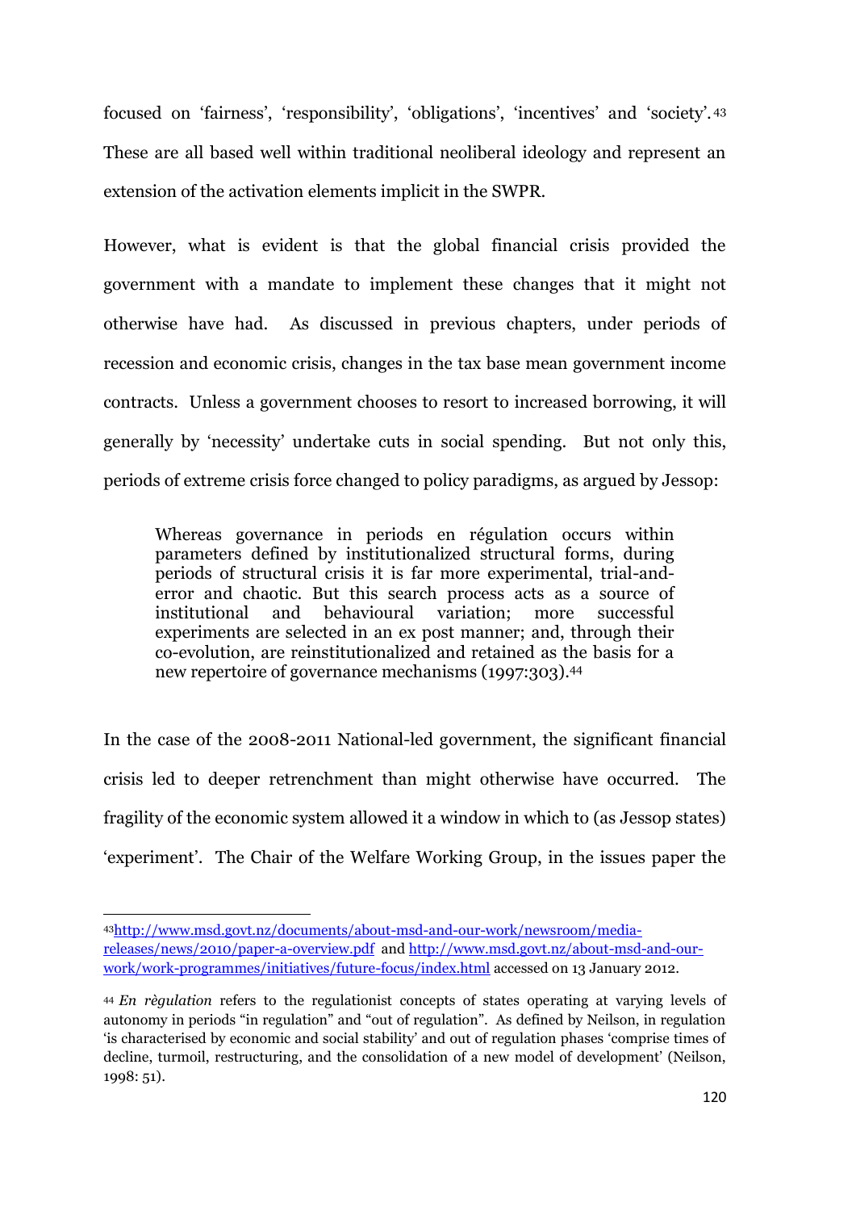focused on 'fairness', 'responsibility', 'obligations', 'incentives' and 'society'.[43] These are all based well within traditional neoliberal ideology and represent an extension of the activation elements implicit in the SWPR.

However, what is evident is that the global financial crisis provided the government with a mandate to implement these changes that it might not otherwise have had. As discussed in previous chapters, under periods of recession and economic crisis, changes in the tax base mean government income contracts. Unless a government chooses to resort to increased borrowing, it will generally by 'necessity' undertake cuts in social spending. But not only this, periods of extreme crisis force changed to policy paradigms, as argued by Jessop:

> Whereas governance in periods en régulation occurs within parameters defined by institutionalized structural forms, during periods of structural crisis it is far more experimental, trial-and-error and chaotic. But this search process acts as a source of institutional and behavioural variation; more successful experiments are selected in an ex post manner; and, through their co-evolution, are reinstitutionalized and retained as the basis for a new repertoire of governance mechanisms (1997:303).[44]

In the case of the 2008-2011 National-led government, the significant financial crisis led to deeper retrenchment than might otherwise have occurred. The fragility of the economic system allowed it a window in which to (as Jessop states) 'experiment'. The Chair of the Welfare Working Group, in the issues paper the

---

[43] http://www.msd.govt.nz/documents/about-msd-and-our-work/newsroom/media-releases/news/2010/paper-a-overview.pdf and http://www.msd.govt.nz/about-msd-and-our-work/work-programmes/initiatives/future-focus/index.html accessed on 13 January 2012.

[44] *En règulation* refers to the regulationist concepts of states operating at varying levels of autonomy in periods "in regulation" and "out of regulation". As defined by Neilson, in regulation 'is characterised by economic and social stability' and out of regulation phases 'comprise times of decline, turmoil, restructuring, and the consolidation of a new model of development' (Neilson, 1998: 51).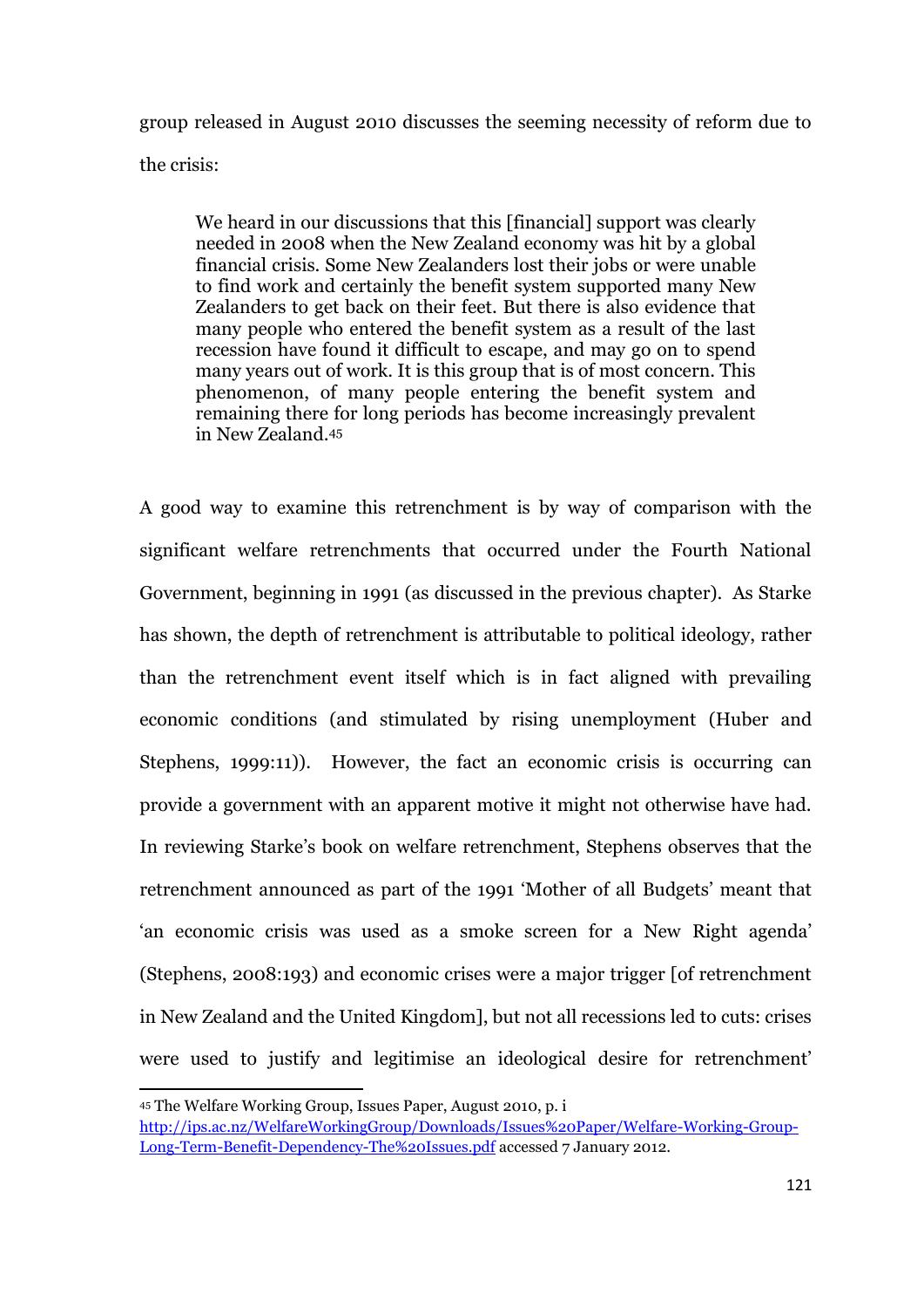group released in August 2010 discusses the seeming necessity of reform due to the crisis:

> We heard in our discussions that this [financial] support was clearly needed in 2008 when the New Zealand economy was hit by a global financial crisis. Some New Zealanders lost their jobs or were unable to find work and certainly the benefit system supported many New Zealanders to get back on their feet. But there is also evidence that many people who entered the benefit system as a result of the last recession have found it difficult to escape, and may go on to spend many years out of work. It is this group that is of most concern. This phenomenon, of many people entering the benefit system and remaining there for long periods has become increasingly prevalent in New Zealand.[45]

A good way to examine this retrenchment is by way of comparison with the significant welfare retrenchments that occurred under the Fourth National Government, beginning in 1991 (as discussed in the previous chapter). As Starke has shown, the depth of retrenchment is attributable to political ideology, rather than the retrenchment event itself which is in fact aligned with prevailing economic conditions (and stimulated by rising unemployment (Huber and Stephens, 1999:11)). However, the fact an economic crisis is occurring can provide a government with an apparent motive it might not otherwise have had. In reviewing Starke's book on welfare retrenchment, Stephens observes that the retrenchment announced as part of the 1991 'Mother of all Budgets' meant that 'an economic crisis was used as a smoke screen for a New Right agenda' (Stephens, 2008:193) and economic crises were a major trigger [of retrenchment in New Zealand and the United Kingdom], but not all recessions led to cuts: crises were used to justify and legitimise an ideological desire for retrenchment'

[45] The Welfare Working Group, Issues Paper, August 2010, p. i http://ips.ac.nz/WelfareWorkingGroup/Downloads/Issues%20Paper/Welfare-Working-Group-Long-Term-Benefit-Dependency-The%20Issues.pdf accessed 7 January 2012.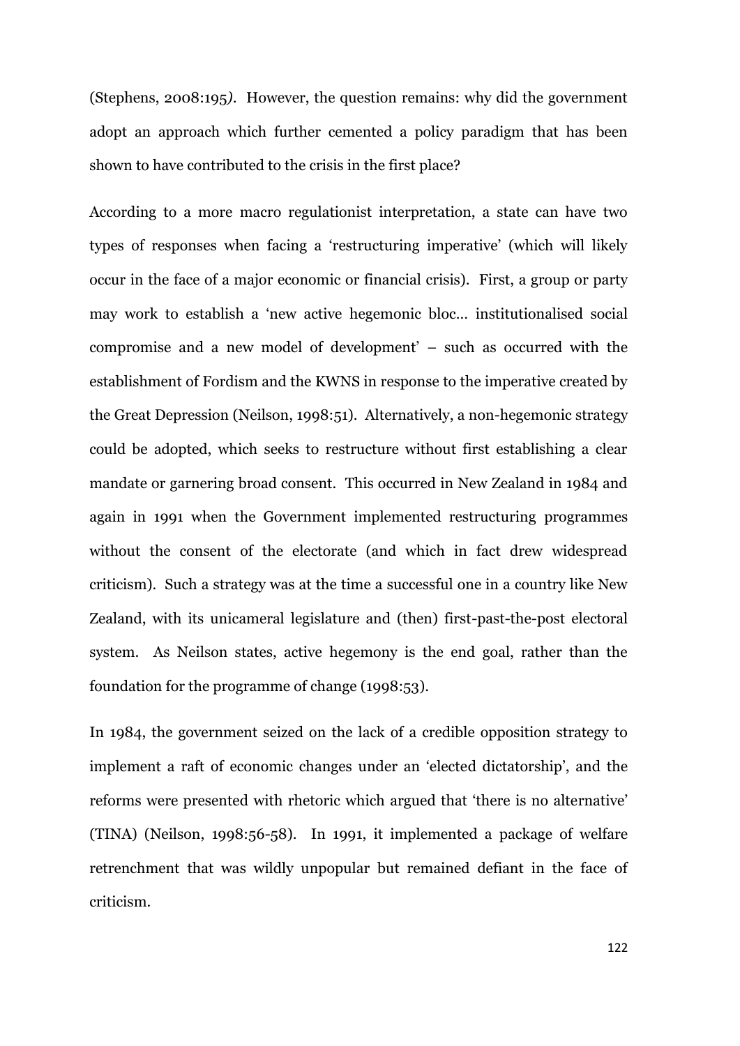(Stephens, 2008:195*)*. However, the question remains: why did the government adopt an approach which further cemented a policy paradigm that has been shown to have contributed to the crisis in the first place?

According to a more macro regulationist interpretation, a state can have two types of responses when facing a 'restructuring imperative' (which will likely occur in the face of a major economic or financial crisis). First, a group or party may work to establish a 'new active hegemonic bloc… institutionalised social compromise and a new model of development' – such as occurred with the establishment of Fordism and the KWNS in response to the imperative created by the Great Depression (Neilson, 1998:51). Alternatively, a non-hegemonic strategy could be adopted, which seeks to restructure without first establishing a clear mandate or garnering broad consent. This occurred in New Zealand in 1984 and again in 1991 when the Government implemented restructuring programmes without the consent of the electorate (and which in fact drew widespread criticism). Such a strategy was at the time a successful one in a country like New Zealand, with its unicameral legislature and (then) first-past-the-post electoral system. As Neilson states, active hegemony is the end goal, rather than the foundation for the programme of change (1998:53).

In 1984, the government seized on the lack of a credible opposition strategy to implement a raft of economic changes under an 'elected dictatorship', and the reforms were presented with rhetoric which argued that 'there is no alternative' (TINA) (Neilson, 1998:56-58). In 1991, it implemented a package of welfare retrenchment that was wildly unpopular but remained defiant in the face of criticism.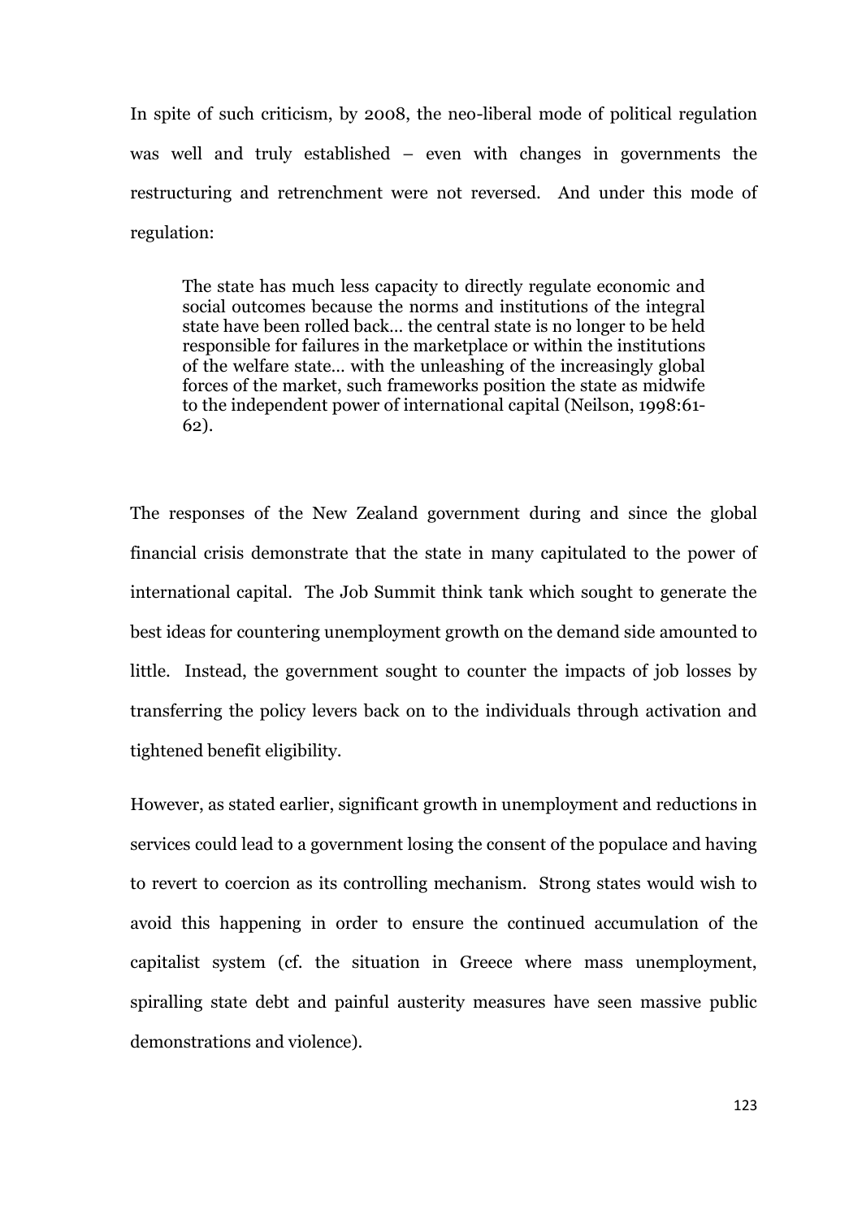In spite of such criticism, by 2008, the neo-liberal mode of political regulation was well and truly established – even with changes in governments the restructuring and retrenchment were not reversed. And under this mode of regulation:

> The state has much less capacity to directly regulate economic and social outcomes because the norms and institutions of the integral state have been rolled back… the central state is no longer to be held responsible for failures in the marketplace or within the institutions of the welfare state… with the unleashing of the increasingly global forces of the market, such frameworks position the state as midwife to the independent power of international capital (Neilson, 1998:61-62).

The responses of the New Zealand government during and since the global financial crisis demonstrate that the state in many capitulated to the power of international capital. The Job Summit think tank which sought to generate the best ideas for countering unemployment growth on the demand side amounted to little. Instead, the government sought to counter the impacts of job losses by transferring the policy levers back on to the individuals through activation and tightened benefit eligibility.

However, as stated earlier, significant growth in unemployment and reductions in services could lead to a government losing the consent of the populace and having to revert to coercion as its controlling mechanism. Strong states would wish to avoid this happening in order to ensure the continued accumulation of the capitalist system (cf. the situation in Greece where mass unemployment, spiralling state debt and painful austerity measures have seen massive public demonstrations and violence).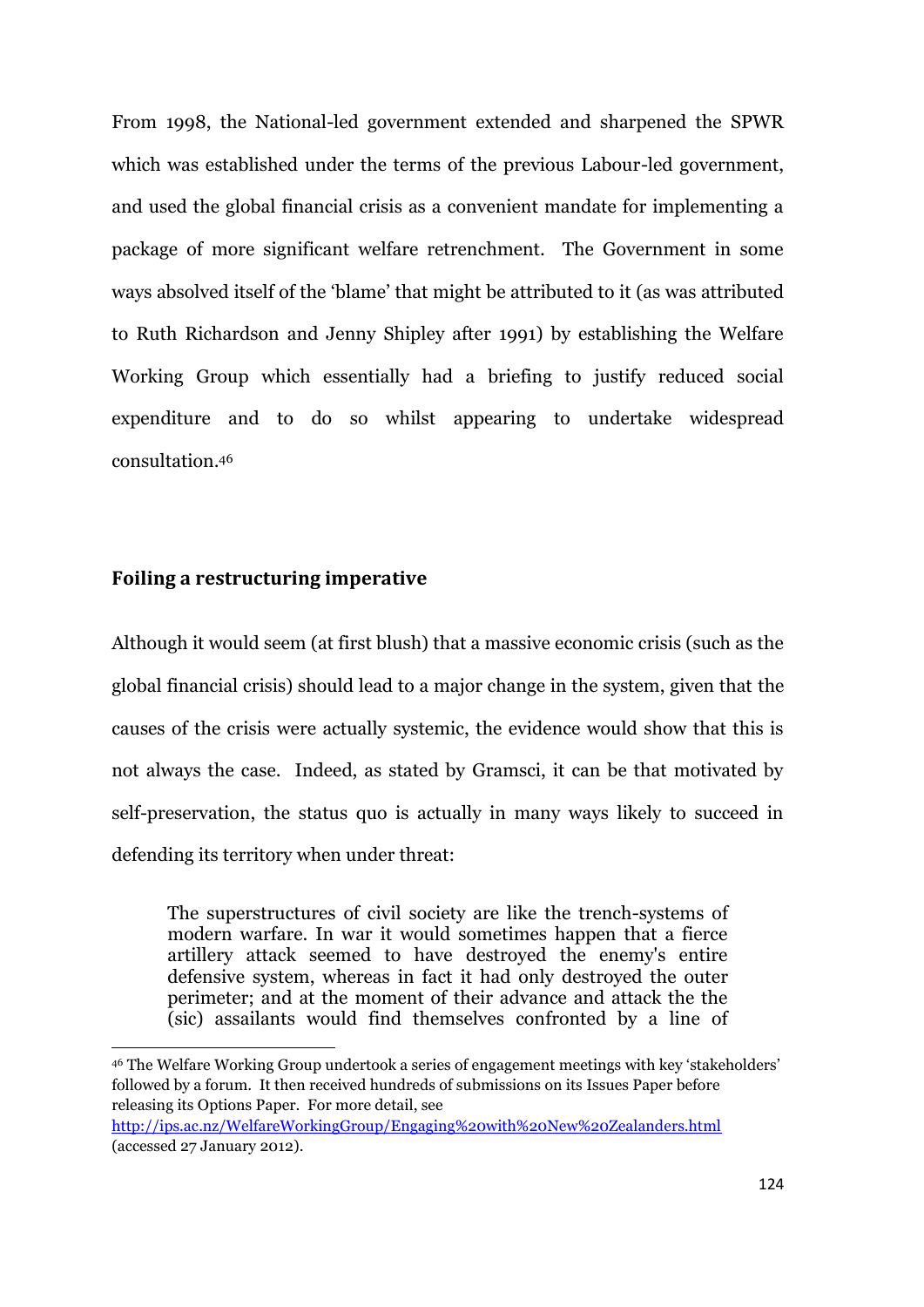From 1998, the National-led government extended and sharpened the SPWR which was established under the terms of the previous Labour-led government, and used the global financial crisis as a convenient mandate for implementing a package of more significant welfare retrenchment. The Government in some ways absolved itself of the 'blame' that might be attributed to it (as was attributed to Ruth Richardson and Jenny Shipley after 1991) by establishing the Welfare Working Group which essentially had a briefing to justify reduced social expenditure and to do so whilst appearing to undertake widespread consultation.[46]

### Foiling a restructuring imperative

Although it would seem (at first blush) that a massive economic crisis (such as the global financial crisis) should lead to a major change in the system, given that the causes of the crisis were actually systemic, the evidence would show that this is not always the case. Indeed, as stated by Gramsci, it can be that motivated by self-preservation, the status quo is actually in many ways likely to succeed in defending its territory when under threat:

> The superstructures of civil society are like the trench-systems of modern warfare. In war it would sometimes happen that a fierce artillery attack seemed to have destroyed the enemy's entire defensive system, whereas in fact it had only destroyed the outer perimeter; and at the moment of their advance and attack the the (sic) assailants would find themselves confronted by a line of

---

[46] The Welfare Working Group undertook a series of engagement meetings with key 'stakeholders' followed by a forum. It then received hundreds of submissions on its Issues Paper before releasing its Options Paper. For more detail, see http://ips.ac.nz/WelfareWorkingGroup/Engaging%20with%20New%20Zealanders.html (accessed 27 January 2012).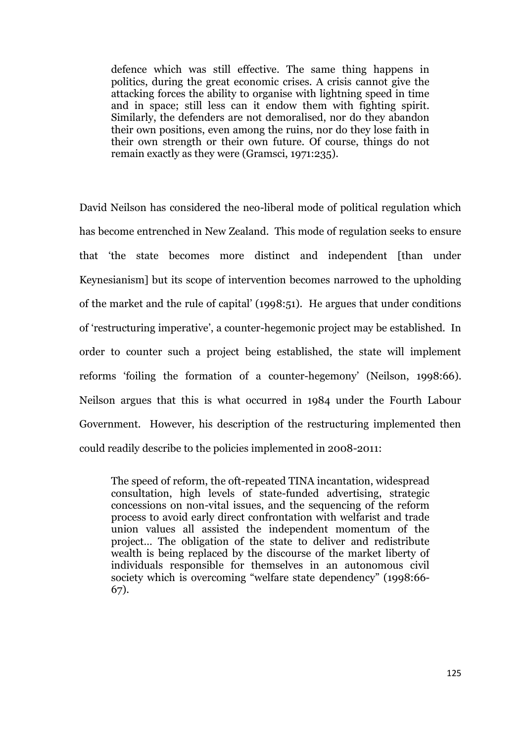> defence which was still effective. The same thing happens in politics, during the great economic crises. A crisis cannot give the attacking forces the ability to organise with lightning speed in time and in space; still less can it endow them with fighting spirit. Similarly, the defenders are not demoralised, nor do they abandon their own positions, even among the ruins, nor do they lose faith in their own strength or their own future. Of course, things do not remain exactly as they were (Gramsci, 1971:235).

David Neilson has considered the neo-liberal mode of political regulation which has become entrenched in New Zealand. This mode of regulation seeks to ensure that 'the state becomes more distinct and independent [than under Keynesianism] but its scope of intervention becomes narrowed to the upholding of the market and the rule of capital' (1998:51). He argues that under conditions of 'restructuring imperative', a counter-hegemonic project may be established. In order to counter such a project being established, the state will implement reforms 'foiling the formation of a counter-hegemony' (Neilson, 1998:66). Neilson argues that this is what occurred in 1984 under the Fourth Labour Government. However, his description of the restructuring implemented then could readily describe to the policies implemented in 2008-2011:

> The speed of reform, the oft-repeated TINA incantation, widespread consultation, high levels of state-funded advertising, strategic concessions on non-vital issues, and the sequencing of the reform process to avoid early direct confrontation with welfarist and trade union values all assisted the independent momentum of the project… The obligation of the state to deliver and redistribute wealth is being replaced by the discourse of the market liberty of individuals responsible for themselves in an autonomous civil society which is overcoming "welfare state dependency" (1998:66-67).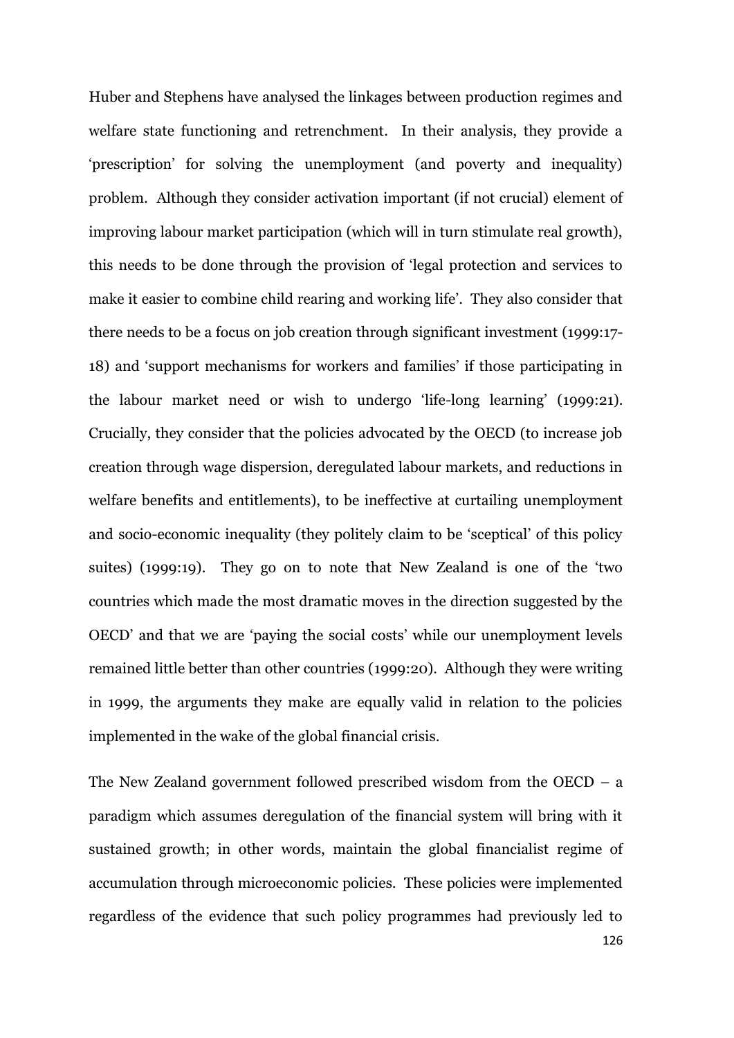Huber and Stephens have analysed the linkages between production regimes and welfare state functioning and retrenchment. In their analysis, they provide a 'prescription' for solving the unemployment (and poverty and inequality) problem. Although they consider activation important (if not crucial) element of improving labour market participation (which will in turn stimulate real growth), this needs to be done through the provision of 'legal protection and services to make it easier to combine child rearing and working life'. They also consider that there needs to be a focus on job creation through significant investment (1999:17-18) and 'support mechanisms for workers and families' if those participating in the labour market need or wish to undergo 'life-long learning' (1999:21). Crucially, they consider that the policies advocated by the OECD (to increase job creation through wage dispersion, deregulated labour markets, and reductions in welfare benefits and entitlements), to be ineffective at curtailing unemployment and socio-economic inequality (they politely claim to be 'sceptical' of this policy suites) (1999:19). They go on to note that New Zealand is one of the 'two countries which made the most dramatic moves in the direction suggested by the OECD' and that we are 'paying the social costs' while our unemployment levels remained little better than other countries (1999:20). Although they were writing in 1999, the arguments they make are equally valid in relation to the policies implemented in the wake of the global financial crisis.

The New Zealand government followed prescribed wisdom from the OECD – a paradigm which assumes deregulation of the financial system will bring with it sustained growth; in other words, maintain the global financialist regime of accumulation through microeconomic policies. These policies were implemented regardless of the evidence that such policy programmes had previously led to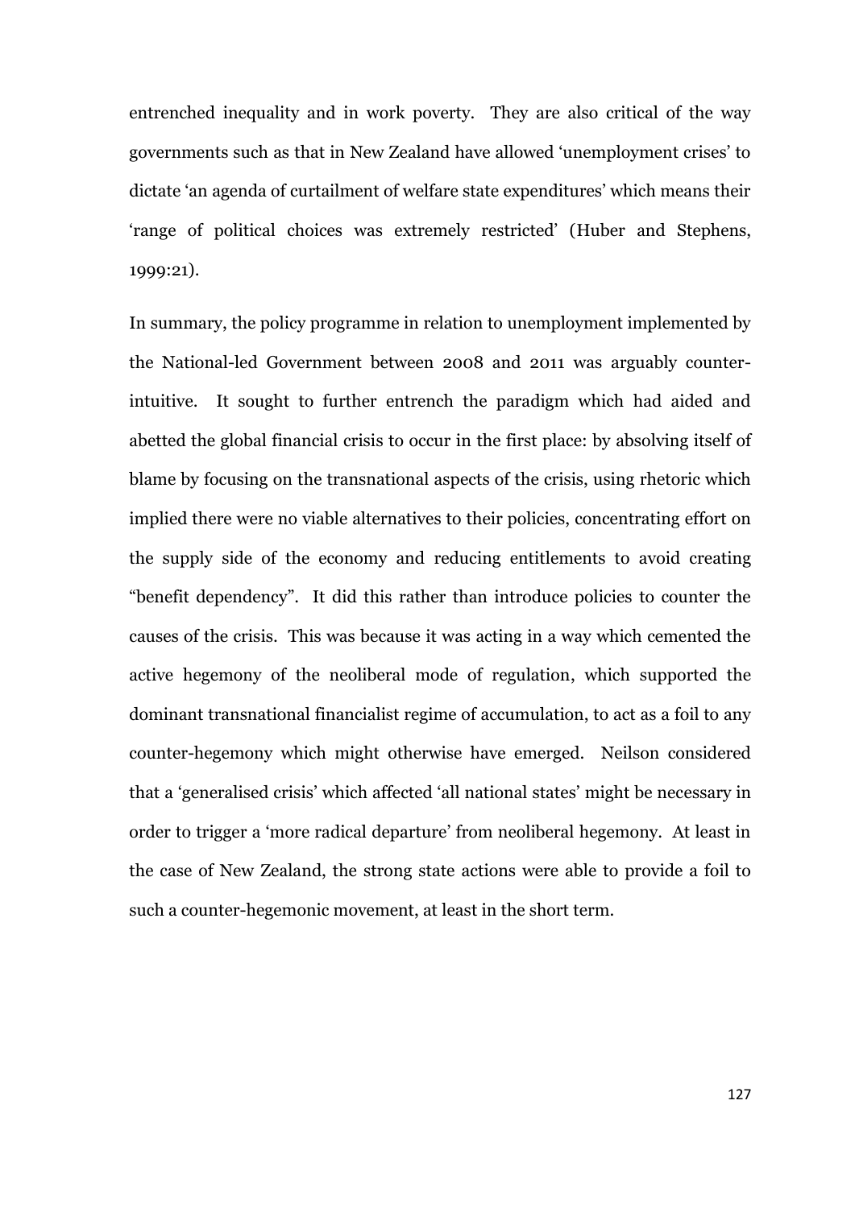entrenched inequality and in work poverty. They are also critical of the way governments such as that in New Zealand have allowed 'unemployment crises' to dictate 'an agenda of curtailment of welfare state expenditures' which means their 'range of political choices was extremely restricted' (Huber and Stephens, 1999:21).

In summary, the policy programme in relation to unemployment implemented by the National-led Government between 2008 and 2011 was arguably counter-intuitive. It sought to further entrench the paradigm which had aided and abetted the global financial crisis to occur in the first place: by absolving itself of blame by focusing on the transnational aspects of the crisis, using rhetoric which implied there were no viable alternatives to their policies, concentrating effort on the supply side of the economy and reducing entitlements to avoid creating "benefit dependency". It did this rather than introduce policies to counter the causes of the crisis. This was because it was acting in a way which cemented the active hegemony of the neoliberal mode of regulation, which supported the dominant transnational financialist regime of accumulation, to act as a foil to any counter-hegemony which might otherwise have emerged. Neilson considered that a 'generalised crisis' which affected 'all national states' might be necessary in order to trigger a 'more radical departure' from neoliberal hegemony. At least in the case of New Zealand, the strong state actions were able to provide a foil to such a counter-hegemonic movement, at least in the short term.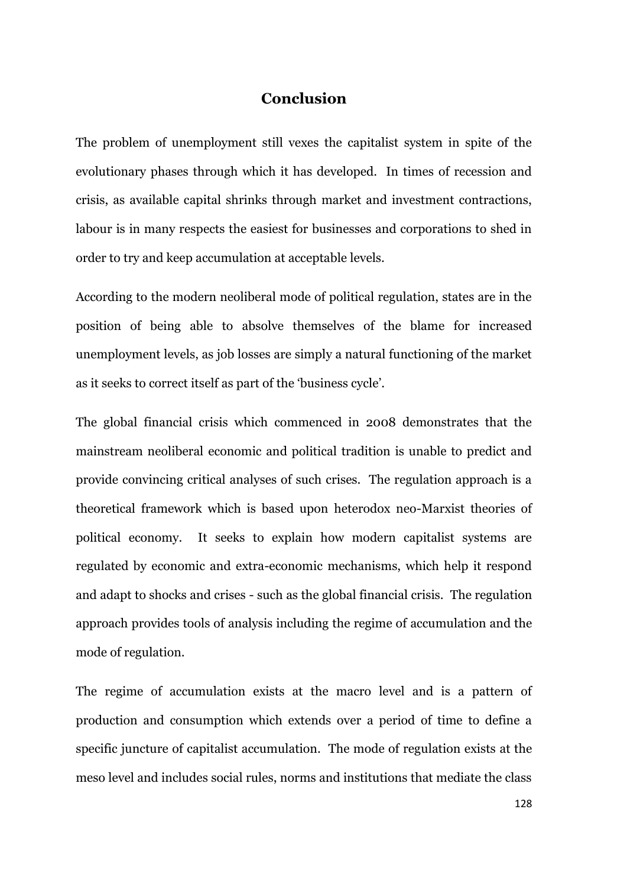# Conclusion

The problem of unemployment still vexes the capitalist system in spite of the evolutionary phases through which it has developed. In times of recession and crisis, as available capital shrinks through market and investment contractions, labour is in many respects the easiest for businesses and corporations to shed in order to try and keep accumulation at acceptable levels.

According to the modern neoliberal mode of political regulation, states are in the position of being able to absolve themselves of the blame for increased unemployment levels, as job losses are simply a natural functioning of the market as it seeks to correct itself as part of the 'business cycle'.

The global financial crisis which commenced in 2008 demonstrates that the mainstream neoliberal economic and political tradition is unable to predict and provide convincing critical analyses of such crises. The regulation approach is a theoretical framework which is based upon heterodox neo-Marxist theories of political economy. It seeks to explain how modern capitalist systems are regulated by economic and extra-economic mechanisms, which help it respond and adapt to shocks and crises - such as the global financial crisis. The regulation approach provides tools of analysis including the regime of accumulation and the mode of regulation.

The regime of accumulation exists at the macro level and is a pattern of production and consumption which extends over a period of time to define a specific juncture of capitalist accumulation. The mode of regulation exists at the meso level and includes social rules, norms and institutions that mediate the class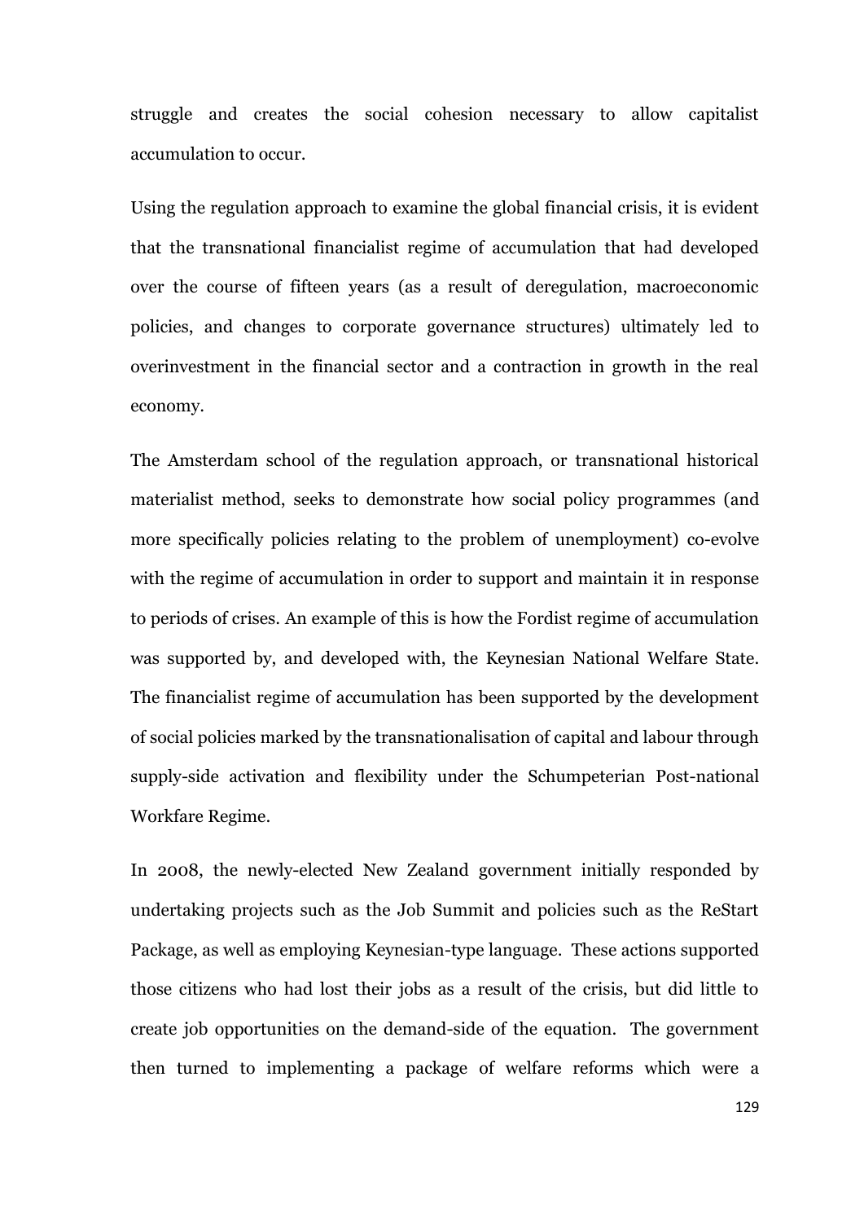struggle and creates the social cohesion necessary to allow capitalist accumulation to occur.

Using the regulation approach to examine the global financial crisis, it is evident that the transnational financialist regime of accumulation that had developed over the course of fifteen years (as a result of deregulation, macroeconomic policies, and changes to corporate governance structures) ultimately led to overinvestment in the financial sector and a contraction in growth in the real economy.

The Amsterdam school of the regulation approach, or transnational historical materialist method, seeks to demonstrate how social policy programmes (and more specifically policies relating to the problem of unemployment) co-evolve with the regime of accumulation in order to support and maintain it in response to periods of crises. An example of this is how the Fordist regime of accumulation was supported by, and developed with, the Keynesian National Welfare State. The financialist regime of accumulation has been supported by the development of social policies marked by the transnationalisation of capital and labour through supply-side activation and flexibility under the Schumpeterian Post-national Workfare Regime.

In 2008, the newly-elected New Zealand government initially responded by undertaking projects such as the Job Summit and policies such as the ReStart Package, as well as employing Keynesian-type language. These actions supported those citizens who had lost their jobs as a result of the crisis, but did little to create job opportunities on the demand-side of the equation. The government then turned to implementing a package of welfare reforms which were a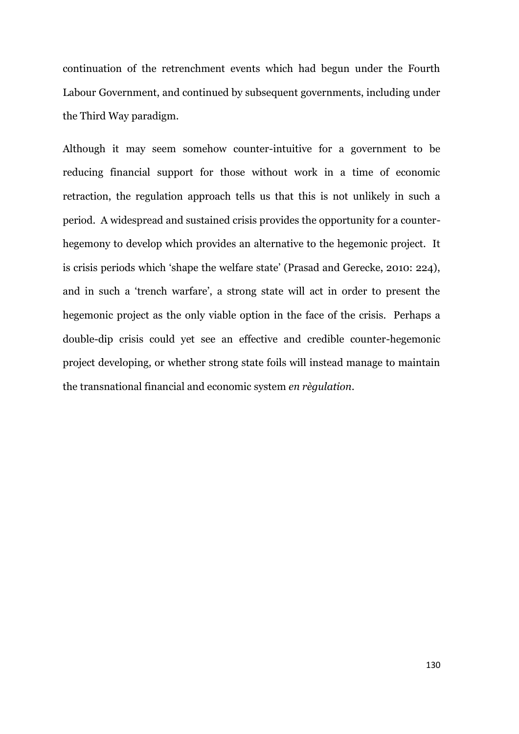continuation of the retrenchment events which had begun under the Fourth Labour Government, and continued by subsequent governments, including under the Third Way paradigm.

Although it may seem somehow counter-intuitive for a government to be reducing financial support for those without work in a time of economic retraction, the regulation approach tells us that this is not unlikely in such a period. A widespread and sustained crisis provides the opportunity for a counter-hegemony to develop which provides an alternative to the hegemonic project. It is crisis periods which 'shape the welfare state' (Prasad and Gerecke, 2010: 224), and in such a 'trench warfare', a strong state will act in order to present the hegemonic project as the only viable option in the face of the crisis. Perhaps a double-dip crisis could yet see an effective and credible counter-hegemonic project developing, or whether strong state foils will instead manage to maintain the transnational financial and economic system *en règulation*.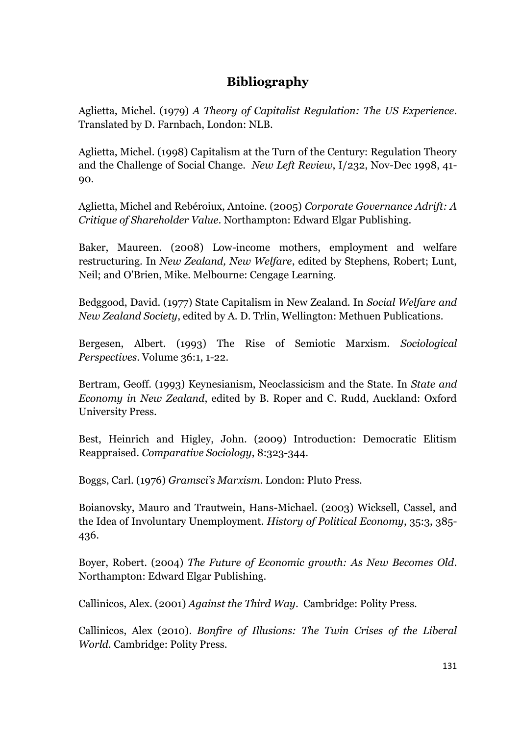# Bibliography

Aglietta, Michel. (1979) *A Theory of Capitalist Regulation: The US Experience*. Translated by D. Farnbach, London: NLB.

Aglietta, Michel. (1998) Capitalism at the Turn of the Century: Regulation Theory and the Challenge of Social Change. *New Left Review*, I/232, Nov-Dec 1998, 41-90.

Aglietta, Michel and Rebéroiux, Antoine. (2005) *Corporate Governance Adrift: A Critique of Shareholder Value*. Northampton: Edward Elgar Publishing.

Baker, Maureen. (2008) Low-income mothers, employment and welfare restructuring. In *New Zealand, New Welfare*, edited by Stephens, Robert; Lunt, Neil; and O'Brien, Mike. Melbourne: Cengage Learning.

Bedggood, David. (1977) State Capitalism in New Zealand. In *Social Welfare and New Zealand Society*, edited by A. D. Trlin, Wellington: Methuen Publications.

Bergesen, Albert. (1993) The Rise of Semiotic Marxism. *Sociological Perspectives*. Volume 36:1, 1-22.

Bertram, Geoff. (1993) Keynesianism, Neoclassicism and the State. In *State and Economy in New Zealand*, edited by B. Roper and C. Rudd, Auckland: Oxford University Press.

Best, Heinrich and Higley, John. (2009) Introduction: Democratic Elitism Reappraised. *Comparative Sociology*, 8:323-344.

Boggs, Carl. (1976) *Gramsci's Marxism*. London: Pluto Press.

Boianovsky, Mauro and Trautwein, Hans-Michael. (2003) Wicksell, Cassel, and the Idea of Involuntary Unemployment. *History of Political Economy*, 35:3, 385-436.

Boyer, Robert. (2004) *The Future of Economic growth: As New Becomes Old*. Northampton: Edward Elgar Publishing.

Callinicos, Alex. (2001) *Against the Third Way*. Cambridge: Polity Press.

Callinicos, Alex (2010). *Bonfire of Illusions: The Twin Crises of the Liberal World*. Cambridge: Polity Press.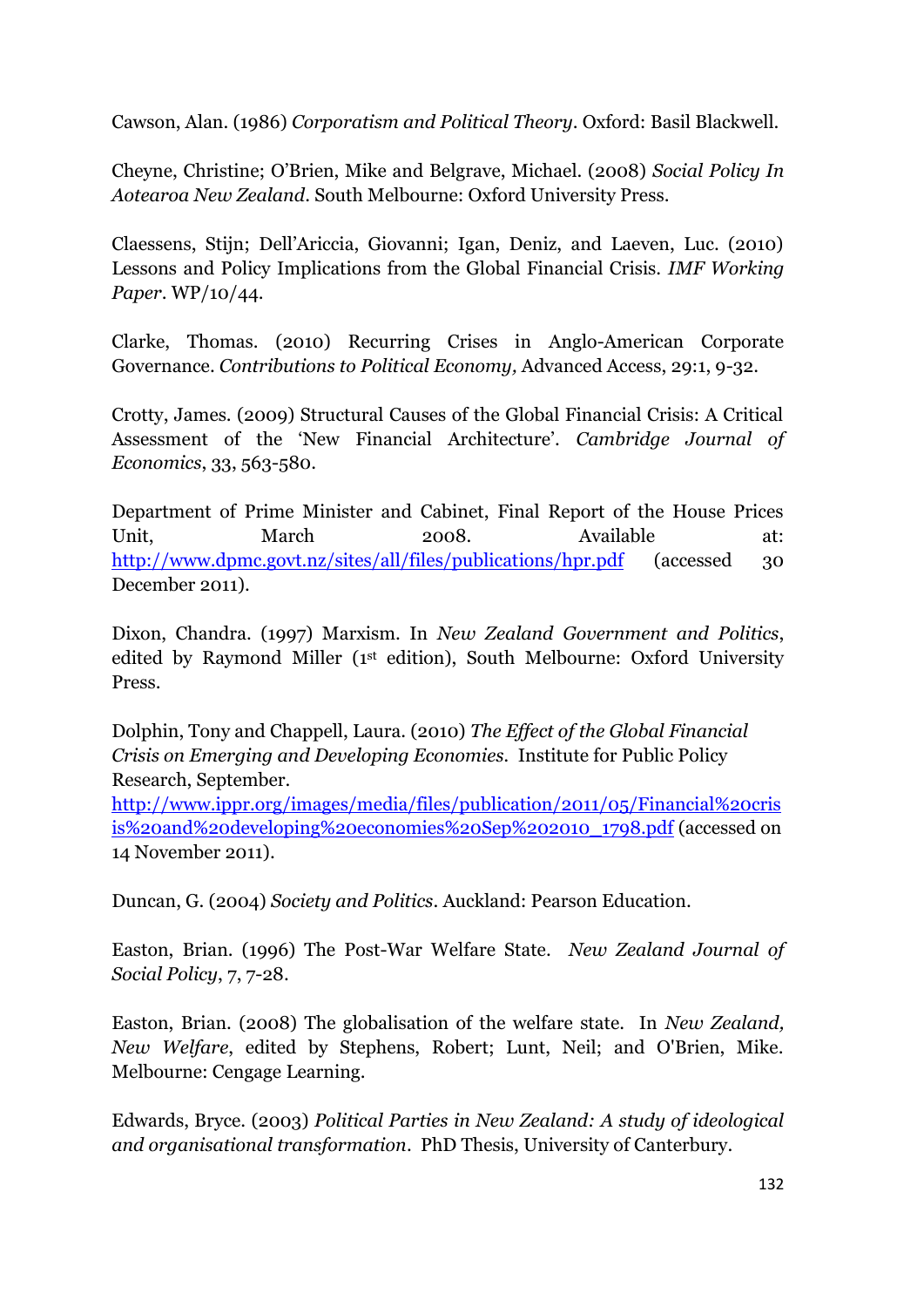Cawson, Alan. (1986) *Corporatism and Political Theory*. Oxford: Basil Blackwell.

Cheyne, Christine; O'Brien, Mike and Belgrave, Michael. (2008) *Social Policy In Aotearoa New Zealand*. South Melbourne: Oxford University Press.

Claessens, Stijn; Dell'Ariccia, Giovanni; Igan, Deniz, and Laeven, Luc. (2010) Lessons and Policy Implications from the Global Financial Crisis. *IMF Working Paper*. WP/10/44.

Clarke, Thomas. (2010) Recurring Crises in Anglo-American Corporate Governance. *Contributions to Political Economy,* Advanced Access, 29:1, 9-32.

Crotty, James. (2009) Structural Causes of the Global Financial Crisis: A Critical Assessment of the 'New Financial Architecture'. *Cambridge Journal of Economics*, 33, 563-580.

Department of Prime Minister and Cabinet, Final Report of the House Prices Unit, March 2008. Available at: http://www.dpmc.govt.nz/sites/all/files/publications/hpr.pdf (accessed 30 December 2011).

Dixon, Chandra. (1997) Marxism. In *New Zealand Government and Politics*, edited by Raymond Miller (1st edition), South Melbourne: Oxford University Press.

Dolphin, Tony and Chappell, Laura. (2010) *The Effect of the Global Financial Crisis on Emerging and Developing Economies.* Institute for Public Policy Research, September. http://www.ippr.org/images/media/files/publication/2011/05/Financial%20crisis%20and%20developing%20economies%20Sep%202010_1798.pdf (accessed on 14 November 2011).

Duncan, G. (2004) *Society and Politics*. Auckland: Pearson Education.

Easton, Brian. (1996) The Post-War Welfare State. *New Zealand Journal of Social Policy*, 7, 7-28.

Easton, Brian. (2008) The globalisation of the welfare state. In *New Zealand, New Welfare*, edited by Stephens, Robert; Lunt, Neil; and O'Brien, Mike. Melbourne: Cengage Learning.

Edwards, Bryce. (2003) *Political Parties in New Zealand: A study of ideological and organisational transformation*. PhD Thesis, University of Canterbury.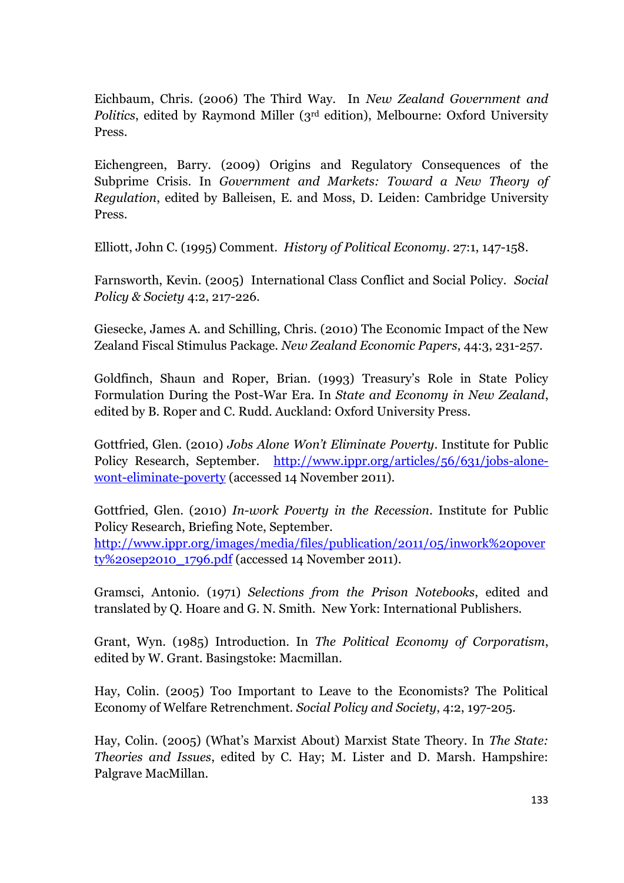Eichbaum, Chris. (2006) The Third Way. In *New Zealand Government and Politics*, edited by Raymond Miller (3rd edition), Melbourne: Oxford University Press.

Eichengreen, Barry. (2009) Origins and Regulatory Consequences of the Subprime Crisis. In *Government and Markets: Toward a New Theory of Regulation*, edited by Balleisen, E. and Moss, D. Leiden: Cambridge University Press.

Elliott, John C. (1995) Comment. *History of Political Economy*. 27:1, 147-158.

Farnsworth, Kevin. (2005) International Class Conflict and Social Policy. *Social Policy & Society* 4:2, 217-226.

Giesecke, James A. and Schilling, Chris. (2010) The Economic Impact of the New Zealand Fiscal Stimulus Package. *New Zealand Economic Papers*, 44:3, 231-257.

Goldfinch, Shaun and Roper, Brian. (1993) Treasury's Role in State Policy Formulation During the Post-War Era. In *State and Economy in New Zealand*, edited by B. Roper and C. Rudd. Auckland: Oxford University Press.

Gottfried, Glen. (2010) *Jobs Alone Won't Eliminate Poverty*. Institute for Public Policy Research, September. http://www.ippr.org/articles/56/631/jobs-alone-wont-eliminate-poverty (accessed 14 November 2011).

Gottfried, Glen. (2010) *In-work Poverty in the Recession*. Institute for Public Policy Research, Briefing Note, September.
http://www.ippr.org/images/media/files/publication/2011/05/inwork%20poverty%20sep2010_1796.pdf (accessed 14 November 2011).

Gramsci, Antonio. (1971) *Selections from the Prison Notebooks*, edited and translated by Q. Hoare and G. N. Smith. New York: International Publishers.

Grant, Wyn. (1985) Introduction. In *The Political Economy of Corporatism*, edited by W. Grant. Basingstoke: Macmillan.

Hay, Colin. (2005) Too Important to Leave to the Economists? The Political Economy of Welfare Retrenchment. *Social Policy and Society*, 4:2, 197-205.

Hay, Colin. (2005) (What's Marxist About) Marxist State Theory. In *The State: Theories and Issues*, edited by C. Hay; M. Lister and D. Marsh. Hampshire: Palgrave MacMillan.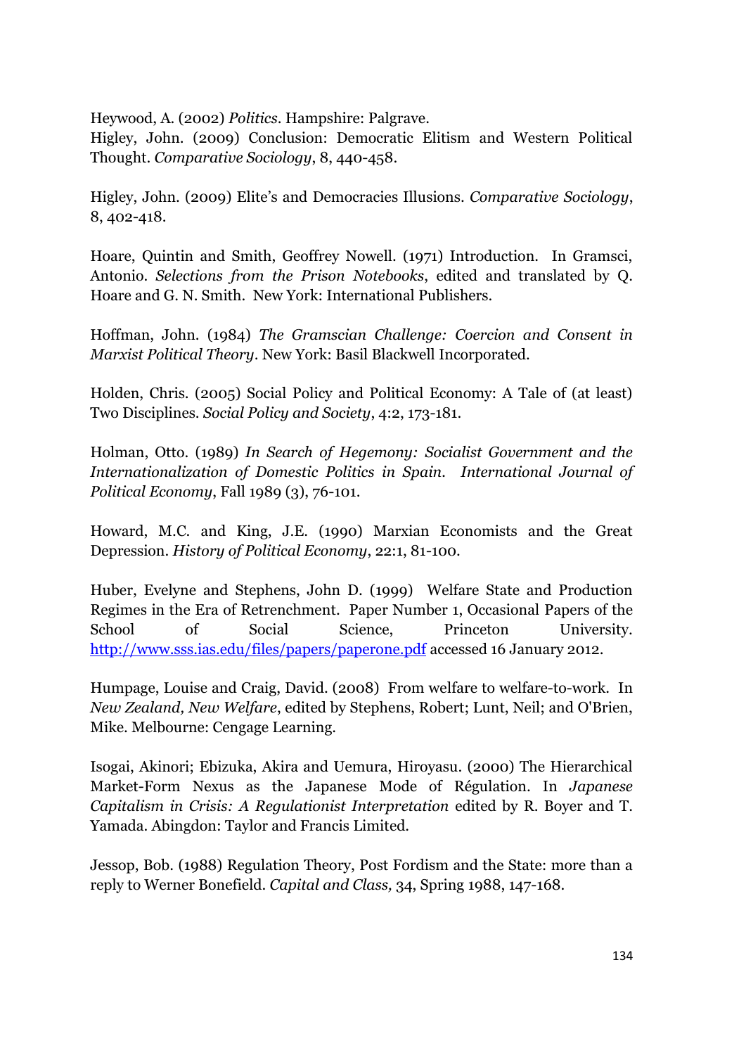Heywood, A. (2002) *Politics*. Hampshire: Palgrave.

Higley, John. (2009) Conclusion: Democratic Elitism and Western Political Thought. *Comparative Sociology*, 8, 440-458.

Higley, John. (2009) Elite's and Democracies Illusions. *Comparative Sociology*, 8, 402-418.

Hoare, Quintin and Smith, Geoffrey Nowell. (1971) Introduction. In Gramsci, Antonio. *Selections from the Prison Notebooks*, edited and translated by Q. Hoare and G. N. Smith. New York: International Publishers.

Hoffman, John. (1984) *The Gramscian Challenge: Coercion and Consent in Marxist Political Theory*. New York: Basil Blackwell Incorporated.

Holden, Chris. (2005) Social Policy and Political Economy: A Tale of (at least) Two Disciplines. *Social Policy and Society*, 4:2, 173-181.

Holman, Otto. (1989) *In Search of Hegemony: Socialist Government and the Internationalization of Domestic Politics in Spain. International Journal of Political Economy*, Fall 1989 (3), 76-101.

Howard, M.C. and King, J.E. (1990) Marxian Economists and the Great Depression. *History of Political Economy*, 22:1, 81-100.

Huber, Evelyne and Stephens, John D. (1999) Welfare State and Production Regimes in the Era of Retrenchment. Paper Number 1, Occasional Papers of the School of Social Science, Princeton University. http://www.sss.ias.edu/files/papers/paperone.pdf accessed 16 January 2012.

Humpage, Louise and Craig, David. (2008) From welfare to welfare-to-work. In *New Zealand, New Welfare*, edited by Stephens, Robert; Lunt, Neil; and O'Brien, Mike. Melbourne: Cengage Learning.

Isogai, Akinori; Ebizuka, Akira and Uemura, Hiroyasu. (2000) The Hierarchical Market-Form Nexus as the Japanese Mode of Régulation. In *Japanese Capitalism in Crisis: A Regulationist Interpretation* edited by R. Boyer and T. Yamada. Abingdon: Taylor and Francis Limited.

Jessop, Bob. (1988) Regulation Theory, Post Fordism and the State: more than a reply to Werner Bonefield. *Capital and Class,* 34, Spring 1988, 147-168.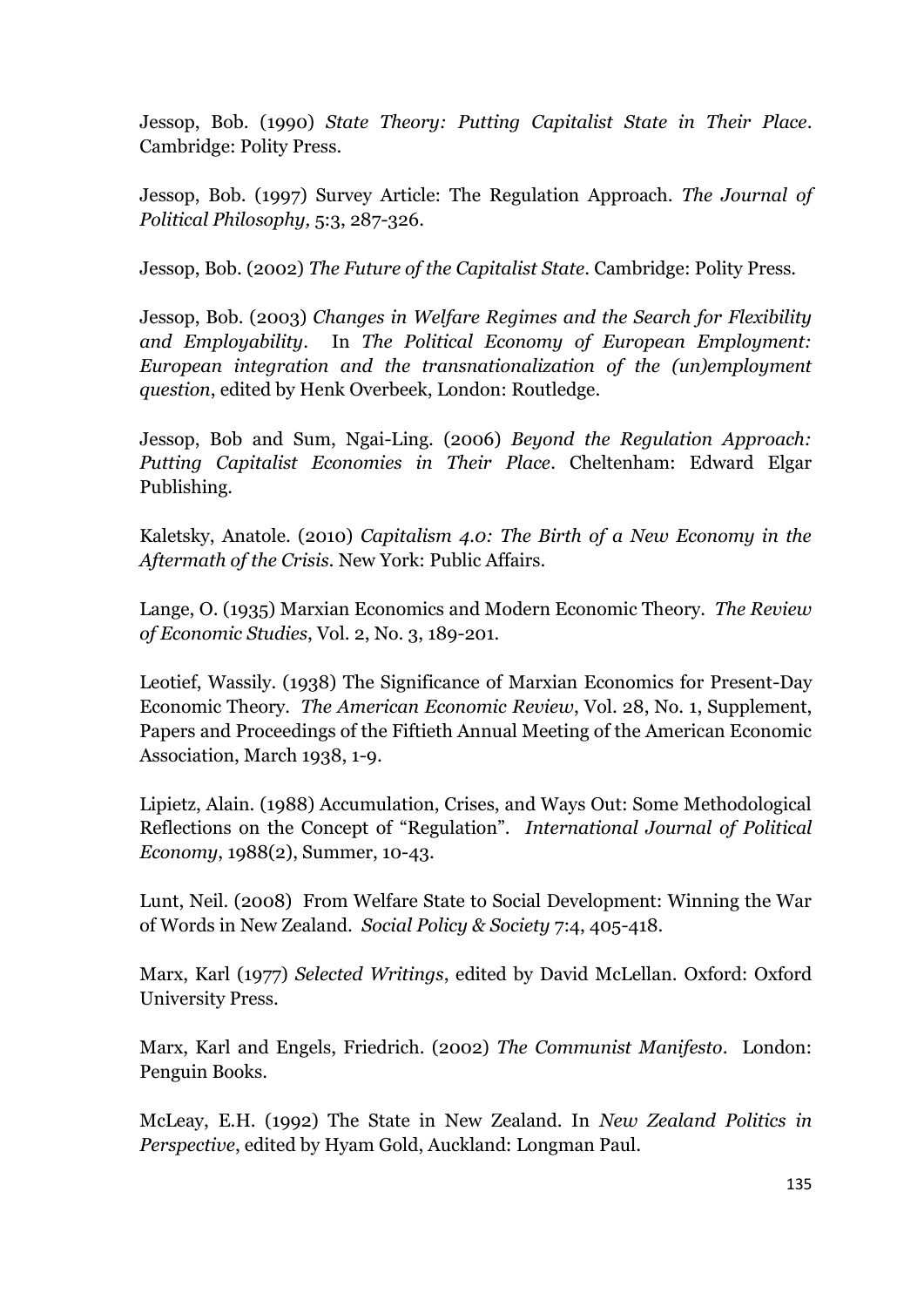Jessop, Bob. (1990) *State Theory: Putting Capitalist State in Their Place*. Cambridge: Polity Press.

Jessop, Bob. (1997) Survey Article: The Regulation Approach. *The Journal of Political Philosophy,* 5:3, 287-326.

Jessop, Bob. (2002) *The Future of the Capitalist State*. Cambridge: Polity Press.

Jessop, Bob. (2003) *Changes in Welfare Regimes and the Search for Flexibility and Employability*. In *The Political Economy of European Employment: European integration and the transnationalization of the (un)employment question*, edited by Henk Overbeek, London: Routledge.

Jessop, Bob and Sum, Ngai-Ling. (2006) *Beyond the Regulation Approach: Putting Capitalist Economies in Their Place*. Cheltenham: Edward Elgar Publishing.

Kaletsky, Anatole. (2010) *Capitalism 4.0: The Birth of a New Economy in the Aftermath of the Crisis*. New York: Public Affairs.

Lange, O. (1935) Marxian Economics and Modern Economic Theory. *The Review of Economic Studies*, Vol. 2, No. 3, 189-201.

Leotief, Wassily. (1938) The Significance of Marxian Economics for Present-Day Economic Theory. *The American Economic Review*, Vol. 28, No. 1, Supplement, Papers and Proceedings of the Fiftieth Annual Meeting of the American Economic Association, March 1938, 1-9.

Lipietz, Alain. (1988) Accumulation, Crises, and Ways Out: Some Methodological Reflections on the Concept of "Regulation". *International Journal of Political Economy*, 1988(2), Summer, 10-43.

Lunt, Neil. (2008) From Welfare State to Social Development: Winning the War of Words in New Zealand. *Social Policy & Society* 7:4, 405-418.

Marx, Karl (1977) *Selected Writings*, edited by David McLellan. Oxford: Oxford University Press.

Marx, Karl and Engels, Friedrich. (2002) *The Communist Manifesto*. London: Penguin Books.

McLeay, E.H. (1992) The State in New Zealand. In *New Zealand Politics in Perspective*, edited by Hyam Gold, Auckland: Longman Paul.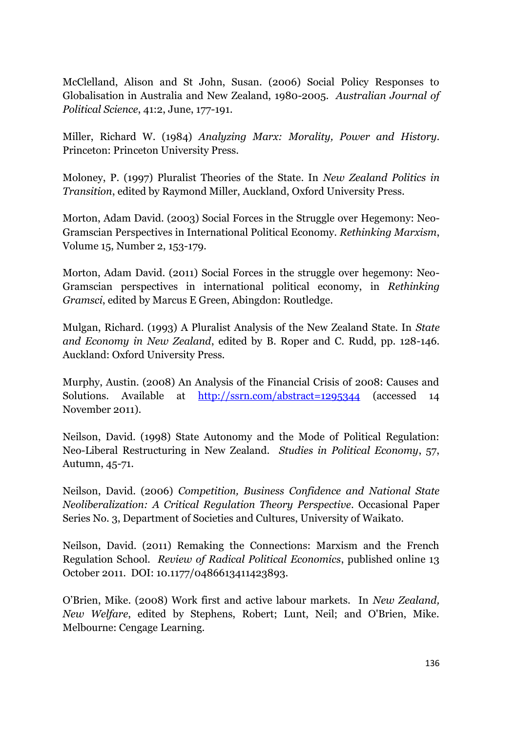McClelland, Alison and St John, Susan. (2006) Social Policy Responses to Globalisation in Australia and New Zealand, 1980-2005. *Australian Journal of Political Science*, 41:2, June, 177-191.

Miller, Richard W. (1984) *Analyzing Marx: Morality, Power and History*. Princeton: Princeton University Press.

Moloney, P. (1997) Pluralist Theories of the State. In *New Zealand Politics in Transition*, edited by Raymond Miller, Auckland, Oxford University Press.

Morton, Adam David. (2003) Social Forces in the Struggle over Hegemony: Neo-Gramscian Perspectives in International Political Economy. *Rethinking Marxism*, Volume 15, Number 2, 153-179.

Morton, Adam David. (2011) Social Forces in the struggle over hegemony: Neo-Gramscian perspectives in international political economy, in *Rethinking Gramsci*, edited by Marcus E Green, Abingdon: Routledge.

Mulgan, Richard. (1993) A Pluralist Analysis of the New Zealand State. In *State and Economy in New Zealand*, edited by B. Roper and C. Rudd, pp. 128-146. Auckland: Oxford University Press.

Murphy, Austin. (2008) An Analysis of the Financial Crisis of 2008: Causes and Solutions. Available at http://ssrn.com/abstract=1295344 (accessed 14 November 2011).

Neilson, David. (1998) State Autonomy and the Mode of Political Regulation: Neo-Liberal Restructuring in New Zealand. *Studies in Political Economy*, 57, Autumn, 45-71.

Neilson, David. (2006) *Competition, Business Confidence and National State Neoliberalization: A Critical Regulation Theory Perspective*. Occasional Paper Series No. 3, Department of Societies and Cultures, University of Waikato.

Neilson, David. (2011) Remaking the Connections: Marxism and the French Regulation School. *Review of Radical Political Economics*, published online 13 October 2011. DOI: 10.1177/0486613411423893.

O'Brien, Mike. (2008) Work first and active labour markets. In *New Zealand, New Welfare*, edited by Stephens, Robert; Lunt, Neil; and O'Brien, Mike. Melbourne: Cengage Learning.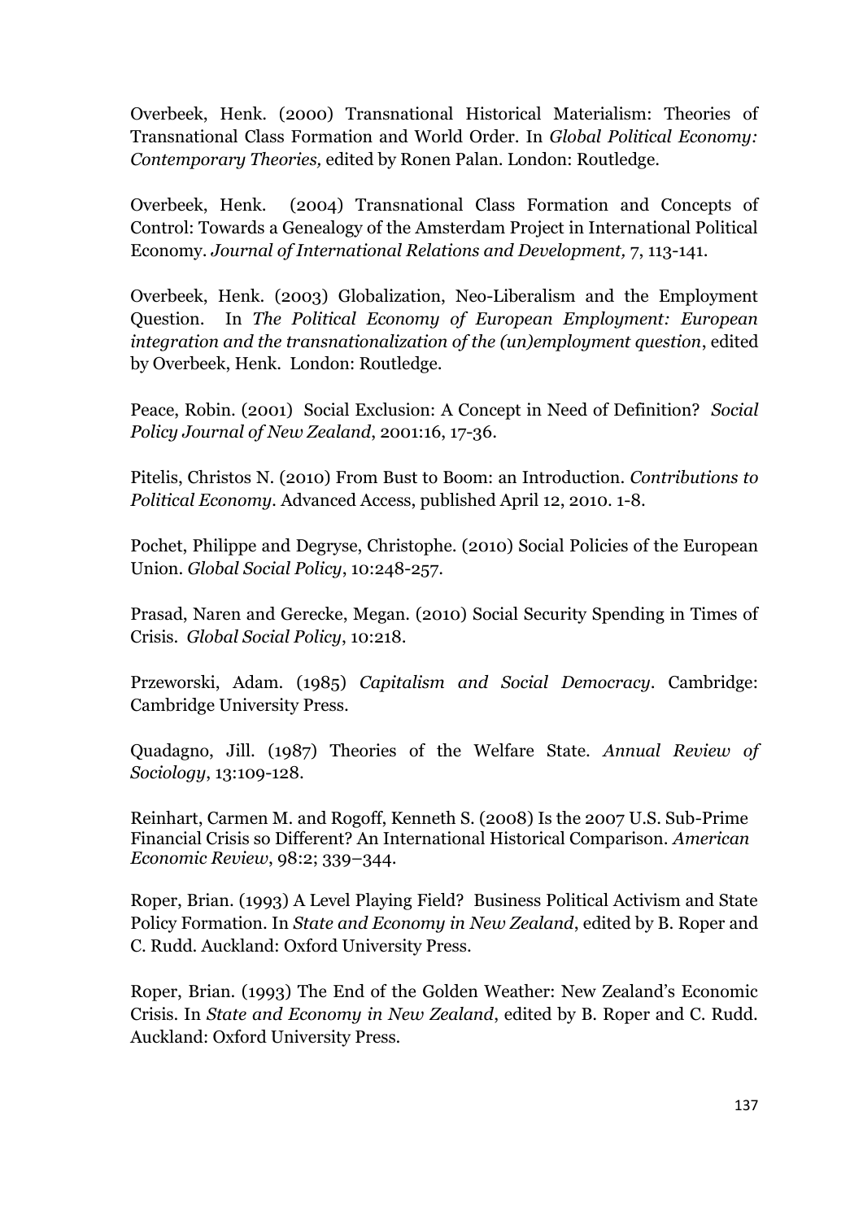Overbeek, Henk. (2000) Transnational Historical Materialism: Theories of Transnational Class Formation and World Order. In *Global Political Economy: Contemporary Theories,* edited by Ronen Palan. London: Routledge.

Overbeek, Henk. (2004) Transnational Class Formation and Concepts of Control: Towards a Genealogy of the Amsterdam Project in International Political Economy. *Journal of International Relations and Development,* 7, 113-141.

Overbeek, Henk. (2003) Globalization, Neo-Liberalism and the Employment Question. In *The Political Economy of European Employment: European integration and the transnationalization of the (un)employment question*, edited by Overbeek, Henk. London: Routledge.

Peace, Robin. (2001) Social Exclusion: A Concept in Need of Definition? *Social Policy Journal of New Zealand*, 2001:16, 17-36.

Pitelis, Christos N. (2010) From Bust to Boom: an Introduction. *Contributions to Political Economy*. Advanced Access, published April 12, 2010. 1-8.

Pochet, Philippe and Degryse, Christophe. (2010) Social Policies of the European Union. *Global Social Policy*, 10:248-257.

Prasad, Naren and Gerecke, Megan. (2010) Social Security Spending in Times of Crisis. *Global Social Policy*, 10:218.

Przeworski, Adam. (1985) *Capitalism and Social Democracy*. Cambridge: Cambridge University Press.

Quadagno, Jill. (1987) Theories of the Welfare State. *Annual Review of Sociology*, 13:109-128.

Reinhart, Carmen M. and Rogoff, Kenneth S. (2008) Is the 2007 U.S. Sub-Prime Financial Crisis so Different? An International Historical Comparison. *American Economic Review*, 98:2; 339–344.

Roper, Brian. (1993) A Level Playing Field? Business Political Activism and State Policy Formation. In *State and Economy in New Zealand*, edited by B. Roper and C. Rudd. Auckland: Oxford University Press.

Roper, Brian. (1993) The End of the Golden Weather: New Zealand's Economic Crisis. In *State and Economy in New Zealand*, edited by B. Roper and C. Rudd. Auckland: Oxford University Press.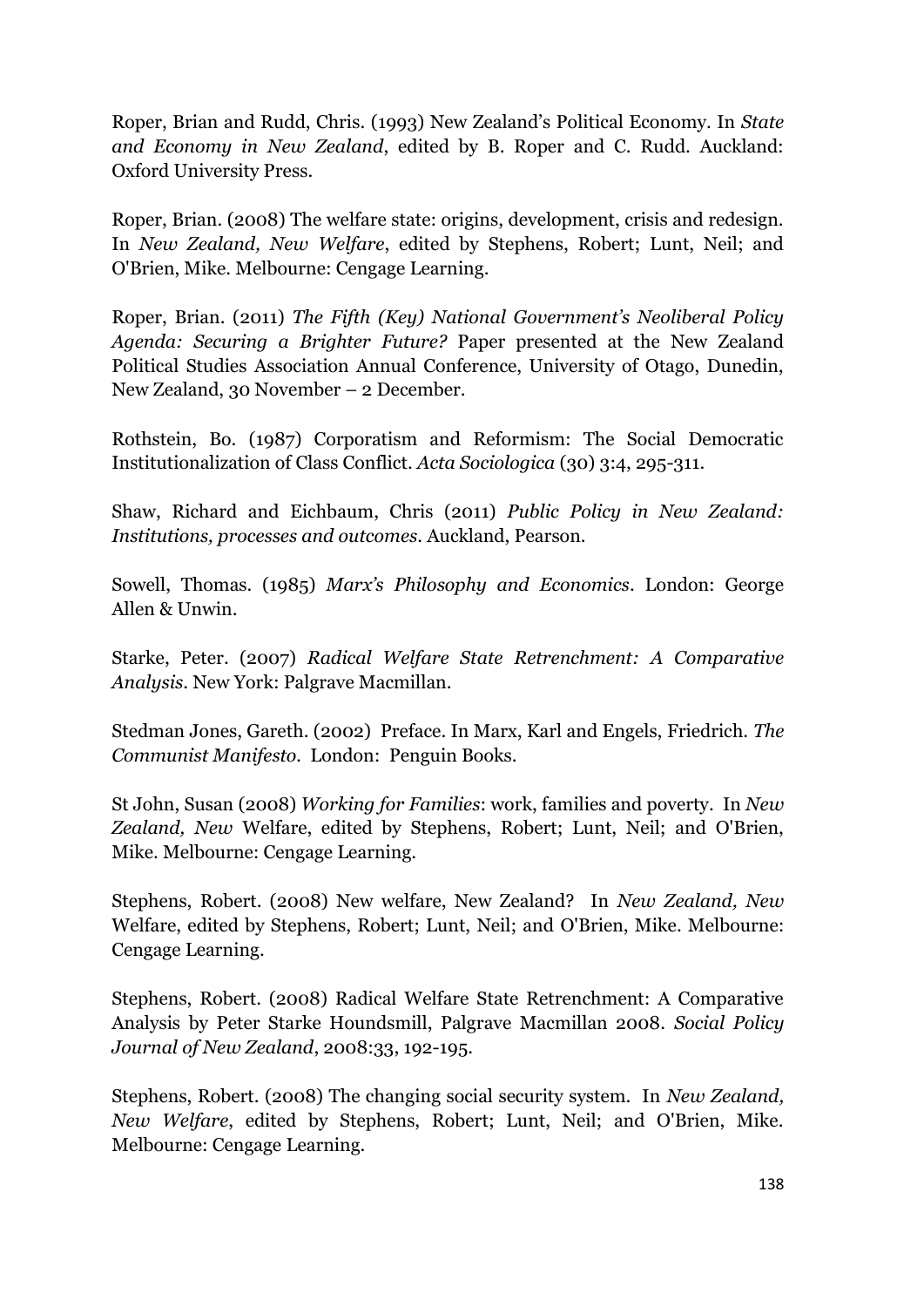Roper, Brian and Rudd, Chris. (1993) New Zealand's Political Economy. In *State and Economy in New Zealand*, edited by B. Roper and C. Rudd. Auckland: Oxford University Press.

Roper, Brian. (2008) The welfare state: origins, development, crisis and redesign. In *New Zealand, New Welfare*, edited by Stephens, Robert; Lunt, Neil; and O'Brien, Mike. Melbourne: Cengage Learning.

Roper, Brian. (2011) *The Fifth (Key) National Government's Neoliberal Policy Agenda: Securing a Brighter Future?* Paper presented at the New Zealand Political Studies Association Annual Conference, University of Otago, Dunedin, New Zealand, 30 November – 2 December.

Rothstein, Bo. (1987) Corporatism and Reformism: The Social Democratic Institutionalization of Class Conflict. *Acta Sociologica* (30) 3:4, 295-311.

Shaw, Richard and Eichbaum, Chris (2011) *Public Policy in New Zealand: Institutions, processes and outcomes*. Auckland, Pearson.

Sowell, Thomas. (1985) *Marx's Philosophy and Economics*. London: George Allen & Unwin.

Starke, Peter. (2007) *Radical Welfare State Retrenchment: A Comparative Analysis*. New York: Palgrave Macmillan.

Stedman Jones, Gareth. (2002) Preface. In Marx, Karl and Engels, Friedrich. *The Communist Manifesto*. London: Penguin Books.

St John, Susan (2008) *Working for Families*: work, families and poverty. In *New Zealand, New* Welfare, edited by Stephens, Robert; Lunt, Neil; and O'Brien, Mike. Melbourne: Cengage Learning.

Stephens, Robert. (2008) New welfare, New Zealand? In *New Zealand, New* Welfare, edited by Stephens, Robert; Lunt, Neil; and O'Brien, Mike. Melbourne: Cengage Learning.

Stephens, Robert. (2008) Radical Welfare State Retrenchment: A Comparative Analysis by Peter Starke Houndsmill, Palgrave Macmillan 2008. *Social Policy Journal of New Zealand*, 2008:33, 192-195.

Stephens, Robert. (2008) The changing social security system. In *New Zealand, New Welfare*, edited by Stephens, Robert; Lunt, Neil; and O'Brien, Mike. Melbourne: Cengage Learning.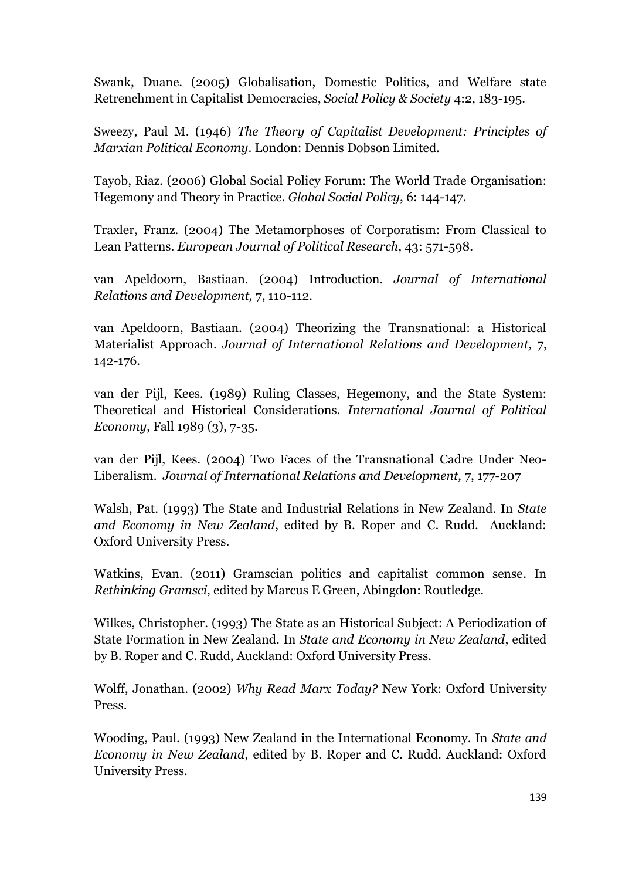Swank, Duane. (2005) Globalisation, Domestic Politics, and Welfare state Retrenchment in Capitalist Democracies, *Social Policy & Society* 4:2, 183-195.

Sweezy, Paul M. (1946) *The Theory of Capitalist Development: Principles of Marxian Political Economy*. London: Dennis Dobson Limited.

Tayob, Riaz. (2006) Global Social Policy Forum: The World Trade Organisation: Hegemony and Theory in Practice. *Global Social Policy*, 6: 144-147.

Traxler, Franz. (2004) The Metamorphoses of Corporatism: From Classical to Lean Patterns. *European Journal of Political Research*, 43: 571-598.

van Apeldoorn, Bastiaan. (2004) Introduction. *Journal of International Relations and Development,* 7, 110-112.

van Apeldoorn, Bastiaan. (2004) Theorizing the Transnational: a Historical Materialist Approach. *Journal of International Relations and Development,* 7, 142-176.

van der Pijl, Kees. (1989) Ruling Classes, Hegemony, and the State System: Theoretical and Historical Considerations. *International Journal of Political Economy*, Fall 1989 (3), 7-35.

van der Pijl, Kees. (2004) Two Faces of the Transnational Cadre Under Neo-Liberalism. *Journal of International Relations and Development,* 7, 177-207

Walsh, Pat. (1993) The State and Industrial Relations in New Zealand. In *State and Economy in New Zealand*, edited by B. Roper and C. Rudd. Auckland: Oxford University Press.

Watkins, Evan. (2011) Gramscian politics and capitalist common sense. In *Rethinking Gramsci*, edited by Marcus E Green, Abingdon: Routledge.

Wilkes, Christopher. (1993) The State as an Historical Subject: A Periodization of State Formation in New Zealand. In *State and Economy in New Zealand*, edited by B. Roper and C. Rudd, Auckland: Oxford University Press.

Wolff, Jonathan. (2002) *Why Read Marx Today?* New York: Oxford University Press.

Wooding, Paul. (1993) New Zealand in the International Economy. In *State and Economy in New Zealand*, edited by B. Roper and C. Rudd. Auckland: Oxford University Press.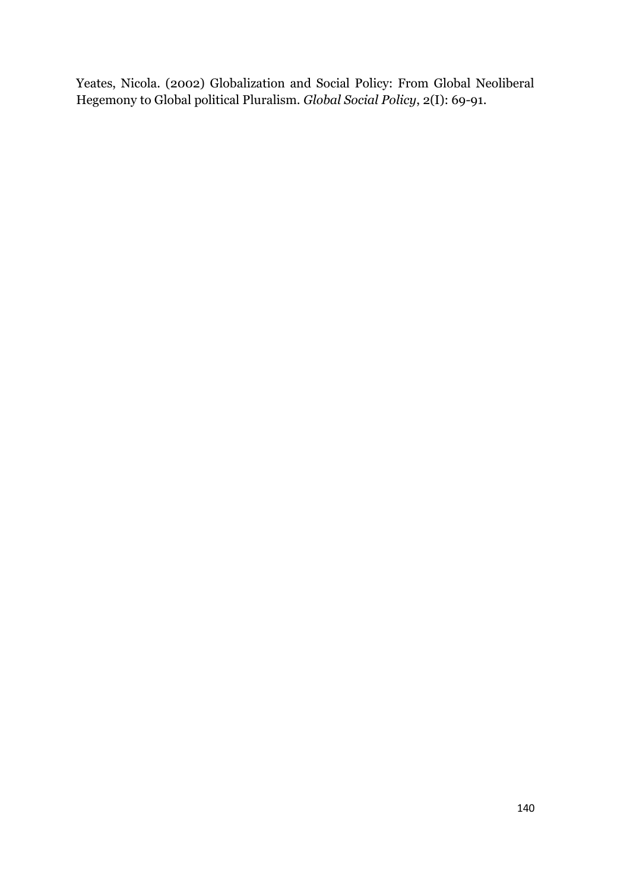Yeates, Nicola. (2002) Globalization and Social Policy: From Global Neoliberal Hegemony to Global political Pluralism. *Global Social Policy*, 2(I): 69-91.